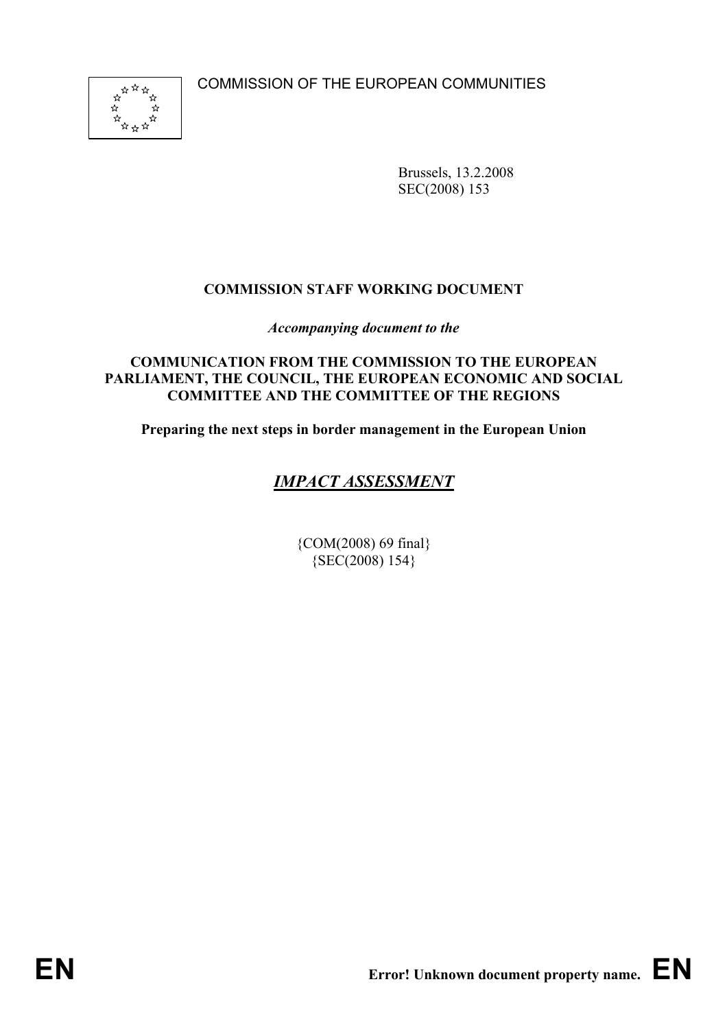COMMISSION OF THE EUROPEAN COMMUNITIES

Brussels, 13.2.2008
SEC(2008) 153

**COMMISSION STAFF WORKING DOCUMENT**

*Accompanying document to the*

**COMMUNICATION FROM THE COMMISSION TO THE EUROPEAN PARLIAMENT, THE COUNCIL, THE EUROPEAN ECONOMIC AND SOCIAL COMMITTEE AND THE COMMITTEE OF THE REGIONS**

**Preparing the next steps in border management in the European Union**

# *IMPACT ASSESSMENT*

{COM(2008) 69 final}
{SEC(2008) 154}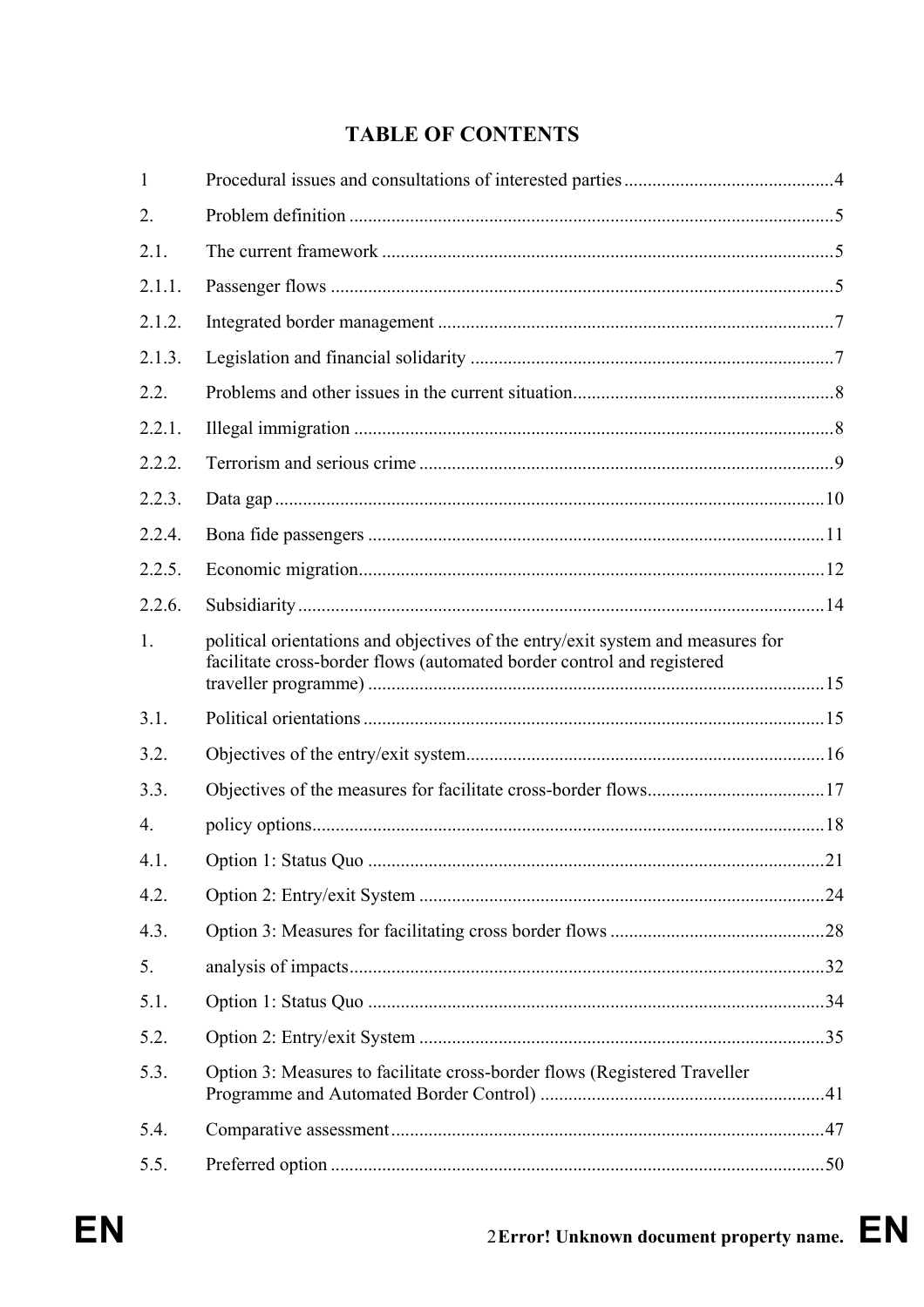# TABLE OF CONTENTS

| | | |
|---|---|---|
| 1 | Procedural issues and consultations of interested parties | 4 |
| 2. | Problem definition | 5 |
| 2.1. | The current framework | 5 |
| 2.1.1. | Passenger flows | 5 |
| 2.1.2. | Integrated border management | 7 |
| 2.1.3. | Legislation and financial solidarity | 7 |
| 2.2. | Problems and other issues in the current situation | 8 |
| 2.2.1. | Illegal immigration | 8 |
| 2.2.2. | Terrorism and serious crime | 9 |
| 2.2.3. | Data gap | 10 |
| 2.2.4. | Bona fide passengers | 11 |
| 2.2.5. | Economic migration | 12 |
| 2.2.6. | Subsidiarity | 14 |
| 1. | political orientations and objectives of the entry/exit system and measures for facilitate cross-border flows (automated border control and registered traveller programme) | 15 |
| 3.1. | Political orientations | 15 |
| 3.2. | Objectives of the entry/exit system | 16 |
| 3.3. | Objectives of the measures for facilitate cross-border flows | 17 |
| 4. | policy options | 18 |
| 4.1. | Option 1: Status Quo | 21 |
| 4.2. | Option 2: Entry/exit System | 24 |
| 4.3. | Option 3: Measures for facilitating cross border flows | 28 |
| 5. | analysis of impacts | 32 |
| 5.1. | Option 1: Status Quo | 34 |
| 5.2. | Option 2: Entry/exit System | 35 |
| 5.3. | Option 3: Measures to facilitate cross-border flows (Registered Traveller Programme and Automated Border Control) | 41 |
| 5.4. | Comparative assessment | 47 |
| 5.5. | Preferred option | 50 |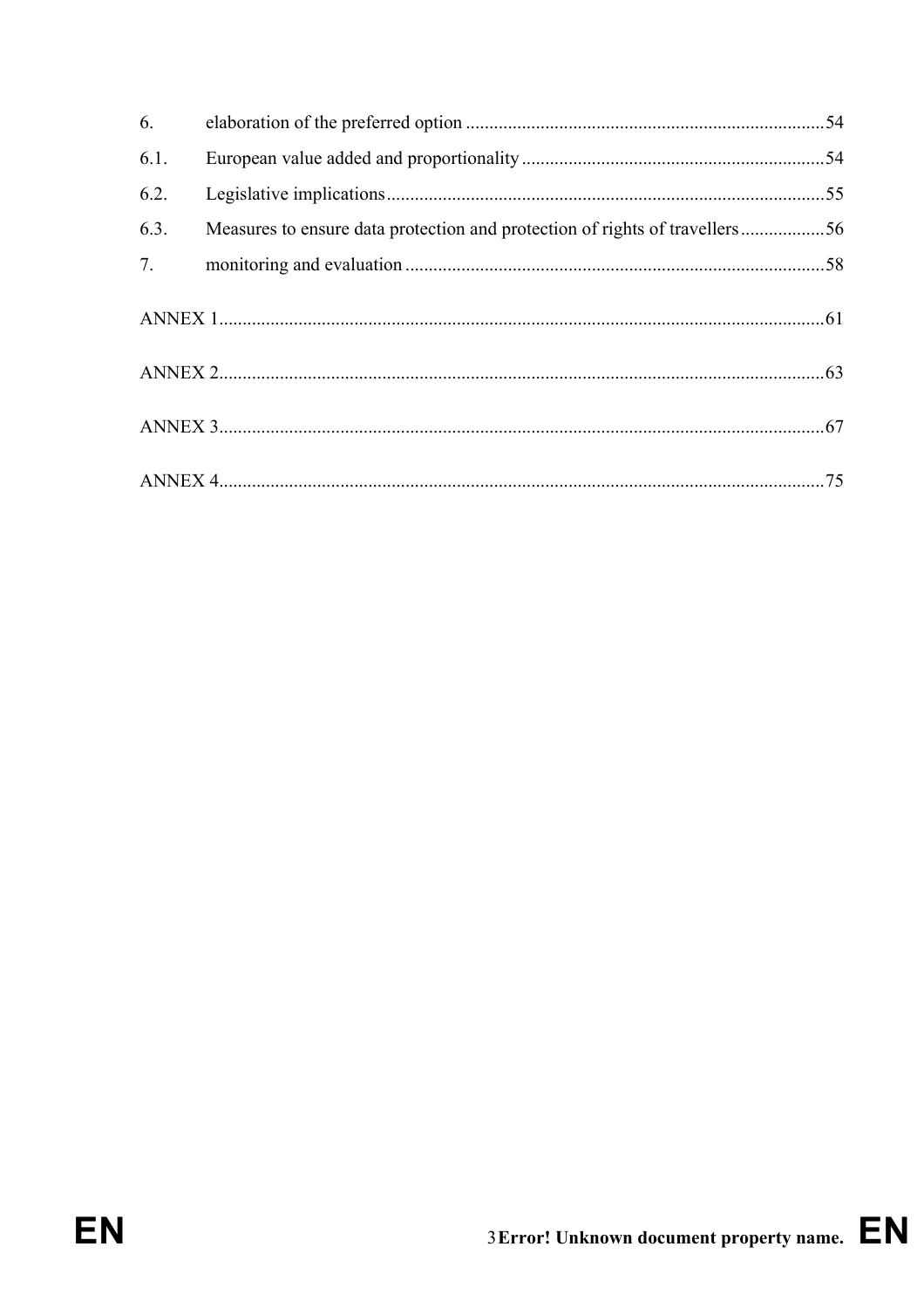6. elaboration of the preferred option ............................................................................54

6.1. European value added and proportionality ..................................................................54

6.2. Legislative implications...............................................................................................55

6.3. Measures to ensure data protection and protection of rights of travellers ..................56

7. monitoring and evaluation ..........................................................................................58

ANNEX 1..................................................................................................................................61

ANNEX 2..................................................................................................................................63

ANNEX 3..................................................................................................................................67

ANNEX 4..................................................................................................................................75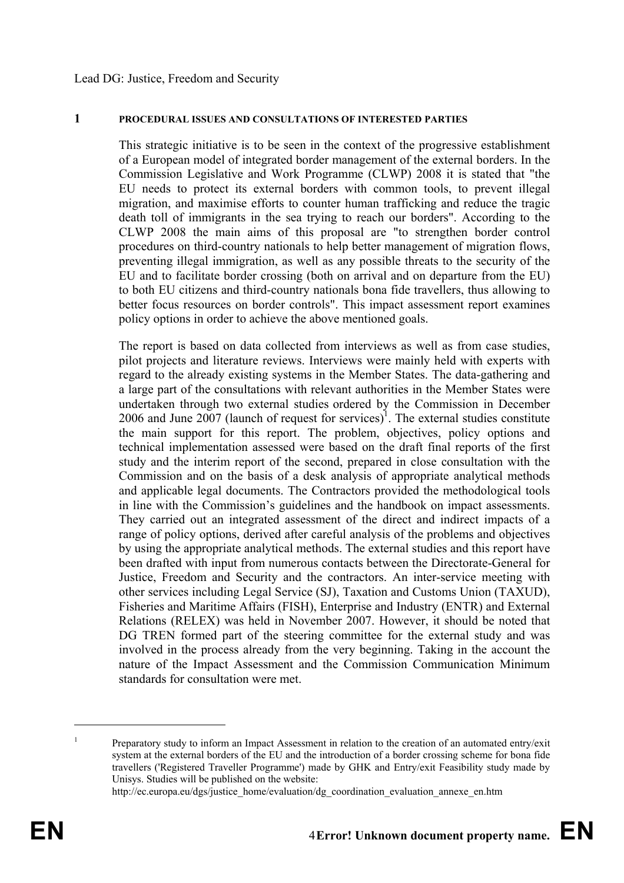Lead DG: Justice, Freedom and Security

# 1 PROCEDURAL ISSUES AND CONSULTATIONS OF INTERESTED PARTIES

This strategic initiative is to be seen in the context of the progressive establishment of a European model of integrated border management of the external borders. In the Commission Legislative and Work Programme (CLWP) 2008 it is stated that "the EU needs to protect its external borders with common tools, to prevent illegal migration, and maximise efforts to counter human trafficking and reduce the tragic death toll of immigrants in the sea trying to reach our borders". According to the CLWP 2008 the main aims of this proposal are "to strengthen border control procedures on third-country nationals to help better management of migration flows, preventing illegal immigration, as well as any possible threats to the security of the EU and to facilitate border crossing (both on arrival and on departure from the EU) to both EU citizens and third-country nationals bona fide travellers, thus allowing to better focus resources on border controls". This impact assessment report examines policy options in order to achieve the above mentioned goals.

The report is based on data collected from interviews as well as from case studies, pilot projects and literature reviews. Interviews were mainly held with experts with regard to the already existing systems in the Member States. The data-gathering and a large part of the consultations with relevant authorities in the Member States were undertaken through two external studies ordered by the Commission in December 2006 and June 2007 (launch of request for services)[1]. The external studies constitute the main support for this report. The problem, objectives, policy options and technical implementation assessed were based on the draft final reports of the first study and the interim report of the second, prepared in close consultation with the Commission and on the basis of a desk analysis of appropriate analytical methods and applicable legal documents. The Contractors provided the methodological tools in line with the Commission's guidelines and the handbook on impact assessments. They carried out an integrated assessment of the direct and indirect impacts of a range of policy options, derived after careful analysis of the problems and objectives by using the appropriate analytical methods. The external studies and this report have been drafted with input from numerous contacts between the Directorate-General for Justice, Freedom and Security and the contractors. An inter-service meeting with other services including Legal Service (SJ), Taxation and Customs Union (TAXUD), Fisheries and Maritime Affairs (FISH), Enterprise and Industry (ENTR) and External Relations (RELEX) was held in November 2007. However, it should be noted that DG TREN formed part of the steering committee for the external study and was involved in the process already from the very beginning. Taking in the account the nature of the Impact Assessment and the Commission Communication Minimum standards for consultation were met.

---

[1] Preparatory study to inform an Impact Assessment in relation to the creation of an automated entry/exit system at the external borders of the EU and the introduction of a border crossing scheme for bona fide travellers ('Registered Traveller Programme') made by GHK and Entry/exit Feasibility study made by Unisys. Studies will be published on the website: http://ec.europa.eu/dgs/justice_home/evaluation/dg_coordination_evaluation_annexe_en.htm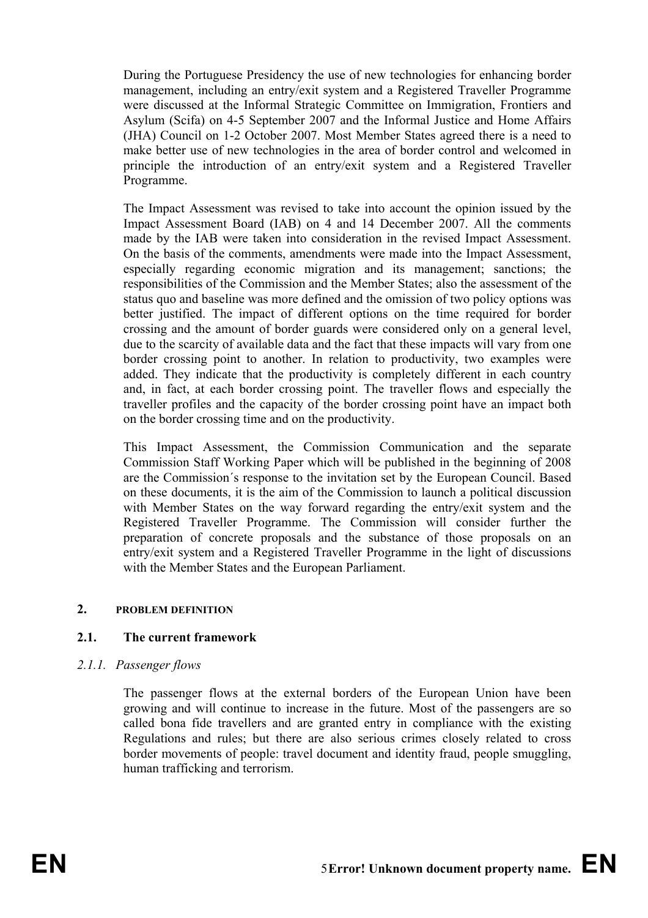During the Portuguese Presidency the use of new technologies for enhancing border management, including an entry/exit system and a Registered Traveller Programme were discussed at the Informal Strategic Committee on Immigration, Frontiers and Asylum (Scifa) on 4-5 September 2007 and the Informal Justice and Home Affairs (JHA) Council on 1-2 October 2007. Most Member States agreed there is a need to make better use of new technologies in the area of border control and welcomed in principle the introduction of an entry/exit system and a Registered Traveller Programme.

The Impact Assessment was revised to take into account the opinion issued by the Impact Assessment Board (IAB) on 4 and 14 December 2007. All the comments made by the IAB were taken into consideration in the revised Impact Assessment. On the basis of the comments, amendments were made into the Impact Assessment, especially regarding economic migration and its management; sanctions; the responsibilities of the Commission and the Member States; also the assessment of the status quo and baseline was more defined and the omission of two policy options was better justified. The impact of different options on the time required for border crossing and the amount of border guards were considered only on a general level, due to the scarcity of available data and the fact that these impacts will vary from one border crossing point to another. In relation to productivity, two examples were added. They indicate that the productivity is completely different in each country and, in fact, at each border crossing point. The traveller flows and especially the traveller profiles and the capacity of the border crossing point have an impact both on the border crossing time and on the productivity.

This Impact Assessment, the Commission Communication and the separate Commission Staff Working Paper which will be published in the beginning of 2008 are the Commission´s response to the invitation set by the European Council. Based on these documents, it is the aim of the Commission to launch a political discussion with Member States on the way forward regarding the entry/exit system and the Registered Traveller Programme. The Commission will consider further the preparation of concrete proposals and the substance of those proposals on an entry/exit system and a Registered Traveller Programme in the light of discussions with the Member States and the European Parliament.

## 2. PROBLEM DEFINITION

### 2.1. The current framework

#### *2.1.1. Passenger flows*

The passenger flows at the external borders of the European Union have been growing and will continue to increase in the future. Most of the passengers are so called bona fide travellers and are granted entry in compliance with the existing Regulations and rules; but there are also serious crimes closely related to cross border movements of people: travel document and identity fraud, people smuggling, human trafficking and terrorism.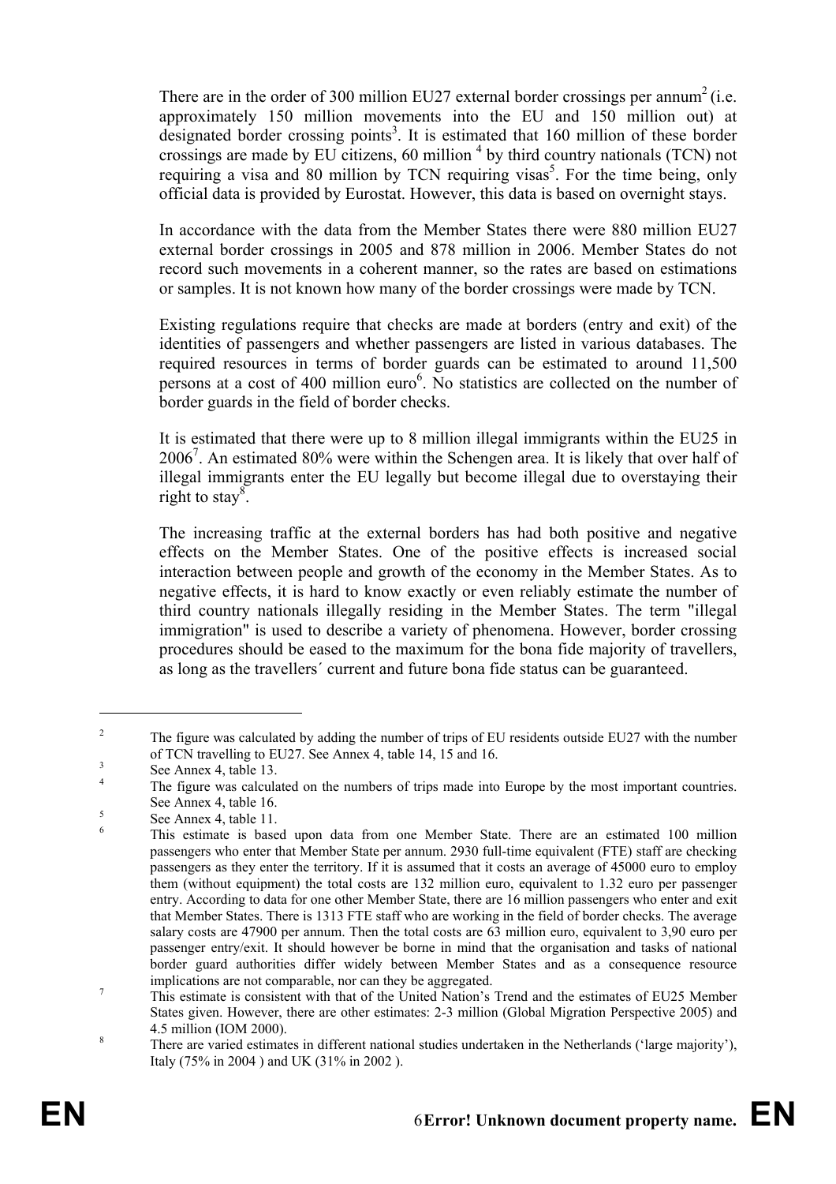There are in the order of 300 million EU27 external border crossings per annum[2] (i.e. approximately 150 million movements into the EU and 150 million out) at designated border crossing points[3]. It is estimated that 160 million of these border crossings are made by EU citizens, 60 million [4] by third country nationals (TCN) not requiring a visa and 80 million by TCN requiring visas[5]. For the time being, only official data is provided by Eurostat. However, this data is based on overnight stays.

In accordance with the data from the Member States there were 880 million EU27 external border crossings in 2005 and 878 million in 2006. Member States do not record such movements in a coherent manner, so the rates are based on estimations or samples. It is not known how many of the border crossings were made by TCN.

Existing regulations require that checks are made at borders (entry and exit) of the identities of passengers and whether passengers are listed in various databases. The required resources in terms of border guards can be estimated to around 11,500 persons at a cost of 400 million euro[6]. No statistics are collected on the number of border guards in the field of border checks.

It is estimated that there were up to 8 million illegal immigrants within the EU25 in 2006[7]. An estimated 80% were within the Schengen area. It is likely that over half of illegal immigrants enter the EU legally but become illegal due to overstaying their right to stay[8].

The increasing traffic at the external borders has had both positive and negative effects on the Member States. One of the positive effects is increased social interaction between people and growth of the economy in the Member States. As to negative effects, it is hard to know exactly or even reliably estimate the number of third country nationals illegally residing in the Member States. The term "illegal immigration" is used to describe a variety of phenomena. However, border crossing procedures should be eased to the maximum for the bona fide majority of travellers, as long as the travellers´ current and future bona fide status can be guaranteed.

---

[2] The figure was calculated by adding the number of trips of EU residents outside EU27 with the number of TCN travelling to EU27. See Annex 4, table 14, 15 and 16.

[3] See Annex 4, table 13.

[4] The figure was calculated on the numbers of trips made into Europe by the most important countries. See Annex 4, table 16.

[5] See Annex 4, table 11.

[6] This estimate is based upon data from one Member State. There are an estimated 100 million passengers who enter that Member State per annum. 2930 full-time equivalent (FTE) staff are checking passengers as they enter the territory. If it is assumed that it costs an average of 45000 euro to employ them (without equipment) the total costs are 132 million euro, equivalent to 1.32 euro per passenger entry. According to data for one other Member State, there are 16 million passengers who enter and exit that Member States. There is 1313 FTE staff who are working in the field of border checks. The average salary costs are 47900 per annum. Then the total costs are 63 million euro, equivalent to 3,90 euro per passenger entry/exit. It should however be borne in mind that the organisation and tasks of national border guard authorities differ widely between Member States and as a consequence resource implications are not comparable, nor can they be aggregated.

[7] This estimate is consistent with that of the United Nation's Trend and the estimates of EU25 Member States given. However, there are other estimates: 2-3 million (Global Migration Perspective 2005) and 4.5 million (IOM 2000).

[8] There are varied estimates in different national studies undertaken in the Netherlands ('large majority'), Italy (75% in 2004 ) and UK (31% in 2002 ).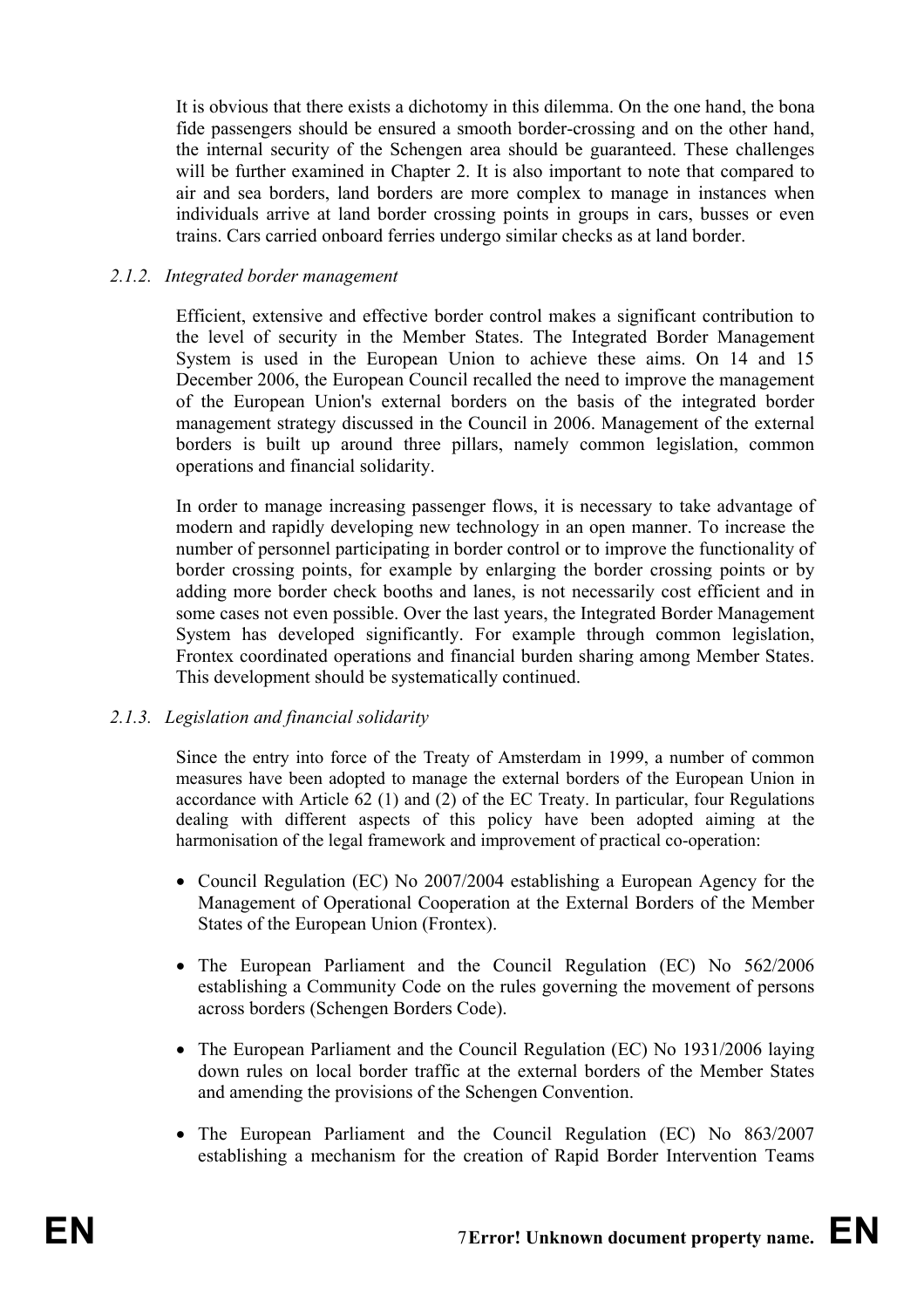It is obvious that there exists a dichotomy in this dilemma. On the one hand, the bona fide passengers should be ensured a smooth border-crossing and on the other hand, the internal security of the Schengen area should be guaranteed. These challenges will be further examined in Chapter 2. It is also important to note that compared to air and sea borders, land borders are more complex to manage in instances when individuals arrive at land border crossing points in groups in cars, busses or even trains. Cars carried onboard ferries undergo similar checks as at land border.

### 2.1.2. *Integrated border management*

Efficient, extensive and effective border control makes a significant contribution to the level of security in the Member States. The Integrated Border Management System is used in the European Union to achieve these aims. On 14 and 15 December 2006, the European Council recalled the need to improve the management of the European Union's external borders on the basis of the integrated border management strategy discussed in the Council in 2006. Management of the external borders is built up around three pillars, namely common legislation, common operations and financial solidarity.

In order to manage increasing passenger flows, it is necessary to take advantage of modern and rapidly developing new technology in an open manner. To increase the number of personnel participating in border control or to improve the functionality of border crossing points, for example by enlarging the border crossing points or by adding more border check booths and lanes, is not necessarily cost efficient and in some cases not even possible. Over the last years, the Integrated Border Management System has developed significantly. For example through common legislation, Frontex coordinated operations and financial burden sharing among Member States. This development should be systematically continued.

### 2.1.3. *Legislation and financial solidarity*

Since the entry into force of the Treaty of Amsterdam in 1999, a number of common measures have been adopted to manage the external borders of the European Union in accordance with Article 62 (1) and (2) of the EC Treaty. In particular, four Regulations dealing with different aspects of this policy have been adopted aiming at the harmonisation of the legal framework and improvement of practical co-operation:

- Council Regulation (EC) No 2007/2004 establishing a European Agency for the Management of Operational Cooperation at the External Borders of the Member States of the European Union (Frontex).
- The European Parliament and the Council Regulation (EC) No 562/2006 establishing a Community Code on the rules governing the movement of persons across borders (Schengen Borders Code).
- The European Parliament and the Council Regulation (EC) No 1931/2006 laying down rules on local border traffic at the external borders of the Member States and amending the provisions of the Schengen Convention.
- The European Parliament and the Council Regulation (EC) No 863/2007 establishing a mechanism for the creation of Rapid Border Intervention Teams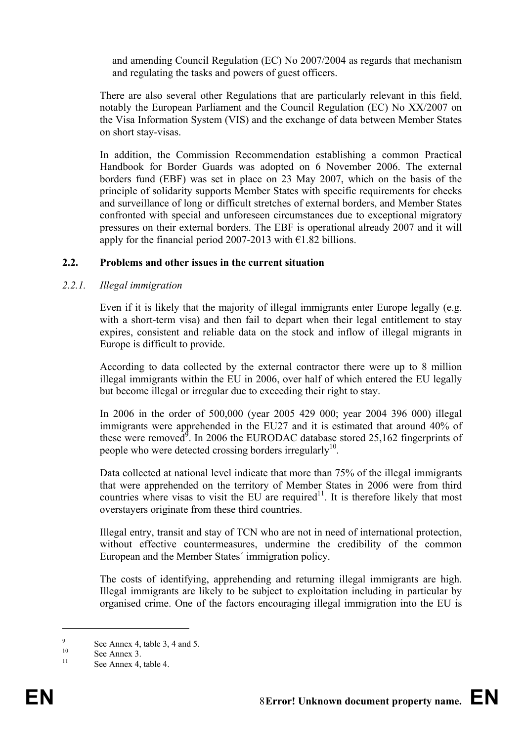and amending Council Regulation (EC) No 2007/2004 as regards that mechanism and regulating the tasks and powers of guest officers.

There are also several other Regulations that are particularly relevant in this field, notably the European Parliament and the Council Regulation (EC) No XX/2007 on the Visa Information System (VIS) and the exchange of data between Member States on short stay-visas.

In addition, the Commission Recommendation establishing a common Practical Handbook for Border Guards was adopted on 6 November 2006. The external borders fund (EBF) was set in place on 23 May 2007, which on the basis of the principle of solidarity supports Member States with specific requirements for checks and surveillance of long or difficult stretches of external borders, and Member States confronted with special and unforeseen circumstances due to exceptional migratory pressures on their external borders. The EBF is operational already 2007 and it will apply for the financial period 2007-2013 with €1.82 billions.

### 2.2. Problems and other issues in the current situation

#### *2.2.1. Illegal immigration*

Even if it is likely that the majority of illegal immigrants enter Europe legally (e.g. with a short-term visa) and then fail to depart when their legal entitlement to stay expires, consistent and reliable data on the stock and inflow of illegal migrants in Europe is difficult to provide.

According to data collected by the external contractor there were up to 8 million illegal immigrants within the EU in 2006, over half of which entered the EU legally but become illegal or irregular due to exceeding their right to stay.

In 2006 in the order of 500,000 (year 2005 429 000; year 2004 396 000) illegal immigrants were apprehended in the EU27 and it is estimated that around 40% of these were removed[9]. In 2006 the EURODAC database stored 25,162 fingerprints of people who were detected crossing borders irregularly[10].

Data collected at national level indicate that more than 75% of the illegal immigrants that were apprehended on the territory of Member States in 2006 were from third countries where visas to visit the EU are required[11]. It is therefore likely that most overstayers originate from these third countries.

Illegal entry, transit and stay of TCN who are not in need of international protection, without effective countermeasures, undermine the credibility of the common European and the Member States´ immigration policy.

The costs of identifying, apprehending and returning illegal immigrants are high. Illegal immigrants are likely to be subject to exploitation including in particular by organised crime. One of the factors encouraging illegal immigration into the EU is

[9] See Annex 4, table 3, 4 and 5.

[10] See Annex 3.

[11] See Annex 4, table 4.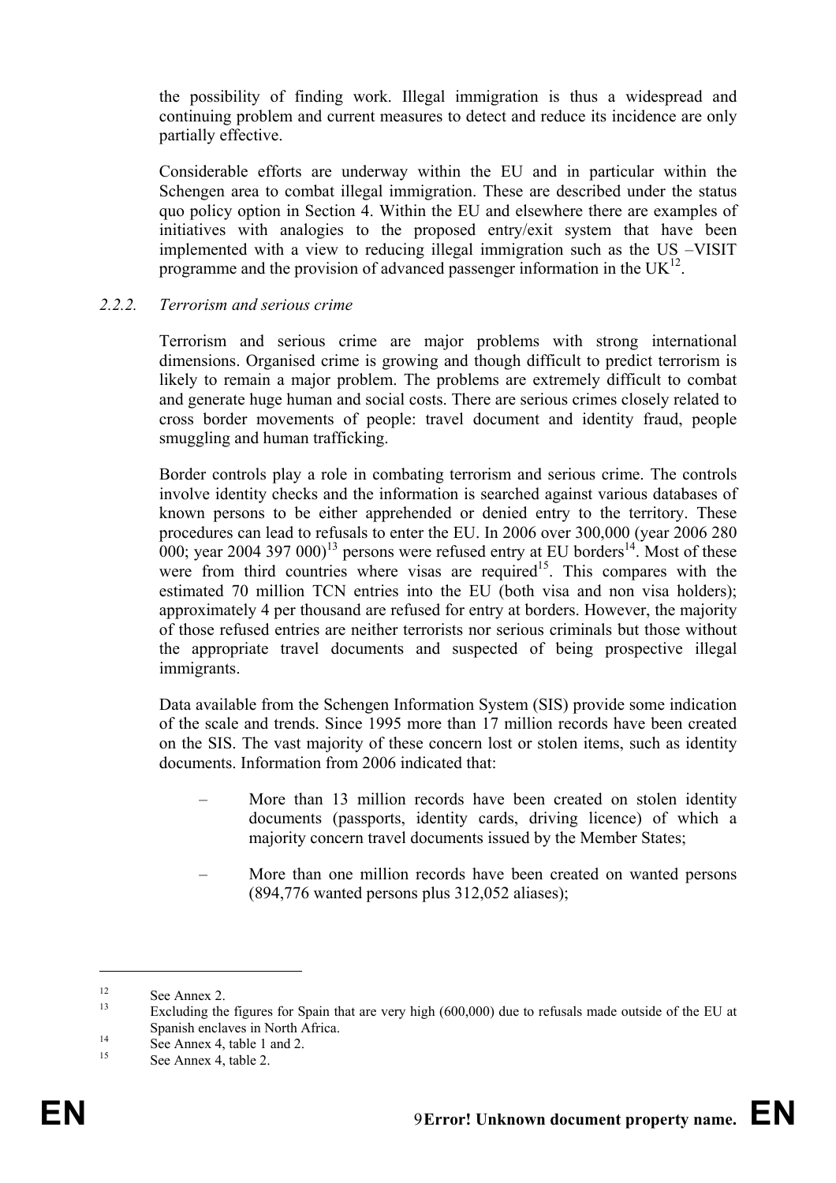the possibility of finding work. Illegal immigration is thus a widespread and continuing problem and current measures to detect and reduce its incidence are only partially effective.

Considerable efforts are underway within the EU and in particular within the Schengen area to combat illegal immigration. These are described under the status quo policy option in Section 4. Within the EU and elsewhere there are examples of initiatives with analogies to the proposed entry/exit system that have been implemented with a view to reducing illegal immigration such as the US –VISIT programme and the provision of advanced passenger information in the UK[12].

### 2.2.2. *Terrorism and serious crime*

Terrorism and serious crime are major problems with strong international dimensions. Organised crime is growing and though difficult to predict terrorism is likely to remain a major problem. The problems are extremely difficult to combat and generate huge human and social costs. There are serious crimes closely related to cross border movements of people: travel document and identity fraud, people smuggling and human trafficking.

Border controls play a role in combating terrorism and serious crime. The controls involve identity checks and the information is searched against various databases of known persons to be either apprehended or denied entry to the territory. These procedures can lead to refusals to enter the EU. In 2006 over 300,000 (year 2006 280 000; year 2004 397 000)[13] persons were refused entry at EU borders[14]. Most of these were from third countries where visas are required[15]. This compares with the estimated 70 million TCN entries into the EU (both visa and non visa holders); approximately 4 per thousand are refused for entry at borders. However, the majority of those refused entries are neither terrorists nor serious criminals but those without the appropriate travel documents and suspected of being prospective illegal immigrants.

Data available from the Schengen Information System (SIS) provide some indication of the scale and trends. Since 1995 more than 17 million records have been created on the SIS. The vast majority of these concern lost or stolen items, such as identity documents. Information from 2006 indicated that:

– More than 13 million records have been created on stolen identity documents (passports, identity cards, driving licence) of which a majority concern travel documents issued by the Member States;

– More than one million records have been created on wanted persons (894,776 wanted persons plus 312,052 aliases);

---

[12] See Annex 2.

[13] Excluding the figures for Spain that are very high (600,000) due to refusals made outside of the EU at Spanish enclaves in North Africa.

[14] See Annex 4, table 1 and 2.

[15] See Annex 4, table 2.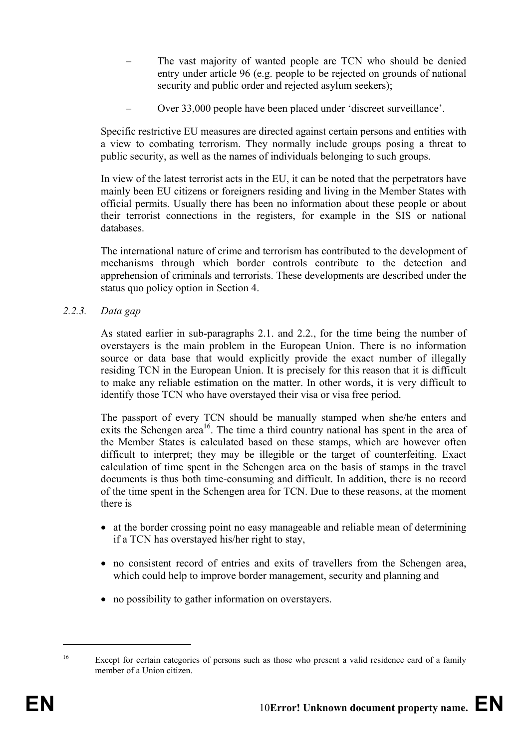- The vast majority of wanted people are TCN who should be denied entry under article 96 (e.g. people to be rejected on grounds of national security and public order and rejected asylum seekers);
- Over 33,000 people have been placed under 'discreet surveillance'.

Specific restrictive EU measures are directed against certain persons and entities with a view to combating terrorism. They normally include groups posing a threat to public security, as well as the names of individuals belonging to such groups.

In view of the latest terrorist acts in the EU, it can be noted that the perpetrators have mainly been EU citizens or foreigners residing and living in the Member States with official permits. Usually there has been no information about these people or about their terrorist connections in the registers, for example in the SIS or national databases.

The international nature of crime and terrorism has contributed to the development of mechanisms through which border controls contribute to the detection and apprehension of criminals and terrorists. These developments are described under the status quo policy option in Section 4.

### *2.2.3. Data gap*

As stated earlier in sub-paragraphs 2.1. and 2.2., for the time being the number of overstayers is the main problem in the European Union. There is no information source or data base that would explicitly provide the exact number of illegally residing TCN in the European Union. It is precisely for this reason that it is difficult to make any reliable estimation on the matter. In other words, it is very difficult to identify those TCN who have overstayed their visa or visa free period.

The passport of every TCN should be manually stamped when she/he enters and exits the Schengen area[16]. The time a third country national has spent in the area of the Member States is calculated based on these stamps, which are however often difficult to interpret; they may be illegible or the target of counterfeiting. Exact calculation of time spent in the Schengen area on the basis of stamps in the travel documents is thus both time-consuming and difficult. In addition, there is no record of the time spent in the Schengen area for TCN. Due to these reasons, at the moment there is

- at the border crossing point no easy manageable and reliable mean of determining if a TCN has overstayed his/her right to stay,
- no consistent record of entries and exits of travellers from the Schengen area, which could help to improve border management, security and planning and
- no possibility to gather information on overstayers.

---

[16] Except for certain categories of persons such as those who present a valid residence card of a family member of a Union citizen.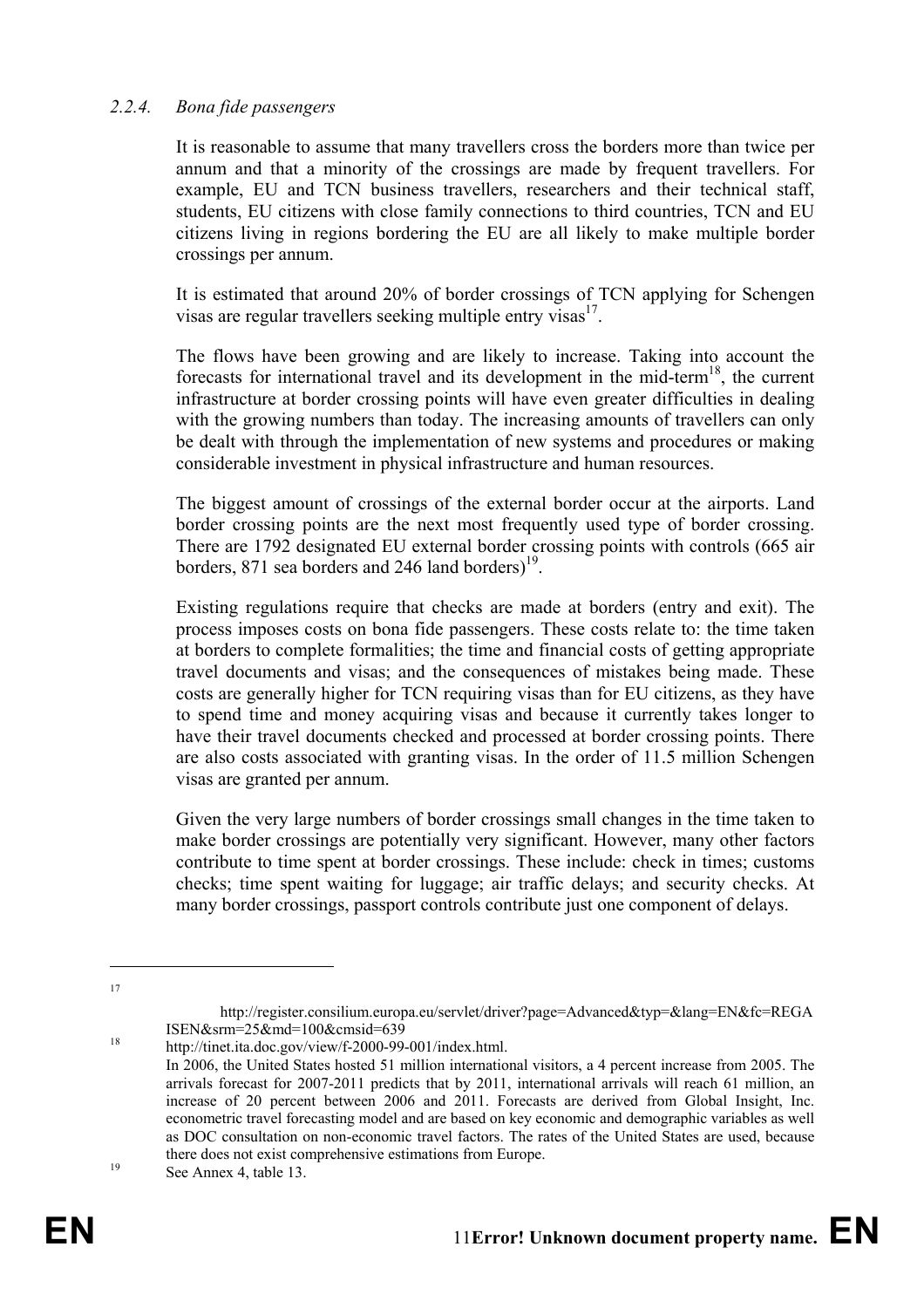### *2.2.4. Bona fide passengers*

It is reasonable to assume that many travellers cross the borders more than twice per annum and that a minority of the crossings are made by frequent travellers. For example, EU and TCN business travellers, researchers and their technical staff, students, EU citizens with close family connections to third countries, TCN and EU citizens living in regions bordering the EU are all likely to make multiple border crossings per annum.

It is estimated that around 20% of border crossings of TCN applying for Schengen visas are regular travellers seeking multiple entry visas[17].

The flows have been growing and are likely to increase. Taking into account the forecasts for international travel and its development in the mid-term[18], the current infrastructure at border crossing points will have even greater difficulties in dealing with the growing numbers than today. The increasing amounts of travellers can only be dealt with through the implementation of new systems and procedures or making considerable investment in physical infrastructure and human resources.

The biggest amount of crossings of the external border occur at the airports. Land border crossing points are the next most frequently used type of border crossing. There are 1792 designated EU external border crossing points with controls (665 air borders, 871 sea borders and 246 land borders)[19].

Existing regulations require that checks are made at borders (entry and exit). The process imposes costs on bona fide passengers. These costs relate to: the time taken at borders to complete formalities; the time and financial costs of getting appropriate travel documents and visas; and the consequences of mistakes being made. These costs are generally higher for TCN requiring visas than for EU citizens, as they have to spend time and money acquiring visas and because it currently takes longer to have their travel documents checked and processed at border crossing points. There are also costs associated with granting visas. In the order of 11.5 million Schengen visas are granted per annum.

Given the very large numbers of border crossings small changes in the time taken to make border crossings are potentially very significant. However, many other factors contribute to time spent at border crossings. These include: check in times; customs checks; time spent waiting for luggage; air traffic delays; and security checks. At many border crossings, passport controls contribute just one component of delays.

---

[17] http://register.consilium.europa.eu/servlet/driver?page=Advanced&typ=&lang=EN&fc=REGAISEN&srm=25&md=100&cmsid=639

[18] http://tinet.ita.doc.gov/view/f-2000-99-001/index.html.
In 2006, the United States hosted 51 million international visitors, a 4 percent increase from 2005. The arrivals forecast for 2007-2011 predicts that by 2011, international arrivals will reach 61 million, an increase of 20 percent between 2006 and 2011. Forecasts are derived from Global Insight, Inc. econometric travel forecasting model and are based on key economic and demographic variables as well as DOC consultation on non-economic travel factors. The rates of the United States are used, because there does not exist comprehensive estimations from Europe.

[19] See Annex 4, table 13.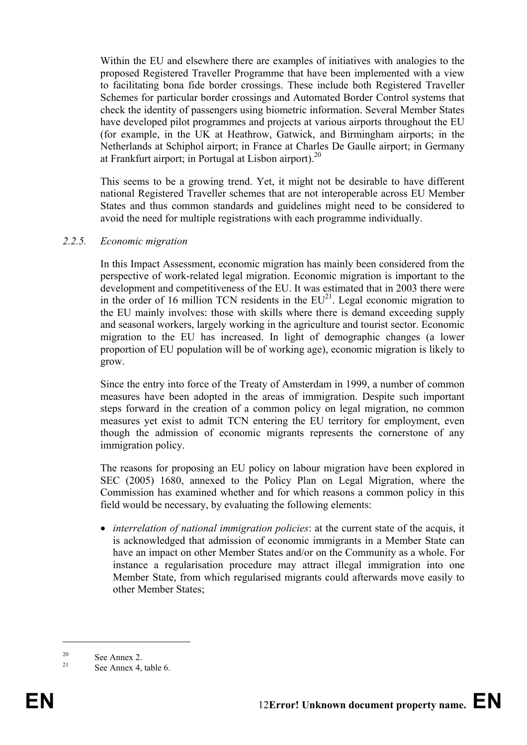Within the EU and elsewhere there are examples of initiatives with analogies to the proposed Registered Traveller Programme that have been implemented with a view to facilitating bona fide border crossings. These include both Registered Traveller Schemes for particular border crossings and Automated Border Control systems that check the identity of passengers using biometric information. Several Member States have developed pilot programmes and projects at various airports throughout the EU (for example, in the UK at Heathrow, Gatwick, and Birmingham airports; in the Netherlands at Schiphol airport; in France at Charles De Gaulle airport; in Germany at Frankfurt airport; in Portugal at Lisbon airport).[20]

This seems to be a growing trend. Yet, it might not be desirable to have different national Registered Traveller schemes that are not interoperable across EU Member States and thus common standards and guidelines might need to be considered to avoid the need for multiple registrations with each programme individually.

### *2.2.5. Economic migration*

In this Impact Assessment, economic migration has mainly been considered from the perspective of work-related legal migration. Economic migration is important to the development and competitiveness of the EU. It was estimated that in 2003 there were in the order of 16 million TCN residents in the EU[21]. Legal economic migration to the EU mainly involves: those with skills where there is demand exceeding supply and seasonal workers, largely working in the agriculture and tourist sector. Economic migration to the EU has increased. In light of demographic changes (a lower proportion of EU population will be of working age), economic migration is likely to grow.

Since the entry into force of the Treaty of Amsterdam in 1999, a number of common measures have been adopted in the areas of immigration. Despite such important steps forward in the creation of a common policy on legal migration, no common measures yet exist to admit TCN entering the EU territory for employment, even though the admission of economic migrants represents the cornerstone of any immigration policy.

The reasons for proposing an EU policy on labour migration have been explored in SEC (2005) 1680, annexed to the Policy Plan on Legal Migration, where the Commission has examined whether and for which reasons a common policy in this field would be necessary, by evaluating the following elements:

- *interrelation of national immigration policies*: at the current state of the acquis, it is acknowledged that admission of economic immigrants in a Member State can have an impact on other Member States and/or on the Community as a whole. For instance a regularisation procedure may attract illegal immigration into one Member State, from which regularised migrants could afterwards move easily to other Member States;

---

[20] See Annex 2.

[21] See Annex 4, table 6.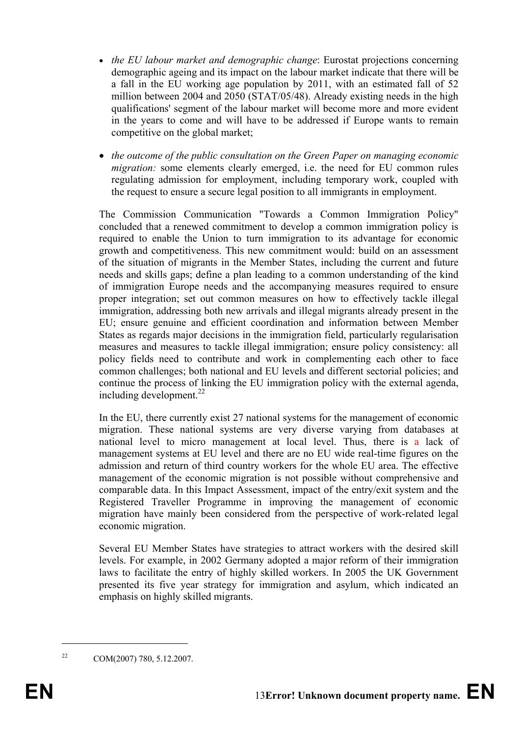- *the EU labour market and demographic change*: Eurostat projections concerning demographic ageing and its impact on the labour market indicate that there will be a fall in the EU working age population by 2011, with an estimated fall of 52 million between 2004 and 2050 (STAT/05/48). Already existing needs in the high qualifications' segment of the labour market will become more and more evident in the years to come and will have to be addressed if Europe wants to remain competitive on the global market;

- *the outcome of the public consultation on the Green Paper on managing economic migration:* some elements clearly emerged, i.e. the need for EU common rules regulating admission for employment, including temporary work, coupled with the request to ensure a secure legal position to all immigrants in employment.

The Commission Communication "Towards a Common Immigration Policy" concluded that a renewed commitment to develop a common immigration policy is required to enable the Union to turn immigration to its advantage for economic growth and competitiveness. This new commitment would: build on an assessment of the situation of migrants in the Member States, including the current and future needs and skills gaps; define a plan leading to a common understanding of the kind of immigration Europe needs and the accompanying measures required to ensure proper integration; set out common measures on how to effectively tackle illegal immigration, addressing both new arrivals and illegal migrants already present in the EU; ensure genuine and efficient coordination and information between Member States as regards major decisions in the immigration field, particularly regularisation measures and measures to tackle illegal immigration; ensure policy consistency: all policy fields need to contribute and work in complementing each other to face common challenges; both national and EU levels and different sectorial policies; and continue the process of linking the EU immigration policy with the external agenda, including development.[22]

In the EU, there currently exist 27 national systems for the management of economic migration. These national systems are very diverse varying from databases at national level to micro management at local level. Thus, there is a lack of management systems at EU level and there are no EU wide real-time figures on the admission and return of third country workers for the whole EU area. The effective management of the economic migration is not possible without comprehensive and comparable data. In this Impact Assessment, impact of the entry/exit system and the Registered Traveller Programme in improving the management of economic migration have mainly been considered from the perspective of work-related legal economic migration.

Several EU Member States have strategies to attract workers with the desired skill levels. For example, in 2002 Germany adopted a major reform of their immigration laws to facilitate the entry of highly skilled workers. In 2005 the UK Government presented its five year strategy for immigration and asylum, which indicated an emphasis on highly skilled migrants.

---

[22] COM(2007) 780, 5.12.2007.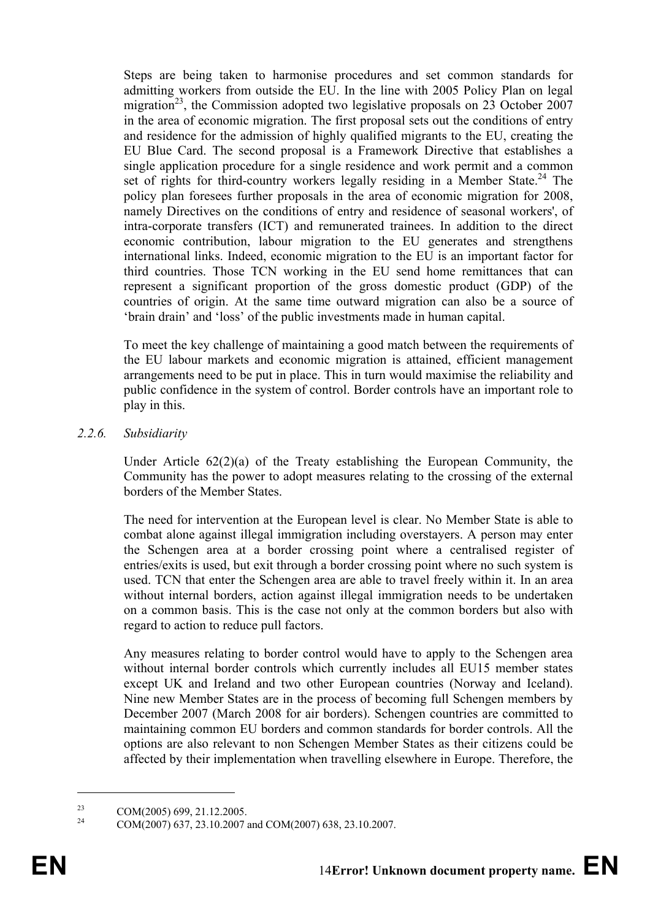Steps are being taken to harmonise procedures and set common standards for admitting workers from outside the EU. In the line with 2005 Policy Plan on legal migration[23], the Commission adopted two legislative proposals on 23 October 2007 in the area of economic migration. The first proposal sets out the conditions of entry and residence for the admission of highly qualified migrants to the EU, creating the EU Blue Card. The second proposal is a Framework Directive that establishes a single application procedure for a single residence and work permit and a common set of rights for third-country workers legally residing in a Member State.[24] The policy plan foresees further proposals in the area of economic migration for 2008, namely Directives on the conditions of entry and residence of seasonal workers', of intra-corporate transfers (ICT) and remunerated trainees. In addition to the direct economic contribution, labour migration to the EU generates and strengthens international links. Indeed, economic migration to the EU is an important factor for third countries. Those TCN working in the EU send home remittances that can represent a significant proportion of the gross domestic product (GDP) of the countries of origin. At the same time outward migration can also be a source of 'brain drain' and 'loss' of the public investments made in human capital.

To meet the key challenge of maintaining a good match between the requirements of the EU labour markets and economic migration is attained, efficient management arrangements need to be put in place. This in turn would maximise the reliability and public confidence in the system of control. Border controls have an important role to play in this.

#### *2.2.6. Subsidiarity*

Under Article 62(2)(a) of the Treaty establishing the European Community, the Community has the power to adopt measures relating to the crossing of the external borders of the Member States.

The need for intervention at the European level is clear. No Member State is able to combat alone against illegal immigration including overstayers. A person may enter the Schengen area at a border crossing point where a centralised register of entries/exits is used, but exit through a border crossing point where no such system is used. TCN that enter the Schengen area are able to travel freely within it. In an area without internal borders, action against illegal immigration needs to be undertaken on a common basis. This is the case not only at the common borders but also with regard to action to reduce pull factors.

Any measures relating to border control would have to apply to the Schengen area without internal border controls which currently includes all EU15 member states except UK and Ireland and two other European countries (Norway and Iceland). Nine new Member States are in the process of becoming full Schengen members by December 2007 (March 2008 for air borders). Schengen countries are committed to maintaining common EU borders and common standards for border controls. All the options are also relevant to non Schengen Member States as their citizens could be affected by their implementation when travelling elsewhere in Europe. Therefore, the

---

[23] COM(2005) 699, 21.12.2005.

[24] COM(2007) 637, 23.10.2007 and COM(2007) 638, 23.10.2007.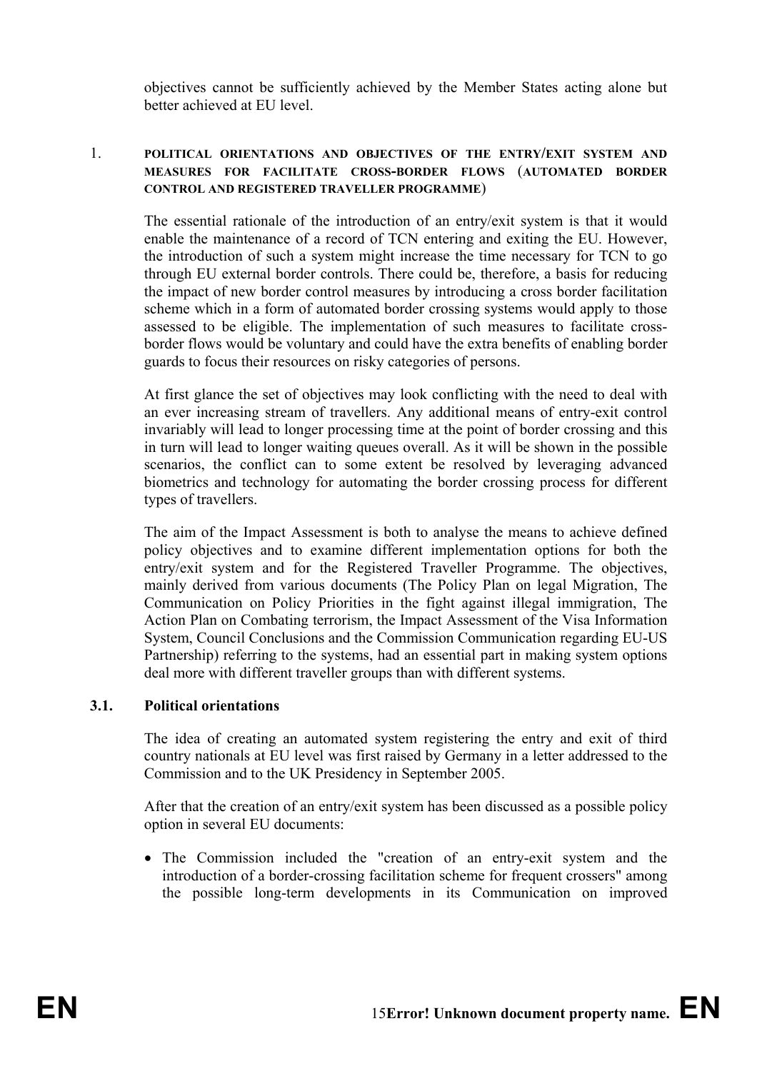objectives cannot be sufficiently achieved by the Member States acting alone but better achieved at EU level.

## 1. POLITICAL ORIENTATIONS AND OBJECTIVES OF THE ENTRY/EXIT SYSTEM AND MEASURES FOR FACILITATE CROSS-BORDER FLOWS (AUTOMATED BORDER CONTROL AND REGISTERED TRAVELLER PROGRAMME)

The essential rationale of the introduction of an entry/exit system is that it would enable the maintenance of a record of TCN entering and exiting the EU. However, the introduction of such a system might increase the time necessary for TCN to go through EU external border controls. There could be, therefore, a basis for reducing the impact of new border control measures by introducing a cross border facilitation scheme which in a form of automated border crossing systems would apply to those assessed to be eligible. The implementation of such measures to facilitate cross-border flows would be voluntary and could have the extra benefits of enabling border guards to focus their resources on risky categories of persons.

At first glance the set of objectives may look conflicting with the need to deal with an ever increasing stream of travellers. Any additional means of entry-exit control invariably will lead to longer processing time at the point of border crossing and this in turn will lead to longer waiting queues overall. As it will be shown in the possible scenarios, the conflict can to some extent be resolved by leveraging advanced biometrics and technology for automating the border crossing process for different types of travellers.

The aim of the Impact Assessment is both to analyse the means to achieve defined policy objectives and to examine different implementation options for both the entry/exit system and for the Registered Traveller Programme. The objectives, mainly derived from various documents (The Policy Plan on legal Migration, The Communication on Policy Priorities in the fight against illegal immigration, The Action Plan on Combating terrorism, the Impact Assessment of the Visa Information System, Council Conclusions and the Commission Communication regarding EU-US Partnership) referring to the systems, had an essential part in making system options deal more with different traveller groups than with different systems.

### 3.1. Political orientations

The idea of creating an automated system registering the entry and exit of third country nationals at EU level was first raised by Germany in a letter addressed to the Commission and to the UK Presidency in September 2005.

After that the creation of an entry/exit system has been discussed as a possible policy option in several EU documents:

- The Commission included the "creation of an entry-exit system and the introduction of a border-crossing facilitation scheme for frequent crossers" among the possible long-term developments in its Communication on improved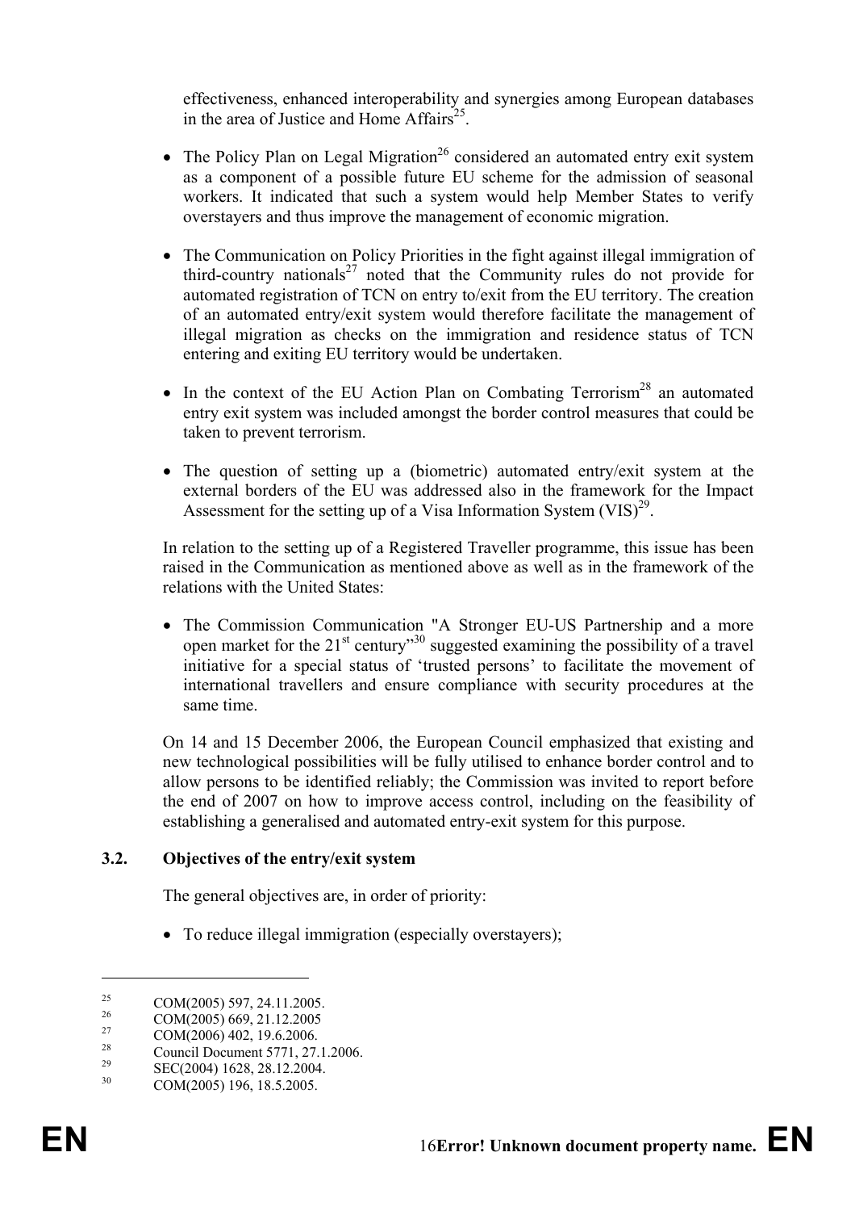effectiveness, enhanced interoperability and synergies among European databases in the area of Justice and Home Affairs[25].

- The Policy Plan on Legal Migration[26] considered an automated entry exit system as a component of a possible future EU scheme for the admission of seasonal workers. It indicated that such a system would help Member States to verify overstayers and thus improve the management of economic migration.

- The Communication on Policy Priorities in the fight against illegal immigration of third-country nationals[27] noted that the Community rules do not provide for automated registration of TCN on entry to/exit from the EU territory. The creation of an automated entry/exit system would therefore facilitate the management of illegal migration as checks on the immigration and residence status of TCN entering and exiting EU territory would be undertaken.

- In the context of the EU Action Plan on Combating Terrorism[28] an automated entry exit system was included amongst the border control measures that could be taken to prevent terrorism.

- The question of setting up a (biometric) automated entry/exit system at the external borders of the EU was addressed also in the framework for the Impact Assessment for the setting up of a Visa Information System (VIS)[29].

In relation to the setting up of a Registered Traveller programme, this issue has been raised in the Communication as mentioned above as well as in the framework of the relations with the United States:

- The Commission Communication "A Stronger EU-US Partnership and a more open market for the 21st century"[30] suggested examining the possibility of a travel initiative for a special status of 'trusted persons' to facilitate the movement of international travellers and ensure compliance with security procedures at the same time.

On 14 and 15 December 2006, the European Council emphasized that existing and new technological possibilities will be fully utilised to enhance border control and to allow persons to be identified reliably; the Commission was invited to report before the end of 2007 on how to improve access control, including on the feasibility of establishing a generalised and automated entry-exit system for this purpose.

### 3.2. Objectives of the entry/exit system

The general objectives are, in order of priority:

- To reduce illegal immigration (especially overstayers);

---

[25] COM(2005) 597, 24.11.2005.
[26] COM(2005) 669, 21.12.2005
[27] COM(2006) 402, 19.6.2006.
[28] Council Document 5771, 27.1.2006.
[29] SEC(2004) 1628, 28.12.2004.
[30] COM(2005) 196, 18.5.2005.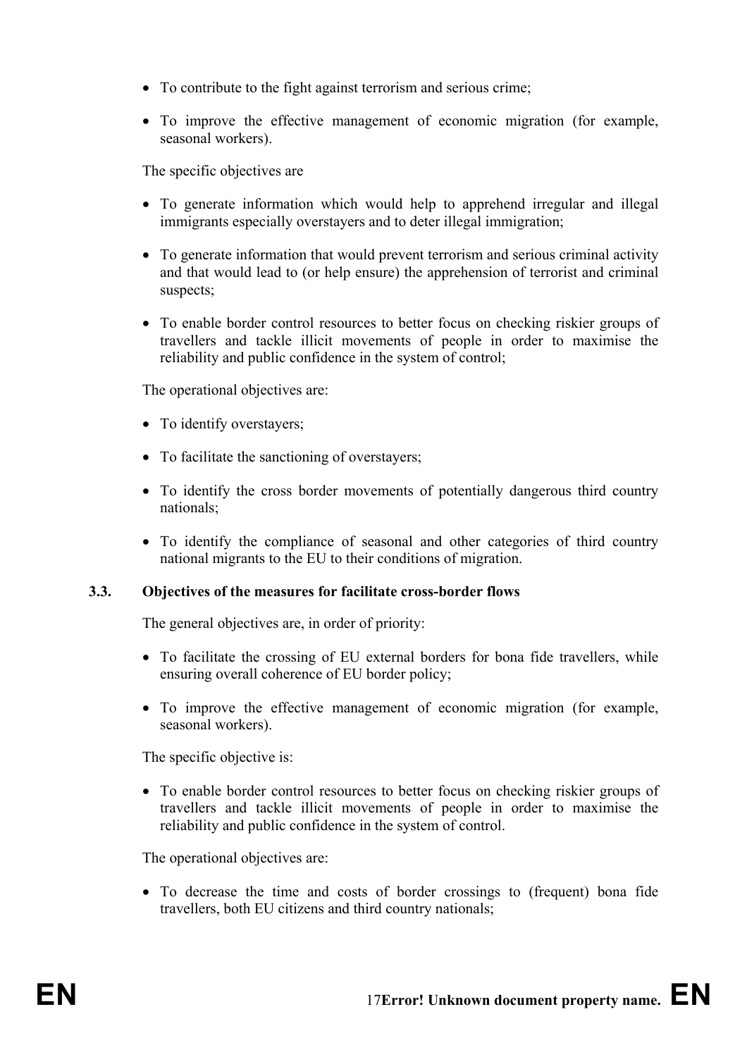- To contribute to the fight against terrorism and serious crime;
- To improve the effective management of economic migration (for example, seasonal workers).

The specific objectives are

- To generate information which would help to apprehend irregular and illegal immigrants especially overstayers and to deter illegal immigration;
- To generate information that would prevent terrorism and serious criminal activity and that would lead to (or help ensure) the apprehension of terrorist and criminal suspects;
- To enable border control resources to better focus on checking riskier groups of travellers and tackle illicit movements of people in order to maximise the reliability and public confidence in the system of control;

The operational objectives are:

- To identify overstayers;
- To facilitate the sanctioning of overstayers;
- To identify the cross border movements of potentially dangerous third country nationals;
- To identify the compliance of seasonal and other categories of third country national migrants to the EU to their conditions of migration.

### 3.3. Objectives of the measures for facilitate cross-border flows

The general objectives are, in order of priority:

- To facilitate the crossing of EU external borders for bona fide travellers, while ensuring overall coherence of EU border policy;
- To improve the effective management of economic migration (for example, seasonal workers).

The specific objective is:

- To enable border control resources to better focus on checking riskier groups of travellers and tackle illicit movements of people in order to maximise the reliability and public confidence in the system of control.

The operational objectives are:

- To decrease the time and costs of border crossings to (frequent) bona fide travellers, both EU citizens and third country nationals;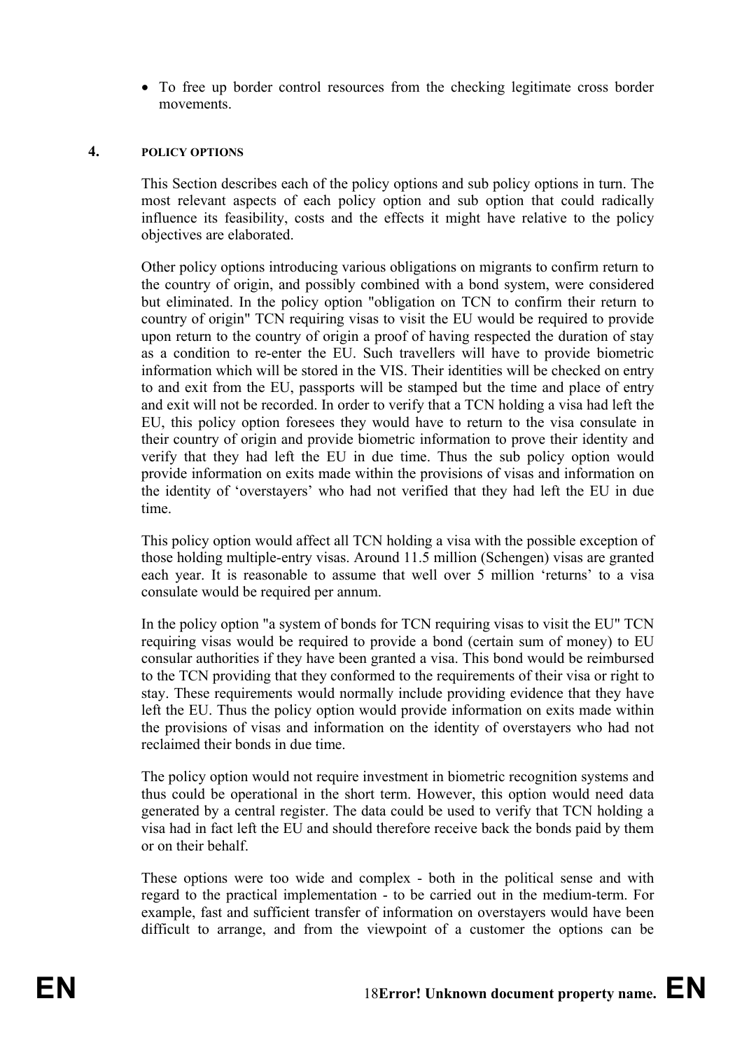- To free up border control resources from the checking legitimate cross border movements.

## 4. POLICY OPTIONS

This Section describes each of the policy options and sub policy options in turn. The most relevant aspects of each policy option and sub option that could radically influence its feasibility, costs and the effects it might have relative to the policy objectives are elaborated.

Other policy options introducing various obligations on migrants to confirm return to the country of origin, and possibly combined with a bond system, were considered but eliminated. In the policy option "obligation on TCN to confirm their return to country of origin" TCN requiring visas to visit the EU would be required to provide upon return to the country of origin a proof of having respected the duration of stay as a condition to re-enter the EU. Such travellers will have to provide biometric information which will be stored in the VIS. Their identities will be checked on entry to and exit from the EU, passports will be stamped but the time and place of entry and exit will not be recorded. In order to verify that a TCN holding a visa had left the EU, this policy option foresees they would have to return to the visa consulate in their country of origin and provide biometric information to prove their identity and verify that they had left the EU in due time. Thus the sub policy option would provide information on exits made within the provisions of visas and information on the identity of 'overstayers' who had not verified that they had left the EU in due time.

This policy option would affect all TCN holding a visa with the possible exception of those holding multiple-entry visas. Around 11.5 million (Schengen) visas are granted each year. It is reasonable to assume that well over 5 million 'returns' to a visa consulate would be required per annum.

In the policy option "a system of bonds for TCN requiring visas to visit the EU" TCN requiring visas would be required to provide a bond (certain sum of money) to EU consular authorities if they have been granted a visa. This bond would be reimbursed to the TCN providing that they conformed to the requirements of their visa or right to stay. These requirements would normally include providing evidence that they have left the EU. Thus the policy option would provide information on exits made within the provisions of visas and information on the identity of overstayers who had not reclaimed their bonds in due time.

The policy option would not require investment in biometric recognition systems and thus could be operational in the short term. However, this option would need data generated by a central register. The data could be used to verify that TCN holding a visa had in fact left the EU and should therefore receive back the bonds paid by them or on their behalf.

These options were too wide and complex - both in the political sense and with regard to the practical implementation - to be carried out in the medium-term. For example, fast and sufficient transfer of information on overstayers would have been difficult to arrange, and from the viewpoint of a customer the options can be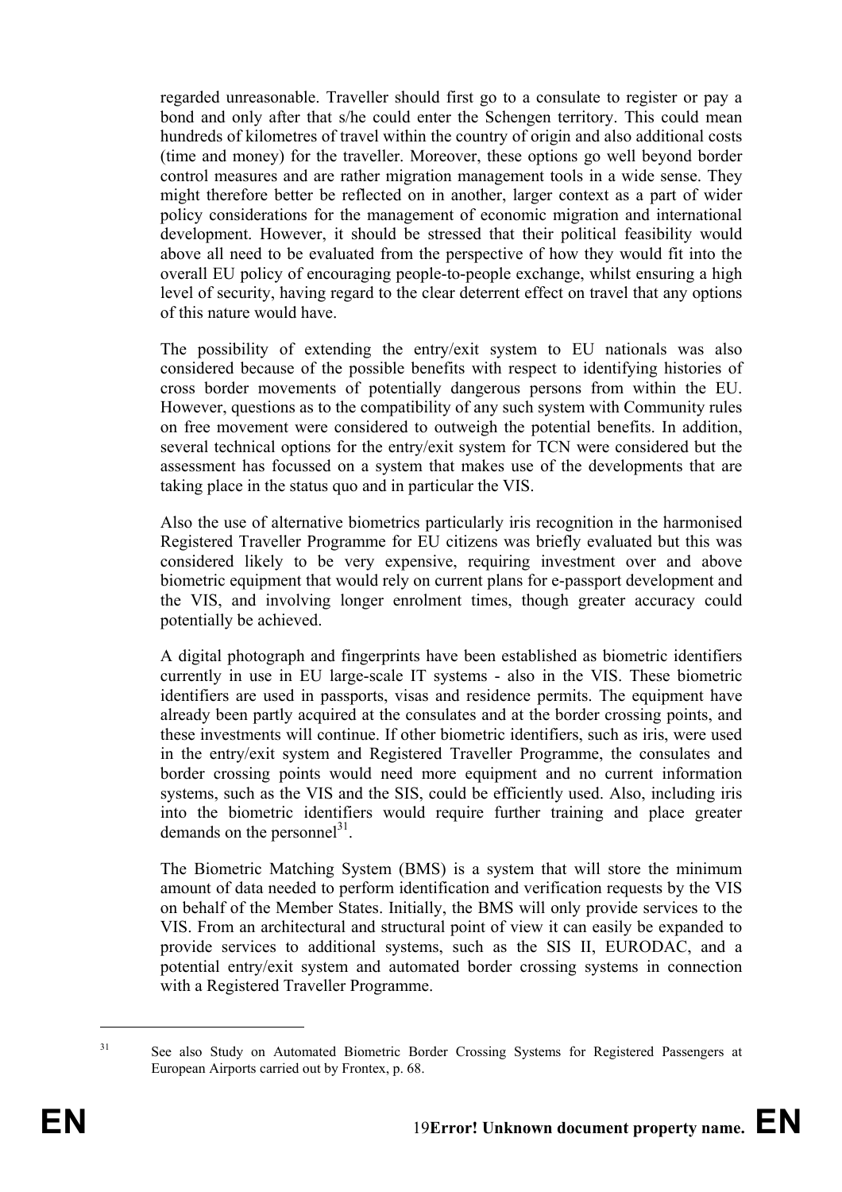regarded unreasonable. Traveller should first go to a consulate to register or pay a bond and only after that s/he could enter the Schengen territory. This could mean hundreds of kilometres of travel within the country of origin and also additional costs (time and money) for the traveller. Moreover, these options go well beyond border control measures and are rather migration management tools in a wide sense. They might therefore better be reflected on in another, larger context as a part of wider policy considerations for the management of economic migration and international development. However, it should be stressed that their political feasibility would above all need to be evaluated from the perspective of how they would fit into the overall EU policy of encouraging people-to-people exchange, whilst ensuring a high level of security, having regard to the clear deterrent effect on travel that any options of this nature would have.

The possibility of extending the entry/exit system to EU nationals was also considered because of the possible benefits with respect to identifying histories of cross border movements of potentially dangerous persons from within the EU. However, questions as to the compatibility of any such system with Community rules on free movement were considered to outweigh the potential benefits. In addition, several technical options for the entry/exit system for TCN were considered but the assessment has focussed on a system that makes use of the developments that are taking place in the status quo and in particular the VIS.

Also the use of alternative biometrics particularly iris recognition in the harmonised Registered Traveller Programme for EU citizens was briefly evaluated but this was considered likely to be very expensive, requiring investment over and above biometric equipment that would rely on current plans for e-passport development and the VIS, and involving longer enrolment times, though greater accuracy could potentially be achieved.

A digital photograph and fingerprints have been established as biometric identifiers currently in use in EU large-scale IT systems - also in the VIS. These biometric identifiers are used in passports, visas and residence permits. The equipment have already been partly acquired at the consulates and at the border crossing points, and these investments will continue. If other biometric identifiers, such as iris, were used in the entry/exit system and Registered Traveller Programme, the consulates and border crossing points would need more equipment and no current information systems, such as the VIS and the SIS, could be efficiently used. Also, including iris into the biometric identifiers would require further training and place greater demands on the personnel[31].

The Biometric Matching System (BMS) is a system that will store the minimum amount of data needed to perform identification and verification requests by the VIS on behalf of the Member States. Initially, the BMS will only provide services to the VIS. From an architectural and structural point of view it can easily be expanded to provide services to additional systems, such as the SIS II, EURODAC, and a potential entry/exit system and automated border crossing systems in connection with a Registered Traveller Programme.

[31] See also Study on Automated Biometric Border Crossing Systems for Registered Passengers at European Airports carried out by Frontex, p. 68.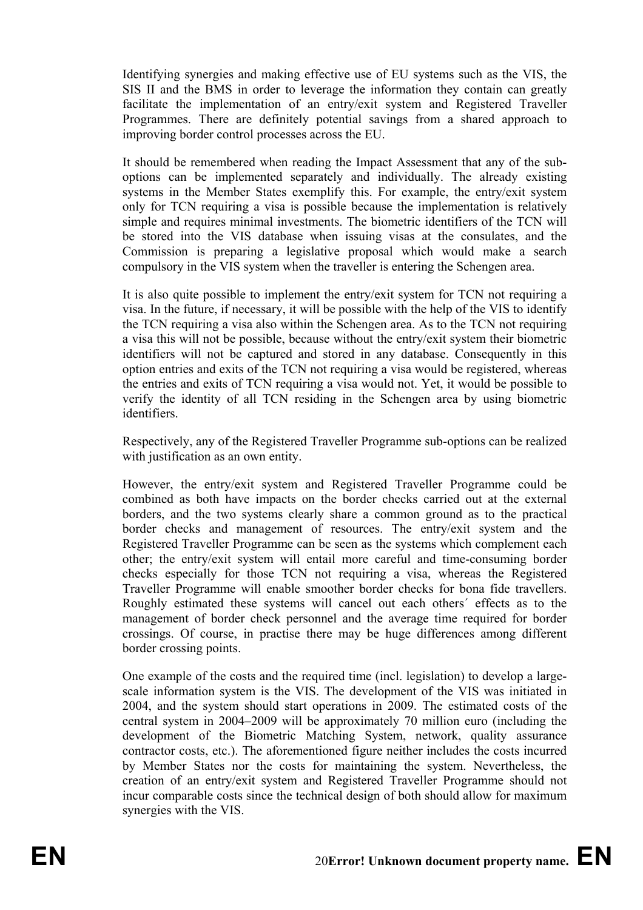Identifying synergies and making effective use of EU systems such as the VIS, the SIS II and the BMS in order to leverage the information they contain can greatly facilitate the implementation of an entry/exit system and Registered Traveller Programmes. There are definitely potential savings from a shared approach to improving border control processes across the EU.

It should be remembered when reading the Impact Assessment that any of the sub-options can be implemented separately and individually. The already existing systems in the Member States exemplify this. For example, the entry/exit system only for TCN requiring a visa is possible because the implementation is relatively simple and requires minimal investments. The biometric identifiers of the TCN will be stored into the VIS database when issuing visas at the consulates, and the Commission is preparing a legislative proposal which would make a search compulsory in the VIS system when the traveller is entering the Schengen area.

It is also quite possible to implement the entry/exit system for TCN not requiring a visa. In the future, if necessary, it will be possible with the help of the VIS to identify the TCN requiring a visa also within the Schengen area. As to the TCN not requiring a visa this will not be possible, because without the entry/exit system their biometric identifiers will not be captured and stored in any database. Consequently in this option entries and exits of the TCN not requiring a visa would be registered, whereas the entries and exits of TCN requiring a visa would not. Yet, it would be possible to verify the identity of all TCN residing in the Schengen area by using biometric identifiers.

Respectively, any of the Registered Traveller Programme sub-options can be realized with justification as an own entity.

However, the entry/exit system and Registered Traveller Programme could be combined as both have impacts on the border checks carried out at the external borders, and the two systems clearly share a common ground as to the practical border checks and management of resources. The entry/exit system and the Registered Traveller Programme can be seen as the systems which complement each other; the entry/exit system will entail more careful and time-consuming border checks especially for those TCN not requiring a visa, whereas the Registered Traveller Programme will enable smoother border checks for bona fide travellers. Roughly estimated these systems will cancel out each others´ effects as to the management of border check personnel and the average time required for border crossings. Of course, in practise there may be huge differences among different border crossing points.

One example of the costs and the required time (incl. legislation) to develop a large-scale information system is the VIS. The development of the VIS was initiated in 2004, and the system should start operations in 2009. The estimated costs of the central system in 2004–2009 will be approximately 70 million euro (including the development of the Biometric Matching System, network, quality assurance contractor costs, etc.). The aforementioned figure neither includes the costs incurred by Member States nor the costs for maintaining the system. Nevertheless, the creation of an entry/exit system and Registered Traveller Programme should not incur comparable costs since the technical design of both should allow for maximum synergies with the VIS.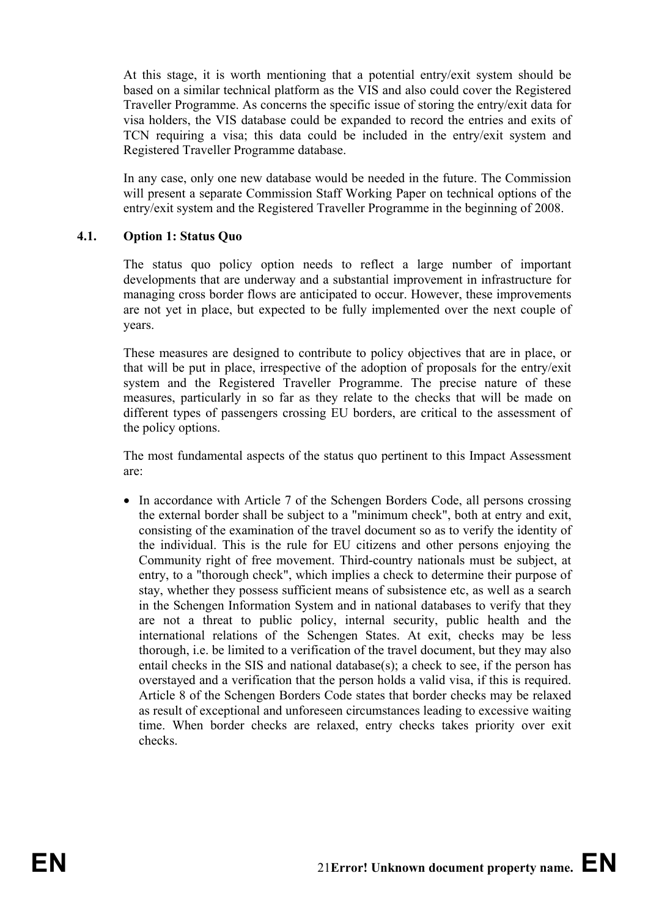At this stage, it is worth mentioning that a potential entry/exit system should be based on a similar technical platform as the VIS and also could cover the Registered Traveller Programme. As concerns the specific issue of storing the entry/exit data for visa holders, the VIS database could be expanded to record the entries and exits of TCN requiring a visa; this data could be included in the entry/exit system and Registered Traveller Programme database.

In any case, only one new database would be needed in the future. The Commission will present a separate Commission Staff Working Paper on technical options of the entry/exit system and the Registered Traveller Programme in the beginning of 2008.

### 4.1. Option 1: Status Quo

The status quo policy option needs to reflect a large number of important developments that are underway and a substantial improvement in infrastructure for managing cross border flows are anticipated to occur. However, these improvements are not yet in place, but expected to be fully implemented over the next couple of years.

These measures are designed to contribute to policy objectives that are in place, or that will be put in place, irrespective of the adoption of proposals for the entry/exit system and the Registered Traveller Programme. The precise nature of these measures, particularly in so far as they relate to the checks that will be made on different types of passengers crossing EU borders, are critical to the assessment of the policy options.

The most fundamental aspects of the status quo pertinent to this Impact Assessment are:

- In accordance with Article 7 of the Schengen Borders Code, all persons crossing the external border shall be subject to a "minimum check", both at entry and exit, consisting of the examination of the travel document so as to verify the identity of the individual. This is the rule for EU citizens and other persons enjoying the Community right of free movement. Third-country nationals must be subject, at entry, to a "thorough check", which implies a check to determine their purpose of stay, whether they possess sufficient means of subsistence etc, as well as a search in the Schengen Information System and in national databases to verify that they are not a threat to public policy, internal security, public health and the international relations of the Schengen States. At exit, checks may be less thorough, i.e. be limited to a verification of the travel document, but they may also entail checks in the SIS and national database(s); a check to see, if the person has overstayed and a verification that the person holds a valid visa, if this is required. Article 8 of the Schengen Borders Code states that border checks may be relaxed as result of exceptional and unforeseen circumstances leading to excessive waiting time. When border checks are relaxed, entry checks takes priority over exit checks.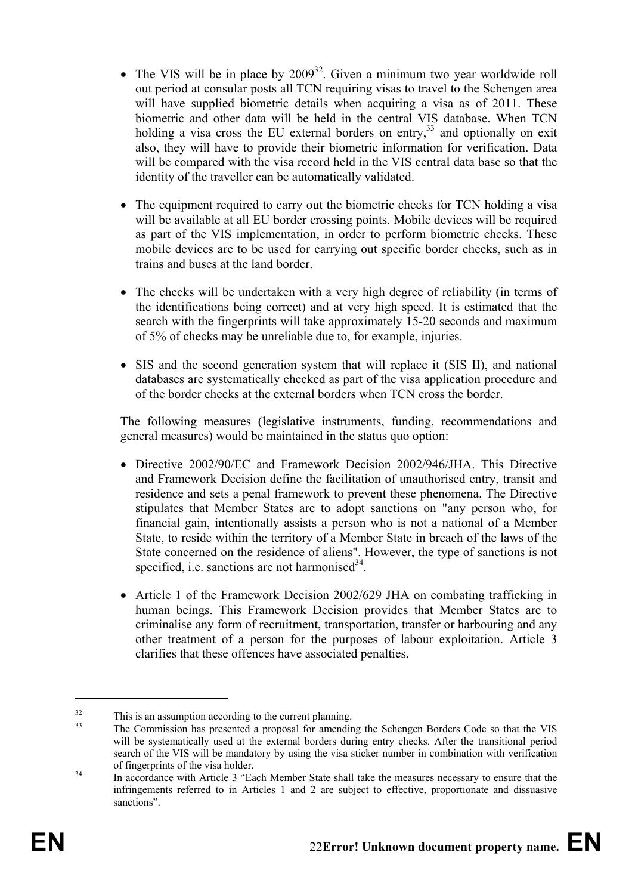- The VIS will be in place by 2009[32]. Given a minimum two year worldwide roll out period at consular posts all TCN requiring visas to travel to the Schengen area will have supplied biometric details when acquiring a visa as of 2011. These biometric and other data will be held in the central VIS database. When TCN holding a visa cross the EU external borders on entry,[33] and optionally on exit also, they will have to provide their biometric information for verification. Data will be compared with the visa record held in the VIS central data base so that the identity of the traveller can be automatically validated.

- The equipment required to carry out the biometric checks for TCN holding a visa will be available at all EU border crossing points. Mobile devices will be required as part of the VIS implementation, in order to perform biometric checks. These mobile devices are to be used for carrying out specific border checks, such as in trains and buses at the land border.

- The checks will be undertaken with a very high degree of reliability (in terms of the identifications being correct) and at very high speed. It is estimated that the search with the fingerprints will take approximately 15-20 seconds and maximum of 5% of checks may be unreliable due to, for example, injuries.

- SIS and the second generation system that will replace it (SIS II), and national databases are systematically checked as part of the visa application procedure and of the border checks at the external borders when TCN cross the border.

The following measures (legislative instruments, funding, recommendations and general measures) would be maintained in the status quo option:

- Directive 2002/90/EC and Framework Decision 2002/946/JHA. This Directive and Framework Decision define the facilitation of unauthorised entry, transit and residence and sets a penal framework to prevent these phenomena. The Directive stipulates that Member States are to adopt sanctions on "any person who, for financial gain, intentionally assists a person who is not a national of a Member State, to reside within the territory of a Member State in breach of the laws of the State concerned on the residence of aliens". However, the type of sanctions is not specified, i.e. sanctions are not harmonised[34].

- Article 1 of the Framework Decision 2002/629 JHA on combating trafficking in human beings. This Framework Decision provides that Member States are to criminalise any form of recruitment, transportation, transfer or harbouring and any other treatment of a person for the purposes of labour exploitation. Article 3 clarifies that these offences have associated penalties.

---

[32] This is an assumption according to the current planning.

[33] The Commission has presented a proposal for amending the Schengen Borders Code so that the VIS will be systematically used at the external borders during entry checks. After the transitional period search of the VIS will be mandatory by using the visa sticker number in combination with verification of fingerprints of the visa holder.

[34] In accordance with Article 3 "Each Member State shall take the measures necessary to ensure that the infringements referred to in Articles 1 and 2 are subject to effective, proportionate and dissuasive sanctions".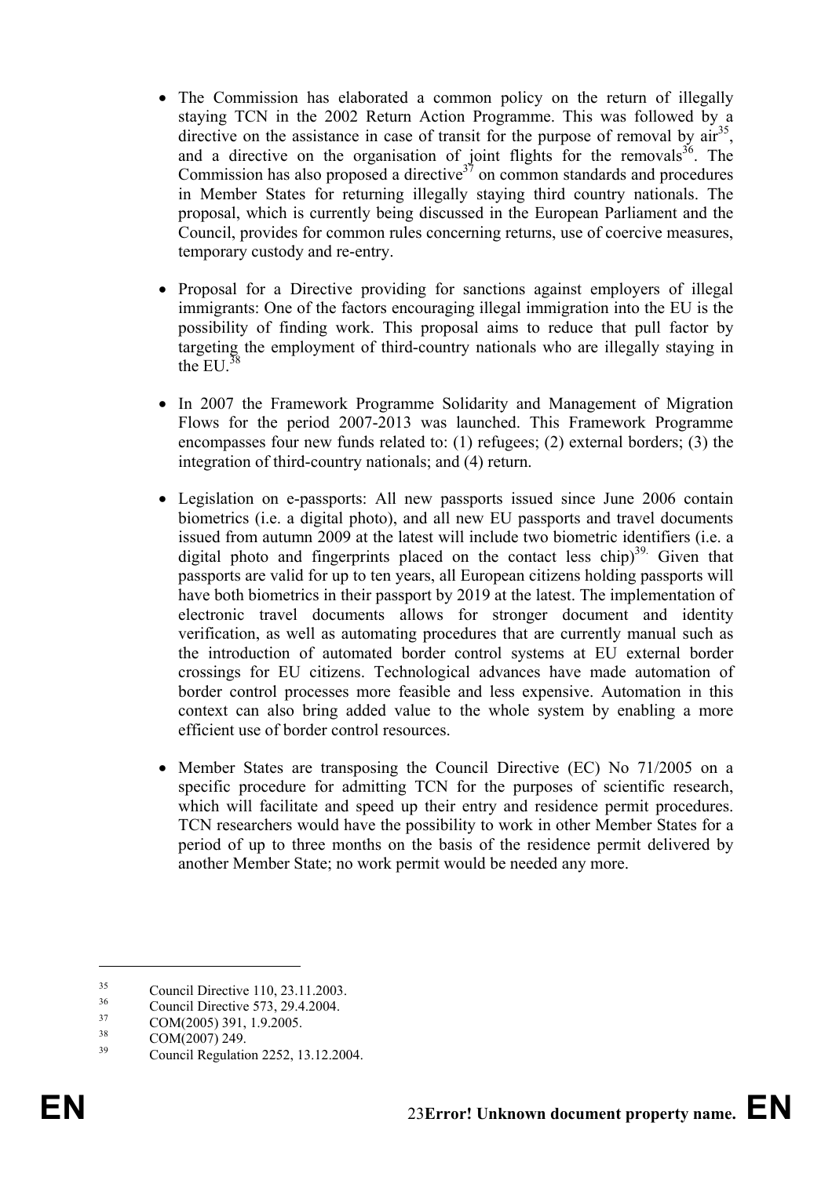- The Commission has elaborated a common policy on the return of illegally staying TCN in the 2002 Return Action Programme. This was followed by a directive on the assistance in case of transit for the purpose of removal by air[35], and a directive on the organisation of joint flights for the removals[36]. The Commission has also proposed a directive[37] on common standards and procedures in Member States for returning illegally staying third country nationals. The proposal, which is currently being discussed in the European Parliament and the Council, provides for common rules concerning returns, use of coercive measures, temporary custody and re-entry.

- Proposal for a Directive providing for sanctions against employers of illegal immigrants: One of the factors encouraging illegal immigration into the EU is the possibility of finding work. This proposal aims to reduce that pull factor by targeting the employment of third-country nationals who are illegally staying in the EU.[38]

- In 2007 the Framework Programme Solidarity and Management of Migration Flows for the period 2007-2013 was launched. This Framework Programme encompasses four new funds related to: (1) refugees; (2) external borders; (3) the integration of third-country nationals; and (4) return.

- Legislation on e-passports: All new passports issued since June 2006 contain biometrics (i.e. a digital photo), and all new EU passports and travel documents issued from autumn 2009 at the latest will include two biometric identifiers (i.e. a digital photo and fingerprints placed on the contact less chip)[39]. Given that passports are valid for up to ten years, all European citizens holding passports will have both biometrics in their passport by 2019 at the latest. The implementation of electronic travel documents allows for stronger document and identity verification, as well as automating procedures that are currently manual such as the introduction of automated border control systems at EU external border crossings for EU citizens. Technological advances have made automation of border control processes more feasible and less expensive. Automation in this context can also bring added value to the whole system by enabling a more efficient use of border control resources.

- Member States are transposing the Council Directive (EC) No 71/2005 on a specific procedure for admitting TCN for the purposes of scientific research, which will facilitate and speed up their entry and residence permit procedures. TCN researchers would have the possibility to work in other Member States for a period of up to three months on the basis of the residence permit delivered by another Member State; no work permit would be needed any more.

---

[35] Council Directive 110, 23.11.2003.

[36] Council Directive 573, 29.4.2004.

[37] COM(2005) 391, 1.9.2005.

[38] COM(2007) 249.

[39] Council Regulation 2252, 13.12.2004.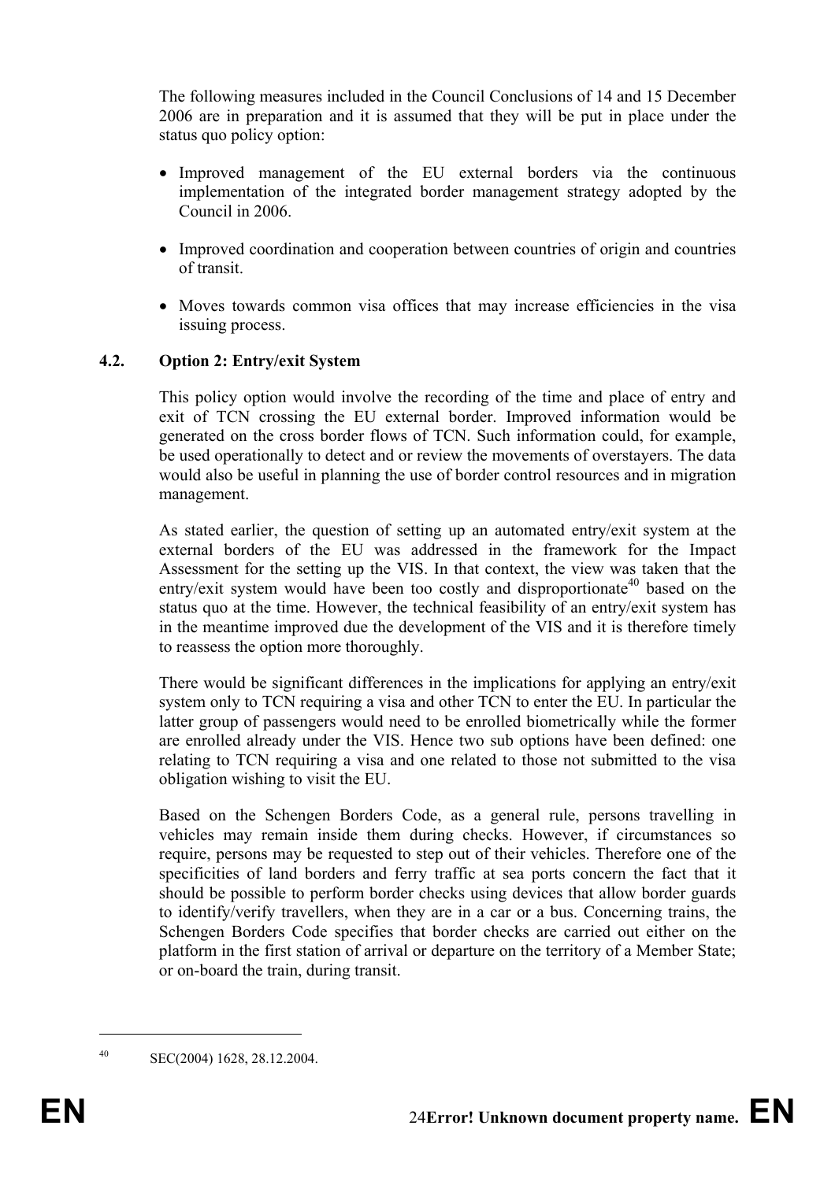The following measures included in the Council Conclusions of 14 and 15 December 2006 are in preparation and it is assumed that they will be put in place under the status quo policy option:

- Improved management of the EU external borders via the continuous implementation of the integrated border management strategy adopted by the Council in 2006.
- Improved coordination and cooperation between countries of origin and countries of transit.
- Moves towards common visa offices that may increase efficiencies in the visa issuing process.

### 4.2. Option 2: Entry/exit System

This policy option would involve the recording of the time and place of entry and exit of TCN crossing the EU external border. Improved information would be generated on the cross border flows of TCN. Such information could, for example, be used operationally to detect and or review the movements of overstayers. The data would also be useful in planning the use of border control resources and in migration management.

As stated earlier, the question of setting up an automated entry/exit system at the external borders of the EU was addressed in the framework for the Impact Assessment for the setting up the VIS. In that context, the view was taken that the entry/exit system would have been too costly and disproportionate[40] based on the status quo at the time. However, the technical feasibility of an entry/exit system has in the meantime improved due the development of the VIS and it is therefore timely to reassess the option more thoroughly.

There would be significant differences in the implications for applying an entry/exit system only to TCN requiring a visa and other TCN to enter the EU. In particular the latter group of passengers would need to be enrolled biometrically while the former are enrolled already under the VIS. Hence two sub options have been defined: one relating to TCN requiring a visa and one related to those not submitted to the visa obligation wishing to visit the EU.

Based on the Schengen Borders Code, as a general rule, persons travelling in vehicles may remain inside them during checks. However, if circumstances so require, persons may be requested to step out of their vehicles. Therefore one of the specificities of land borders and ferry traffic at sea ports concern the fact that it should be possible to perform border checks using devices that allow border guards to identify/verify travellers, when they are in a car or a bus. Concerning trains, the Schengen Borders Code specifies that border checks are carried out either on the platform in the first station of arrival or departure on the territory of a Member State; or on-board the train, during transit.

---

[40] SEC(2004) 1628, 28.12.2004.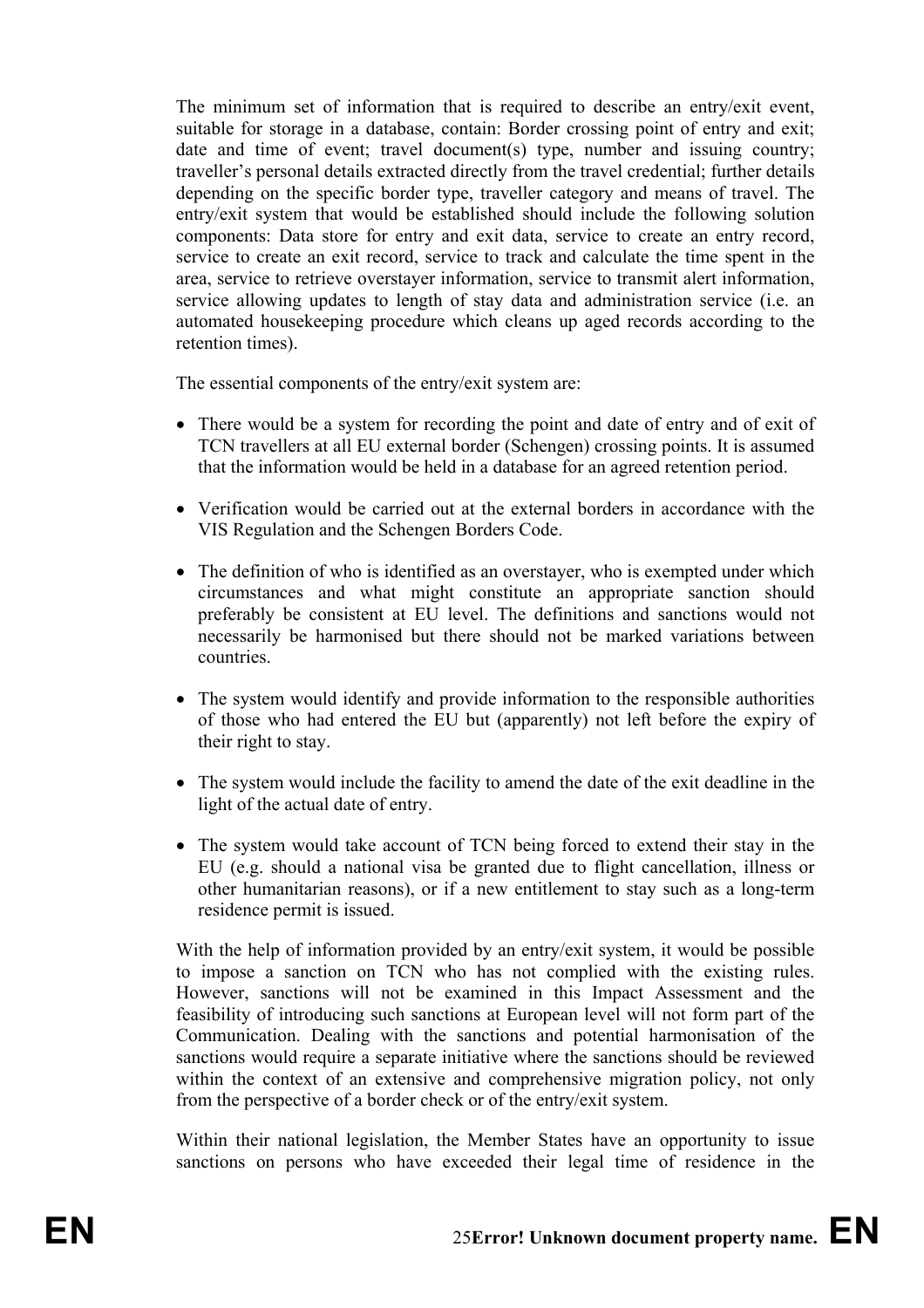The minimum set of information that is required to describe an entry/exit event, suitable for storage in a database, contain: Border crossing point of entry and exit; date and time of event; travel document(s) type, number and issuing country; traveller's personal details extracted directly from the travel credential; further details depending on the specific border type, traveller category and means of travel. The entry/exit system that would be established should include the following solution components: Data store for entry and exit data, service to create an entry record, service to create an exit record, service to track and calculate the time spent in the area, service to retrieve overstayer information, service to transmit alert information, service allowing updates to length of stay data and administration service (i.e. an automated housekeeping procedure which cleans up aged records according to the retention times).

The essential components of the entry/exit system are:

- There would be a system for recording the point and date of entry and of exit of TCN travellers at all EU external border (Schengen) crossing points. It is assumed that the information would be held in a database for an agreed retention period.
- Verification would be carried out at the external borders in accordance with the VIS Regulation and the Schengen Borders Code.
- The definition of who is identified as an overstayer, who is exempted under which circumstances and what might constitute an appropriate sanction should preferably be consistent at EU level. The definitions and sanctions would not necessarily be harmonised but there should not be marked variations between countries.
- The system would identify and provide information to the responsible authorities of those who had entered the EU but (apparently) not left before the expiry of their right to stay.
- The system would include the facility to amend the date of the exit deadline in the light of the actual date of entry.
- The system would take account of TCN being forced to extend their stay in the EU (e.g. should a national visa be granted due to flight cancellation, illness or other humanitarian reasons), or if a new entitlement to stay such as a long-term residence permit is issued.

With the help of information provided by an entry/exit system, it would be possible to impose a sanction on TCN who has not complied with the existing rules. However, sanctions will not be examined in this Impact Assessment and the feasibility of introducing such sanctions at European level will not form part of the Communication. Dealing with the sanctions and potential harmonisation of the sanctions would require a separate initiative where the sanctions should be reviewed within the context of an extensive and comprehensive migration policy, not only from the perspective of a border check or of the entry/exit system.

Within their national legislation, the Member States have an opportunity to issue sanctions on persons who have exceeded their legal time of residence in the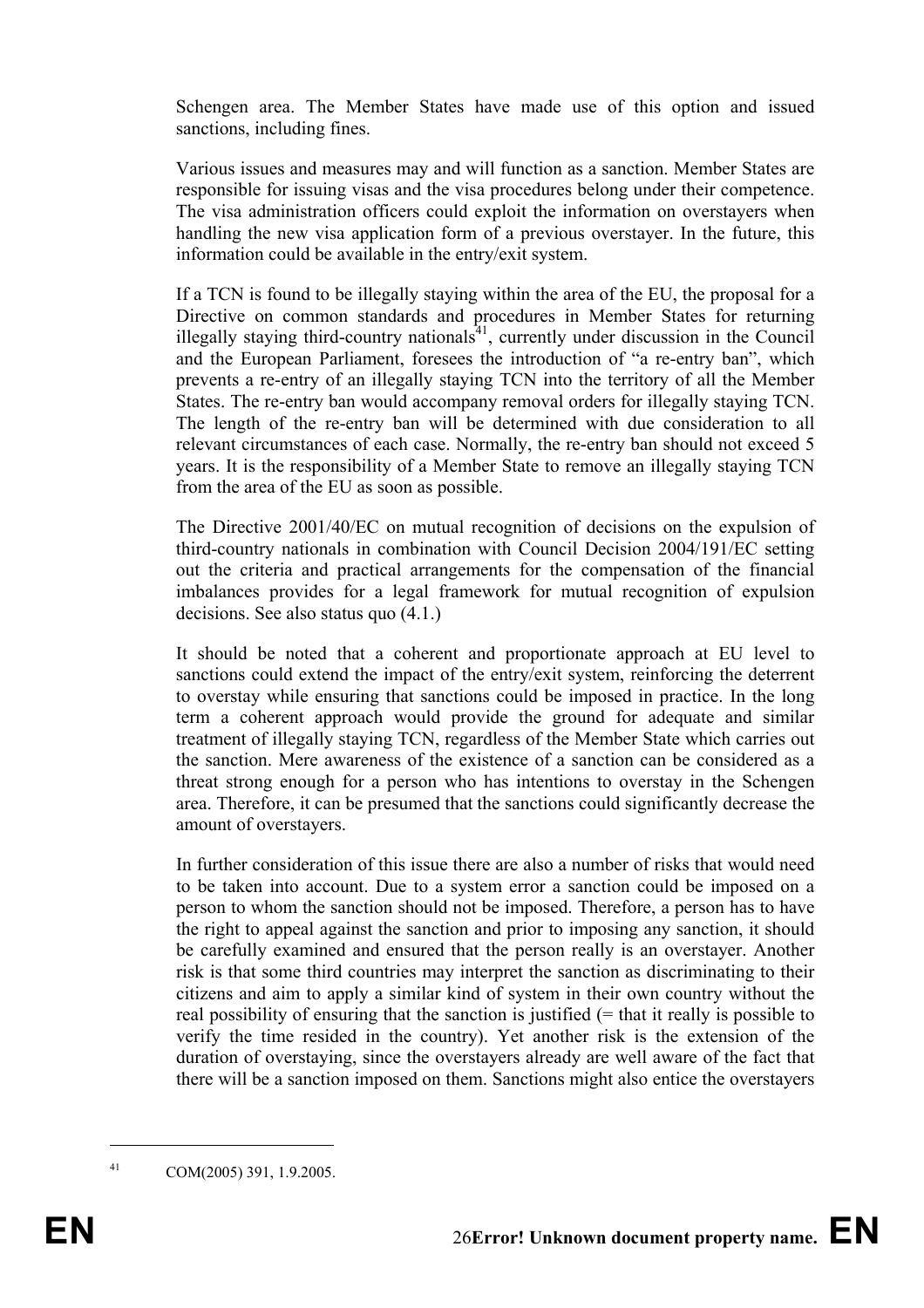Schengen area. The Member States have made use of this option and issued sanctions, including fines.

Various issues and measures may and will function as a sanction. Member States are responsible for issuing visas and the visa procedures belong under their competence. The visa administration officers could exploit the information on overstayers when handling the new visa application form of a previous overstayer. In the future, this information could be available in the entry/exit system.

If a TCN is found to be illegally staying within the area of the EU, the proposal for a Directive on common standards and procedures in Member States for returning illegally staying third-country nationals[41], currently under discussion in the Council and the European Parliament, foresees the introduction of "a re-entry ban", which prevents a re-entry of an illegally staying TCN into the territory of all the Member States. The re-entry ban would accompany removal orders for illegally staying TCN. The length of the re-entry ban will be determined with due consideration to all relevant circumstances of each case. Normally, the re-entry ban should not exceed 5 years. It is the responsibility of a Member State to remove an illegally staying TCN from the area of the EU as soon as possible.

The Directive 2001/40/EC on mutual recognition of decisions on the expulsion of third-country nationals in combination with Council Decision 2004/191/EC setting out the criteria and practical arrangements for the compensation of the financial imbalances provides for a legal framework for mutual recognition of expulsion decisions. See also status quo (4.1.)

It should be noted that a coherent and proportionate approach at EU level to sanctions could extend the impact of the entry/exit system, reinforcing the deterrent to overstay while ensuring that sanctions could be imposed in practice. In the long term a coherent approach would provide the ground for adequate and similar treatment of illegally staying TCN, regardless of the Member State which carries out the sanction. Mere awareness of the existence of a sanction can be considered as a threat strong enough for a person who has intentions to overstay in the Schengen area. Therefore, it can be presumed that the sanctions could significantly decrease the amount of overstayers.

In further consideration of this issue there are also a number of risks that would need to be taken into account. Due to a system error a sanction could be imposed on a person to whom the sanction should not be imposed. Therefore, a person has to have the right to appeal against the sanction and prior to imposing any sanction, it should be carefully examined and ensured that the person really is an overstayer. Another risk is that some third countries may interpret the sanction as discriminating to their citizens and aim to apply a similar kind of system in their own country without the real possibility of ensuring that the sanction is justified (= that it really is possible to verify the time resided in the country). Yet another risk is the extension of the duration of overstaying, since the overstayers already are well aware of the fact that there will be a sanction imposed on them. Sanctions might also entice the overstayers

[41] COM(2005) 391, 1.9.2005.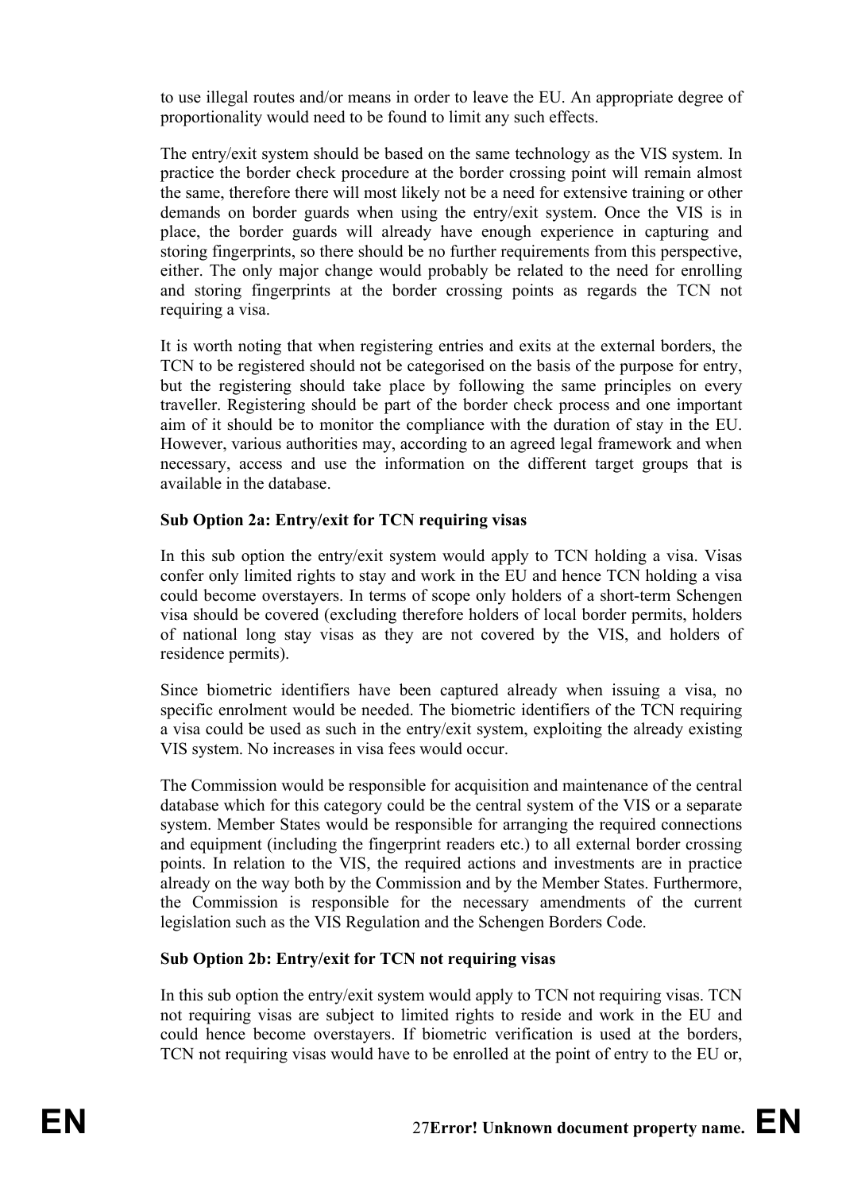to use illegal routes and/or means in order to leave the EU. An appropriate degree of proportionality would need to be found to limit any such effects.

The entry/exit system should be based on the same technology as the VIS system. In practice the border check procedure at the border crossing point will remain almost the same, therefore there will most likely not be a need for extensive training or other demands on border guards when using the entry/exit system. Once the VIS is in place, the border guards will already have enough experience in capturing and storing fingerprints, so there should be no further requirements from this perspective, either. The only major change would probably be related to the need for enrolling and storing fingerprints at the border crossing points as regards the TCN not requiring a visa.

It is worth noting that when registering entries and exits at the external borders, the TCN to be registered should not be categorised on the basis of the purpose for entry, but the registering should take place by following the same principles on every traveller. Registering should be part of the border check process and one important aim of it should be to monitor the compliance with the duration of stay in the EU. However, various authorities may, according to an agreed legal framework and when necessary, access and use the information on the different target groups that is available in the database.

**Sub Option 2a: Entry/exit for TCN requiring visas**

In this sub option the entry/exit system would apply to TCN holding a visa. Visas confer only limited rights to stay and work in the EU and hence TCN holding a visa could become overstayers. In terms of scope only holders of a short-term Schengen visa should be covered (excluding therefore holders of local border permits, holders of national long stay visas as they are not covered by the VIS, and holders of residence permits).

Since biometric identifiers have been captured already when issuing a visa, no specific enrolment would be needed. The biometric identifiers of the TCN requiring a visa could be used as such in the entry/exit system, exploiting the already existing VIS system. No increases in visa fees would occur.

The Commission would be responsible for acquisition and maintenance of the central database which for this category could be the central system of the VIS or a separate system. Member States would be responsible for arranging the required connections and equipment (including the fingerprint readers etc.) to all external border crossing points. In relation to the VIS, the required actions and investments are in practice already on the way both by the Commission and by the Member States. Furthermore, the Commission is responsible for the necessary amendments of the current legislation such as the VIS Regulation and the Schengen Borders Code.

**Sub Option 2b: Entry/exit for TCN not requiring visas**

In this sub option the entry/exit system would apply to TCN not requiring visas. TCN not requiring visas are subject to limited rights to reside and work in the EU and could hence become overstayers. If biometric verification is used at the borders, TCN not requiring visas would have to be enrolled at the point of entry to the EU or,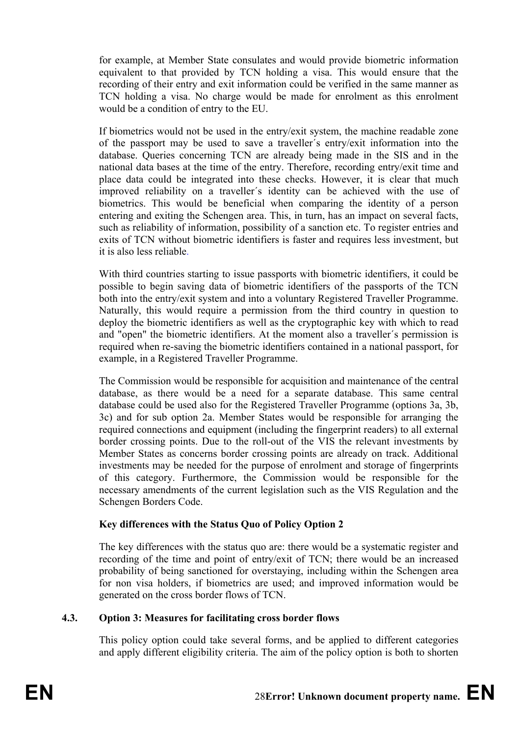for example, at Member State consulates and would provide biometric information equivalent to that provided by TCN holding a visa. This would ensure that the recording of their entry and exit information could be verified in the same manner as TCN holding a visa. No charge would be made for enrolment as this enrolment would be a condition of entry to the EU.

If biometrics would not be used in the entry/exit system, the machine readable zone of the passport may be used to save a traveller´s entry/exit information into the database. Queries concerning TCN are already being made in the SIS and in the national data bases at the time of the entry. Therefore, recording entry/exit time and place data could be integrated into these checks. However, it is clear that much improved reliability on a traveller´s identity can be achieved with the use of biometrics. This would be beneficial when comparing the identity of a person entering and exiting the Schengen area. This, in turn, has an impact on several facts, such as reliability of information, possibility of a sanction etc. To register entries and exits of TCN without biometric identifiers is faster and requires less investment, but it is also less reliable.

With third countries starting to issue passports with biometric identifiers, it could be possible to begin saving data of biometric identifiers of the passports of the TCN both into the entry/exit system and into a voluntary Registered Traveller Programme. Naturally, this would require a permission from the third country in question to deploy the biometric identifiers as well as the cryptographic key with which to read and "open" the biometric identifiers. At the moment also a traveller´s permission is required when re-saving the biometric identifiers contained in a national passport, for example, in a Registered Traveller Programme.

The Commission would be responsible for acquisition and maintenance of the central database, as there would be a need for a separate database. This same central database could be used also for the Registered Traveller Programme (options 3a, 3b, 3c) and for sub option 2a. Member States would be responsible for arranging the required connections and equipment (including the fingerprint readers) to all external border crossing points. Due to the roll-out of the VIS the relevant investments by Member States as concerns border crossing points are already on track. Additional investments may be needed for the purpose of enrolment and storage of fingerprints of this category. Furthermore, the Commission would be responsible for the necessary amendments of the current legislation such as the VIS Regulation and the Schengen Borders Code.

**Key differences with the Status Quo of Policy Option 2**

The key differences with the status quo are: there would be a systematic register and recording of the time and point of entry/exit of TCN; there would be an increased probability of being sanctioned for overstaying, including within the Schengen area for non visa holders, if biometrics are used; and improved information would be generated on the cross border flows of TCN.

### 4.3. Option 3: Measures for facilitating cross border flows

This policy option could take several forms, and be applied to different categories and apply different eligibility criteria. The aim of the policy option is both to shorten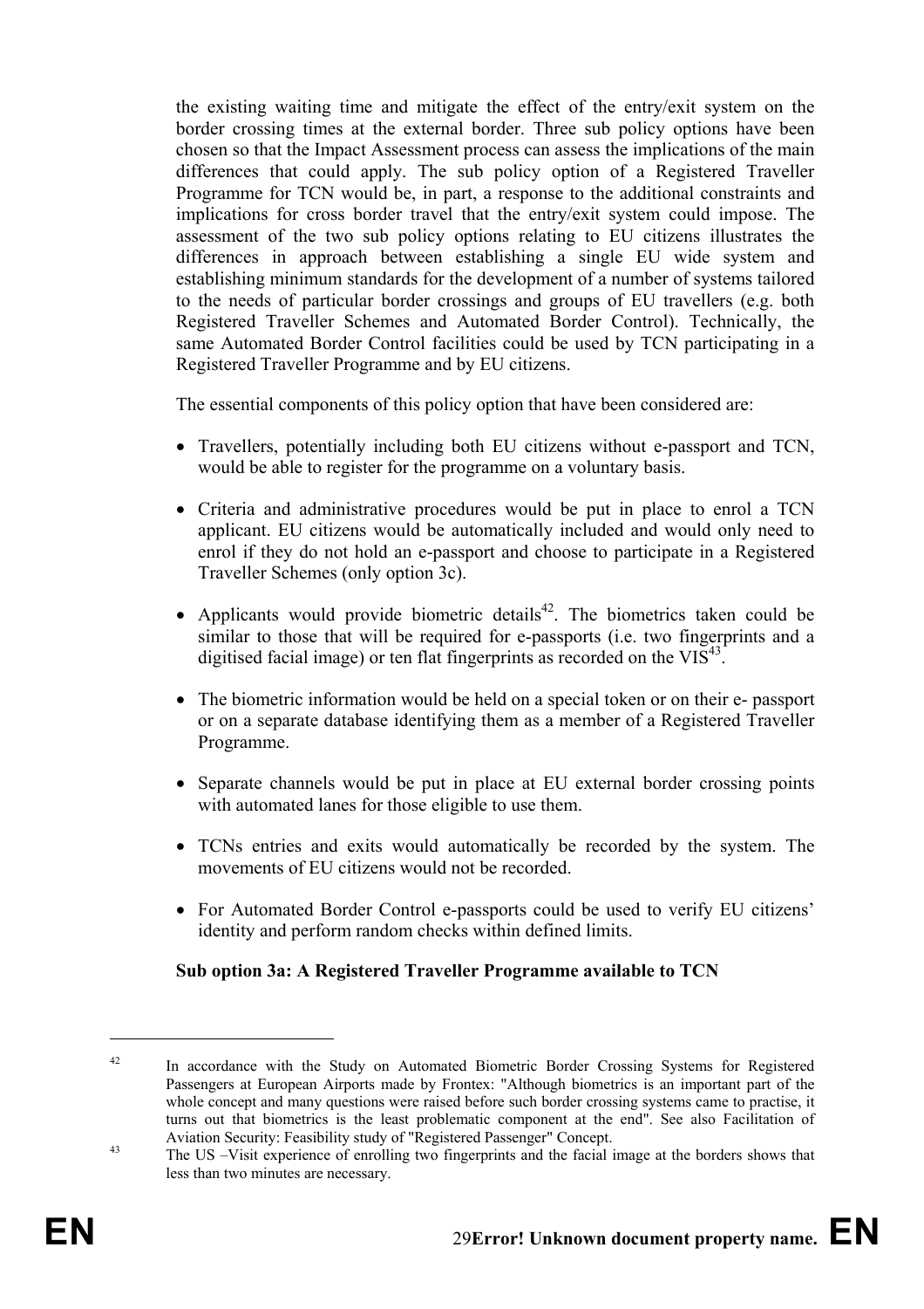the existing waiting time and mitigate the effect of the entry/exit system on the border crossing times at the external border. Three sub policy options have been chosen so that the Impact Assessment process can assess the implications of the main differences that could apply. The sub policy option of a Registered Traveller Programme for TCN would be, in part, a response to the additional constraints and implications for cross border travel that the entry/exit system could impose. The assessment of the two sub policy options relating to EU citizens illustrates the differences in approach between establishing a single EU wide system and establishing minimum standards for the development of a number of systems tailored to the needs of particular border crossings and groups of EU travellers (e.g. both Registered Traveller Schemes and Automated Border Control). Technically, the same Automated Border Control facilities could be used by TCN participating in a Registered Traveller Programme and by EU citizens.

The essential components of this policy option that have been considered are:

- Travellers, potentially including both EU citizens without e-passport and TCN, would be able to register for the programme on a voluntary basis.
- Criteria and administrative procedures would be put in place to enrol a TCN applicant. EU citizens would be automatically included and would only need to enrol if they do not hold an e-passport and choose to participate in a Registered Traveller Schemes (only option 3c).
- Applicants would provide biometric details[42]. The biometrics taken could be similar to those that will be required for e-passports (i.e. two fingerprints and a digitised facial image) or ten flat fingerprints as recorded on the VIS[43].
- The biometric information would be held on a special token or on their e- passport or on a separate database identifying them as a member of a Registered Traveller Programme.
- Separate channels would be put in place at EU external border crossing points with automated lanes for those eligible to use them.
- TCNs entries and exits would automatically be recorded by the system. The movements of EU citizens would not be recorded.
- For Automated Border Control e-passports could be used to verify EU citizens' identity and perform random checks within defined limits.

**Sub option 3a: A Registered Traveller Programme available to TCN**

---

[42] In accordance with the Study on Automated Biometric Border Crossing Systems for Registered Passengers at European Airports made by Frontex: "Although biometrics is an important part of the whole concept and many questions were raised before such border crossing systems came to practise, it turns out that biometrics is the least problematic component at the end". See also Facilitation of Aviation Security: Feasibility study of "Registered Passenger" Concept.

[43] The US –Visit experience of enrolling two fingerprints and the facial image at the borders shows that less than two minutes are necessary.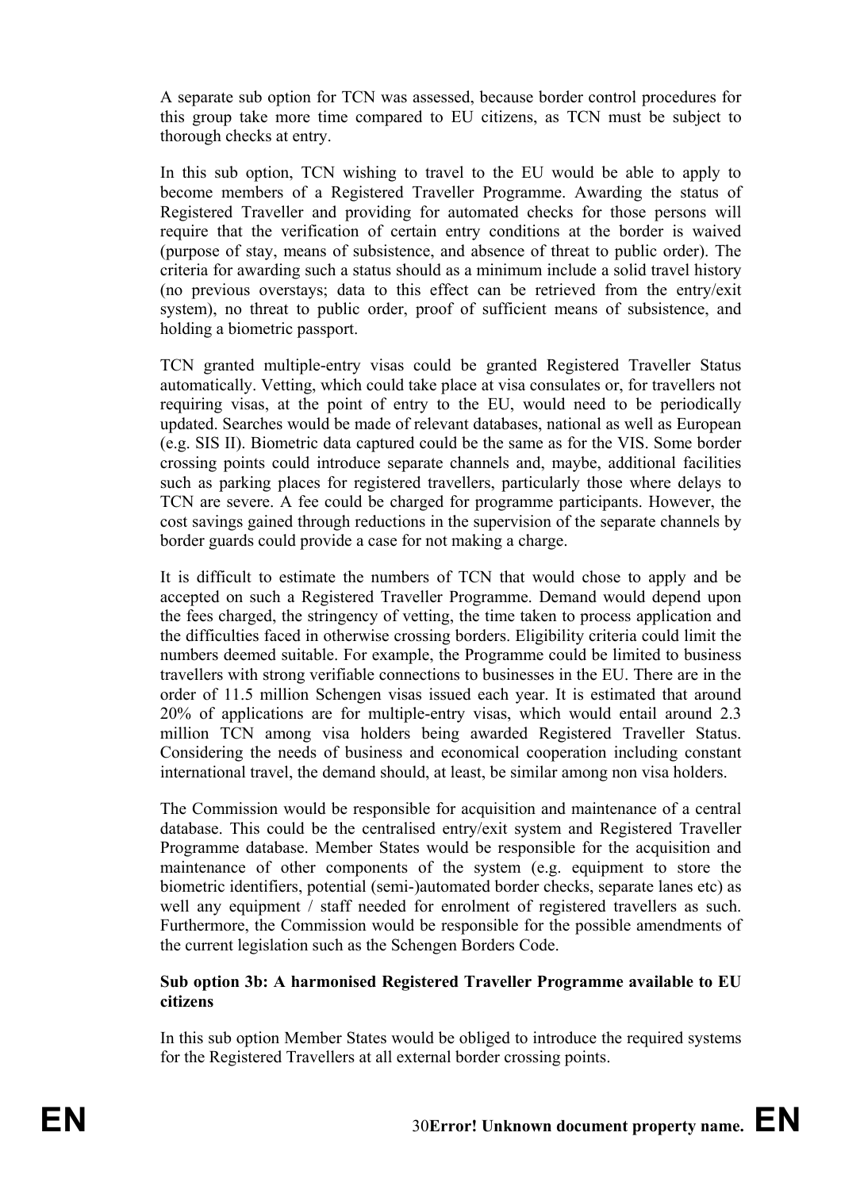A separate sub option for TCN was assessed, because border control procedures for this group take more time compared to EU citizens, as TCN must be subject to thorough checks at entry.

In this sub option, TCN wishing to travel to the EU would be able to apply to become members of a Registered Traveller Programme. Awarding the status of Registered Traveller and providing for automated checks for those persons will require that the verification of certain entry conditions at the border is waived (purpose of stay, means of subsistence, and absence of threat to public order). The criteria for awarding such a status should as a minimum include a solid travel history (no previous overstays; data to this effect can be retrieved from the entry/exit system), no threat to public order, proof of sufficient means of subsistence, and holding a biometric passport.

TCN granted multiple-entry visas could be granted Registered Traveller Status automatically. Vetting, which could take place at visa consulates or, for travellers not requiring visas, at the point of entry to the EU, would need to be periodically updated. Searches would be made of relevant databases, national as well as European (e.g. SIS II). Biometric data captured could be the same as for the VIS. Some border crossing points could introduce separate channels and, maybe, additional facilities such as parking places for registered travellers, particularly those where delays to TCN are severe. A fee could be charged for programme participants. However, the cost savings gained through reductions in the supervision of the separate channels by border guards could provide a case for not making a charge.

It is difficult to estimate the numbers of TCN that would chose to apply and be accepted on such a Registered Traveller Programme. Demand would depend upon the fees charged, the stringency of vetting, the time taken to process application and the difficulties faced in otherwise crossing borders. Eligibility criteria could limit the numbers deemed suitable. For example, the Programme could be limited to business travellers with strong verifiable connections to businesses in the EU. There are in the order of 11.5 million Schengen visas issued each year. It is estimated that around 20% of applications are for multiple-entry visas, which would entail around 2.3 million TCN among visa holders being awarded Registered Traveller Status. Considering the needs of business and economical cooperation including constant international travel, the demand should, at least, be similar among non visa holders.

The Commission would be responsible for acquisition and maintenance of a central database. This could be the centralised entry/exit system and Registered Traveller Programme database. Member States would be responsible for the acquisition and maintenance of other components of the system (e.g. equipment to store the biometric identifiers, potential (semi-)automated border checks, separate lanes etc) as well any equipment / staff needed for enrolment of registered travellers as such. Furthermore, the Commission would be responsible for the possible amendments of the current legislation such as the Schengen Borders Code.

**Sub option 3b: A harmonised Registered Traveller Programme available to EU citizens**

In this sub option Member States would be obliged to introduce the required systems for the Registered Travellers at all external border crossing points.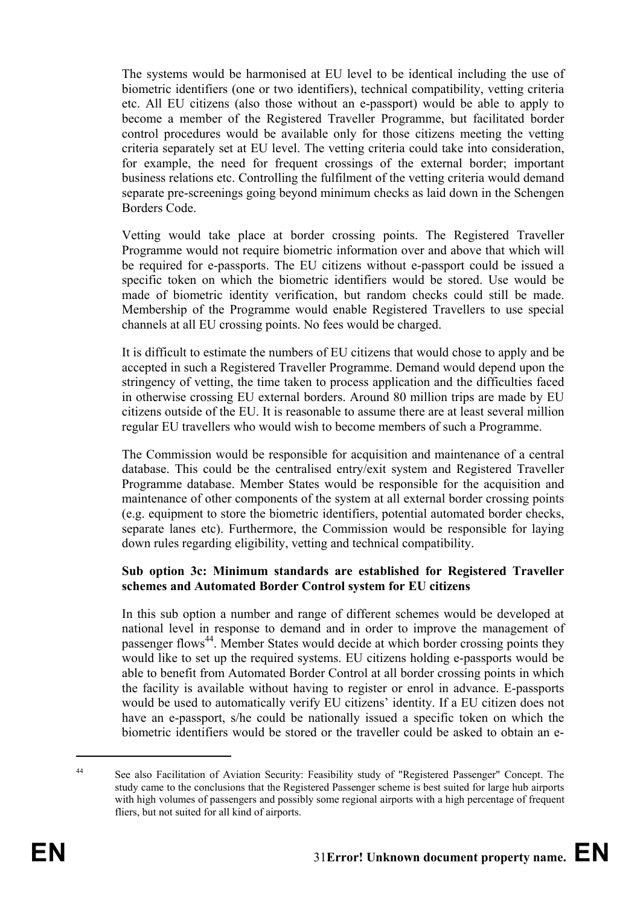The systems would be harmonised at EU level to be identical including the use of biometric identifiers (one or two identifiers), technical compatibility, vetting criteria etc. All EU citizens (also those without an e-passport) would be able to apply to become a member of the Registered Traveller Programme, but facilitated border control procedures would be available only for those citizens meeting the vetting criteria separately set at EU level. The vetting criteria could take into consideration, for example, the need for frequent crossings of the external border; important business relations etc. Controlling the fulfilment of the vetting criteria would demand separate pre-screenings going beyond minimum checks as laid down in the Schengen Borders Code.

Vetting would take place at border crossing points. The Registered Traveller Programme would not require biometric information over and above that which will be required for e-passports. The EU citizens without e-passport could be issued a specific token on which the biometric identifiers would be stored. Use would be made of biometric identity verification, but random checks could still be made. Membership of the Programme would enable Registered Travellers to use special channels at all EU crossing points. No fees would be charged.

It is difficult to estimate the numbers of EU citizens that would chose to apply and be accepted in such a Registered Traveller Programme. Demand would depend upon the stringency of vetting, the time taken to process application and the difficulties faced in otherwise crossing EU external borders. Around 80 million trips are made by EU citizens outside of the EU. It is reasonable to assume there are at least several million regular EU travellers who would wish to become members of such a Programme.

The Commission would be responsible for acquisition and maintenance of a central database. This could be the centralised entry/exit system and Registered Traveller Programme database. Member States would be responsible for the acquisition and maintenance of other components of the system at all external border crossing points (e.g. equipment to store the biometric identifiers, potential automated border checks, separate lanes etc). Furthermore, the Commission would be responsible for laying down rules regarding eligibility, vetting and technical compatibility.

**Sub option 3c: Minimum standards are established for Registered Traveller schemes and Automated Border Control system for EU citizens**

In this sub option a number and range of different schemes would be developed at national level in response to demand and in order to improve the management of passenger flows[44]. Member States would decide at which border crossing points they would like to set up the required systems. EU citizens holding e-passports would be able to benefit from Automated Border Control at all border crossing points in which the facility is available without having to register or enrol in advance. E-passports would be used to automatically verify EU citizens' identity. If a EU citizen does not have an e-passport, s/he could be nationally issued a specific token on which the biometric identifiers would be stored or the traveller could be asked to obtain an e-

---

[44] See also Facilitation of Aviation Security: Feasibility study of "Registered Passenger" Concept. The study came to the conclusions that the Registered Passenger scheme is best suited for large hub airports with high volumes of passengers and possibly some regional airports with a high percentage of frequent fliers, but not suited for all kind of airports.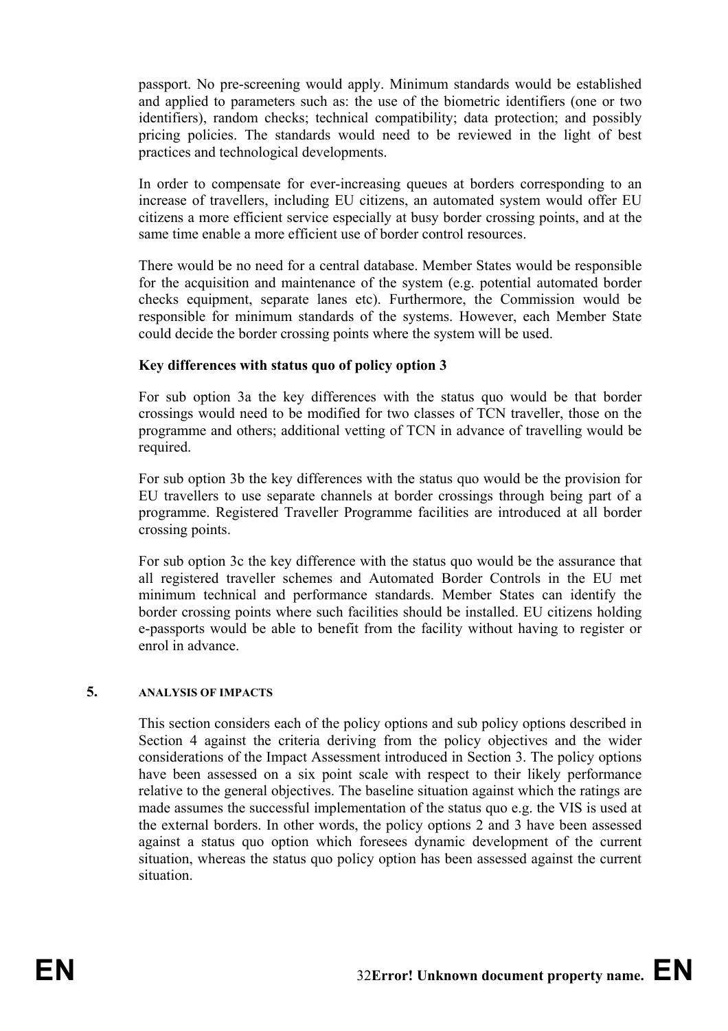passport. No pre-screening would apply. Minimum standards would be established and applied to parameters such as: the use of the biometric identifiers (one or two identifiers), random checks; technical compatibility; data protection; and possibly pricing policies. The standards would need to be reviewed in the light of best practices and technological developments.

In order to compensate for ever-increasing queues at borders corresponding to an increase of travellers, including EU citizens, an automated system would offer EU citizens a more efficient service especially at busy border crossing points, and at the same time enable a more efficient use of border control resources.

There would be no need for a central database. Member States would be responsible for the acquisition and maintenance of the system (e.g. potential automated border checks equipment, separate lanes etc). Furthermore, the Commission would be responsible for minimum standards of the systems. However, each Member State could decide the border crossing points where the system will be used.

**Key differences with status quo of policy option 3**

For sub option 3a the key differences with the status quo would be that border crossings would need to be modified for two classes of TCN traveller, those on the programme and others; additional vetting of TCN in advance of travelling would be required.

For sub option 3b the key differences with the status quo would be the provision for EU travellers to use separate channels at border crossings through being part of a programme. Registered Traveller Programme facilities are introduced at all border crossing points.

For sub option 3c the key difference with the status quo would be the assurance that all registered traveller schemes and Automated Border Controls in the EU met minimum technical and performance standards. Member States can identify the border crossing points where such facilities should be installed. EU citizens holding e-passports would be able to benefit from the facility without having to register or enrol in advance.

## 5. ANALYSIS OF IMPACTS

This section considers each of the policy options and sub policy options described in Section 4 against the criteria deriving from the policy objectives and the wider considerations of the Impact Assessment introduced in Section 3. The policy options have been assessed on a six point scale with respect to their likely performance relative to the general objectives. The baseline situation against which the ratings are made assumes the successful implementation of the status quo e.g. the VIS is used at the external borders. In other words, the policy options 2 and 3 have been assessed against a status quo option which foresees dynamic development of the current situation, whereas the status quo policy option has been assessed against the current situation.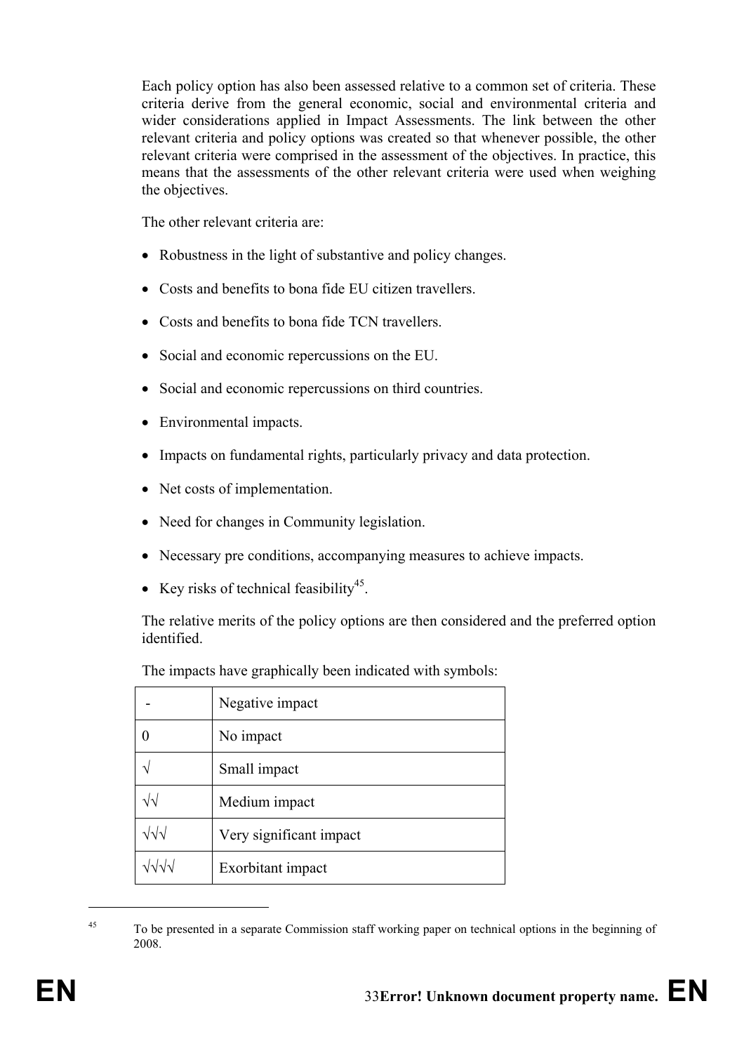Each policy option has also been assessed relative to a common set of criteria. These criteria derive from the general economic, social and environmental criteria and wider considerations applied in Impact Assessments. The link between the other relevant criteria and policy options was created so that whenever possible, the other relevant criteria were comprised in the assessment of the objectives. In practice, this means that the assessments of the other relevant criteria were used when weighing the objectives.

The other relevant criteria are:

- Robustness in the light of substantive and policy changes.
- Costs and benefits to bona fide EU citizen travellers.
- Costs and benefits to bona fide TCN travellers.
- Social and economic repercussions on the EU.
- Social and economic repercussions on third countries.
- Environmental impacts.
- Impacts on fundamental rights, particularly privacy and data protection.
- Net costs of implementation.
- Need for changes in Community legislation.
- Necessary pre conditions, accompanying measures to achieve impacts.
- Key risks of technical feasibility[45].

The relative merits of the policy options are then considered and the preferred option identified.

The impacts have graphically been indicated with symbols:

| Symbol | Meaning |
|---|---|
| - | Negative impact |
| 0 | No impact |
| √ | Small impact |
| √√ | Medium impact |
| √√√ | Very significant impact |
| √√√√ | Exorbitant impact |

[45] To be presented in a separate Commission staff working paper on technical options in the beginning of 2008.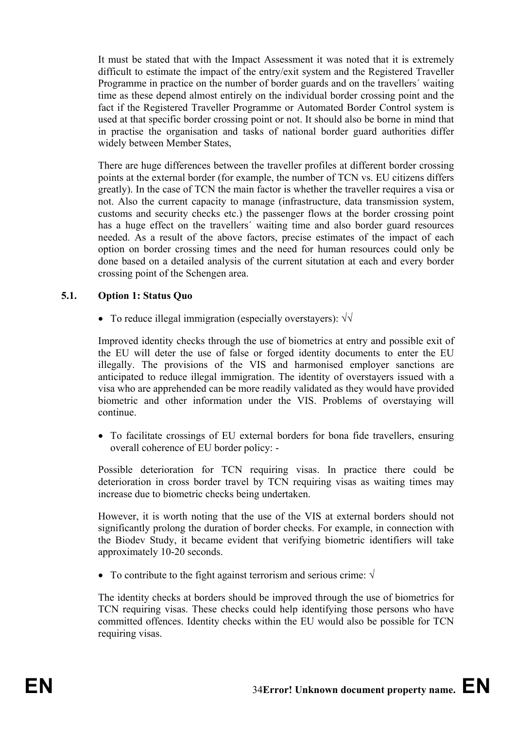It must be stated that with the Impact Assessment it was noted that it is extremely difficult to estimate the impact of the entry/exit system and the Registered Traveller Programme in practice on the number of border guards and on the travellers´ waiting time as these depend almost entirely on the individual border crossing point and the fact if the Registered Traveller Programme or Automated Border Control system is used at that specific border crossing point or not. It should also be borne in mind that in practise the organisation and tasks of national border guard authorities differ widely between Member States,

There are huge differences between the traveller profiles at different border crossing points at the external border (for example, the number of TCN vs. EU citizens differs greatly). In the case of TCN the main factor is whether the traveller requires a visa or not. Also the current capacity to manage (infrastructure, data transmission system, customs and security checks etc.) the passenger flows at the border crossing point has a huge effect on the travellers´ waiting time and also border guard resources needed. As a result of the above factors, precise estimates of the impact of each option on border crossing times and the need for human resources could only be done based on a detailed analysis of the current situtation at each and every border crossing point of the Schengen area.

### 5.1. Option 1: Status Quo

- To reduce illegal immigration (especially overstayers): √√

Improved identity checks through the use of biometrics at entry and possible exit of the EU will deter the use of false or forged identity documents to enter the EU illegally. The provisions of the VIS and harmonised employer sanctions are anticipated to reduce illegal immigration. The identity of overstayers issued with a visa who are apprehended can be more readily validated as they would have provided biometric and other information under the VIS. Problems of overstaying will continue.

- To facilitate crossings of EU external borders for bona fide travellers, ensuring overall coherence of EU border policy: -

Possible deterioration for TCN requiring visas. In practice there could be deterioration in cross border travel by TCN requiring visas as waiting times may increase due to biometric checks being undertaken.

However, it is worth noting that the use of the VIS at external borders should not significantly prolong the duration of border checks. For example, in connection with the Biodev Study, it became evident that verifying biometric identifiers will take approximately 10-20 seconds.

- To contribute to the fight against terrorism and serious crime: √

The identity checks at borders should be improved through the use of biometrics for TCN requiring visas. These checks could help identifying those persons who have committed offences. Identity checks within the EU would also be possible for TCN requiring visas.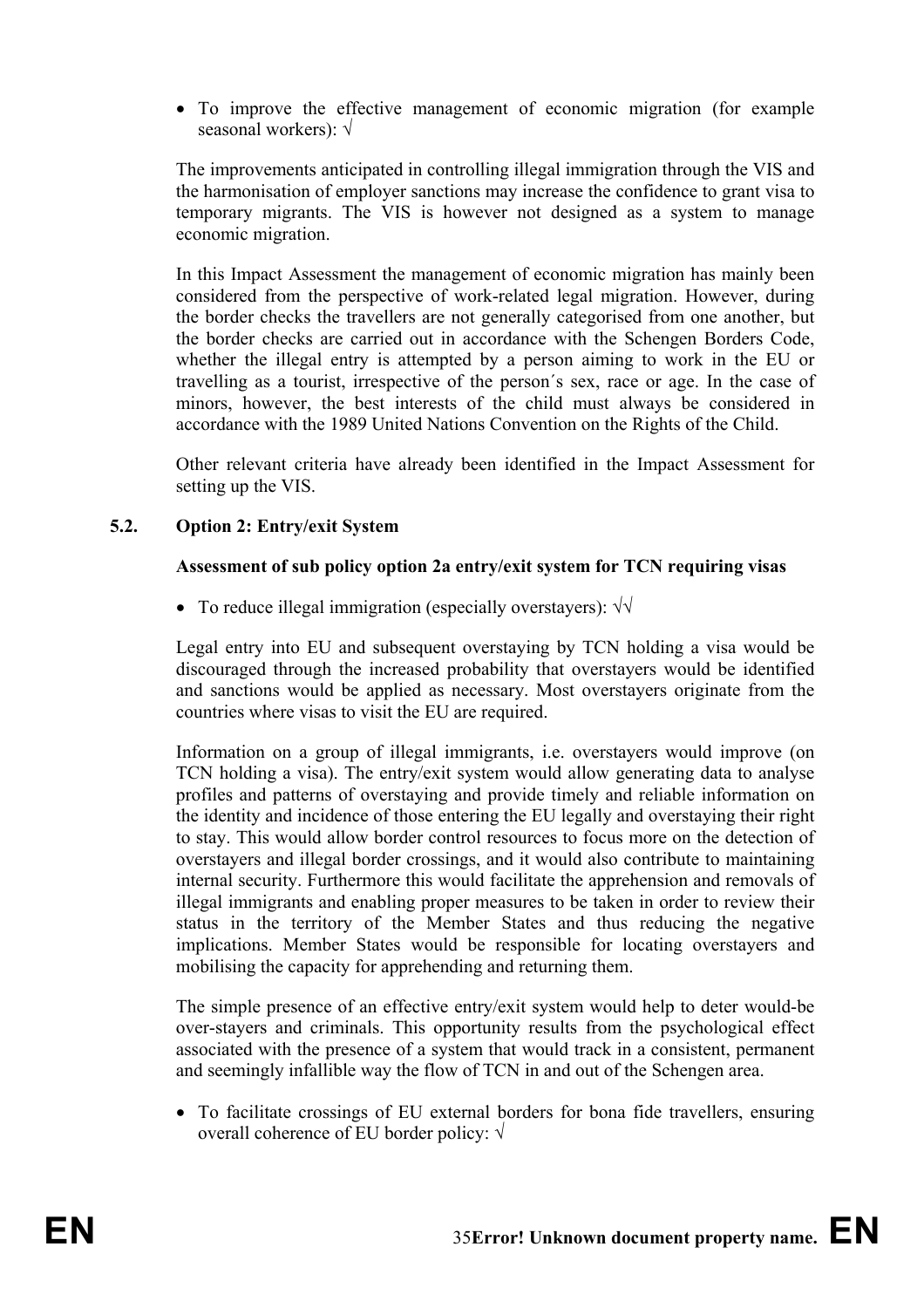- To improve the effective management of economic migration (for example seasonal workers): √

The improvements anticipated in controlling illegal immigration through the VIS and the harmonisation of employer sanctions may increase the confidence to grant visa to temporary migrants. The VIS is however not designed as a system to manage economic migration.

In this Impact Assessment the management of economic migration has mainly been considered from the perspective of work-related legal migration. However, during the border checks the travellers are not generally categorised from one another, but the border checks are carried out in accordance with the Schengen Borders Code, whether the illegal entry is attempted by a person aiming to work in the EU or travelling as a tourist, irrespective of the person´s sex, race or age. In the case of minors, however, the best interests of the child must always be considered in accordance with the 1989 United Nations Convention on the Rights of the Child.

Other relevant criteria have already been identified in the Impact Assessment for setting up the VIS.

### 5.2. Option 2: Entry/exit System

**Assessment of sub policy option 2a entry/exit system for TCN requiring visas**

- To reduce illegal immigration (especially overstayers): √√

Legal entry into EU and subsequent overstaying by TCN holding a visa would be discouraged through the increased probability that overstayers would be identified and sanctions would be applied as necessary. Most overstayers originate from the countries where visas to visit the EU are required.

Information on a group of illegal immigrants, i.e. overstayers would improve (on TCN holding a visa). The entry/exit system would allow generating data to analyse profiles and patterns of overstaying and provide timely and reliable information on the identity and incidence of those entering the EU legally and overstaying their right to stay. This would allow border control resources to focus more on the detection of overstayers and illegal border crossings, and it would also contribute to maintaining internal security. Furthermore this would facilitate the apprehension and removals of illegal immigrants and enabling proper measures to be taken in order to review their status in the territory of the Member States and thus reducing the negative implications. Member States would be responsible for locating overstayers and mobilising the capacity for apprehending and returning them.

The simple presence of an effective entry/exit system would help to deter would-be over-stayers and criminals. This opportunity results from the psychological effect associated with the presence of a system that would track in a consistent, permanent and seemingly infallible way the flow of TCN in and out of the Schengen area.

- To facilitate crossings of EU external borders for bona fide travellers, ensuring overall coherence of EU border policy: √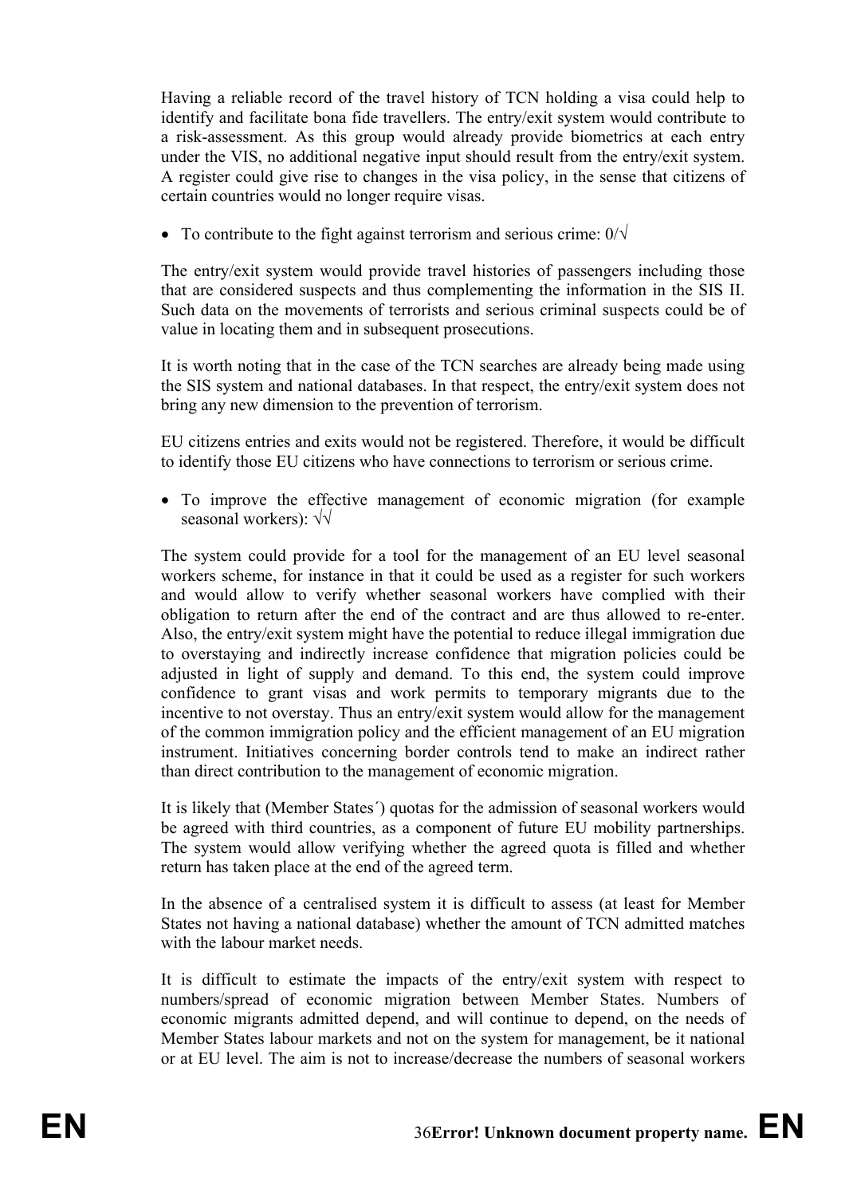Having a reliable record of the travel history of TCN holding a visa could help to identify and facilitate bona fide travellers. The entry/exit system would contribute to a risk-assessment. As this group would already provide biometrics at each entry under the VIS, no additional negative input should result from the entry/exit system. A register could give rise to changes in the visa policy, in the sense that citizens of certain countries would no longer require visas.

- To contribute to the fight against terrorism and serious crime: 0/√

The entry/exit system would provide travel histories of passengers including those that are considered suspects and thus complementing the information in the SIS II. Such data on the movements of terrorists and serious criminal suspects could be of value in locating them and in subsequent prosecutions.

It is worth noting that in the case of the TCN searches are already being made using the SIS system and national databases. In that respect, the entry/exit system does not bring any new dimension to the prevention of terrorism.

EU citizens entries and exits would not be registered. Therefore, it would be difficult to identify those EU citizens who have connections to terrorism or serious crime.

- To improve the effective management of economic migration (for example seasonal workers): √√

The system could provide for a tool for the management of an EU level seasonal workers scheme, for instance in that it could be used as a register for such workers and would allow to verify whether seasonal workers have complied with their obligation to return after the end of the contract and are thus allowed to re-enter. Also, the entry/exit system might have the potential to reduce illegal immigration due to overstaying and indirectly increase confidence that migration policies could be adjusted in light of supply and demand. To this end, the system could improve confidence to grant visas and work permits to temporary migrants due to the incentive to not overstay. Thus an entry/exit system would allow for the management of the common immigration policy and the efficient management of an EU migration instrument. Initiatives concerning border controls tend to make an indirect rather than direct contribution to the management of economic migration.

It is likely that (Member States´) quotas for the admission of seasonal workers would be agreed with third countries, as a component of future EU mobility partnerships. The system would allow verifying whether the agreed quota is filled and whether return has taken place at the end of the agreed term.

In the absence of a centralised system it is difficult to assess (at least for Member States not having a national database) whether the amount of TCN admitted matches with the labour market needs.

It is difficult to estimate the impacts of the entry/exit system with respect to numbers/spread of economic migration between Member States. Numbers of economic migrants admitted depend, and will continue to depend, on the needs of Member States labour markets and not on the system for management, be it national or at EU level. The aim is not to increase/decrease the numbers of seasonal workers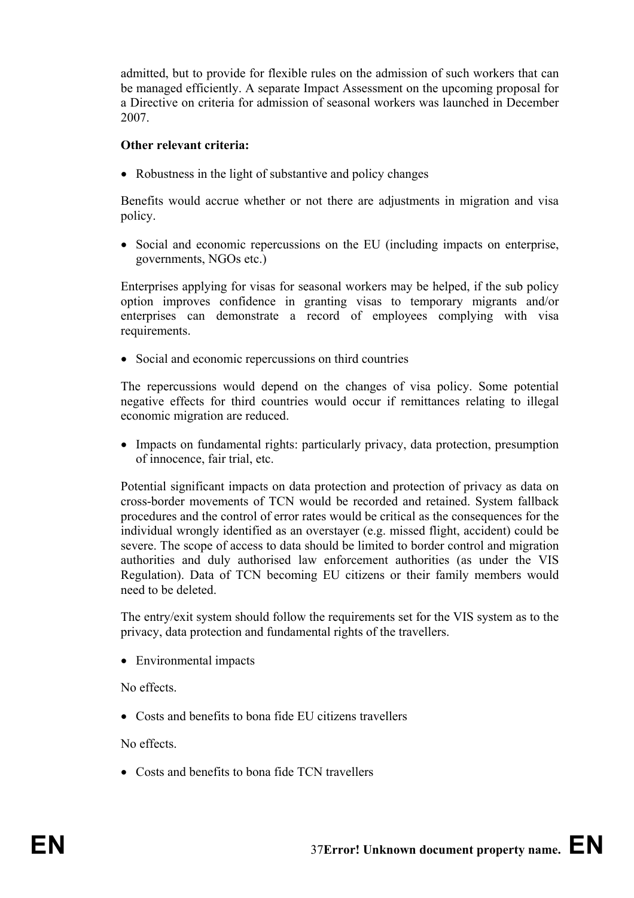admitted, but to provide for flexible rules on the admission of such workers that can be managed efficiently. A separate Impact Assessment on the upcoming proposal for a Directive on criteria for admission of seasonal workers was launched in December 2007.

**Other relevant criteria:**

- Robustness in the light of substantive and policy changes

Benefits would accrue whether or not there are adjustments in migration and visa policy.

- Social and economic repercussions on the EU (including impacts on enterprise, governments, NGOs etc.)

Enterprises applying for visas for seasonal workers may be helped, if the sub policy option improves confidence in granting visas to temporary migrants and/or enterprises can demonstrate a record of employees complying with visa requirements.

- Social and economic repercussions on third countries

The repercussions would depend on the changes of visa policy. Some potential negative effects for third countries would occur if remittances relating to illegal economic migration are reduced.

- Impacts on fundamental rights: particularly privacy, data protection, presumption of innocence, fair trial, etc.

Potential significant impacts on data protection and protection of privacy as data on cross-border movements of TCN would be recorded and retained. System fallback procedures and the control of error rates would be critical as the consequences for the individual wrongly identified as an overstayer (e.g. missed flight, accident) could be severe. The scope of access to data should be limited to border control and migration authorities and duly authorised law enforcement authorities (as under the VIS Regulation). Data of TCN becoming EU citizens or their family members would need to be deleted.

The entry/exit system should follow the requirements set for the VIS system as to the privacy, data protection and fundamental rights of the travellers.

- Environmental impacts

No effects.

- Costs and benefits to bona fide EU citizens travellers

No effects.

- Costs and benefits to bona fide TCN travellers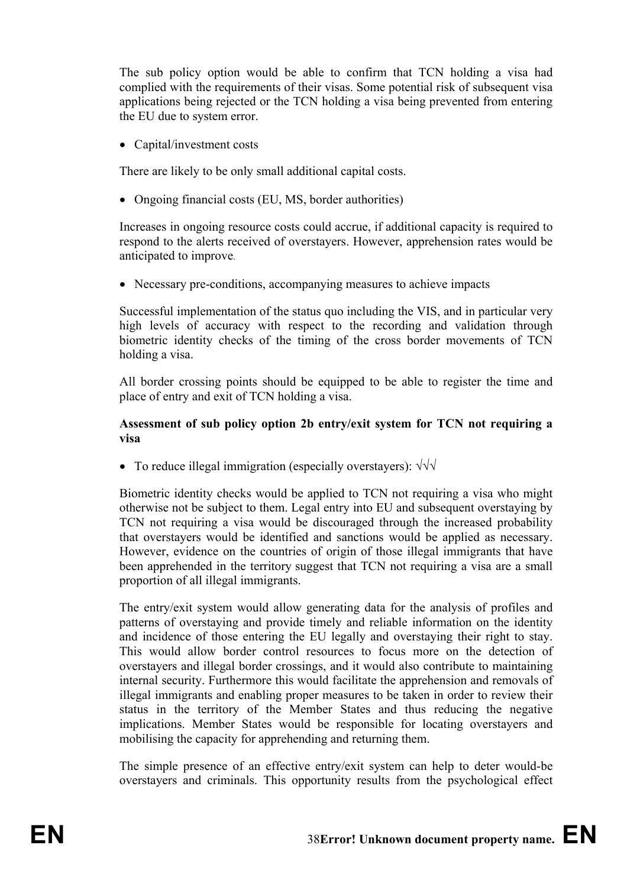The sub policy option would be able to confirm that TCN holding a visa had complied with the requirements of their visas. Some potential risk of subsequent visa applications being rejected or the TCN holding a visa being prevented from entering the EU due to system error.

- Capital/investment costs

There are likely to be only small additional capital costs.

- Ongoing financial costs (EU, MS, border authorities)

Increases in ongoing resource costs could accrue, if additional capacity is required to respond to the alerts received of overstayers. However, apprehension rates would be anticipated to improve.

- Necessary pre-conditions, accompanying measures to achieve impacts

Successful implementation of the status quo including the VIS, and in particular very high levels of accuracy with respect to the recording and validation through biometric identity checks of the timing of the cross border movements of TCN holding a visa.

All border crossing points should be equipped to be able to register the time and place of entry and exit of TCN holding a visa.

**Assessment of sub policy option 2b entry/exit system for TCN not requiring a visa**

- To reduce illegal immigration (especially overstayers): √√√

Biometric identity checks would be applied to TCN not requiring a visa who might otherwise not be subject to them. Legal entry into EU and subsequent overstaying by TCN not requiring a visa would be discouraged through the increased probability that overstayers would be identified and sanctions would be applied as necessary. However, evidence on the countries of origin of those illegal immigrants that have been apprehended in the territory suggest that TCN not requiring a visa are a small proportion of all illegal immigrants.

The entry/exit system would allow generating data for the analysis of profiles and patterns of overstaying and provide timely and reliable information on the identity and incidence of those entering the EU legally and overstaying their right to stay. This would allow border control resources to focus more on the detection of overstayers and illegal border crossings, and it would also contribute to maintaining internal security. Furthermore this would facilitate the apprehension and removals of illegal immigrants and enabling proper measures to be taken in order to review their status in the territory of the Member States and thus reducing the negative implications. Member States would be responsible for locating overstayers and mobilising the capacity for apprehending and returning them.

The simple presence of an effective entry/exit system can help to deter would-be overstayers and criminals. This opportunity results from the psychological effect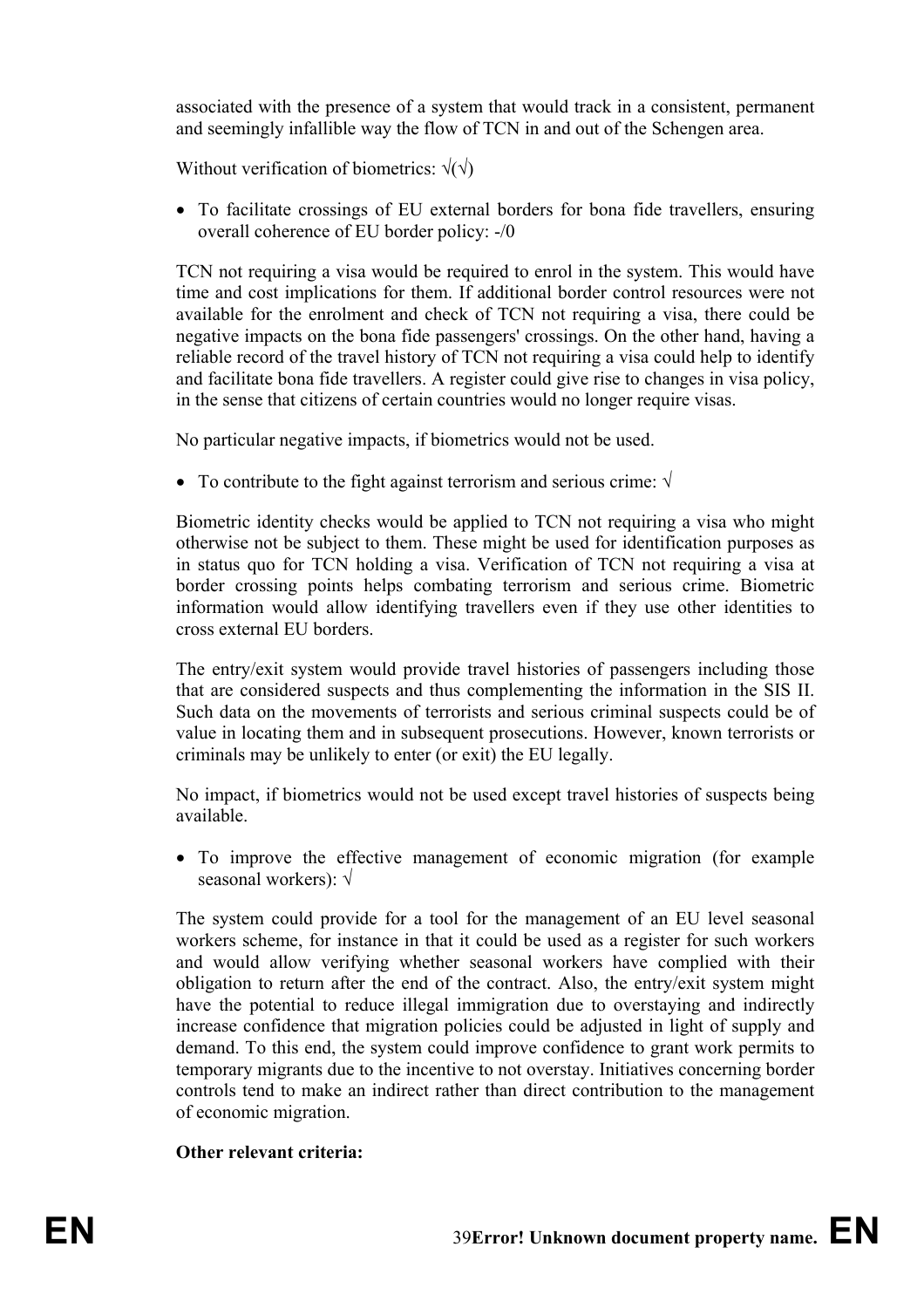associated with the presence of a system that would track in a consistent, permanent and seemingly infallible way the flow of TCN in and out of the Schengen area.

Without verification of biometrics: √(√)

- To facilitate crossings of EU external borders for bona fide travellers, ensuring overall coherence of EU border policy: -/0

TCN not requiring a visa would be required to enrol in the system. This would have time and cost implications for them. If additional border control resources were not available for the enrolment and check of TCN not requiring a visa, there could be negative impacts on the bona fide passengers' crossings. On the other hand, having a reliable record of the travel history of TCN not requiring a visa could help to identify and facilitate bona fide travellers. A register could give rise to changes in visa policy, in the sense that citizens of certain countries would no longer require visas.

No particular negative impacts, if biometrics would not be used.

- To contribute to the fight against terrorism and serious crime: √

Biometric identity checks would be applied to TCN not requiring a visa who might otherwise not be subject to them. These might be used for identification purposes as in status quo for TCN holding a visa. Verification of TCN not requiring a visa at border crossing points helps combating terrorism and serious crime. Biometric information would allow identifying travellers even if they use other identities to cross external EU borders.

The entry/exit system would provide travel histories of passengers including those that are considered suspects and thus complementing the information in the SIS II. Such data on the movements of terrorists and serious criminal suspects could be of value in locating them and in subsequent prosecutions. However, known terrorists or criminals may be unlikely to enter (or exit) the EU legally.

No impact, if biometrics would not be used except travel histories of suspects being available.

- To improve the effective management of economic migration (for example seasonal workers): √

The system could provide for a tool for the management of an EU level seasonal workers scheme, for instance in that it could be used as a register for such workers and would allow verifying whether seasonal workers have complied with their obligation to return after the end of the contract. Also, the entry/exit system might have the potential to reduce illegal immigration due to overstaying and indirectly increase confidence that migration policies could be adjusted in light of supply and demand. To this end, the system could improve confidence to grant work permits to temporary migrants due to the incentive to not overstay. Initiatives concerning border controls tend to make an indirect rather than direct contribution to the management of economic migration.

**Other relevant criteria:**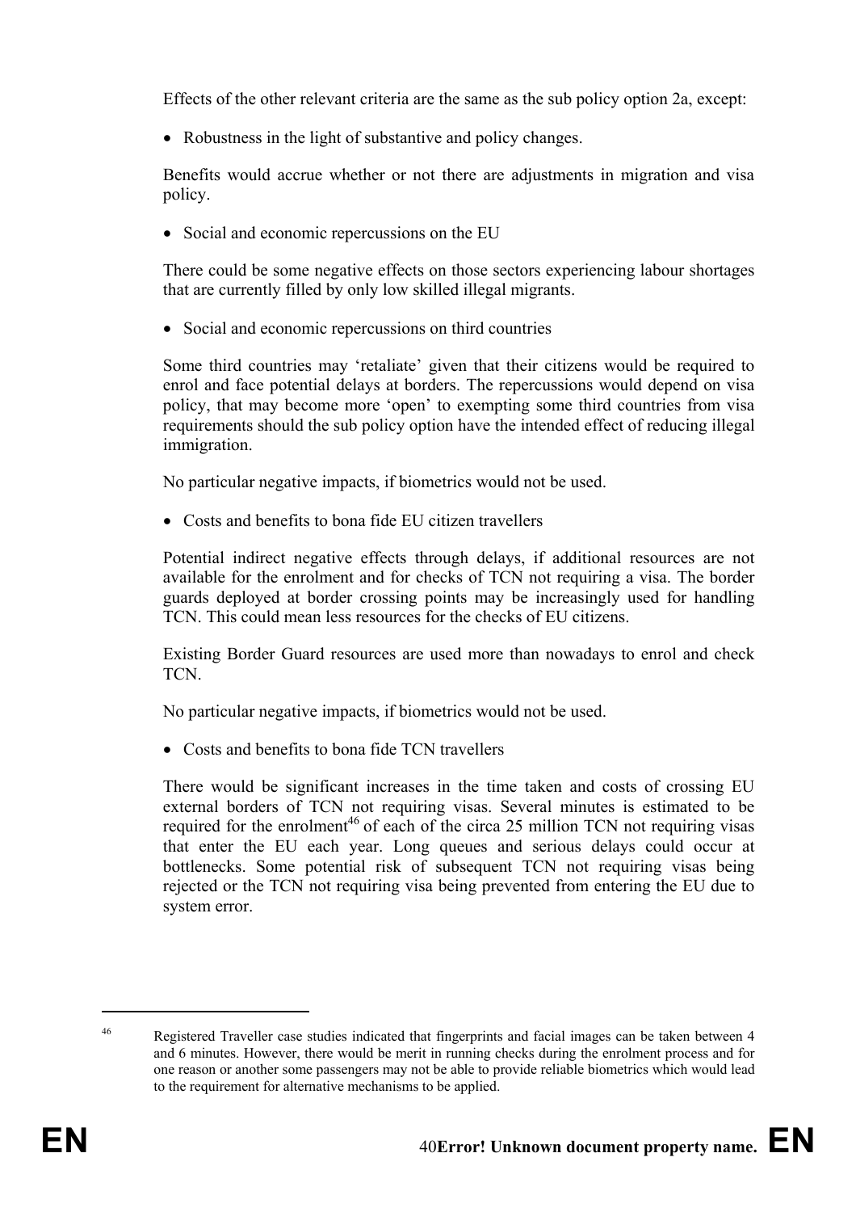Effects of the other relevant criteria are the same as the sub policy option 2a, except:

- Robustness in the light of substantive and policy changes.

Benefits would accrue whether or not there are adjustments in migration and visa policy.

- Social and economic repercussions on the EU

There could be some negative effects on those sectors experiencing labour shortages that are currently filled by only low skilled illegal migrants.

- Social and economic repercussions on third countries

Some third countries may 'retaliate' given that their citizens would be required to enrol and face potential delays at borders. The repercussions would depend on visa policy, that may become more 'open' to exempting some third countries from visa requirements should the sub policy option have the intended effect of reducing illegal immigration.

No particular negative impacts, if biometrics would not be used.

- Costs and benefits to bona fide EU citizen travellers

Potential indirect negative effects through delays, if additional resources are not available for the enrolment and for checks of TCN not requiring a visa. The border guards deployed at border crossing points may be increasingly used for handling TCN. This could mean less resources for the checks of EU citizens.

Existing Border Guard resources are used more than nowadays to enrol and check TCN.

No particular negative impacts, if biometrics would not be used.

- Costs and benefits to bona fide TCN travellers

There would be significant increases in the time taken and costs of crossing EU external borders of TCN not requiring visas. Several minutes is estimated to be required for the enrolment[46] of each of the circa 25 million TCN not requiring visas that enter the EU each year. Long queues and serious delays could occur at bottlenecks. Some potential risk of subsequent TCN not requiring visas being rejected or the TCN not requiring visa being prevented from entering the EU due to system error.

---

[46] Registered Traveller case studies indicated that fingerprints and facial images can be taken between 4 and 6 minutes. However, there would be merit in running checks during the enrolment process and for one reason or another some passengers may not be able to provide reliable biometrics which would lead to the requirement for alternative mechanisms to be applied.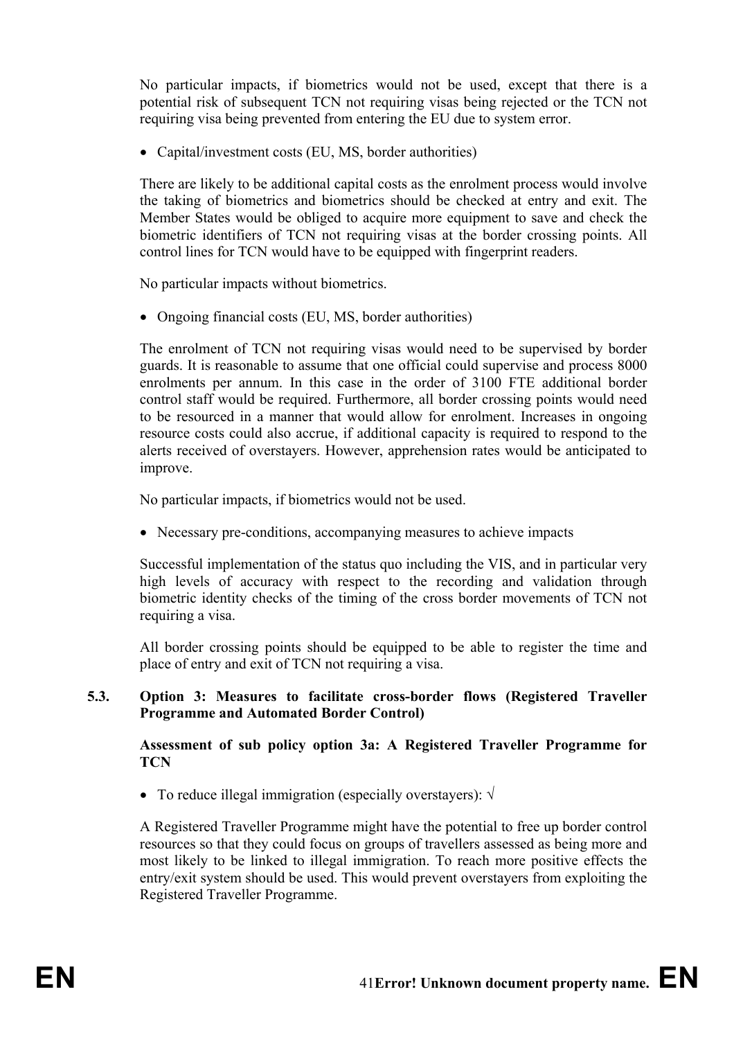No particular impacts, if biometrics would not be used, except that there is a potential risk of subsequent TCN not requiring visas being rejected or the TCN not requiring visa being prevented from entering the EU due to system error.

- Capital/investment costs (EU, MS, border authorities)

There are likely to be additional capital costs as the enrolment process would involve the taking of biometrics and biometrics should be checked at entry and exit. The Member States would be obliged to acquire more equipment to save and check the biometric identifiers of TCN not requiring visas at the border crossing points. All control lines for TCN would have to be equipped with fingerprint readers.

No particular impacts without biometrics.

- Ongoing financial costs (EU, MS, border authorities)

The enrolment of TCN not requiring visas would need to be supervised by border guards. It is reasonable to assume that one official could supervise and process 8000 enrolments per annum. In this case in the order of 3100 FTE additional border control staff would be required. Furthermore, all border crossing points would need to be resourced in a manner that would allow for enrolment. Increases in ongoing resource costs could also accrue, if additional capacity is required to respond to the alerts received of overstayers. However, apprehension rates would be anticipated to improve.

No particular impacts, if biometrics would not be used.

- Necessary pre-conditions, accompanying measures to achieve impacts

Successful implementation of the status quo including the VIS, and in particular very high levels of accuracy with respect to the recording and validation through biometric identity checks of the timing of the cross border movements of TCN not requiring a visa.

All border crossing points should be equipped to be able to register the time and place of entry and exit of TCN not requiring a visa.

### 5.3. Option 3: Measures to facilitate cross-border flows (Registered Traveller Programme and Automated Border Control)

**Assessment of sub policy option 3a: A Registered Traveller Programme for TCN**

- To reduce illegal immigration (especially overstayers): √

A Registered Traveller Programme might have the potential to free up border control resources so that they could focus on groups of travellers assessed as being more and most likely to be linked to illegal immigration. To reach more positive effects the entry/exit system should be used. This would prevent overstayers from exploiting the Registered Traveller Programme.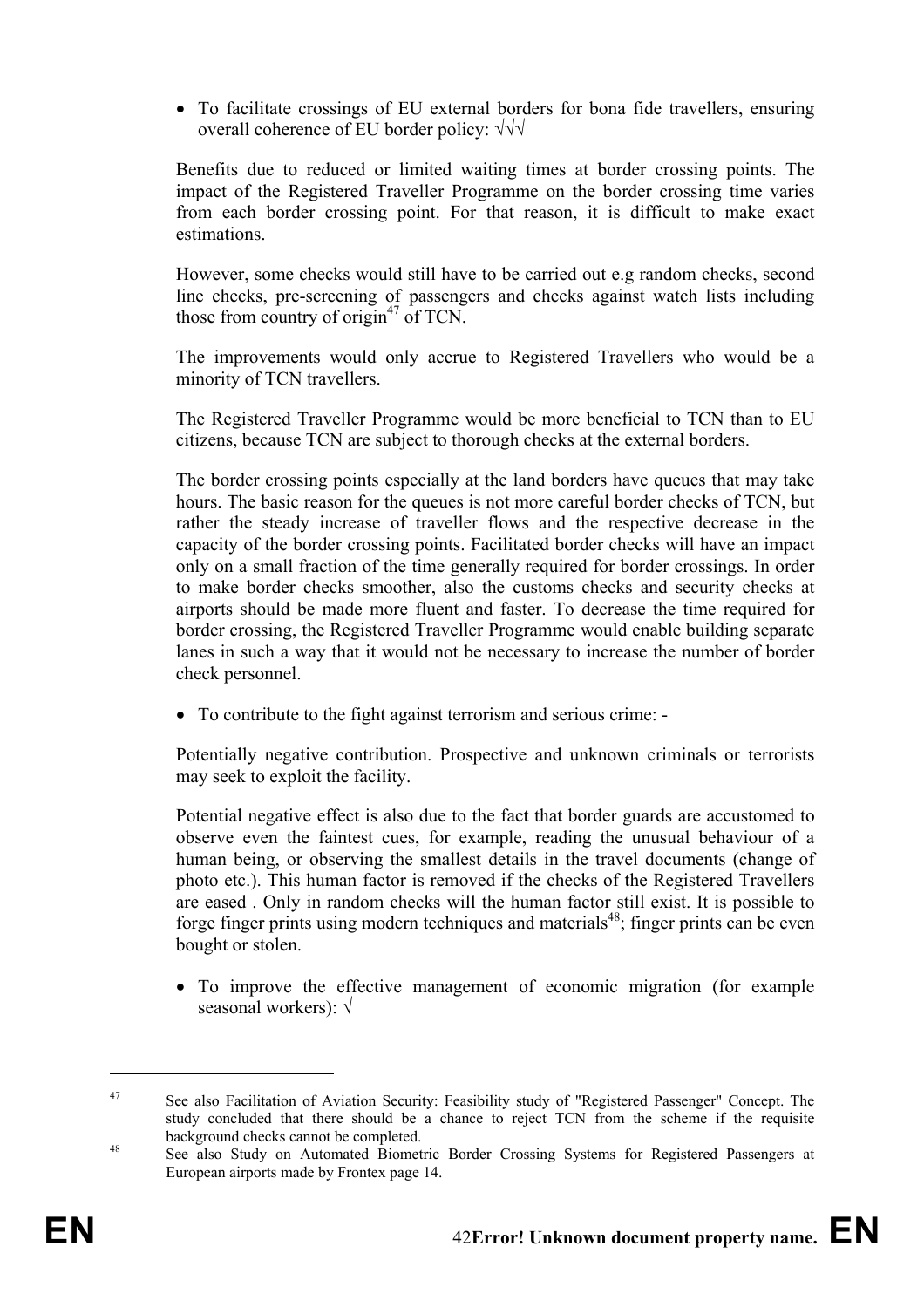- To facilitate crossings of EU external borders for bona fide travellers, ensuring overall coherence of EU border policy: √√√

Benefits due to reduced or limited waiting times at border crossing points. The impact of the Registered Traveller Programme on the border crossing time varies from each border crossing point. For that reason, it is difficult to make exact estimations.

However, some checks would still have to be carried out e.g random checks, second line checks, pre-screening of passengers and checks against watch lists including those from country of origin[47] of TCN.

The improvements would only accrue to Registered Travellers who would be a minority of TCN travellers.

The Registered Traveller Programme would be more beneficial to TCN than to EU citizens, because TCN are subject to thorough checks at the external borders.

The border crossing points especially at the land borders have queues that may take hours. The basic reason for the queues is not more careful border checks of TCN, but rather the steady increase of traveller flows and the respective decrease in the capacity of the border crossing points. Facilitated border checks will have an impact only on a small fraction of the time generally required for border crossings. In order to make border checks smoother, also the customs checks and security checks at airports should be made more fluent and faster. To decrease the time required for border crossing, the Registered Traveller Programme would enable building separate lanes in such a way that it would not be necessary to increase the number of border check personnel.

- To contribute to the fight against terrorism and serious crime: -

Potentially negative contribution. Prospective and unknown criminals or terrorists may seek to exploit the facility.

Potential negative effect is also due to the fact that border guards are accustomed to observe even the faintest cues, for example, reading the unusual behaviour of a human being, or observing the smallest details in the travel documents (change of photo etc.). This human factor is removed if the checks of the Registered Travellers are eased . Only in random checks will the human factor still exist. It is possible to forge finger prints using modern techniques and materials[48]; finger prints can be even bought or stolen.

- To improve the effective management of economic migration (for example seasonal workers): √

---

[47] See also Facilitation of Aviation Security: Feasibility study of "Registered Passenger" Concept. The study concluded that there should be a chance to reject TCN from the scheme if the requisite background checks cannot be completed.

[48] See also Study on Automated Biometric Border Crossing Systems for Registered Passengers at European airports made by Frontex page 14.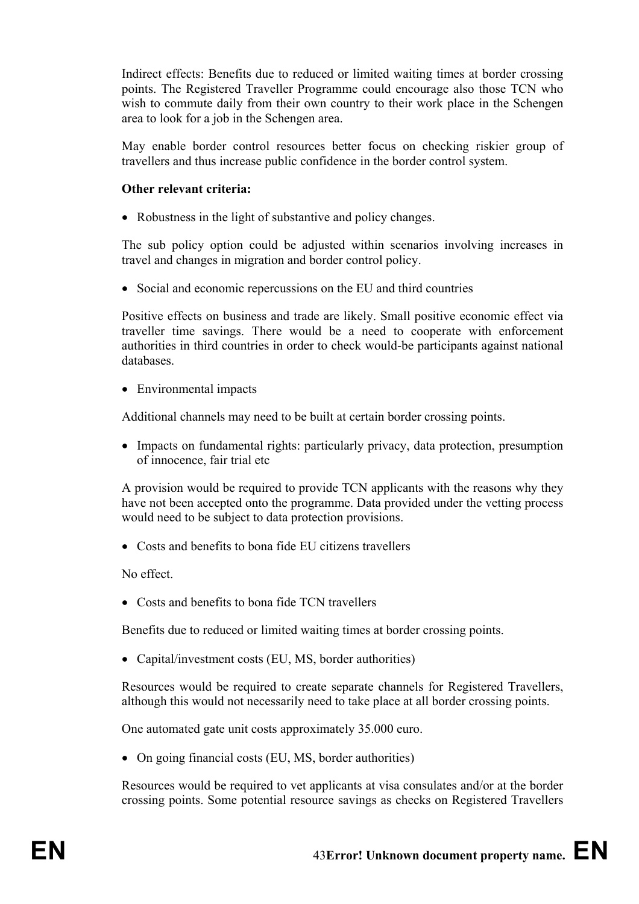Indirect effects: Benefits due to reduced or limited waiting times at border crossing points. The Registered Traveller Programme could encourage also those TCN who wish to commute daily from their own country to their work place in the Schengen area to look for a job in the Schengen area.

May enable border control resources better focus on checking riskier group of travellers and thus increase public confidence in the border control system.

**Other relevant criteria:**

- Robustness in the light of substantive and policy changes.

The sub policy option could be adjusted within scenarios involving increases in travel and changes in migration and border control policy.

- Social and economic repercussions on the EU and third countries

Positive effects on business and trade are likely. Small positive economic effect via traveller time savings. There would be a need to cooperate with enforcement authorities in third countries in order to check would-be participants against national databases.

- Environmental impacts

Additional channels may need to be built at certain border crossing points.

- Impacts on fundamental rights: particularly privacy, data protection, presumption of innocence, fair trial etc

A provision would be required to provide TCN applicants with the reasons why they have not been accepted onto the programme. Data provided under the vetting process would need to be subject to data protection provisions.

- Costs and benefits to bona fide EU citizens travellers

No effect.

- Costs and benefits to bona fide TCN travellers

Benefits due to reduced or limited waiting times at border crossing points.

- Capital/investment costs (EU, MS, border authorities)

Resources would be required to create separate channels for Registered Travellers, although this would not necessarily need to take place at all border crossing points.

One automated gate unit costs approximately 35.000 euro.

- On going financial costs (EU, MS, border authorities)

Resources would be required to vet applicants at visa consulates and/or at the border crossing points. Some potential resource savings as checks on Registered Travellers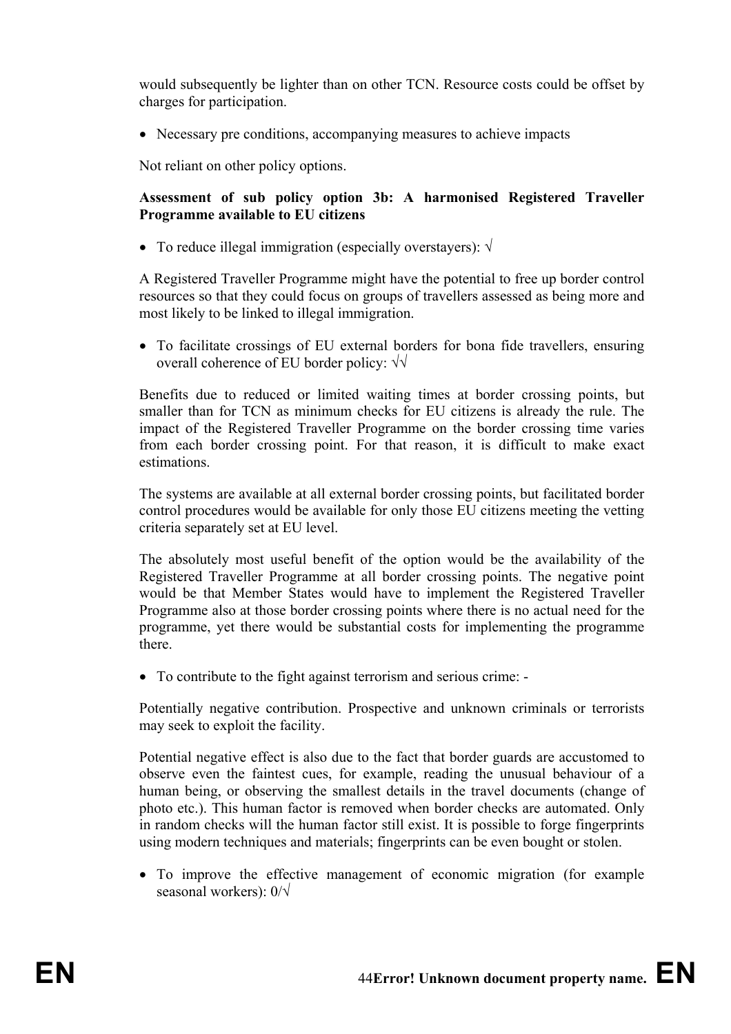would subsequently be lighter than on other TCN. Resource costs could be offset by charges for participation.

- Necessary pre conditions, accompanying measures to achieve impacts

Not reliant on other policy options.

**Assessment of sub policy option 3b: A harmonised Registered Traveller Programme available to EU citizens**

- To reduce illegal immigration (especially overstayers): √

A Registered Traveller Programme might have the potential to free up border control resources so that they could focus on groups of travellers assessed as being more and most likely to be linked to illegal immigration.

- To facilitate crossings of EU external borders for bona fide travellers, ensuring overall coherence of EU border policy: √√

Benefits due to reduced or limited waiting times at border crossing points, but smaller than for TCN as minimum checks for EU citizens is already the rule. The impact of the Registered Traveller Programme on the border crossing time varies from each border crossing point. For that reason, it is difficult to make exact estimations.

The systems are available at all external border crossing points, but facilitated border control procedures would be available for only those EU citizens meeting the vetting criteria separately set at EU level.

The absolutely most useful benefit of the option would be the availability of the Registered Traveller Programme at all border crossing points. The negative point would be that Member States would have to implement the Registered Traveller Programme also at those border crossing points where there is no actual need for the programme, yet there would be substantial costs for implementing the programme there.

- To contribute to the fight against terrorism and serious crime: -

Potentially negative contribution. Prospective and unknown criminals or terrorists may seek to exploit the facility.

Potential negative effect is also due to the fact that border guards are accustomed to observe even the faintest cues, for example, reading the unusual behaviour of a human being, or observing the smallest details in the travel documents (change of photo etc.). This human factor is removed when border checks are automated. Only in random checks will the human factor still exist. It is possible to forge fingerprints using modern techniques and materials; fingerprints can be even bought or stolen.

- To improve the effective management of economic migration (for example seasonal workers): 0/√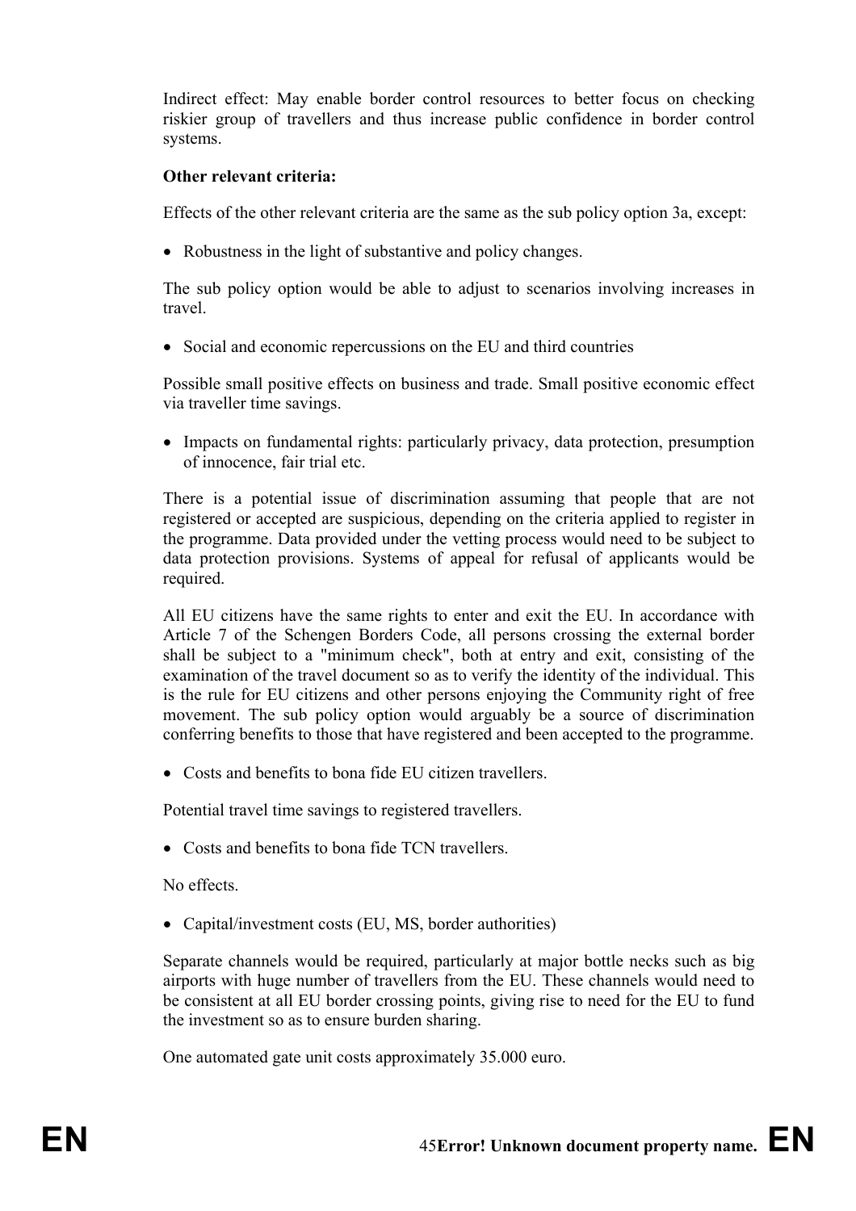Indirect effect: May enable border control resources to better focus on checking riskier group of travellers and thus increase public confidence in border control systems.

**Other relevant criteria:**

Effects of the other relevant criteria are the same as the sub policy option 3a, except:

- Robustness in the light of substantive and policy changes.

The sub policy option would be able to adjust to scenarios involving increases in travel.

- Social and economic repercussions on the EU and third countries

Possible small positive effects on business and trade. Small positive economic effect via traveller time savings.

- Impacts on fundamental rights: particularly privacy, data protection, presumption of innocence, fair trial etc.

There is a potential issue of discrimination assuming that people that are not registered or accepted are suspicious, depending on the criteria applied to register in the programme. Data provided under the vetting process would need to be subject to data protection provisions. Systems of appeal for refusal of applicants would be required.

All EU citizens have the same rights to enter and exit the EU. In accordance with Article 7 of the Schengen Borders Code, all persons crossing the external border shall be subject to a "minimum check", both at entry and exit, consisting of the examination of the travel document so as to verify the identity of the individual. This is the rule for EU citizens and other persons enjoying the Community right of free movement. The sub policy option would arguably be a source of discrimination conferring benefits to those that have registered and been accepted to the programme.

- Costs and benefits to bona fide EU citizen travellers.

Potential travel time savings to registered travellers.

- Costs and benefits to bona fide TCN travellers.

No effects.

- Capital/investment costs (EU, MS, border authorities)

Separate channels would be required, particularly at major bottle necks such as big airports with huge number of travellers from the EU. These channels would need to be consistent at all EU border crossing points, giving rise to need for the EU to fund the investment so as to ensure burden sharing.

One automated gate unit costs approximately 35.000 euro.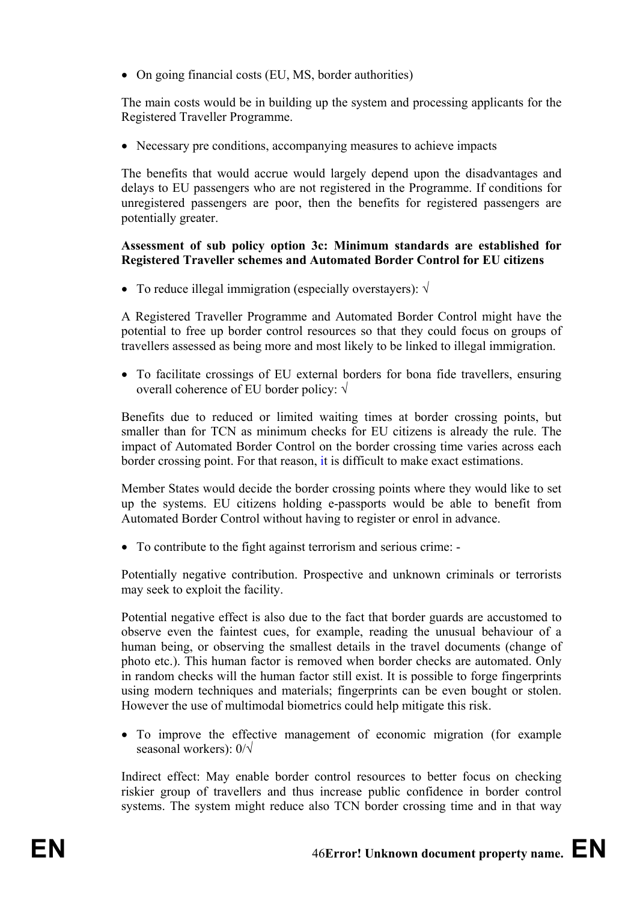- On going financial costs (EU, MS, border authorities)

The main costs would be in building up the system and processing applicants for the Registered Traveller Programme.

- Necessary pre conditions, accompanying measures to achieve impacts

The benefits that would accrue would largely depend upon the disadvantages and delays to EU passengers who are not registered in the Programme. If conditions for unregistered passengers are poor, then the benefits for registered passengers are potentially greater.

**Assessment of sub policy option 3c: Minimum standards are established for Registered Traveller schemes and Automated Border Control for EU citizens**

- To reduce illegal immigration (especially overstayers): √

A Registered Traveller Programme and Automated Border Control might have the potential to free up border control resources so that they could focus on groups of travellers assessed as being more and most likely to be linked to illegal immigration.

- To facilitate crossings of EU external borders for bona fide travellers, ensuring overall coherence of EU border policy: √

Benefits due to reduced or limited waiting times at border crossing points, but smaller than for TCN as minimum checks for EU citizens is already the rule. The impact of Automated Border Control on the border crossing time varies across each border crossing point. For that reason, it is difficult to make exact estimations.

Member States would decide the border crossing points where they would like to set up the systems. EU citizens holding e-passports would be able to benefit from Automated Border Control without having to register or enrol in advance.

- To contribute to the fight against terrorism and serious crime: -

Potentially negative contribution. Prospective and unknown criminals or terrorists may seek to exploit the facility.

Potential negative effect is also due to the fact that border guards are accustomed to observe even the faintest cues, for example, reading the unusual behaviour of a human being, or observing the smallest details in the travel documents (change of photo etc.). This human factor is removed when border checks are automated. Only in random checks will the human factor still exist. It is possible to forge fingerprints using modern techniques and materials; fingerprints can be even bought or stolen. However the use of multimodal biometrics could help mitigate this risk.

- To improve the effective management of economic migration (for example seasonal workers): 0/√

Indirect effect: May enable border control resources to better focus on checking riskier group of travellers and thus increase public confidence in border control systems. The system might reduce also TCN border crossing time and in that way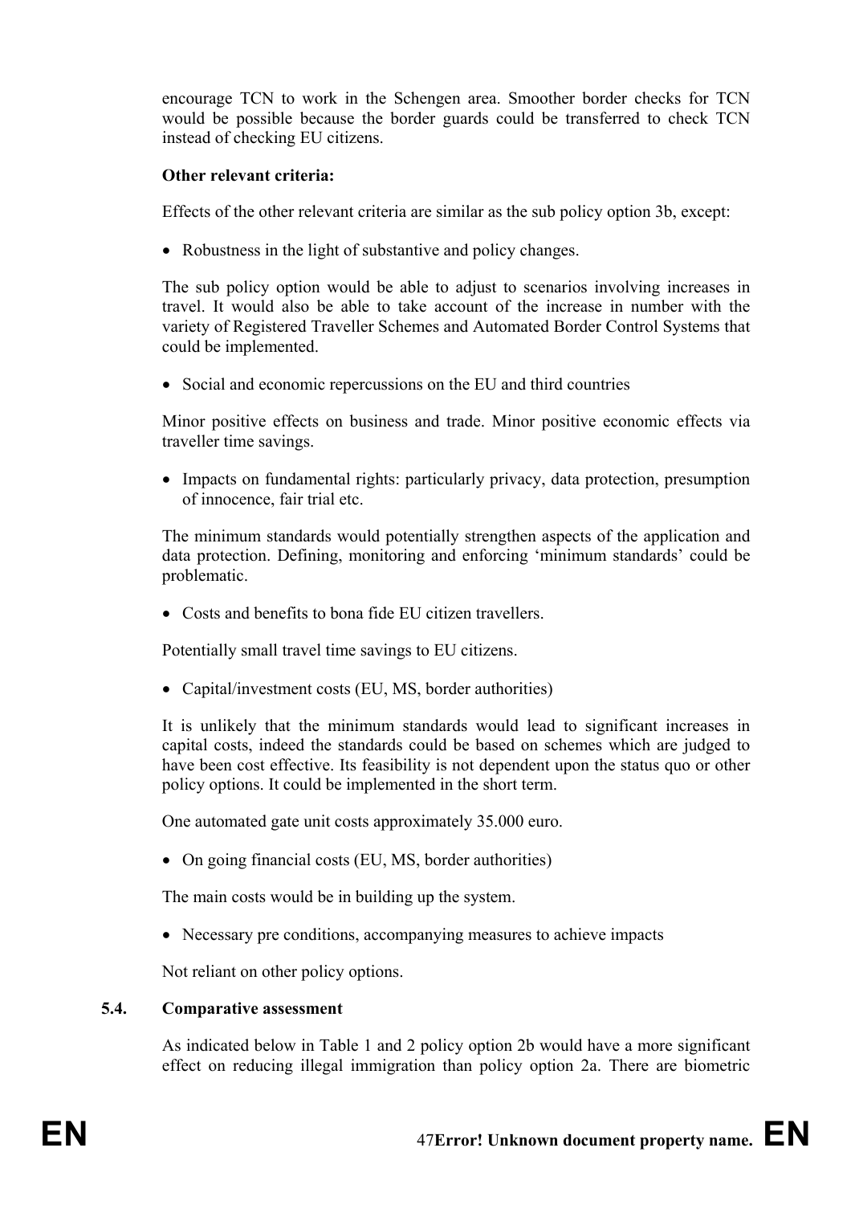encourage TCN to work in the Schengen area. Smoother border checks for TCN would be possible because the border guards could be transferred to check TCN instead of checking EU citizens.

**Other relevant criteria:**

Effects of the other relevant criteria are similar as the sub policy option 3b, except:

- Robustness in the light of substantive and policy changes.

The sub policy option would be able to adjust to scenarios involving increases in travel. It would also be able to take account of the increase in number with the variety of Registered Traveller Schemes and Automated Border Control Systems that could be implemented.

- Social and economic repercussions on the EU and third countries

Minor positive effects on business and trade. Minor positive economic effects via traveller time savings.

- Impacts on fundamental rights: particularly privacy, data protection, presumption of innocence, fair trial etc.

The minimum standards would potentially strengthen aspects of the application and data protection. Defining, monitoring and enforcing 'minimum standards' could be problematic.

- Costs and benefits to bona fide EU citizen travellers.

Potentially small travel time savings to EU citizens.

- Capital/investment costs (EU, MS, border authorities)

It is unlikely that the minimum standards would lead to significant increases in capital costs, indeed the standards could be based on schemes which are judged to have been cost effective. Its feasibility is not dependent upon the status quo or other policy options. It could be implemented in the short term.

One automated gate unit costs approximately 35.000 euro.

- On going financial costs (EU, MS, border authorities)

The main costs would be in building up the system.

- Necessary pre conditions, accompanying measures to achieve impacts

Not reliant on other policy options.

### 5.4. Comparative assessment

As indicated below in Table 1 and 2 policy option 2b would have a more significant effect on reducing illegal immigration than policy option 2a. There are biometric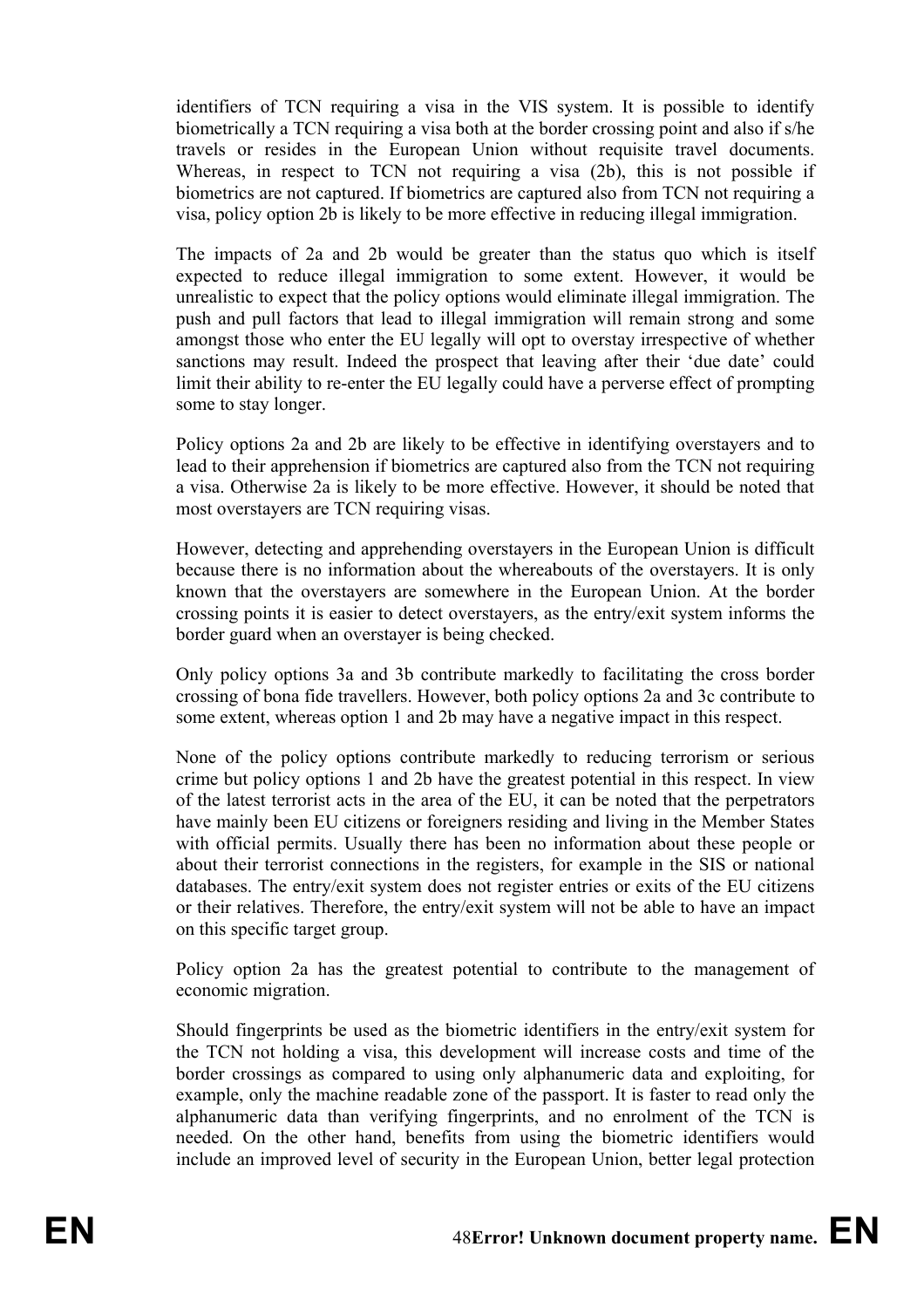identifiers of TCN requiring a visa in the VIS system. It is possible to identify biometrically a TCN requiring a visa both at the border crossing point and also if s/he travels or resides in the European Union without requisite travel documents. Whereas, in respect to TCN not requiring a visa (2b), this is not possible if biometrics are not captured. If biometrics are captured also from TCN not requiring a visa, policy option 2b is likely to be more effective in reducing illegal immigration.

The impacts of 2a and 2b would be greater than the status quo which is itself expected to reduce illegal immigration to some extent. However, it would be unrealistic to expect that the policy options would eliminate illegal immigration. The push and pull factors that lead to illegal immigration will remain strong and some amongst those who enter the EU legally will opt to overstay irrespective of whether sanctions may result. Indeed the prospect that leaving after their 'due date' could limit their ability to re-enter the EU legally could have a perverse effect of prompting some to stay longer.

Policy options 2a and 2b are likely to be effective in identifying overstayers and to lead to their apprehension if biometrics are captured also from the TCN not requiring a visa. Otherwise 2a is likely to be more effective. However, it should be noted that most overstayers are TCN requiring visas.

However, detecting and apprehending overstayers in the European Union is difficult because there is no information about the whereabouts of the overstayers. It is only known that the overstayers are somewhere in the European Union. At the border crossing points it is easier to detect overstayers, as the entry/exit system informs the border guard when an overstayer is being checked.

Only policy options 3a and 3b contribute markedly to facilitating the cross border crossing of bona fide travellers. However, both policy options 2a and 3c contribute to some extent, whereas option 1 and 2b may have a negative impact in this respect.

None of the policy options contribute markedly to reducing terrorism or serious crime but policy options 1 and 2b have the greatest potential in this respect. In view of the latest terrorist acts in the area of the EU, it can be noted that the perpetrators have mainly been EU citizens or foreigners residing and living in the Member States with official permits. Usually there has been no information about these people or about their terrorist connections in the registers, for example in the SIS or national databases. The entry/exit system does not register entries or exits of the EU citizens or their relatives. Therefore, the entry/exit system will not be able to have an impact on this specific target group.

Policy option 2a has the greatest potential to contribute to the management of economic migration.

Should fingerprints be used as the biometric identifiers in the entry/exit system for the TCN not holding a visa, this development will increase costs and time of the border crossings as compared to using only alphanumeric data and exploiting, for example, only the machine readable zone of the passport. It is faster to read only the alphanumeric data than verifying fingerprints, and no enrolment of the TCN is needed. On the other hand, benefits from using the biometric identifiers would include an improved level of security in the European Union, better legal protection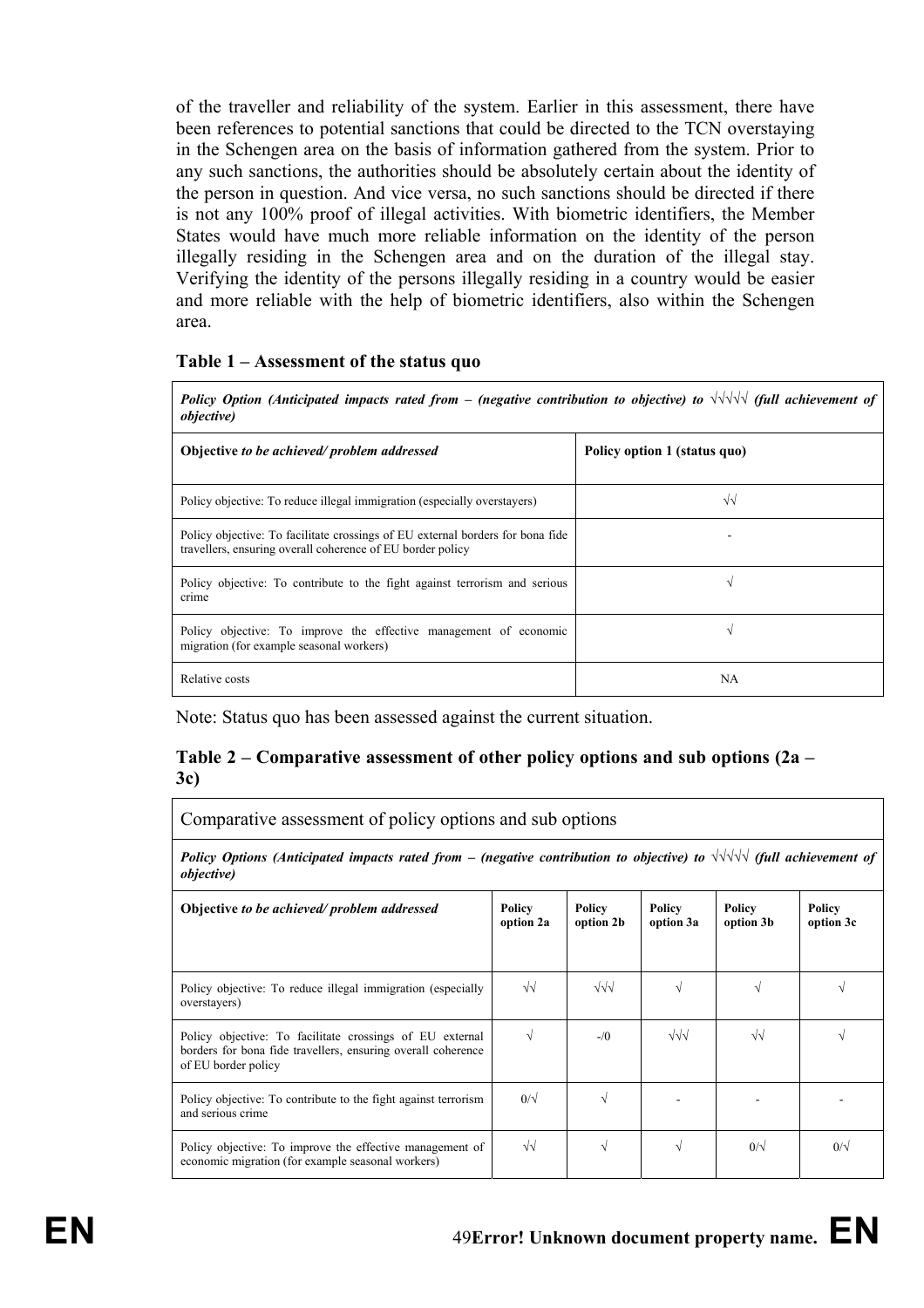of the traveller and reliability of the system. Earlier in this assessment, there have been references to potential sanctions that could be directed to the TCN overstaying in the Schengen area on the basis of information gathered from the system. Prior to any such sanctions, the authorities should be absolutely certain about the identity of the person in question. And vice versa, no such sanctions should be directed if there is not any 100% proof of illegal activities. With biometric identifiers, the Member States would have much more reliable information on the identity of the person illegally residing in the Schengen area and on the duration of the illegal stay. Verifying the identity of the persons illegally residing in a country would be easier and more reliable with the help of biometric identifiers, also within the Schengen area.

**Table 1 – Assessment of the status quo**

| ***Policy Option (Anticipated impacts rated from – (negative contribution to objective) to √√√√√ (full achievement of objective)*** | |
|---|---|
| **Objective** ***to be achieved/ problem addressed*** | **Policy option 1 (status quo)** |
| Policy objective: To reduce illegal immigration (especially overstayers) | √√ |
| Policy objective: To facilitate crossings of EU external borders for bona fide travellers, ensuring overall coherence of EU border policy | - |
| Policy objective: To contribute to the fight against terrorism and serious crime | √ |
| Policy objective: To improve the effective management of economic migration (for example seasonal workers) | √ |
| Relative costs | NA |

Note: Status quo has been assessed against the current situation.

**Table 2 – Comparative assessment of other policy options and sub options (2a – 3c)**

| Comparative assessment of policy options and sub options | | | | | |
|---|---|---|---|---|---|
| ***Policy Options (Anticipated impacts rated from – (negative contribution to objective) to √√√√√ (full achievement of objective)*** | | | | | |
| **Objective** ***to be achieved/ problem addressed*** | **Policy option 2a** | **Policy option 2b** | **Policy option 3a** | **Policy option 3b** | **Policy option 3c** |
| Policy objective: To reduce illegal immigration (especially overstayers) | √√ | √√√ | √ | √ | √ |
| Policy objective: To facilitate crossings of EU external borders for bona fide travellers, ensuring overall coherence of EU border policy | √ | -/0 | √√√ | √√ | √ |
| Policy objective: To contribute to the fight against terrorism and serious crime | 0/√ | √ | - | - | - |
| Policy objective: To improve the effective management of economic migration (for example seasonal workers) | √√ | √ | √ | 0/√ | 0/√ |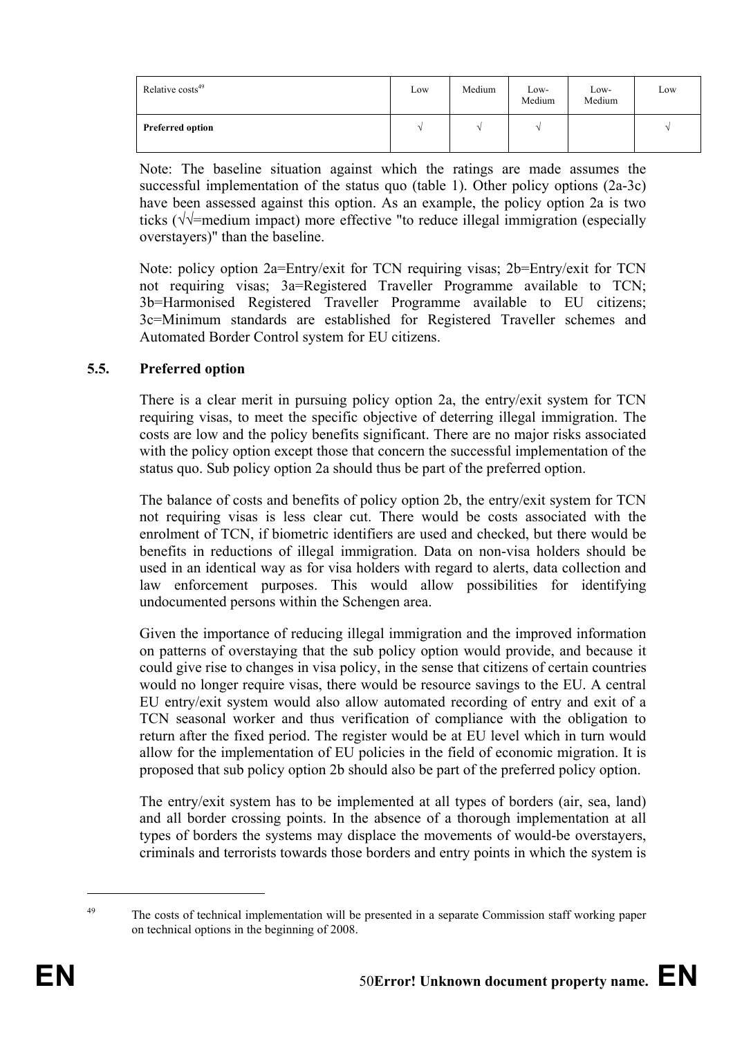| Relative costs[49] | Low | Medium | Low-Medium | Low-Medium | Low |
|---|---|---|---|---|---|
| **Preferred option** | √ | √ | √ | | √ |

Note: The baseline situation against which the ratings are made assumes the successful implementation of the status quo (table 1). Other policy options (2a-3c) have been assessed against this option. As an example, the policy option 2a is two ticks (√√=medium impact) more effective "to reduce illegal immigration (especially overstayers)" than the baseline.

Note: policy option 2a=Entry/exit for TCN requiring visas; 2b=Entry/exit for TCN not requiring visas; 3a=Registered Traveller Programme available to TCN; 3b=Harmonised Registered Traveller Programme available to EU citizens; 3c=Minimum standards are established for Registered Traveller schemes and Automated Border Control system for EU citizens.

### 5.5. Preferred option

There is a clear merit in pursuing policy option 2a, the entry/exit system for TCN requiring visas, to meet the specific objective of deterring illegal immigration. The costs are low and the policy benefits significant. There are no major risks associated with the policy option except those that concern the successful implementation of the status quo. Sub policy option 2a should thus be part of the preferred option.

The balance of costs and benefits of policy option 2b, the entry/exit system for TCN not requiring visas is less clear cut. There would be costs associated with the enrolment of TCN, if biometric identifiers are used and checked, but there would be benefits in reductions of illegal immigration. Data on non-visa holders should be used in an identical way as for visa holders with regard to alerts, data collection and law enforcement purposes. This would allow possibilities for identifying undocumented persons within the Schengen area.

Given the importance of reducing illegal immigration and the improved information on patterns of overstaying that the sub policy option would provide, and because it could give rise to changes in visa policy, in the sense that citizens of certain countries would no longer require visas, there would be resource savings to the EU. A central EU entry/exit system would also allow automated recording of entry and exit of a TCN seasonal worker and thus verification of compliance with the obligation to return after the fixed period. The register would be at EU level which in turn would allow for the implementation of EU policies in the field of economic migration. It is proposed that sub policy option 2b should also be part of the preferred policy option.

The entry/exit system has to be implemented at all types of borders (air, sea, land) and all border crossing points. In the absence of a thorough implementation at all types of borders the systems may displace the movements of would-be overstayers, criminals and terrorists towards those borders and entry points in which the system is

[49] The costs of technical implementation will be presented in a separate Commission staff working paper on technical options in the beginning of 2008.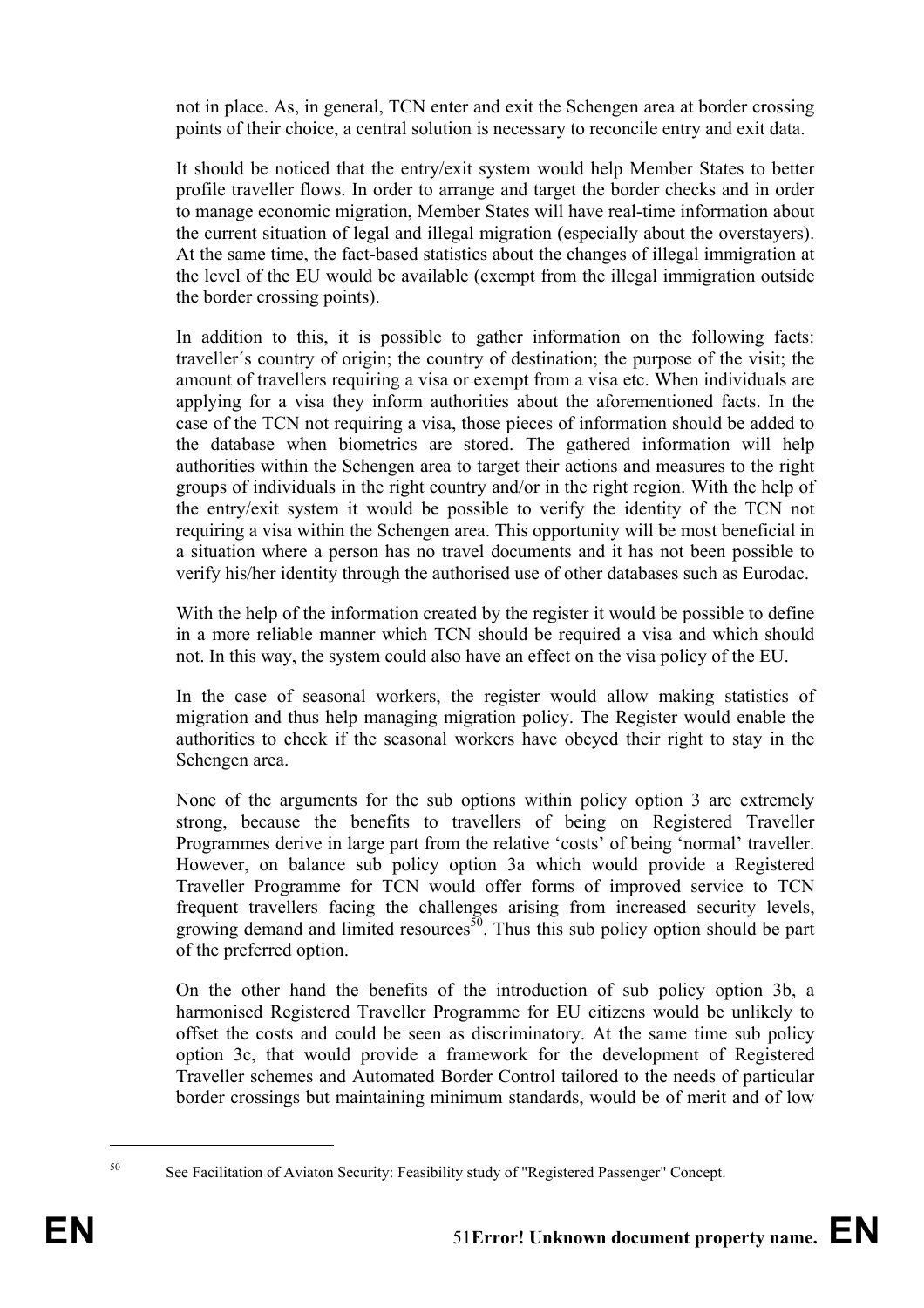not in place. As, in general, TCN enter and exit the Schengen area at border crossing points of their choice, a central solution is necessary to reconcile entry and exit data.

It should be noticed that the entry/exit system would help Member States to better profile traveller flows. In order to arrange and target the border checks and in order to manage economic migration, Member States will have real-time information about the current situation of legal and illegal migration (especially about the overstayers). At the same time, the fact-based statistics about the changes of illegal immigration at the level of the EU would be available (exempt from the illegal immigration outside the border crossing points).

In addition to this, it is possible to gather information on the following facts: traveller´s country of origin; the country of destination; the purpose of the visit; the amount of travellers requiring a visa or exempt from a visa etc. When individuals are applying for a visa they inform authorities about the aforementioned facts. In the case of the TCN not requiring a visa, those pieces of information should be added to the database when biometrics are stored. The gathered information will help authorities within the Schengen area to target their actions and measures to the right groups of individuals in the right country and/or in the right region. With the help of the entry/exit system it would be possible to verify the identity of the TCN not requiring a visa within the Schengen area. This opportunity will be most beneficial in a situation where a person has no travel documents and it has not been possible to verify his/her identity through the authorised use of other databases such as Eurodac.

With the help of the information created by the register it would be possible to define in a more reliable manner which TCN should be required a visa and which should not. In this way, the system could also have an effect on the visa policy of the EU.

In the case of seasonal workers, the register would allow making statistics of migration and thus help managing migration policy. The Register would enable the authorities to check if the seasonal workers have obeyed their right to stay in the Schengen area.

None of the arguments for the sub options within policy option 3 are extremely strong, because the benefits to travellers of being on Registered Traveller Programmes derive in large part from the relative 'costs' of being 'normal' traveller. However, on balance sub policy option 3a which would provide a Registered Traveller Programme for TCN would offer forms of improved service to TCN frequent travellers facing the challenges arising from increased security levels, growing demand and limited resources[50]. Thus this sub policy option should be part of the preferred option.

On the other hand the benefits of the introduction of sub policy option 3b, a harmonised Registered Traveller Programme for EU citizens would be unlikely to offset the costs and could be seen as discriminatory. At the same time sub policy option 3c, that would provide a framework for the development of Registered Traveller schemes and Automated Border Control tailored to the needs of particular border crossings but maintaining minimum standards, would be of merit and of low

[50] See Facilitation of Aviaton Security: Feasibility study of "Registered Passenger" Concept.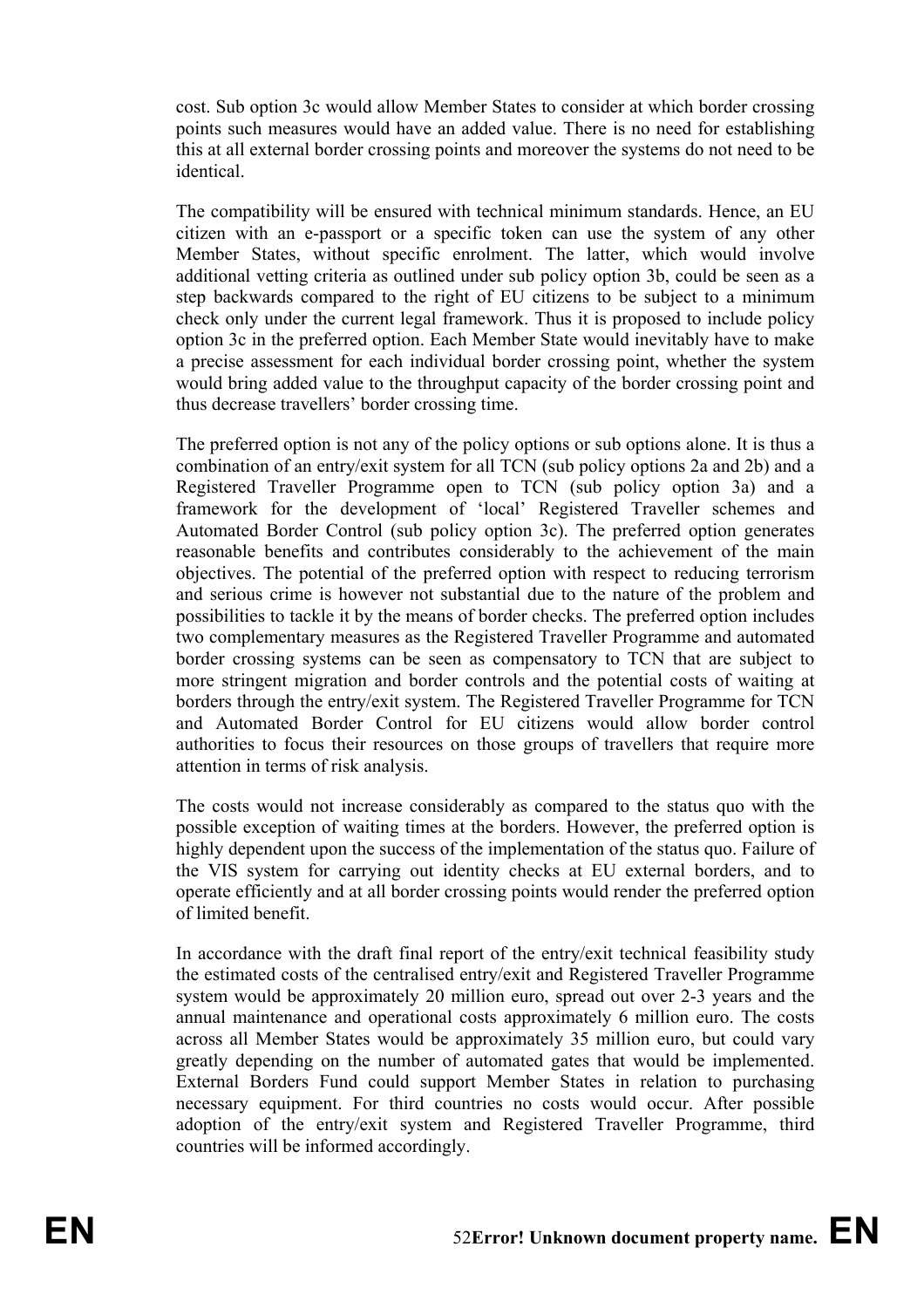cost. Sub option 3c would allow Member States to consider at which border crossing points such measures would have an added value. There is no need for establishing this at all external border crossing points and moreover the systems do not need to be identical.

The compatibility will be ensured with technical minimum standards. Hence, an EU citizen with an e-passport or a specific token can use the system of any other Member States, without specific enrolment. The latter, which would involve additional vetting criteria as outlined under sub policy option 3b, could be seen as a step backwards compared to the right of EU citizens to be subject to a minimum check only under the current legal framework. Thus it is proposed to include policy option 3c in the preferred option. Each Member State would inevitably have to make a precise assessment for each individual border crossing point, whether the system would bring added value to the throughput capacity of the border crossing point and thus decrease travellers' border crossing time.

The preferred option is not any of the policy options or sub options alone. It is thus a combination of an entry/exit system for all TCN (sub policy options 2a and 2b) and a Registered Traveller Programme open to TCN (sub policy option 3a) and a framework for the development of 'local' Registered Traveller schemes and Automated Border Control (sub policy option 3c). The preferred option generates reasonable benefits and contributes considerably to the achievement of the main objectives. The potential of the preferred option with respect to reducing terrorism and serious crime is however not substantial due to the nature of the problem and possibilities to tackle it by the means of border checks. The preferred option includes two complementary measures as the Registered Traveller Programme and automated border crossing systems can be seen as compensatory to TCN that are subject to more stringent migration and border controls and the potential costs of waiting at borders through the entry/exit system. The Registered Traveller Programme for TCN and Automated Border Control for EU citizens would allow border control authorities to focus their resources on those groups of travellers that require more attention in terms of risk analysis.

The costs would not increase considerably as compared to the status quo with the possible exception of waiting times at the borders. However, the preferred option is highly dependent upon the success of the implementation of the status quo. Failure of the VIS system for carrying out identity checks at EU external borders, and to operate efficiently and at all border crossing points would render the preferred option of limited benefit.

In accordance with the draft final report of the entry/exit technical feasibility study the estimated costs of the centralised entry/exit and Registered Traveller Programme system would be approximately 20 million euro, spread out over 2-3 years and the annual maintenance and operational costs approximately 6 million euro. The costs across all Member States would be approximately 35 million euro, but could vary greatly depending on the number of automated gates that would be implemented. External Borders Fund could support Member States in relation to purchasing necessary equipment. For third countries no costs would occur. After possible adoption of the entry/exit system and Registered Traveller Programme, third countries will be informed accordingly.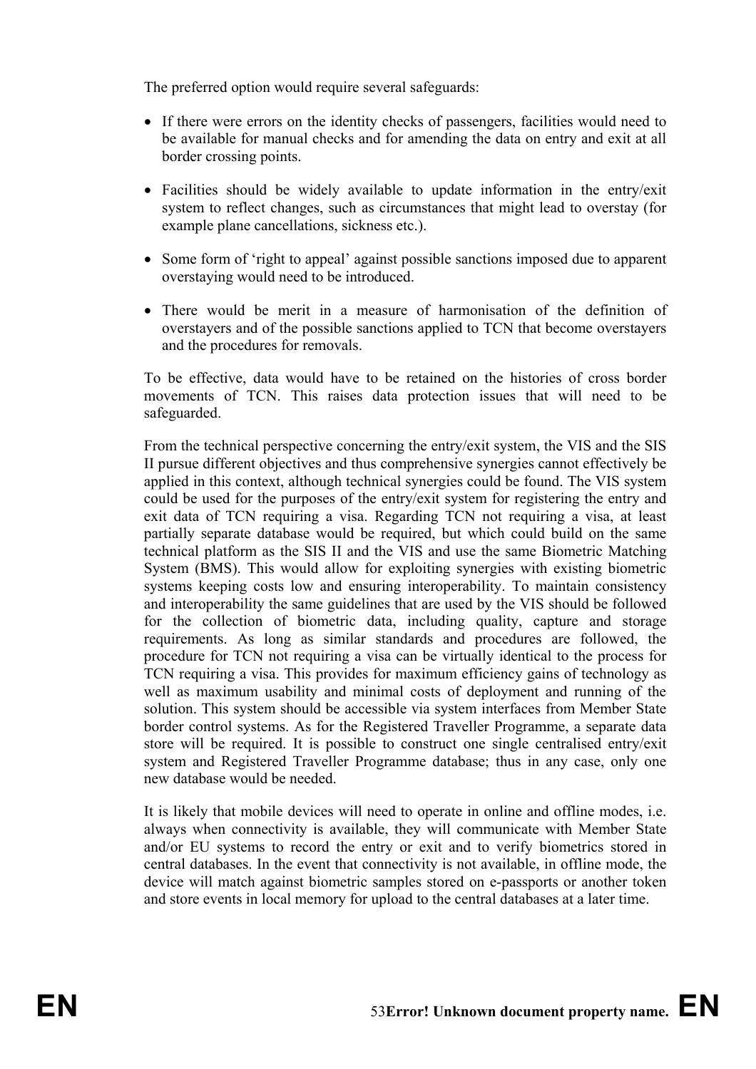The preferred option would require several safeguards:

- If there were errors on the identity checks of passengers, facilities would need to be available for manual checks and for amending the data on entry and exit at all border crossing points.
- Facilities should be widely available to update information in the entry/exit system to reflect changes, such as circumstances that might lead to overstay (for example plane cancellations, sickness etc.).
- Some form of 'right to appeal' against possible sanctions imposed due to apparent overstaying would need to be introduced.
- There would be merit in a measure of harmonisation of the definition of overstayers and of the possible sanctions applied to TCN that become overstayers and the procedures for removals.

To be effective, data would have to be retained on the histories of cross border movements of TCN. This raises data protection issues that will need to be safeguarded.

From the technical perspective concerning the entry/exit system, the VIS and the SIS II pursue different objectives and thus comprehensive synergies cannot effectively be applied in this context, although technical synergies could be found. The VIS system could be used for the purposes of the entry/exit system for registering the entry and exit data of TCN requiring a visa. Regarding TCN not requiring a visa, at least partially separate database would be required, but which could build on the same technical platform as the SIS II and the VIS and use the same Biometric Matching System (BMS). This would allow for exploiting synergies with existing biometric systems keeping costs low and ensuring interoperability. To maintain consistency and interoperability the same guidelines that are used by the VIS should be followed for the collection of biometric data, including quality, capture and storage requirements. As long as similar standards and procedures are followed, the procedure for TCN not requiring a visa can be virtually identical to the process for TCN requiring a visa. This provides for maximum efficiency gains of technology as well as maximum usability and minimal costs of deployment and running of the solution. This system should be accessible via system interfaces from Member State border control systems. As for the Registered Traveller Programme, a separate data store will be required. It is possible to construct one single centralised entry/exit system and Registered Traveller Programme database; thus in any case, only one new database would be needed.

It is likely that mobile devices will need to operate in online and offline modes, i.e. always when connectivity is available, they will communicate with Member State and/or EU systems to record the entry or exit and to verify biometrics stored in central databases. In the event that connectivity is not available, in offline mode, the device will match against biometric samples stored on e-passports or another token and store events in local memory for upload to the central databases at a later time.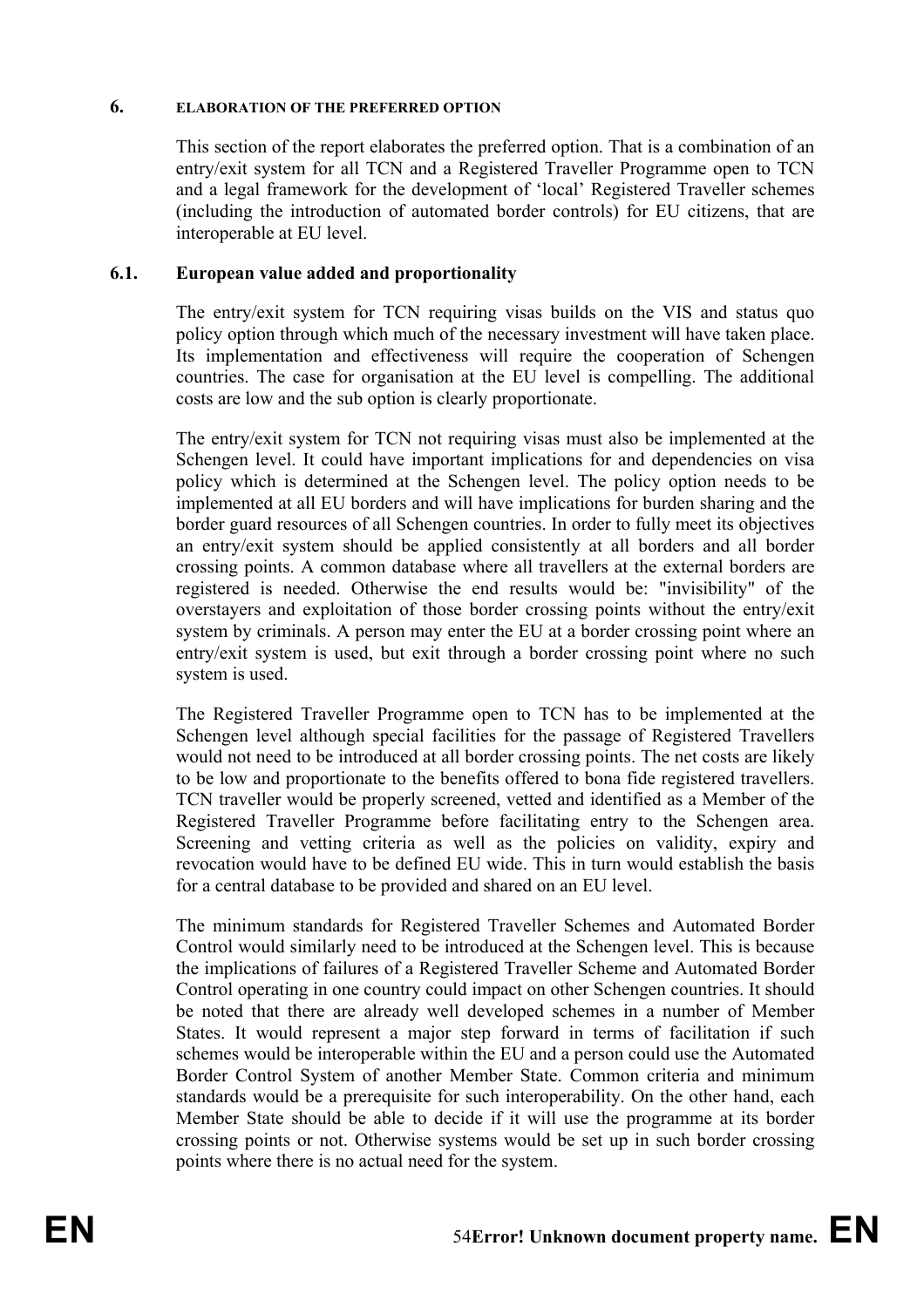## 6. ELABORATION OF THE PREFERRED OPTION

This section of the report elaborates the preferred option. That is a combination of an entry/exit system for all TCN and a Registered Traveller Programme open to TCN and a legal framework for the development of 'local' Registered Traveller schemes (including the introduction of automated border controls) for EU citizens, that are interoperable at EU level.

### 6.1. European value added and proportionality

The entry/exit system for TCN requiring visas builds on the VIS and status quo policy option through which much of the necessary investment will have taken place. Its implementation and effectiveness will require the cooperation of Schengen countries. The case for organisation at the EU level is compelling. The additional costs are low and the sub option is clearly proportionate.

The entry/exit system for TCN not requiring visas must also be implemented at the Schengen level. It could have important implications for and dependencies on visa policy which is determined at the Schengen level. The policy option needs to be implemented at all EU borders and will have implications for burden sharing and the border guard resources of all Schengen countries. In order to fully meet its objectives an entry/exit system should be applied consistently at all borders and all border crossing points. A common database where all travellers at the external borders are registered is needed. Otherwise the end results would be: "invisibility" of the overstayers and exploitation of those border crossing points without the entry/exit system by criminals. A person may enter the EU at a border crossing point where an entry/exit system is used, but exit through a border crossing point where no such system is used.

The Registered Traveller Programme open to TCN has to be implemented at the Schengen level although special facilities for the passage of Registered Travellers would not need to be introduced at all border crossing points. The net costs are likely to be low and proportionate to the benefits offered to bona fide registered travellers. TCN traveller would be properly screened, vetted and identified as a Member of the Registered Traveller Programme before facilitating entry to the Schengen area. Screening and vetting criteria as well as the policies on validity, expiry and revocation would have to be defined EU wide. This in turn would establish the basis for a central database to be provided and shared on an EU level.

The minimum standards for Registered Traveller Schemes and Automated Border Control would similarly need to be introduced at the Schengen level. This is because the implications of failures of a Registered Traveller Scheme and Automated Border Control operating in one country could impact on other Schengen countries. It should be noted that there are already well developed schemes in a number of Member States. It would represent a major step forward in terms of facilitation if such schemes would be interoperable within the EU and a person could use the Automated Border Control System of another Member State. Common criteria and minimum standards would be a prerequisite for such interoperability. On the other hand, each Member State should be able to decide if it will use the programme at its border crossing points or not. Otherwise systems would be set up in such border crossing points where there is no actual need for the system.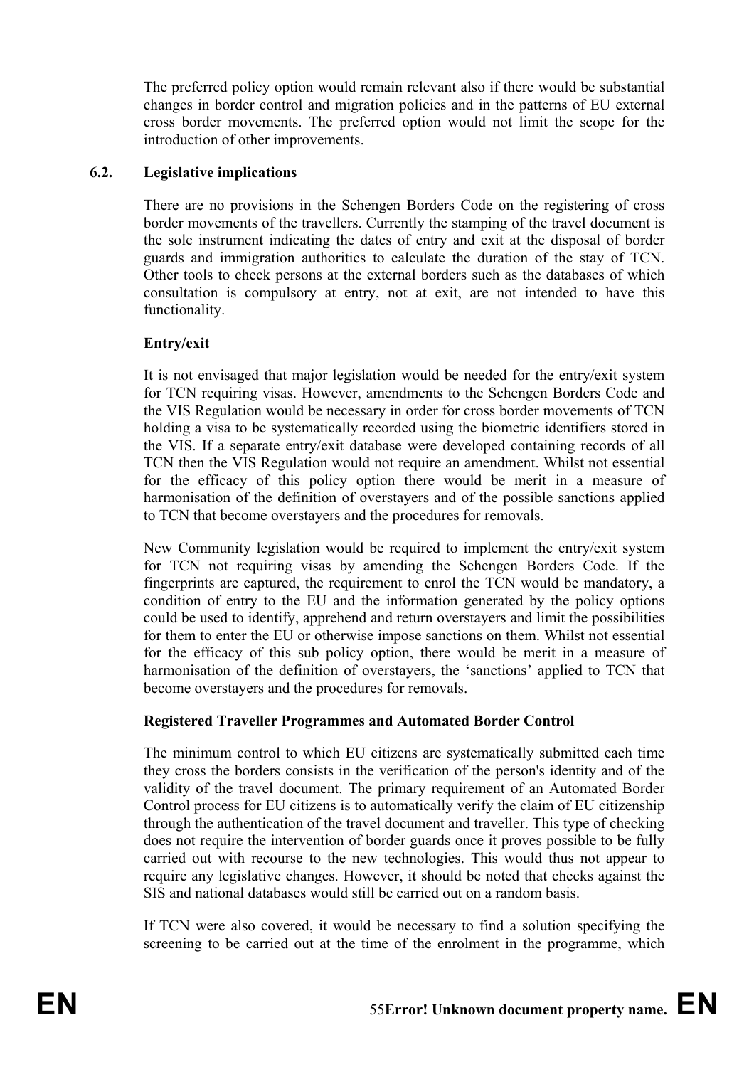The preferred policy option would remain relevant also if there would be substantial changes in border control and migration policies and in the patterns of EU external cross border movements. The preferred option would not limit the scope for the introduction of other improvements.

### 6.2. Legislative implications

There are no provisions in the Schengen Borders Code on the registering of cross border movements of the travellers. Currently the stamping of the travel document is the sole instrument indicating the dates of entry and exit at the disposal of border guards and immigration authorities to calculate the duration of the stay of TCN. Other tools to check persons at the external borders such as the databases of which consultation is compulsory at entry, not at exit, are not intended to have this functionality.

**Entry/exit**

It is not envisaged that major legislation would be needed for the entry/exit system for TCN requiring visas. However, amendments to the Schengen Borders Code and the VIS Regulation would be necessary in order for cross border movements of TCN holding a visa to be systematically recorded using the biometric identifiers stored in the VIS. If a separate entry/exit database were developed containing records of all TCN then the VIS Regulation would not require an amendment. Whilst not essential for the efficacy of this policy option there would be merit in a measure of harmonisation of the definition of overstayers and of the possible sanctions applied to TCN that become overstayers and the procedures for removals.

New Community legislation would be required to implement the entry/exit system for TCN not requiring visas by amending the Schengen Borders Code. If the fingerprints are captured, the requirement to enrol the TCN would be mandatory, a condition of entry to the EU and the information generated by the policy options could be used to identify, apprehend and return overstayers and limit the possibilities for them to enter the EU or otherwise impose sanctions on them. Whilst not essential for the efficacy of this sub policy option, there would be merit in a measure of harmonisation of the definition of overstayers, the 'sanctions' applied to TCN that become overstayers and the procedures for removals.

**Registered Traveller Programmes and Automated Border Control**

The minimum control to which EU citizens are systematically submitted each time they cross the borders consists in the verification of the person's identity and of the validity of the travel document. The primary requirement of an Automated Border Control process for EU citizens is to automatically verify the claim of EU citizenship through the authentication of the travel document and traveller. This type of checking does not require the intervention of border guards once it proves possible to be fully carried out with recourse to the new technologies. This would thus not appear to require any legislative changes. However, it should be noted that checks against the SIS and national databases would still be carried out on a random basis.

If TCN were also covered, it would be necessary to find a solution specifying the screening to be carried out at the time of the enrolment in the programme, which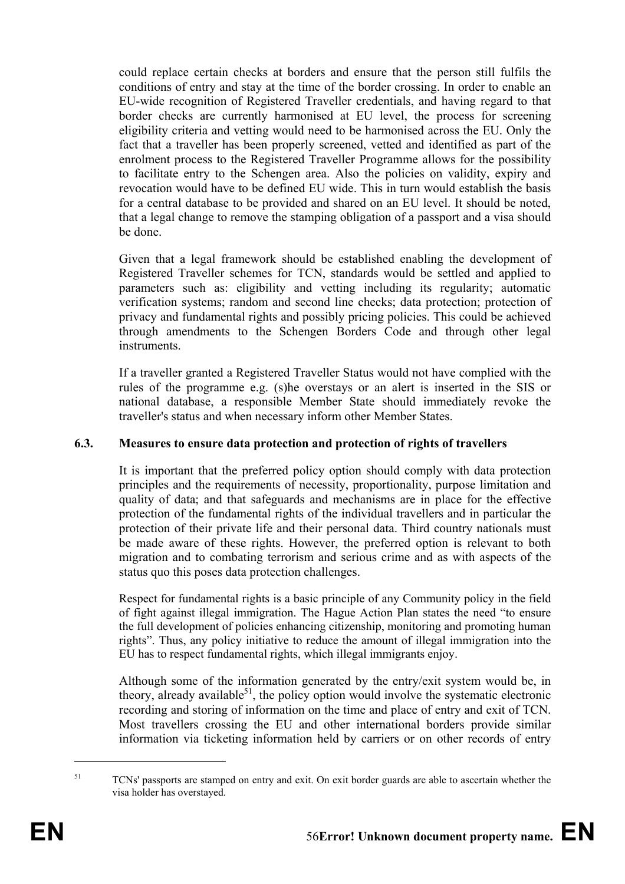could replace certain checks at borders and ensure that the person still fulfils the conditions of entry and stay at the time of the border crossing. In order to enable an EU-wide recognition of Registered Traveller credentials, and having regard to that border checks are currently harmonised at EU level, the process for screening eligibility criteria and vetting would need to be harmonised across the EU. Only the fact that a traveller has been properly screened, vetted and identified as part of the enrolment process to the Registered Traveller Programme allows for the possibility to facilitate entry to the Schengen area. Also the policies on validity, expiry and revocation would have to be defined EU wide. This in turn would establish the basis for a central database to be provided and shared on an EU level. It should be noted, that a legal change to remove the stamping obligation of a passport and a visa should be done.

Given that a legal framework should be established enabling the development of Registered Traveller schemes for TCN, standards would be settled and applied to parameters such as: eligibility and vetting including its regularity; automatic verification systems; random and second line checks; data protection; protection of privacy and fundamental rights and possibly pricing policies. This could be achieved through amendments to the Schengen Borders Code and through other legal instruments.

If a traveller granted a Registered Traveller Status would not have complied with the rules of the programme e.g. (s)he overstays or an alert is inserted in the SIS or national database, a responsible Member State should immediately revoke the traveller's status and when necessary inform other Member States.

### 6.3. Measures to ensure data protection and protection of rights of travellers

It is important that the preferred policy option should comply with data protection principles and the requirements of necessity, proportionality, purpose limitation and quality of data; and that safeguards and mechanisms are in place for the effective protection of the fundamental rights of the individual travellers and in particular the protection of their private life and their personal data. Third country nationals must be made aware of these rights. However, the preferred option is relevant to both migration and to combating terrorism and serious crime and as with aspects of the status quo this poses data protection challenges.

Respect for fundamental rights is a basic principle of any Community policy in the field of fight against illegal immigration. The Hague Action Plan states the need "to ensure the full development of policies enhancing citizenship, monitoring and promoting human rights". Thus, any policy initiative to reduce the amount of illegal immigration into the EU has to respect fundamental rights, which illegal immigrants enjoy.

Although some of the information generated by the entry/exit system would be, in theory, already available[51], the policy option would involve the systematic electronic recording and storing of information on the time and place of entry and exit of TCN. Most travellers crossing the EU and other international borders provide similar information via ticketing information held by carriers or on other records of entry

[51] TCNs' passports are stamped on entry and exit. On exit border guards are able to ascertain whether the visa holder has overstayed.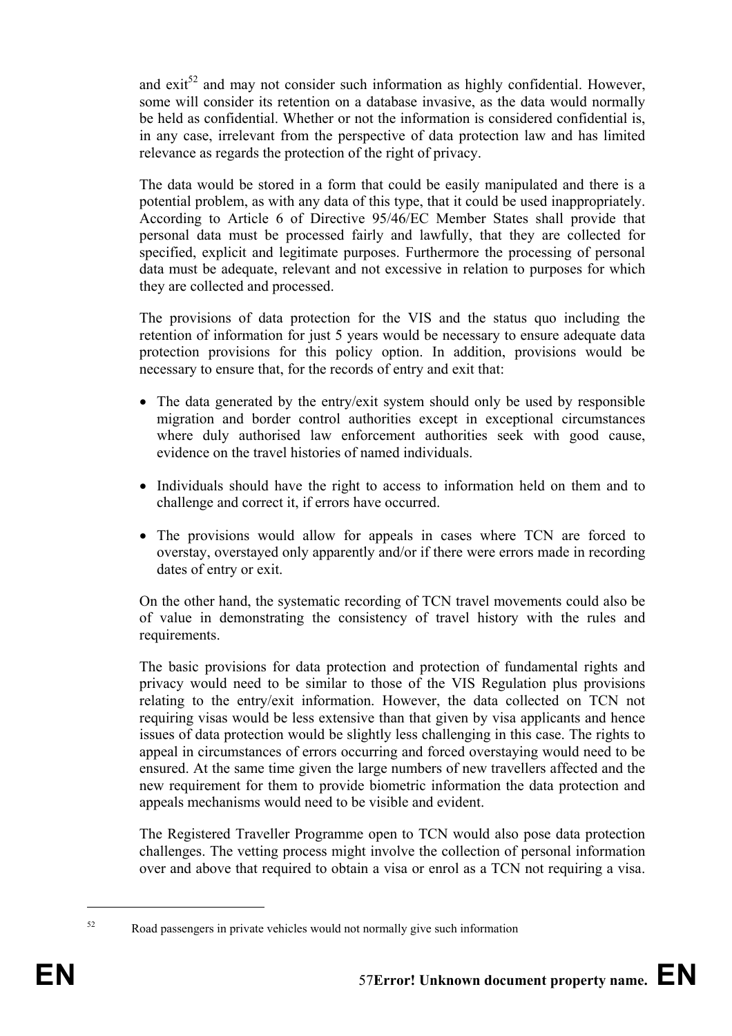and exit[52] and may not consider such information as highly confidential. However, some will consider its retention on a database invasive, as the data would normally be held as confidential. Whether or not the information is considered confidential is, in any case, irrelevant from the perspective of data protection law and has limited relevance as regards the protection of the right of privacy.

The data would be stored in a form that could be easily manipulated and there is a potential problem, as with any data of this type, that it could be used inappropriately. According to Article 6 of Directive 95/46/EC Member States shall provide that personal data must be processed fairly and lawfully, that they are collected for specified, explicit and legitimate purposes. Furthermore the processing of personal data must be adequate, relevant and not excessive in relation to purposes for which they are collected and processed.

The provisions of data protection for the VIS and the status quo including the retention of information for just 5 years would be necessary to ensure adequate data protection provisions for this policy option. In addition, provisions would be necessary to ensure that, for the records of entry and exit that:

- The data generated by the entry/exit system should only be used by responsible migration and border control authorities except in exceptional circumstances where duly authorised law enforcement authorities seek with good cause, evidence on the travel histories of named individuals.
- Individuals should have the right to access to information held on them and to challenge and correct it, if errors have occurred.
- The provisions would allow for appeals in cases where TCN are forced to overstay, overstayed only apparently and/or if there were errors made in recording dates of entry or exit.

On the other hand, the systematic recording of TCN travel movements could also be of value in demonstrating the consistency of travel history with the rules and requirements.

The basic provisions for data protection and protection of fundamental rights and privacy would need to be similar to those of the VIS Regulation plus provisions relating to the entry/exit information. However, the data collected on TCN not requiring visas would be less extensive than that given by visa applicants and hence issues of data protection would be slightly less challenging in this case. The rights to appeal in circumstances of errors occurring and forced overstaying would need to be ensured. At the same time given the large numbers of new travellers affected and the new requirement for them to provide biometric information the data protection and appeals mechanisms would need to be visible and evident.

The Registered Traveller Programme open to TCN would also pose data protection challenges. The vetting process might involve the collection of personal information over and above that required to obtain a visa or enrol as a TCN not requiring a visa.

[52] Road passengers in private vehicles would not normally give such information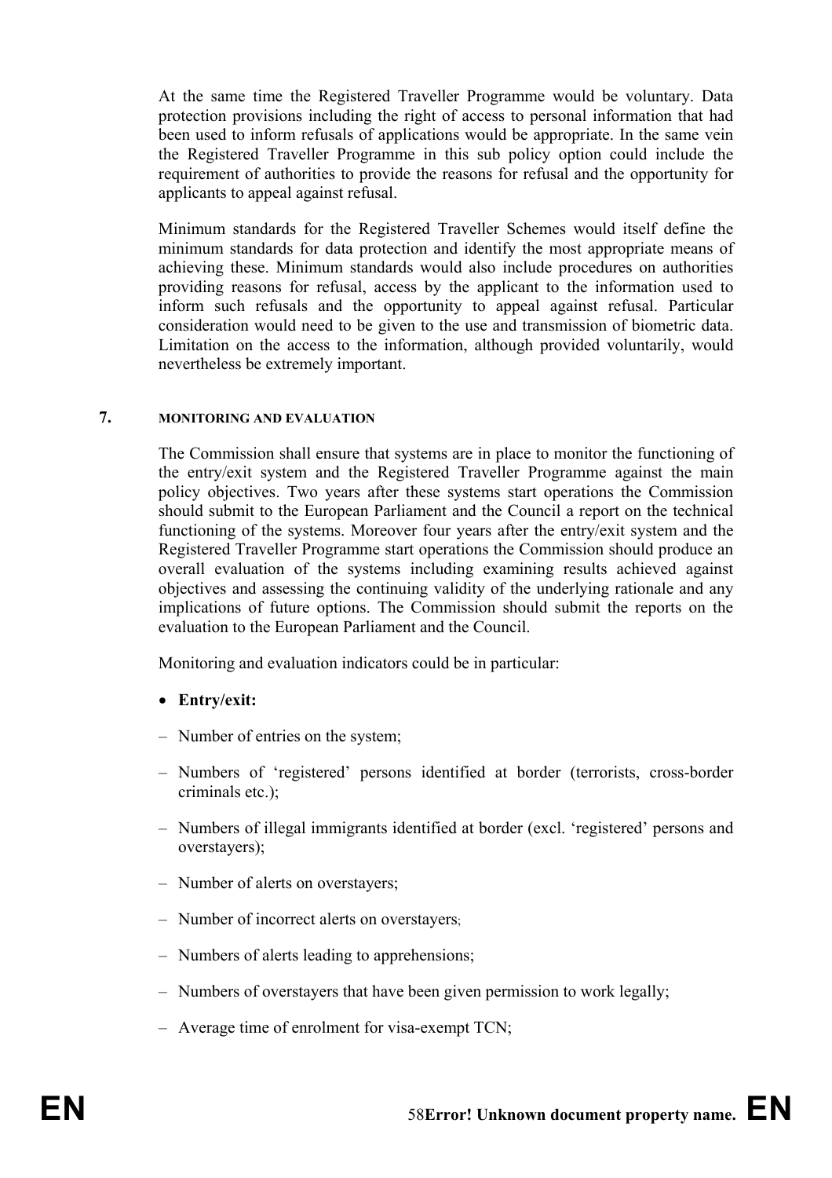At the same time the Registered Traveller Programme would be voluntary. Data protection provisions including the right of access to personal information that had been used to inform refusals of applications would be appropriate. In the same vein the Registered Traveller Programme in this sub policy option could include the requirement of authorities to provide the reasons for refusal and the opportunity for applicants to appeal against refusal.

Minimum standards for the Registered Traveller Schemes would itself define the minimum standards for data protection and identify the most appropriate means of achieving these. Minimum standards would also include procedures on authorities providing reasons for refusal, access by the applicant to the information used to inform such refusals and the opportunity to appeal against refusal. Particular consideration would need to be given to the use and transmission of biometric data. Limitation on the access to the information, although provided voluntarily, would nevertheless be extremely important.

## 7. MONITORING AND EVALUATION

The Commission shall ensure that systems are in place to monitor the functioning of the entry/exit system and the Registered Traveller Programme against the main policy objectives. Two years after these systems start operations the Commission should submit to the European Parliament and the Council a report on the technical functioning of the systems. Moreover four years after the entry/exit system and the Registered Traveller Programme start operations the Commission should produce an overall evaluation of the systems including examining results achieved against objectives and assessing the continuing validity of the underlying rationale and any implications of future options. The Commission should submit the reports on the evaluation to the European Parliament and the Council.

Monitoring and evaluation indicators could be in particular:

- **Entry/exit:**

– Number of entries on the system;

– Numbers of 'registered' persons identified at border (terrorists, cross-border criminals etc.);

– Numbers of illegal immigrants identified at border (excl. 'registered' persons and overstayers);

– Number of alerts on overstayers;

– Number of incorrect alerts on overstayers;

– Numbers of alerts leading to apprehensions;

– Numbers of overstayers that have been given permission to work legally;

– Average time of enrolment for visa-exempt TCN;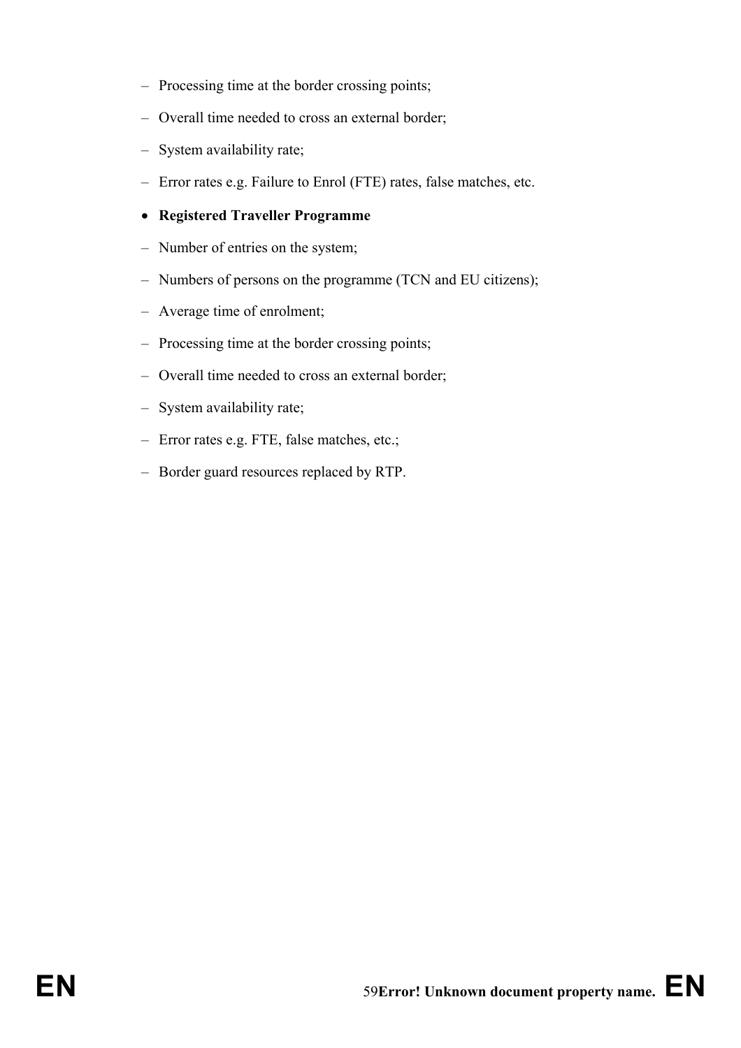- Processing time at the border crossing points;
- Overall time needed to cross an external border;
- System availability rate;
- Error rates e.g. Failure to Enrol (FTE) rates, false matches, etc.

- **Registered Traveller Programme**

- Number of entries on the system;
- Numbers of persons on the programme (TCN and EU citizens);
- Average time of enrolment;
- Processing time at the border crossing points;
- Overall time needed to cross an external border;
- System availability rate;
- Error rates e.g. FTE, false matches, etc.;
- Border guard resources replaced by RTP.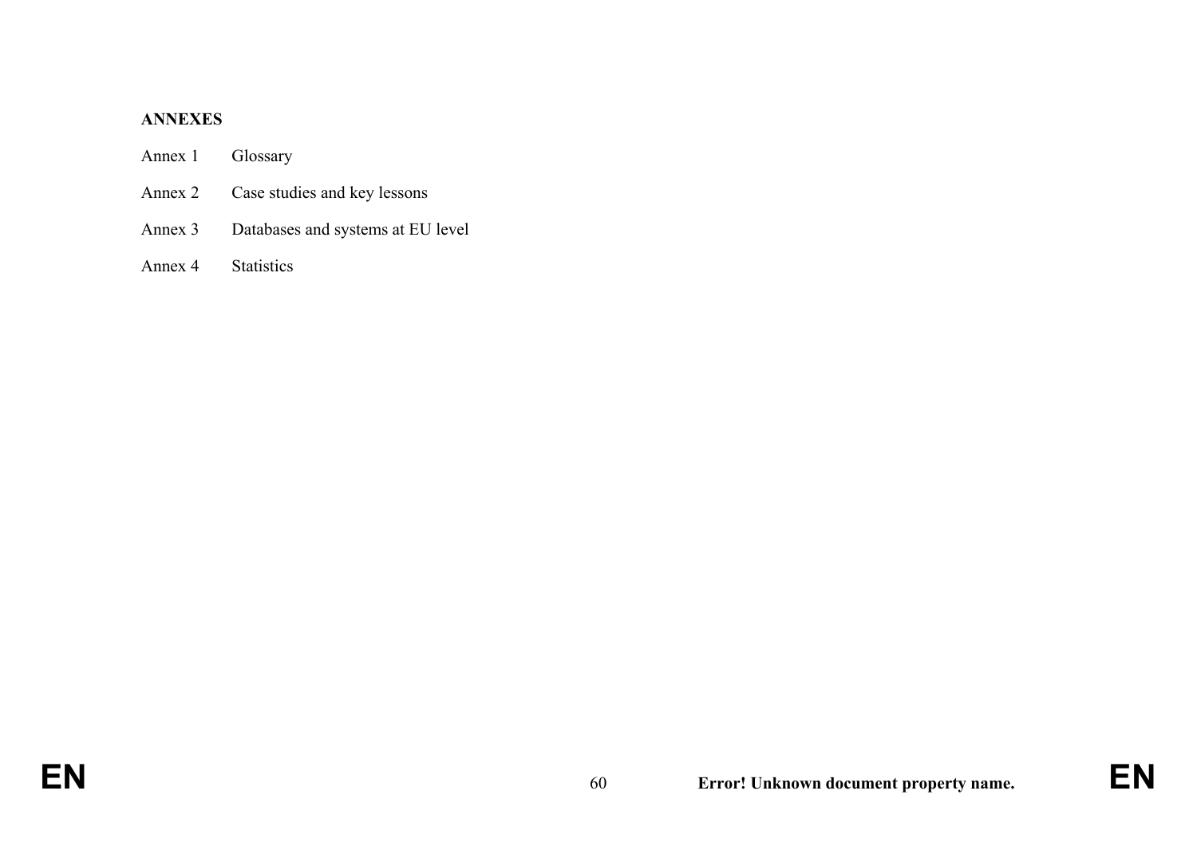**ANNEXES**

Annex 1 Glossary

Annex 2 Case studies and key lessons

Annex 3 Databases and systems at EU level

Annex 4 Statistics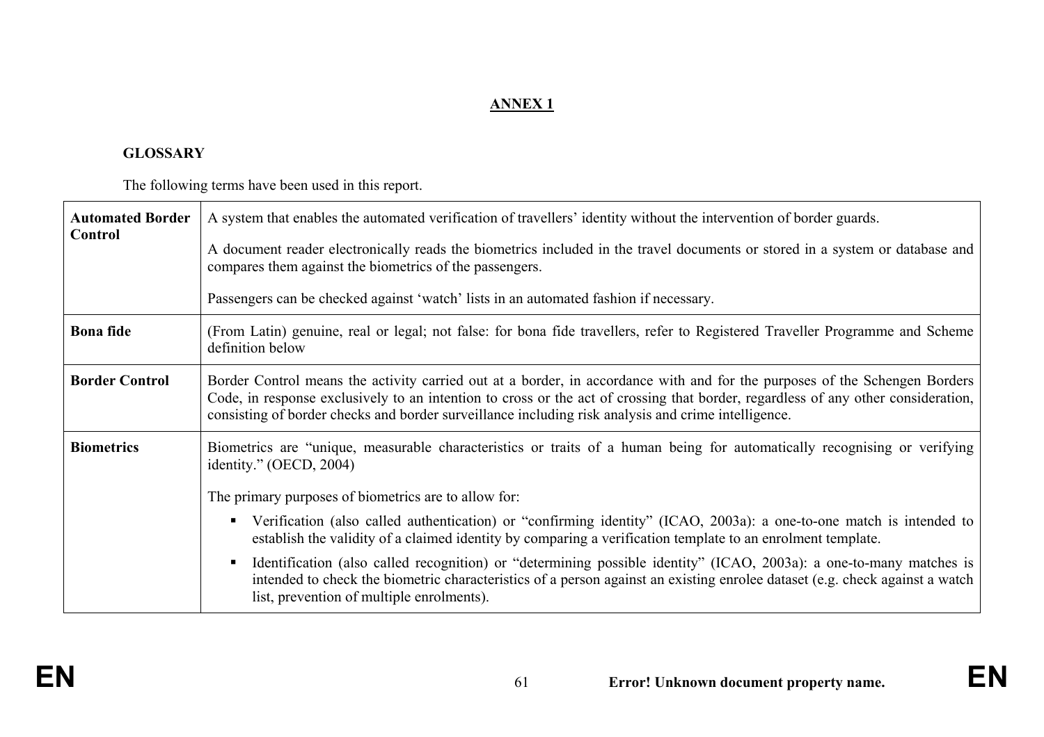**ANNEX 1**

**GLOSSARY**

The following terms have been used in this report.

| Term | Definition |
|---|---|
| **Automated Border Control** | A system that enables the automated verification of travellers' identity without the intervention of border guards.<br><br>A document reader electronically reads the biometrics included in the travel documents or stored in a system or database and compares them against the biometrics of the passengers.<br><br>Passengers can be checked against 'watch' lists in an automated fashion if necessary. |
| **Bona fide** | (From Latin) genuine, real or legal; not false: for bona fide travellers, refer to Registered Traveller Programme and Scheme definition below |
| **Border Control** | Border Control means the activity carried out at a border, in accordance with and for the purposes of the Schengen Borders Code, in response exclusively to an intention to cross or the act of crossing that border, regardless of any other consideration, consisting of border checks and border surveillance including risk analysis and crime intelligence. |
| **Biometrics** | Biometrics are "unique, measurable characteristics or traits of a human being for automatically recognising or verifying identity." (OECD, 2004)<br><br>The primary purposes of biometrics are to allow for:<br><br>▪ Verification (also called authentication) or "confirming identity" (ICAO, 2003a): a one-to-one match is intended to establish the validity of a claimed identity by comparing a verification template to an enrolment template.<br><br>▪ Identification (also called recognition) or "determining possible identity" (ICAO, 2003a): a one-to-many matches is intended to check the biometric characteristics of a person against an existing enrolee dataset (e.g. check against a watch list, prevention of multiple enrolments). |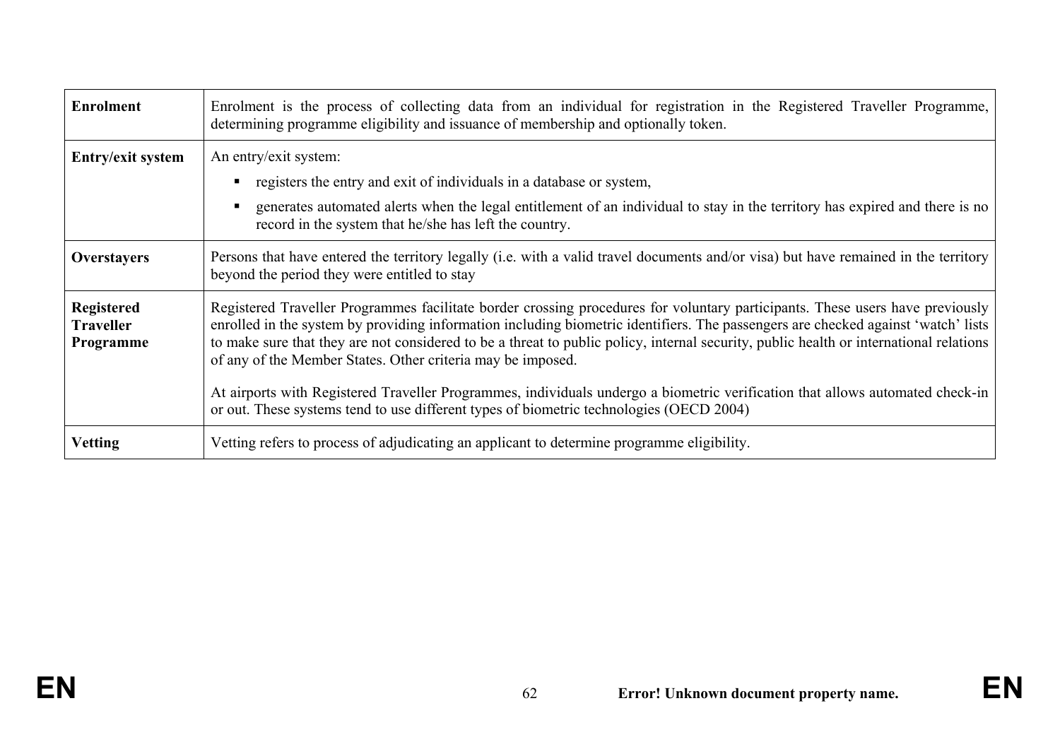| | |
|---|---|
| **Enrolment** | Enrolment is the process of collecting data from an individual for registration in the Registered Traveller Programme, determining programme eligibility and issuance of membership and optionally token. |
| **Entry/exit system** | An entry/exit system:<br>▪ registers the entry and exit of individuals in a database or system,<br>▪ generates automated alerts when the legal entitlement of an individual to stay in the territory has expired and there is no record in the system that he/she has left the country. |
| **Overstayers** | Persons that have entered the territory legally (i.e. with a valid travel documents and/or visa) but have remained in the territory beyond the period they were entitled to stay |
| **Registered Traveller Programme** | Registered Traveller Programmes facilitate border crossing procedures for voluntary participants. These users have previously enrolled in the system by providing information including biometric identifiers. The passengers are checked against 'watch' lists to make sure that they are not considered to be a threat to public policy, internal security, public health or international relations of any of the Member States. Other criteria may be imposed.<br><br>At airports with Registered Traveller Programmes, individuals undergo a biometric verification that allows automated check-in or out. These systems tend to use different types of biometric technologies (OECD 2004) |
| **Vetting** | Vetting refers to process of adjudicating an applicant to determine programme eligibility. |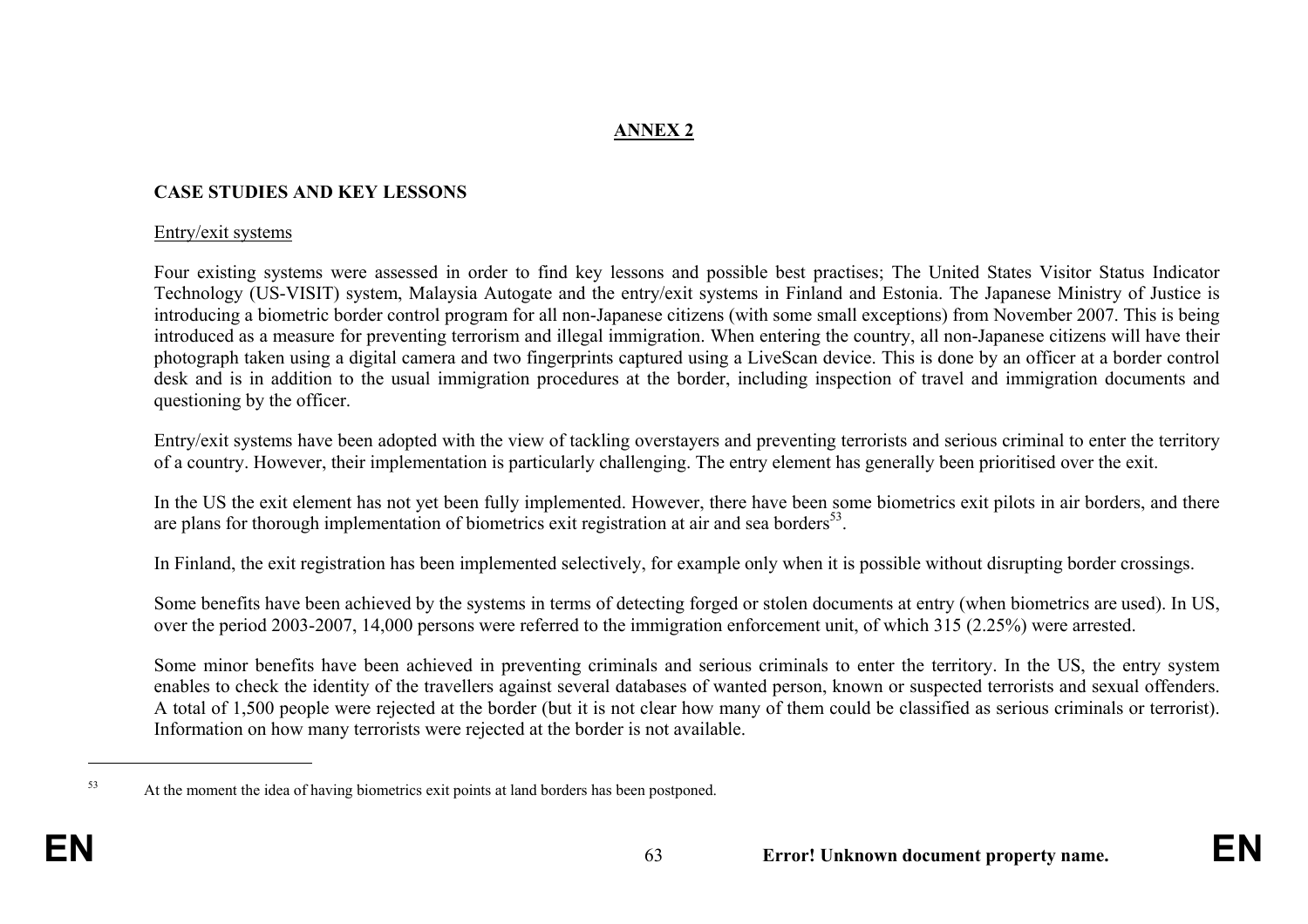# ANNEX 2

## CASE STUDIES AND KEY LESSONS

Entry/exit systems

Four existing systems were assessed in order to find key lessons and possible best practises; The United States Visitor Status Indicator Technology (US-VISIT) system, Malaysia Autogate and the entry/exit systems in Finland and Estonia. The Japanese Ministry of Justice is introducing a biometric border control program for all non-Japanese citizens (with some small exceptions) from November 2007. This is being introduced as a measure for preventing terrorism and illegal immigration. When entering the country, all non-Japanese citizens will have their photograph taken using a digital camera and two fingerprints captured using a LiveScan device. This is done by an officer at a border control desk and is in addition to the usual immigration procedures at the border, including inspection of travel and immigration documents and questioning by the officer.

Entry/exit systems have been adopted with the view of tackling overstayers and preventing terrorists and serious criminal to enter the territory of a country. However, their implementation is particularly challenging. The entry element has generally been prioritised over the exit.

In the US the exit element has not yet been fully implemented. However, there have been some biometrics exit pilots in air borders, and there are plans for thorough implementation of biometrics exit registration at air and sea borders[53].

In Finland, the exit registration has been implemented selectively, for example only when it is possible without disrupting border crossings.

Some benefits have been achieved by the systems in terms of detecting forged or stolen documents at entry (when biometrics are used). In US, over the period 2003-2007, 14,000 persons were referred to the immigration enforcement unit, of which 315 (2.25%) were arrested.

Some minor benefits have been achieved in preventing criminals and serious criminals to enter the territory. In the US, the entry system enables to check the identity of the travellers against several databases of wanted person, known or suspected terrorists and sexual offenders. A total of 1,500 people were rejected at the border (but it is not clear how many of them could be classified as serious criminals or terrorist). Information on how many terrorists were rejected at the border is not available.

---

[53] At the moment the idea of having biometrics exit points at land borders has been postponed.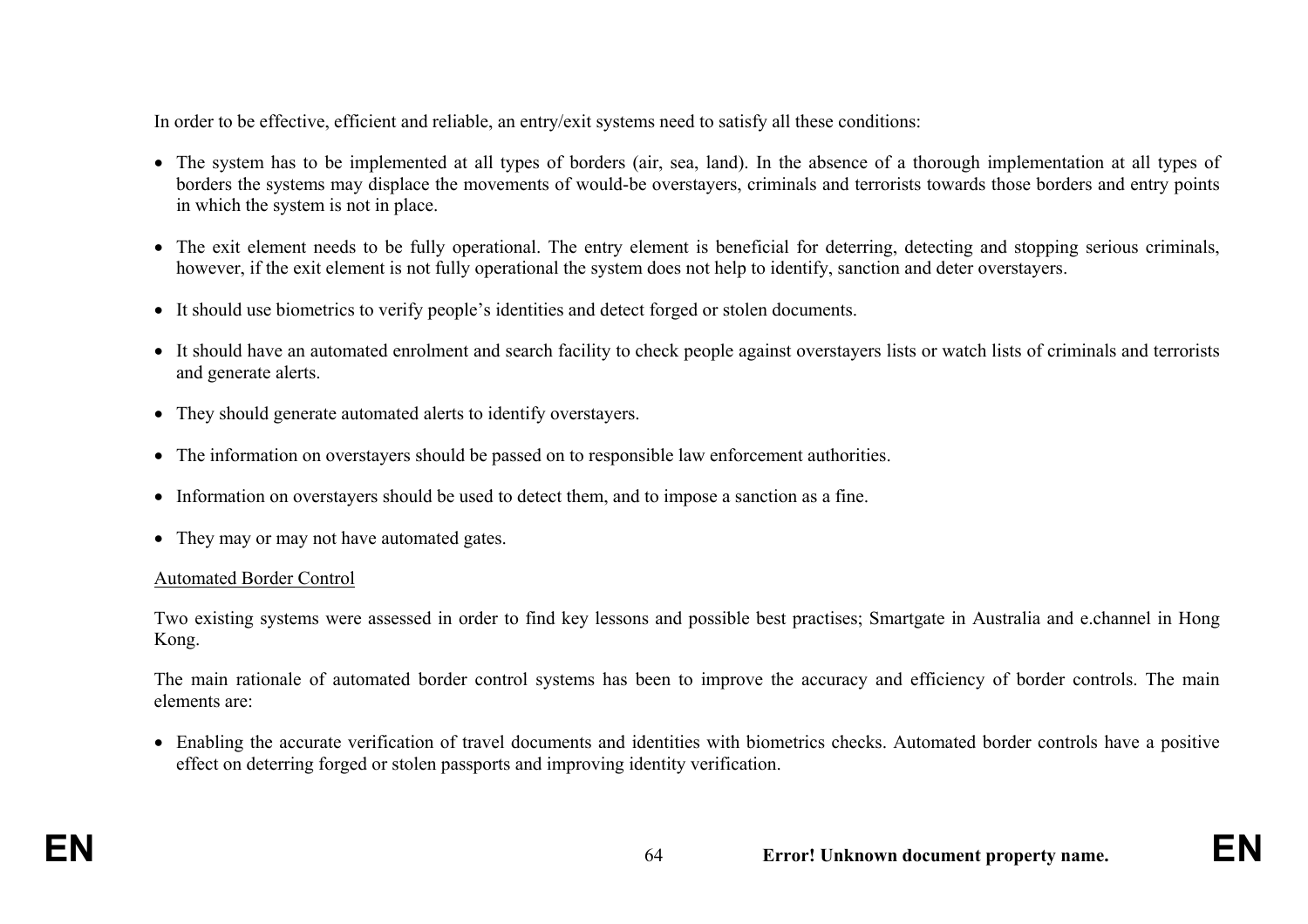In order to be effective, efficient and reliable, an entry/exit systems need to satisfy all these conditions:

- The system has to be implemented at all types of borders (air, sea, land). In the absence of a thorough implementation at all types of borders the systems may displace the movements of would-be overstayers, criminals and terrorists towards those borders and entry points in which the system is not in place.
- The exit element needs to be fully operational. The entry element is beneficial for deterring, detecting and stopping serious criminals, however, if the exit element is not fully operational the system does not help to identify, sanction and deter overstayers.
- It should use biometrics to verify people's identities and detect forged or stolen documents.
- It should have an automated enrolment and search facility to check people against overstayers lists or watch lists of criminals and terrorists and generate alerts.
- They should generate automated alerts to identify overstayers.
- The information on overstayers should be passed on to responsible law enforcement authorities.
- Information on overstayers should be used to detect them, and to impose a sanction as a fine.
- They may or may not have automated gates.

Automated Border Control

Two existing systems were assessed in order to find key lessons and possible best practises; Smartgate in Australia and e.channel in Hong Kong.

The main rationale of automated border control systems has been to improve the accuracy and efficiency of border controls. The main elements are:

- Enabling the accurate verification of travel documents and identities with biometrics checks. Automated border controls have a positive effect on deterring forged or stolen passports and improving identity verification.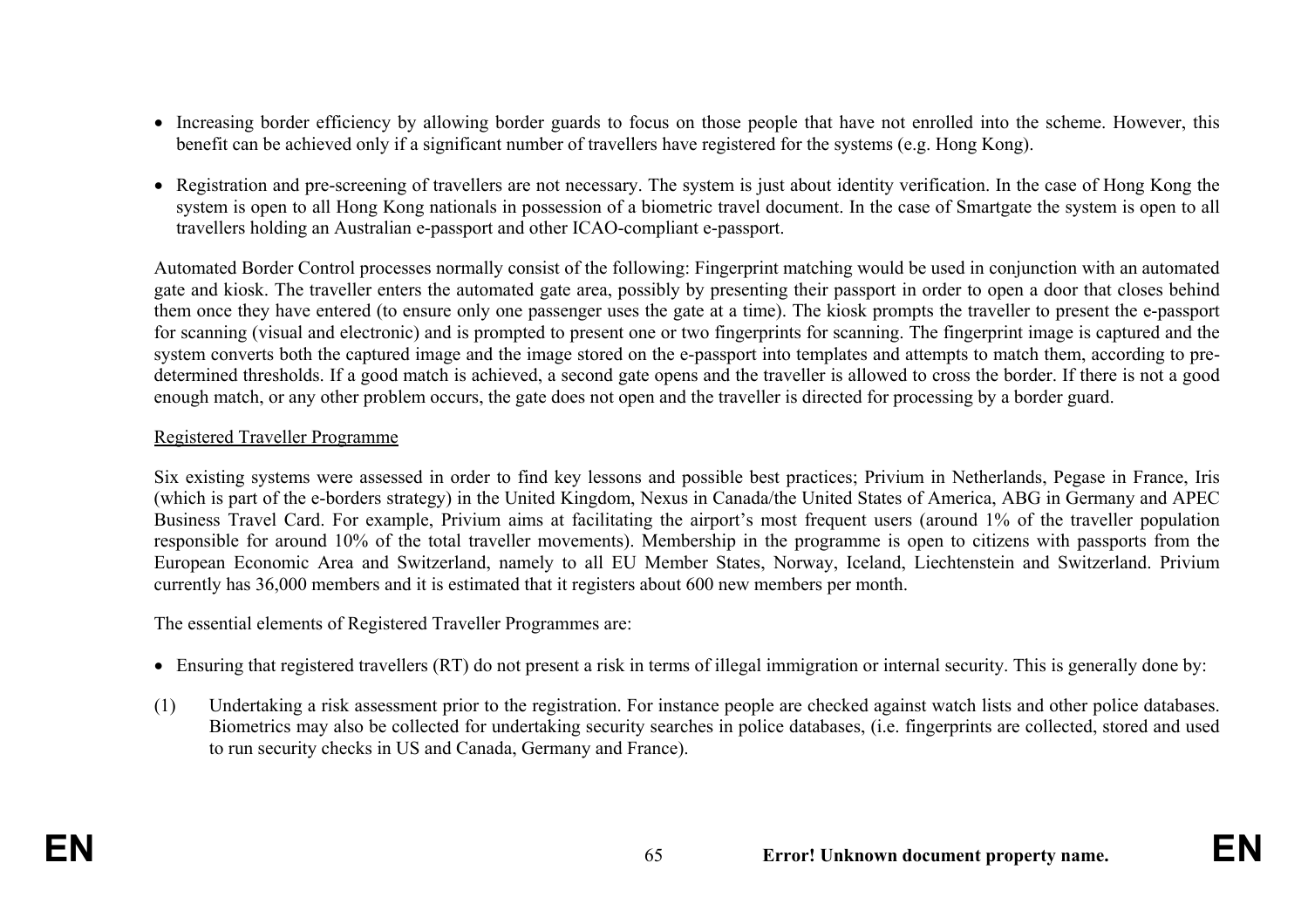- Increasing border efficiency by allowing border guards to focus on those people that have not enrolled into the scheme. However, this benefit can be achieved only if a significant number of travellers have registered for the systems (e.g. Hong Kong).

- Registration and pre-screening of travellers are not necessary. The system is just about identity verification. In the case of Hong Kong the system is open to all Hong Kong nationals in possession of a biometric travel document. In the case of Smartgate the system is open to all travellers holding an Australian e-passport and other ICAO-compliant e-passport.

Automated Border Control processes normally consist of the following: Fingerprint matching would be used in conjunction with an automated gate and kiosk. The traveller enters the automated gate area, possibly by presenting their passport in order to open a door that closes behind them once they have entered (to ensure only one passenger uses the gate at a time). The kiosk prompts the traveller to present the e-passport for scanning (visual and electronic) and is prompted to present one or two fingerprints for scanning. The fingerprint image is captured and the system converts both the captured image and the image stored on the e-passport into templates and attempts to match them, according to pre-determined thresholds. If a good match is achieved, a second gate opens and the traveller is allowed to cross the border. If there is not a good enough match, or any other problem occurs, the gate does not open and the traveller is directed for processing by a border guard.

<u>Registered Traveller Programme</u>

Six existing systems were assessed in order to find key lessons and possible best practices; Privium in Netherlands, Pegase in France, Iris (which is part of the e-borders strategy) in the United Kingdom, Nexus in Canada/the United States of America, ABG in Germany and APEC Business Travel Card. For example, Privium aims at facilitating the airport's most frequent users (around 1% of the traveller population responsible for around 10% of the total traveller movements). Membership in the programme is open to citizens with passports from the European Economic Area and Switzerland, namely to all EU Member States, Norway, Iceland, Liechtenstein and Switzerland. Privium currently has 36,000 members and it is estimated that it registers about 600 new members per month.

The essential elements of Registered Traveller Programmes are:

- Ensuring that registered travellers (RT) do not present a risk in terms of illegal immigration or internal security. This is generally done by:

(1) Undertaking a risk assessment prior to the registration. For instance people are checked against watch lists and other police databases. Biometrics may also be collected for undertaking security searches in police databases, (i.e. fingerprints are collected, stored and used to run security checks in US and Canada, Germany and France).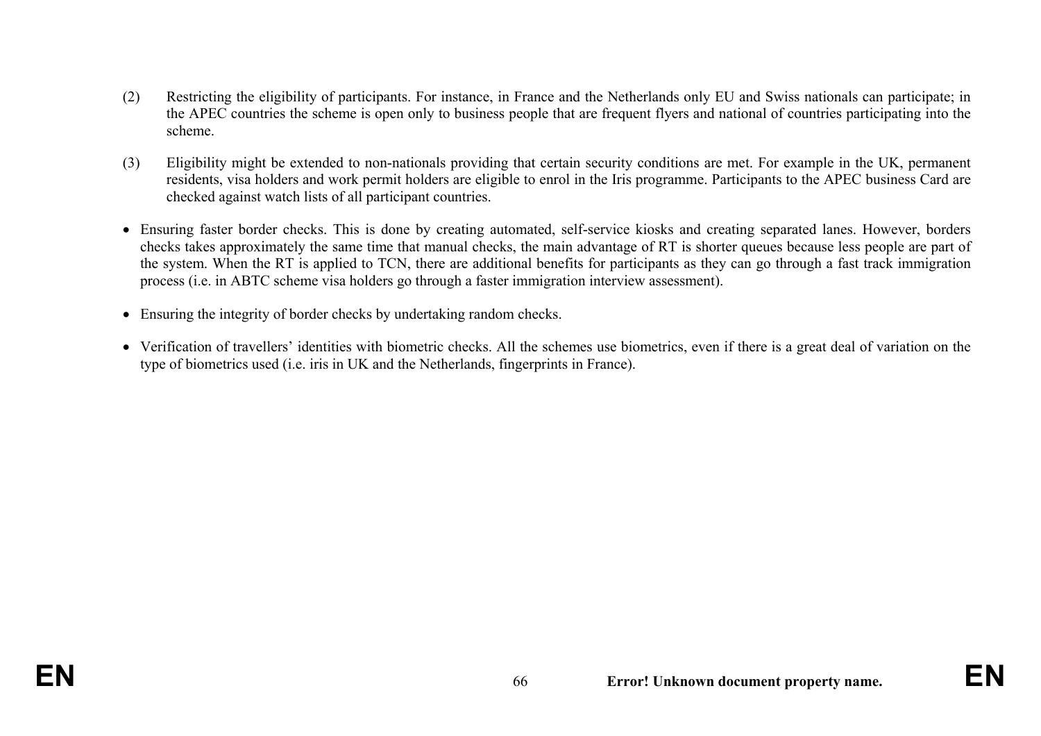(2) Restricting the eligibility of participants. For instance, in France and the Netherlands only EU and Swiss nationals can participate; in the APEC countries the scheme is open only to business people that are frequent flyers and national of countries participating into the scheme.

(3) Eligibility might be extended to non-nationals providing that certain security conditions are met. For example in the UK, permanent residents, visa holders and work permit holders are eligible to enrol in the Iris programme. Participants to the APEC business Card are checked against watch lists of all participant countries.

- Ensuring faster border checks. This is done by creating automated, self-service kiosks and creating separated lanes. However, borders checks takes approximately the same time that manual checks, the main advantage of RT is shorter queues because less people are part of the system. When the RT is applied to TCN, there are additional benefits for participants as they can go through a fast track immigration process (i.e. in ABTC scheme visa holders go through a faster immigration interview assessment).

- Ensuring the integrity of border checks by undertaking random checks.

- Verification of travellers' identities with biometric checks. All the schemes use biometrics, even if there is a great deal of variation on the type of biometrics used (i.e. iris in UK and the Netherlands, fingerprints in France).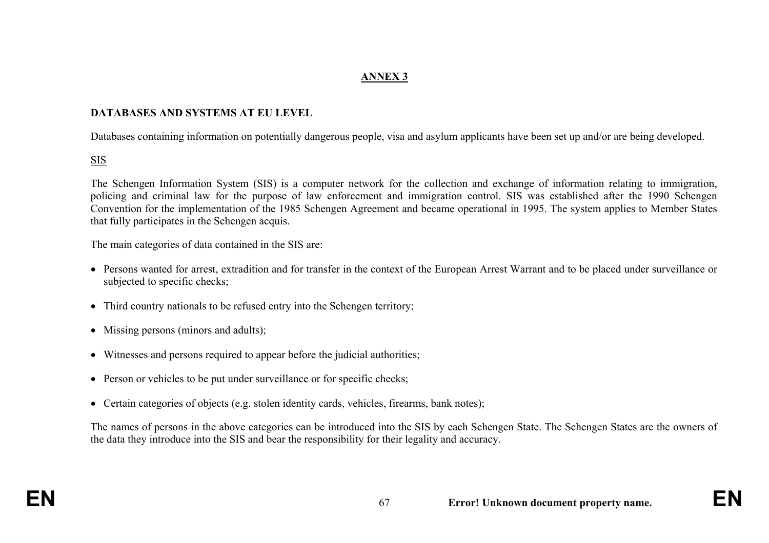## ANNEX 3

### DATABASES AND SYSTEMS AT EU LEVEL

Databases containing information on potentially dangerous people, visa and asylum applicants have been set up and/or are being developed.

SIS

The Schengen Information System (SIS) is a computer network for the collection and exchange of information relating to immigration, policing and criminal law for the purpose of law enforcement and immigration control. SIS was established after the 1990 Schengen Convention for the implementation of the 1985 Schengen Agreement and became operational in 1995. The system applies to Member States that fully participates in the Schengen acquis.

The main categories of data contained in the SIS are:

- Persons wanted for arrest, extradition and for transfer in the context of the European Arrest Warrant and to be placed under surveillance or subjected to specific checks;
- Third country nationals to be refused entry into the Schengen territory;
- Missing persons (minors and adults);
- Witnesses and persons required to appear before the judicial authorities;
- Person or vehicles to be put under surveillance or for specific checks;
- Certain categories of objects (e.g. stolen identity cards, vehicles, firearms, bank notes);

The names of persons in the above categories can be introduced into the SIS by each Schengen State. The Schengen States are the owners of the data they introduce into the SIS and bear the responsibility for their legality and accuracy.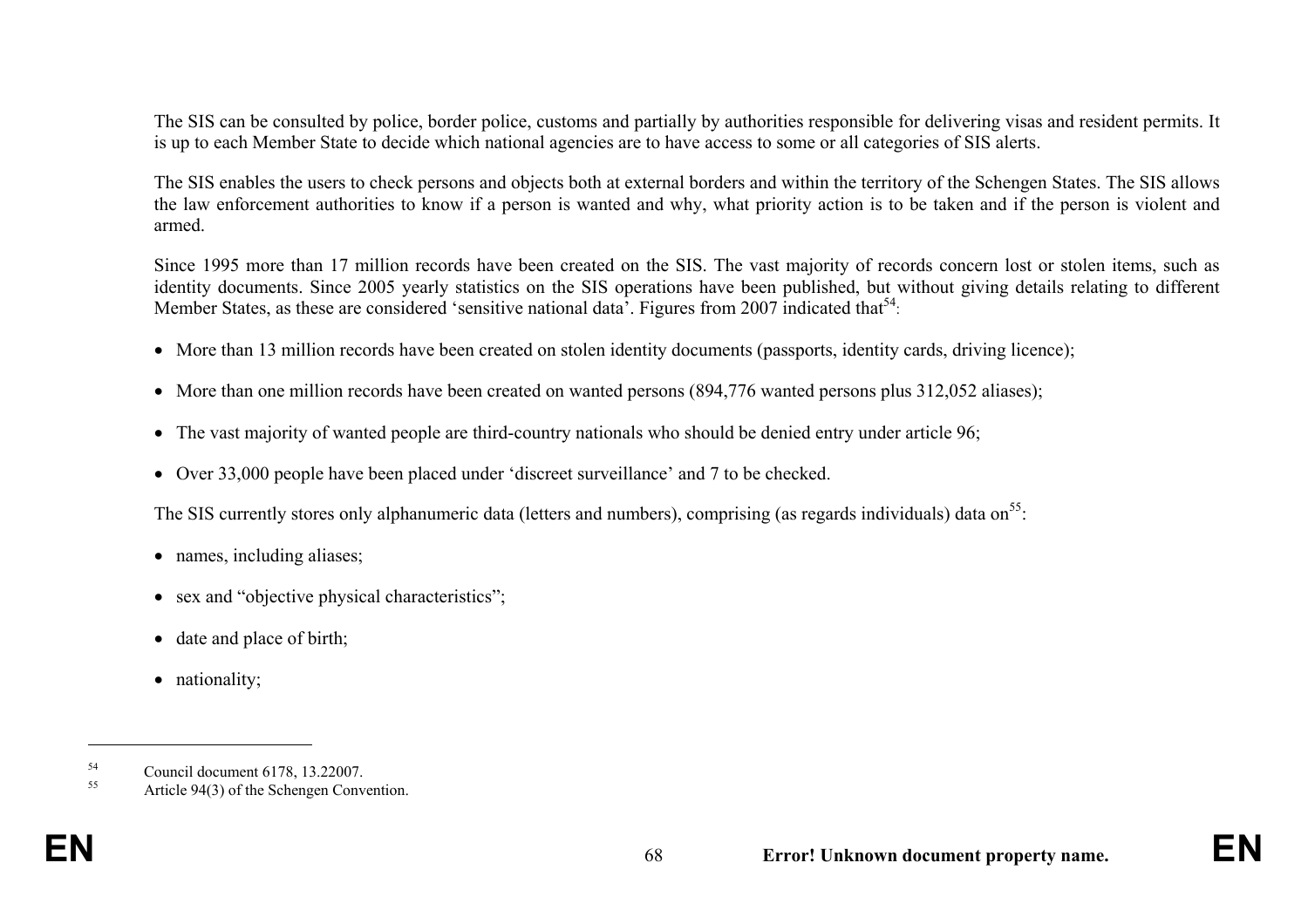The SIS can be consulted by police, border police, customs and partially by authorities responsible for delivering visas and resident permits. It is up to each Member State to decide which national agencies are to have access to some or all categories of SIS alerts.

The SIS enables the users to check persons and objects both at external borders and within the territory of the Schengen States. The SIS allows the law enforcement authorities to know if a person is wanted and why, what priority action is to be taken and if the person is violent and armed.

Since 1995 more than 17 million records have been created on the SIS. The vast majority of records concern lost or stolen items, such as identity documents. Since 2005 yearly statistics on the SIS operations have been published, but without giving details relating to different Member States, as these are considered 'sensitive national data'. Figures from 2007 indicated that[54]:

- More than 13 million records have been created on stolen identity documents (passports, identity cards, driving licence);
- More than one million records have been created on wanted persons (894,776 wanted persons plus 312,052 aliases);
- The vast majority of wanted people are third-country nationals who should be denied entry under article 96;
- Over 33,000 people have been placed under 'discreet surveillance' and 7 to be checked.

The SIS currently stores only alphanumeric data (letters and numbers), comprising (as regards individuals) data on[55]:

- names, including aliases;
- sex and "objective physical characteristics";
- date and place of birth;
- nationality;

---

[54] Council document 6178, 13.22007.

[55] Article 94(3) of the Schengen Convention.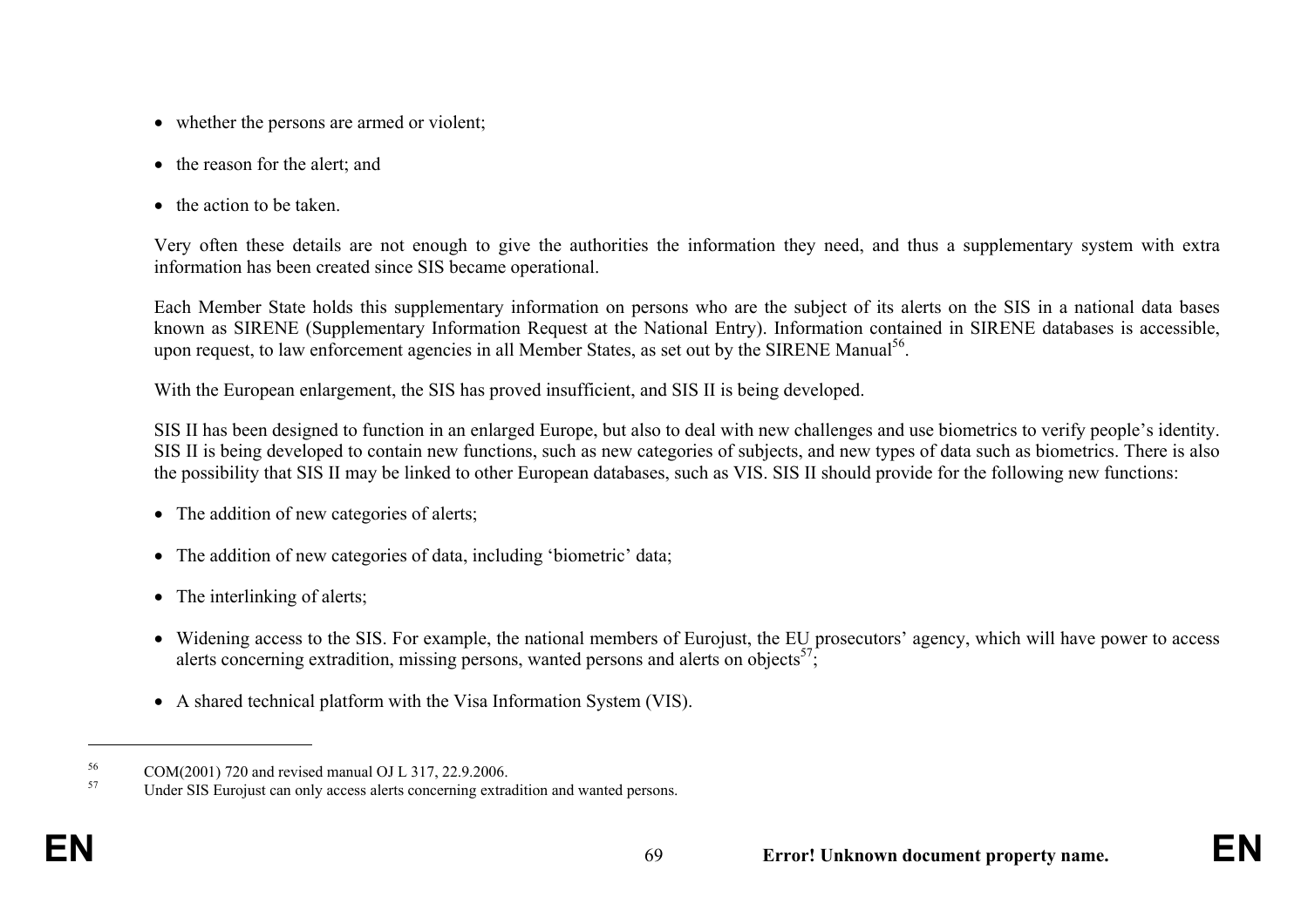- whether the persons are armed or violent;
- the reason for the alert; and
- the action to be taken.

Very often these details are not enough to give the authorities the information they need, and thus a supplementary system with extra information has been created since SIS became operational.

Each Member State holds this supplementary information on persons who are the subject of its alerts on the SIS in a national data bases known as SIRENE (Supplementary Information Request at the National Entry). Information contained in SIRENE databases is accessible, upon request, to law enforcement agencies in all Member States, as set out by the SIRENE Manual[56].

With the European enlargement, the SIS has proved insufficient, and SIS II is being developed.

SIS II has been designed to function in an enlarged Europe, but also to deal with new challenges and use biometrics to verify people's identity. SIS II is being developed to contain new functions, such as new categories of subjects, and new types of data such as biometrics. There is also the possibility that SIS II may be linked to other European databases, such as VIS. SIS II should provide for the following new functions:

- The addition of new categories of alerts;
- The addition of new categories of data, including 'biometric' data;
- The interlinking of alerts;
- Widening access to the SIS. For example, the national members of Eurojust, the EU prosecutors' agency, which will have power to access alerts concerning extradition, missing persons, wanted persons and alerts on objects[57];
- A shared technical platform with the Visa Information System (VIS).

---

[56] COM(2001) 720 and revised manual OJ L 317, 22.9.2006.

[57] Under SIS Eurojust can only access alerts concerning extradition and wanted persons.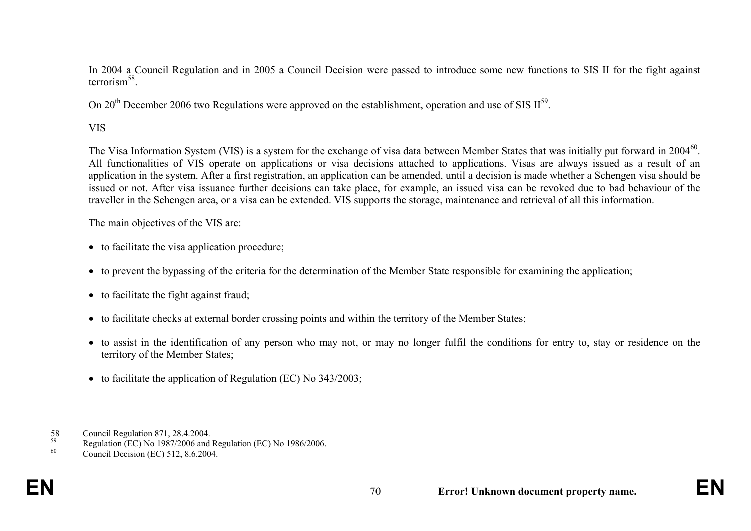In 2004 a Council Regulation and in 2005 a Council Decision were passed to introduce some new functions to SIS II for the fight against terrorism[58].

On 20th December 2006 two Regulations were approved on the establishment, operation and use of SIS II[59].

VIS

The Visa Information System (VIS) is a system for the exchange of visa data between Member States that was initially put forward in 2004[60]. All functionalities of VIS operate on applications or visa decisions attached to applications. Visas are always issued as a result of an application in the system. After a first registration, an application can be amended, until a decision is made whether a Schengen visa should be issued or not. After visa issuance further decisions can take place, for example, an issued visa can be revoked due to bad behaviour of the traveller in the Schengen area, or a visa can be extended. VIS supports the storage, maintenance and retrieval of all this information.

The main objectives of the VIS are:

- to facilitate the visa application procedure;
- to prevent the bypassing of the criteria for the determination of the Member State responsible for examining the application;
- to facilitate the fight against fraud;
- to facilitate checks at external border crossing points and within the territory of the Member States;
- to assist in the identification of any person who may not, or may no longer fulfil the conditions for entry to, stay or residence on the territory of the Member States;
- to facilitate the application of Regulation (EC) No 343/2003;

---

[58] Council Regulation 871, 28.4.2004.

[59] Regulation (EC) No 1987/2006 and Regulation (EC) No 1986/2006.

[60] Council Decision (EC) 512, 8.6.2004.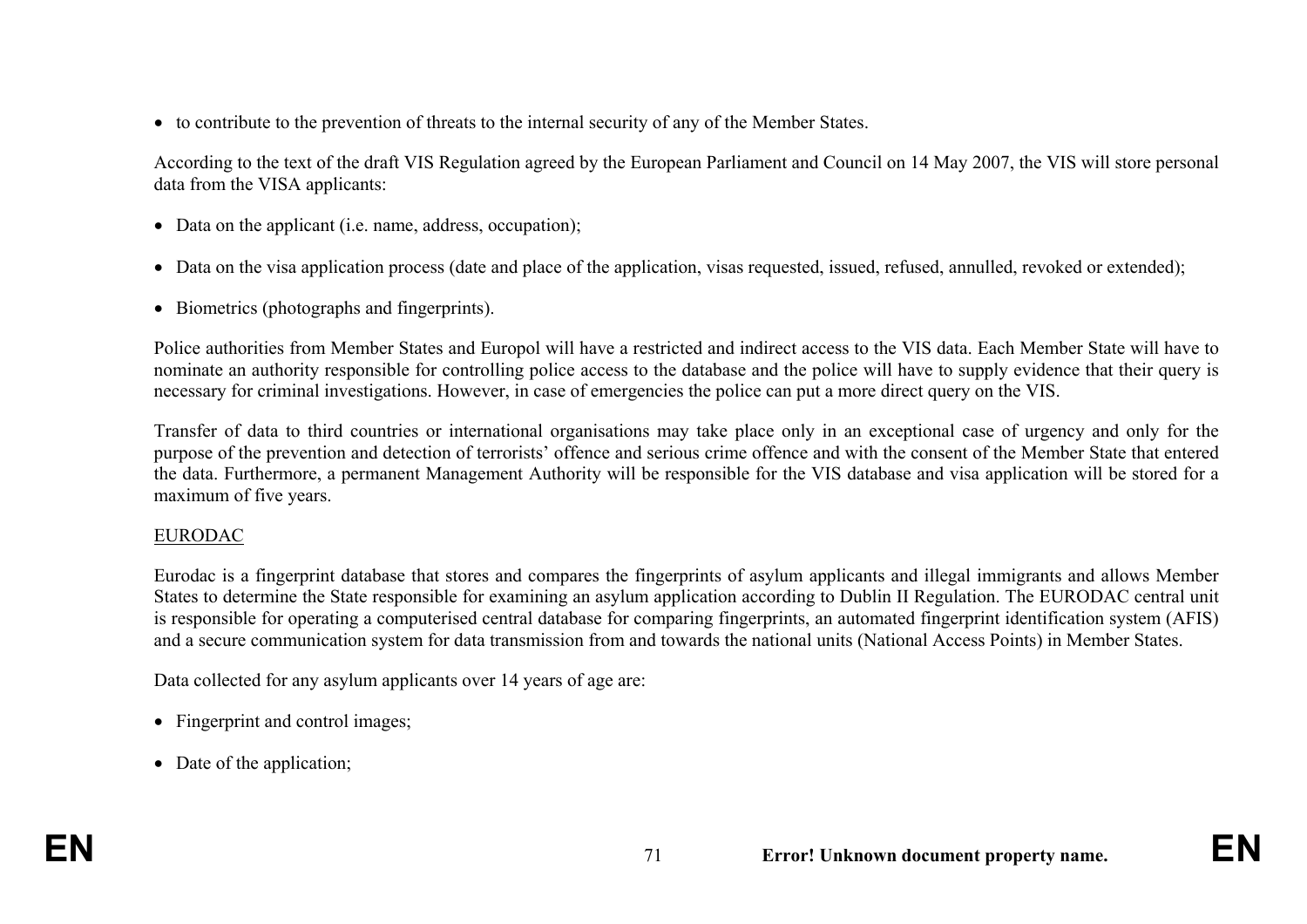- to contribute to the prevention of threats to the internal security of any of the Member States.

According to the text of the draft VIS Regulation agreed by the European Parliament and Council on 14 May 2007, the VIS will store personal data from the VISA applicants:

- Data on the applicant (i.e. name, address, occupation);
- Data on the visa application process (date and place of the application, visas requested, issued, refused, annulled, revoked or extended);
- Biometrics (photographs and fingerprints).

Police authorities from Member States and Europol will have a restricted and indirect access to the VIS data. Each Member State will have to nominate an authority responsible for controlling police access to the database and the police will have to supply evidence that their query is necessary for criminal investigations. However, in case of emergencies the police can put a more direct query on the VIS.

Transfer of data to third countries or international organisations may take place only in an exceptional case of urgency and only for the purpose of the prevention and detection of terrorists' offence and serious crime offence and with the consent of the Member State that entered the data. Furthermore, a permanent Management Authority will be responsible for the VIS database and visa application will be stored for a maximum of five years.

EURODAC

Eurodac is a fingerprint database that stores and compares the fingerprints of asylum applicants and illegal immigrants and allows Member States to determine the State responsible for examining an asylum application according to Dublin II Regulation. The EURODAC central unit is responsible for operating a computerised central database for comparing fingerprints, an automated fingerprint identification system (AFIS) and a secure communication system for data transmission from and towards the national units (National Access Points) in Member States.

Data collected for any asylum applicants over 14 years of age are:

- Fingerprint and control images;
- Date of the application;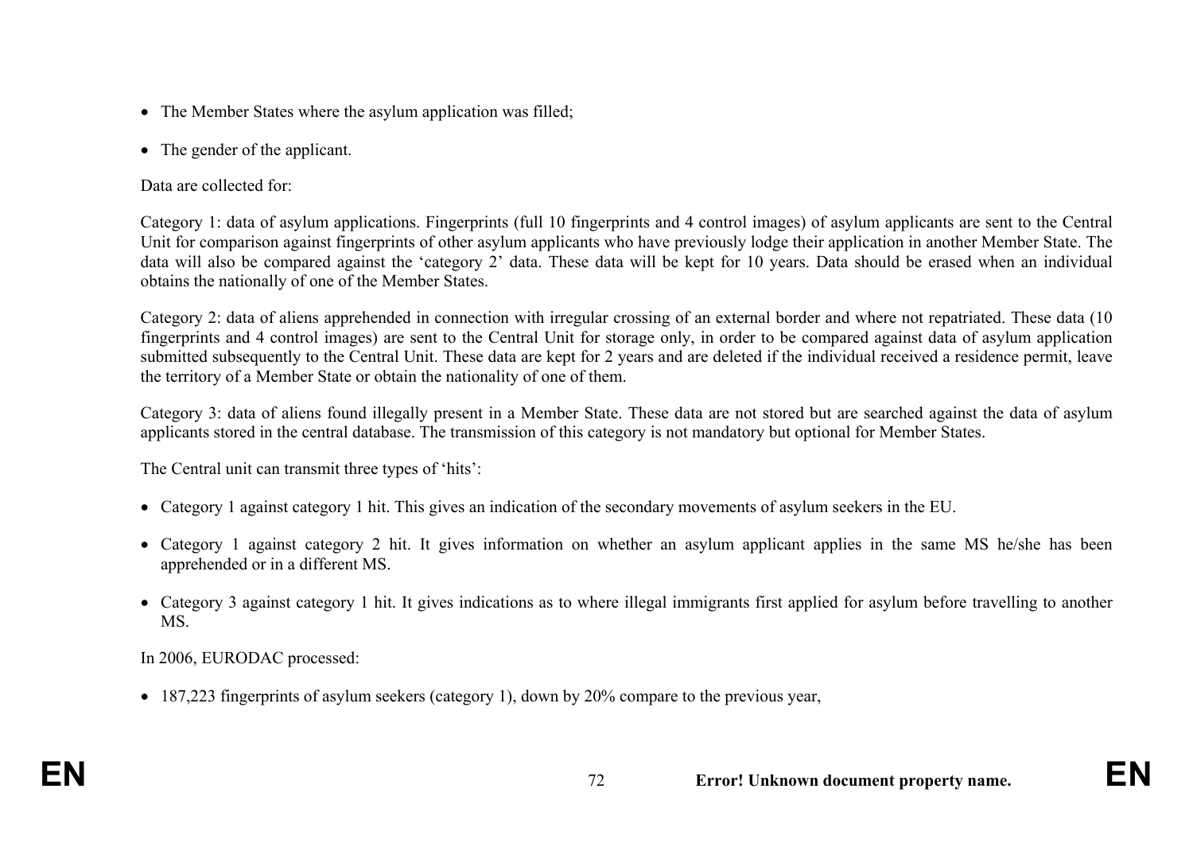- The Member States where the asylum application was filled;
- The gender of the applicant.

Data are collected for:

Category 1: data of asylum applications. Fingerprints (full 10 fingerprints and 4 control images) of asylum applicants are sent to the Central Unit for comparison against fingerprints of other asylum applicants who have previously lodge their application in another Member State. The data will also be compared against the 'category 2' data. These data will be kept for 10 years. Data should be erased when an individual obtains the nationally of one of the Member States.

Category 2: data of aliens apprehended in connection with irregular crossing of an external border and where not repatriated. These data (10 fingerprints and 4 control images) are sent to the Central Unit for storage only, in order to be compared against data of asylum application submitted subsequently to the Central Unit. These data are kept for 2 years and are deleted if the individual received a residence permit, leave the territory of a Member State or obtain the nationality of one of them.

Category 3: data of aliens found illegally present in a Member State. These data are not stored but are searched against the data of asylum applicants stored in the central database. The transmission of this category is not mandatory but optional for Member States.

The Central unit can transmit three types of 'hits':

- Category 1 against category 1 hit. This gives an indication of the secondary movements of asylum seekers in the EU.
- Category 1 against category 2 hit. It gives information on whether an asylum applicant applies in the same MS he/she has been apprehended or in a different MS.
- Category 3 against category 1 hit. It gives indications as to where illegal immigrants first applied for asylum before travelling to another MS.

In 2006, EURODAC processed:

- 187,223 fingerprints of asylum seekers (category 1), down by 20% compare to the previous year,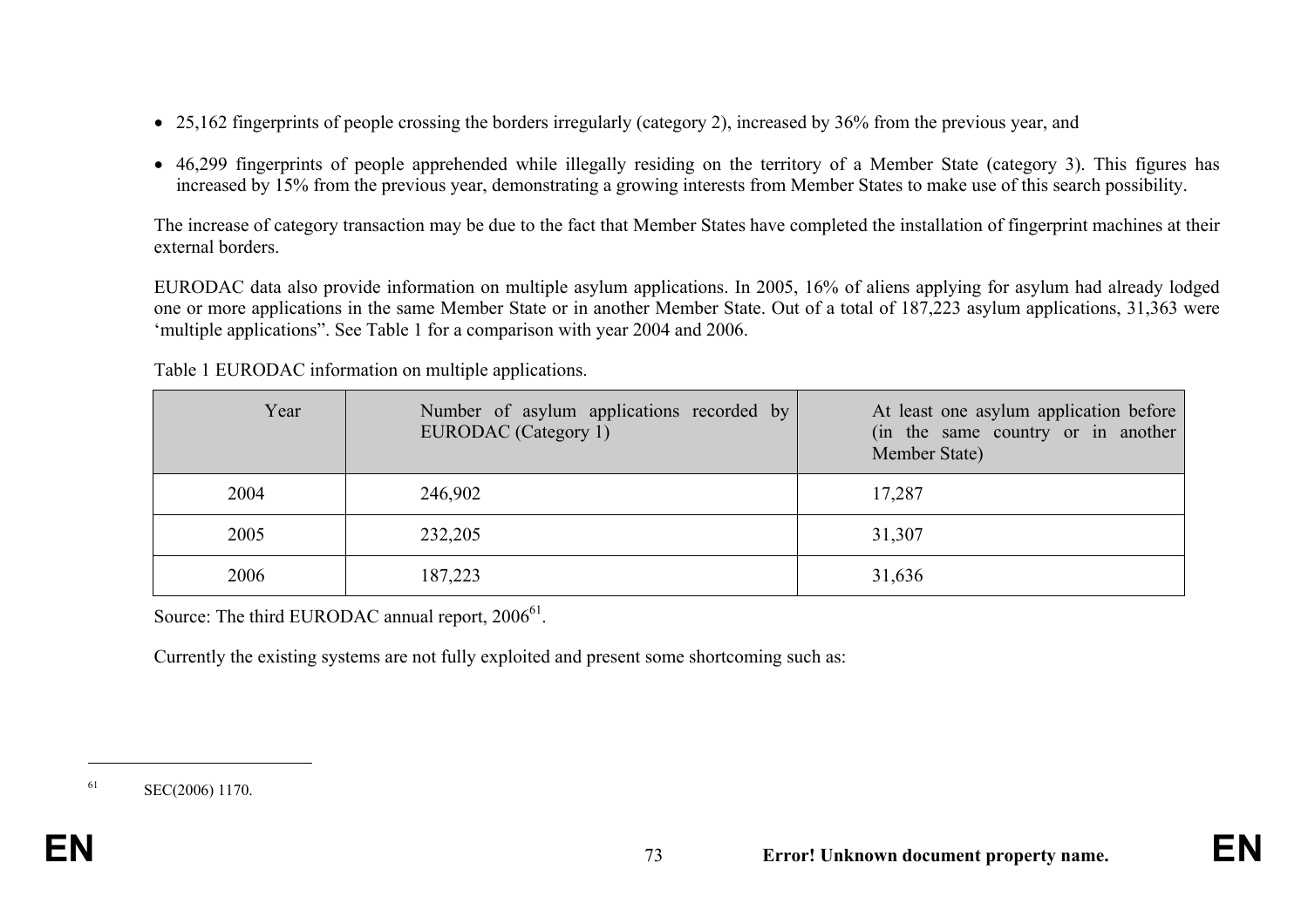- 25,162 fingerprints of people crossing the borders irregularly (category 2), increased by 36% from the previous year, and
- 46,299 fingerprints of people apprehended while illegally residing on the territory of a Member State (category 3). This figures has increased by 15% from the previous year, demonstrating a growing interests from Member States to make use of this search possibility.

The increase of category transaction may be due to the fact that Member States have completed the installation of fingerprint machines at their external borders.

EURODAC data also provide information on multiple asylum applications. In 2005, 16% of aliens applying for asylum had already lodged one or more applications in the same Member State or in another Member State. Out of a total of 187,223 asylum applications, 31,363 were 'multiple applications". See Table 1 for a comparison with year 2004 and 2006.

Table 1 EURODAC information on multiple applications.

| Year | Number of asylum applications recorded by EURODAC (Category 1) | At least one asylum application before (in the same country or in another Member State) |
|---|---|---|
| 2004 | 246,902 | 17,287 |
| 2005 | 232,205 | 31,307 |
| 2006 | 187,223 | 31,636 |

Source: The third EURODAC annual report, 2006[61].

Currently the existing systems are not fully exploited and present some shortcoming such as:

[61] SEC(2006) 1170.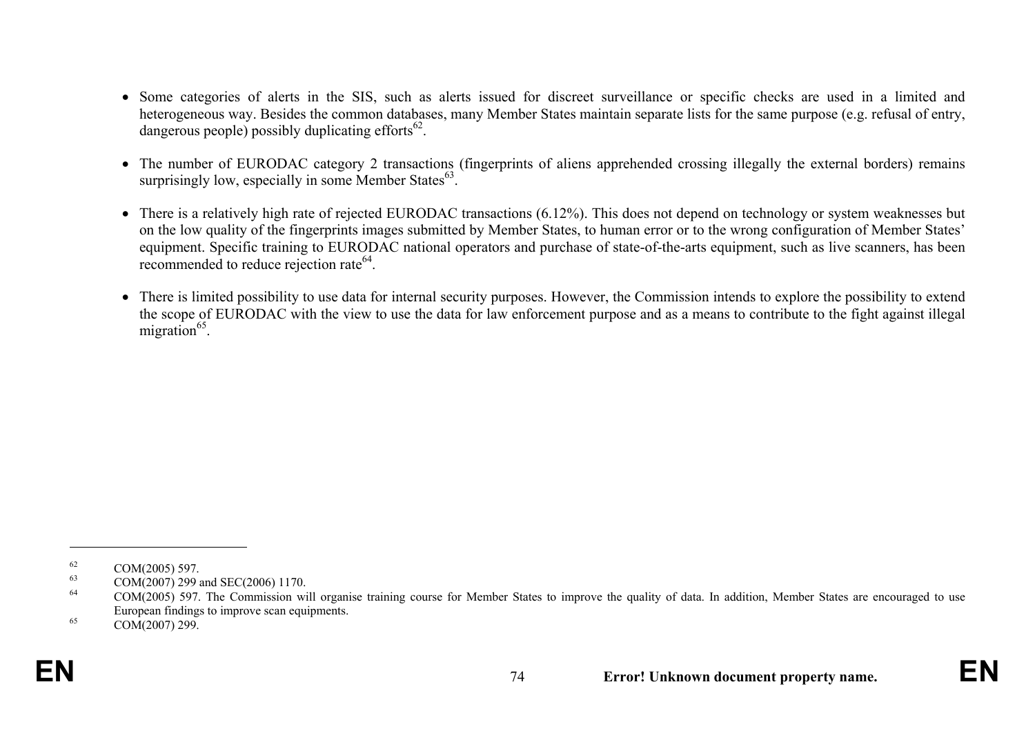- Some categories of alerts in the SIS, such as alerts issued for discreet surveillance or specific checks are used in a limited and heterogeneous way. Besides the common databases, many Member States maintain separate lists for the same purpose (e.g. refusal of entry, dangerous people) possibly duplicating efforts[62].

- The number of EURODAC category 2 transactions (fingerprints of aliens apprehended crossing illegally the external borders) remains surprisingly low, especially in some Member States[63].

- There is a relatively high rate of rejected EURODAC transactions (6.12%). This does not depend on technology or system weaknesses but on the low quality of the fingerprints images submitted by Member States, to human error or to the wrong configuration of Member States' equipment. Specific training to EURODAC national operators and purchase of state-of-the-arts equipment, such as live scanners, has been recommended to reduce rejection rate[64].

- There is limited possibility to use data for internal security purposes. However, the Commission intends to explore the possibility to extend the scope of EURODAC with the view to use the data for law enforcement purpose and as a means to contribute to the fight against illegal migration[65].

---

[62] COM(2005) 597.

[63] COM(2007) 299 and SEC(2006) 1170.

[64] COM(2005) 597. The Commission will organise training course for Member States to improve the quality of data. In addition, Member States are encouraged to use European findings to improve scan equipments.

[65] COM(2007) 299.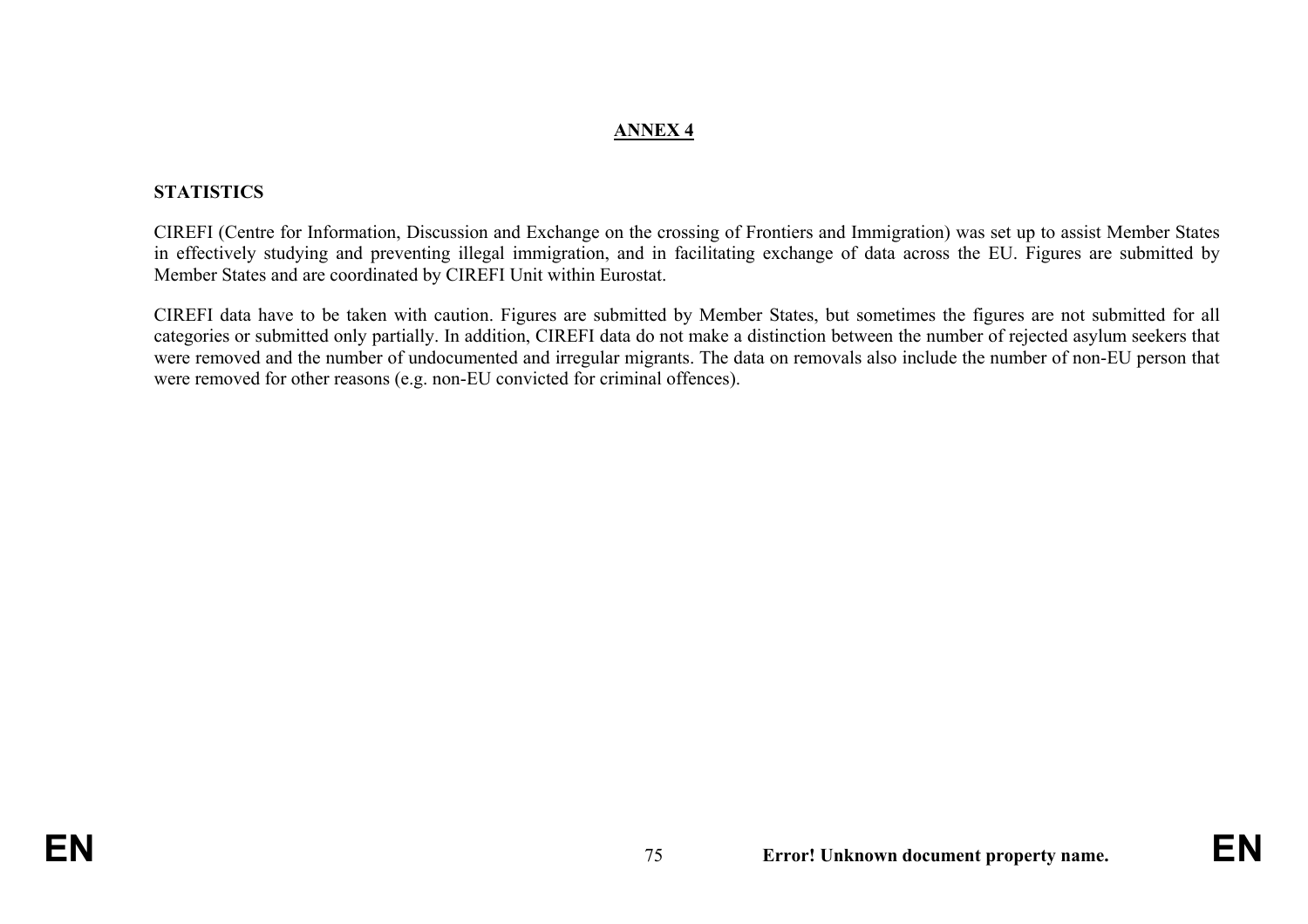## ANNEX 4

### STATISTICS

CIREFI (Centre for Information, Discussion and Exchange on the crossing of Frontiers and Immigration) was set up to assist Member States in effectively studying and preventing illegal immigration, and in facilitating exchange of data across the EU. Figures are submitted by Member States and are coordinated by CIREFI Unit within Eurostat.

CIREFI data have to be taken with caution. Figures are submitted by Member States, but sometimes the figures are not submitted for all categories or submitted only partially. In addition, CIREFI data do not make a distinction between the number of rejected asylum seekers that were removed and the number of undocumented and irregular migrants. The data on removals also include the number of non-EU person that were removed for other reasons (e.g. non-EU convicted for criminal offences).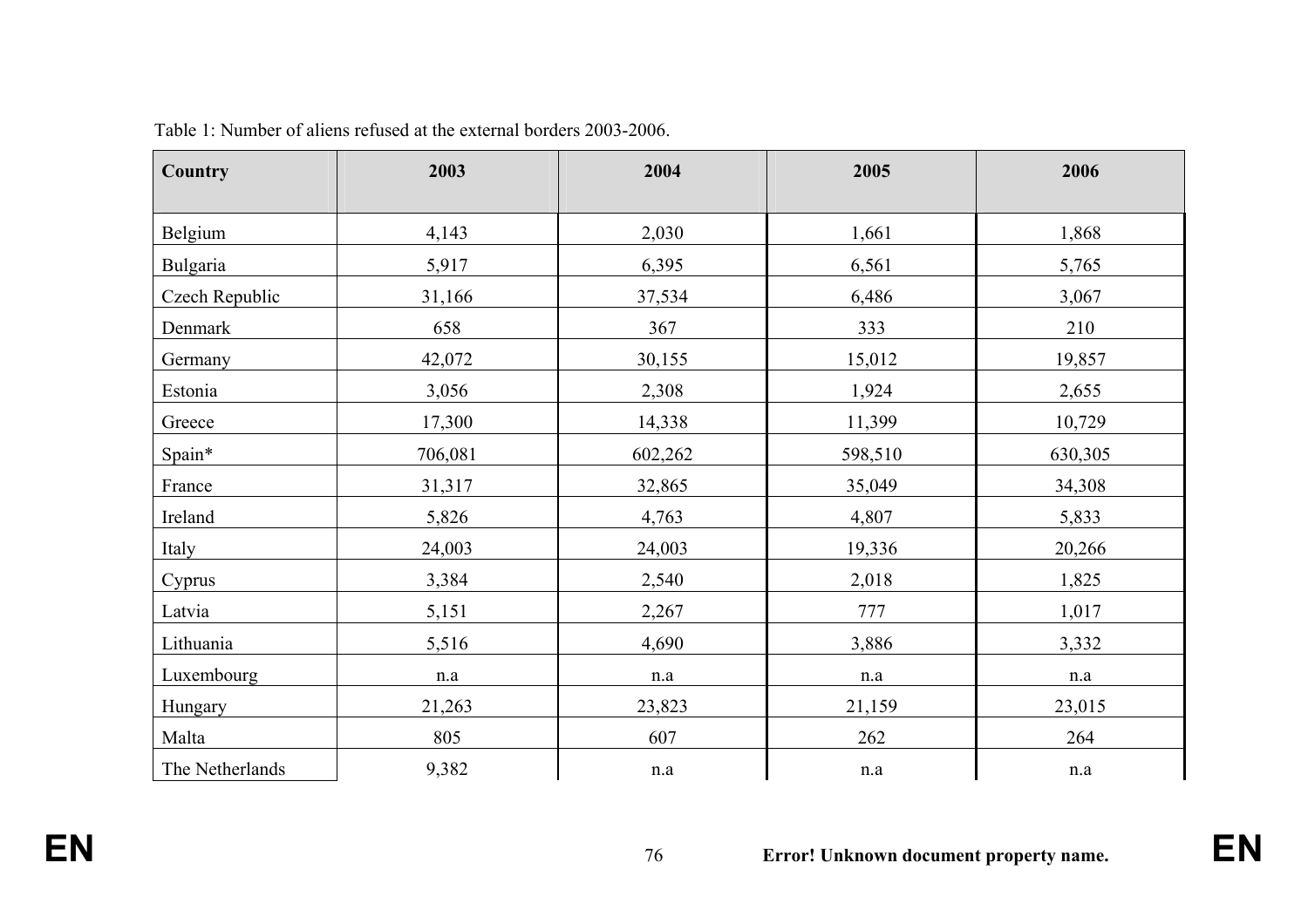Table 1: Number of aliens refused at the external borders 2003-2006.

| Country | 2003 | 2004 | 2005 | 2006 |
|---|---|---|---|---|
| Belgium | 4,143 | 2,030 | 1,661 | 1,868 |
| Bulgaria | 5,917 | 6,395 | 6,561 | 5,765 |
| Czech Republic | 31,166 | 37,534 | 6,486 | 3,067 |
| Denmark | 658 | 367 | 333 | 210 |
| Germany | 42,072 | 30,155 | 15,012 | 19,857 |
| Estonia | 3,056 | 2,308 | 1,924 | 2,655 |
| Greece | 17,300 | 14,338 | 11,399 | 10,729 |
| Spain* | 706,081 | 602,262 | 598,510 | 630,305 |
| France | 31,317 | 32,865 | 35,049 | 34,308 |
| Ireland | 5,826 | 4,763 | 4,807 | 5,833 |
| Italy | 24,003 | 24,003 | 19,336 | 20,266 |
| Cyprus | 3,384 | 2,540 | 2,018 | 1,825 |
| Latvia | 5,151 | 2,267 | 777 | 1,017 |
| Lithuania | 5,516 | 4,690 | 3,886 | 3,332 |
| Luxembourg | n.a | n.a | n.a | n.a |
| Hungary | 21,263 | 23,823 | 21,159 | 23,015 |
| Malta | 805 | 607 | 262 | 264 |
| The Netherlands | 9,382 | n.a | n.a | n.a |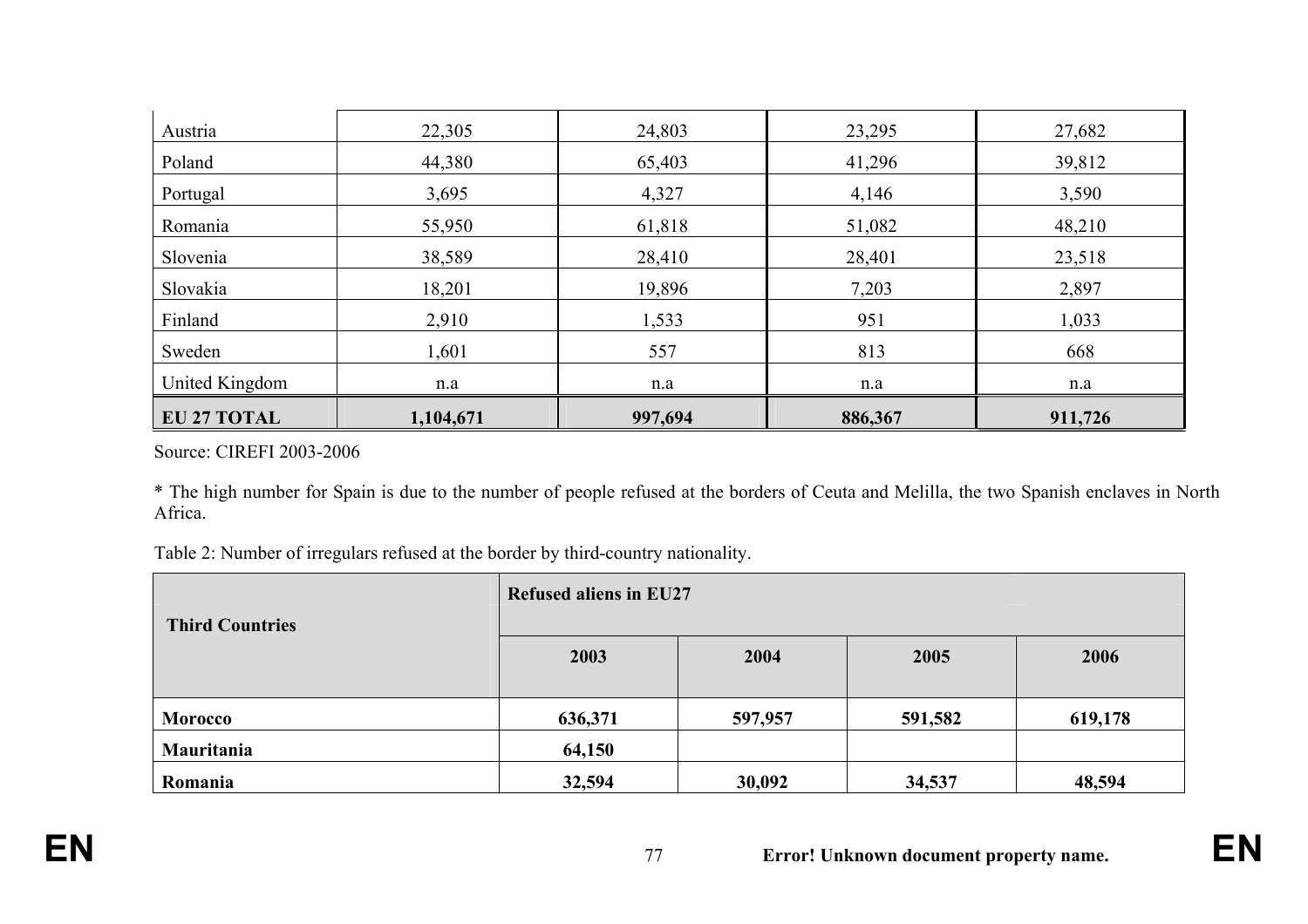| | | | | |
|---|---|---|---|---|
| Austria | 22,305 | 24,803 | 23,295 | 27,682 |
| Poland | 44,380 | 65,403 | 41,296 | 39,812 |
| Portugal | 3,695 | 4,327 | 4,146 | 3,590 |
| Romania | 55,950 | 61,818 | 51,082 | 48,210 |
| Slovenia | 38,589 | 28,410 | 28,401 | 23,518 |
| Slovakia | 18,201 | 19,896 | 7,203 | 2,897 |
| Finland | 2,910 | 1,533 | 951 | 1,033 |
| Sweden | 1,601 | 557 | 813 | 668 |
| United Kingdom | n.a | n.a | n.a | n.a |
| **EU 27 TOTAL** | **1,104,671** | **997,694** | **886,367** | **911,726** |

Source: CIREFI 2003-2006

* The high number for Spain is due to the number of people refused at the borders of Ceuta and Melilla, the two Spanish enclaves in North Africa.

Table 2: Number of irregulars refused at the border by third-country nationality.

| **Third Countries** | **Refused aliens in EU27** | | | |
|---|---|---|---|---|
| | **2003** | **2004** | **2005** | **2006** |
| **Morocco** | **636,371** | **597,957** | **591,582** | **619,178** |
| **Mauritania** | **64,150** | | | |
| **Romania** | **32,594** | **30,092** | **34,537** | **48,594** |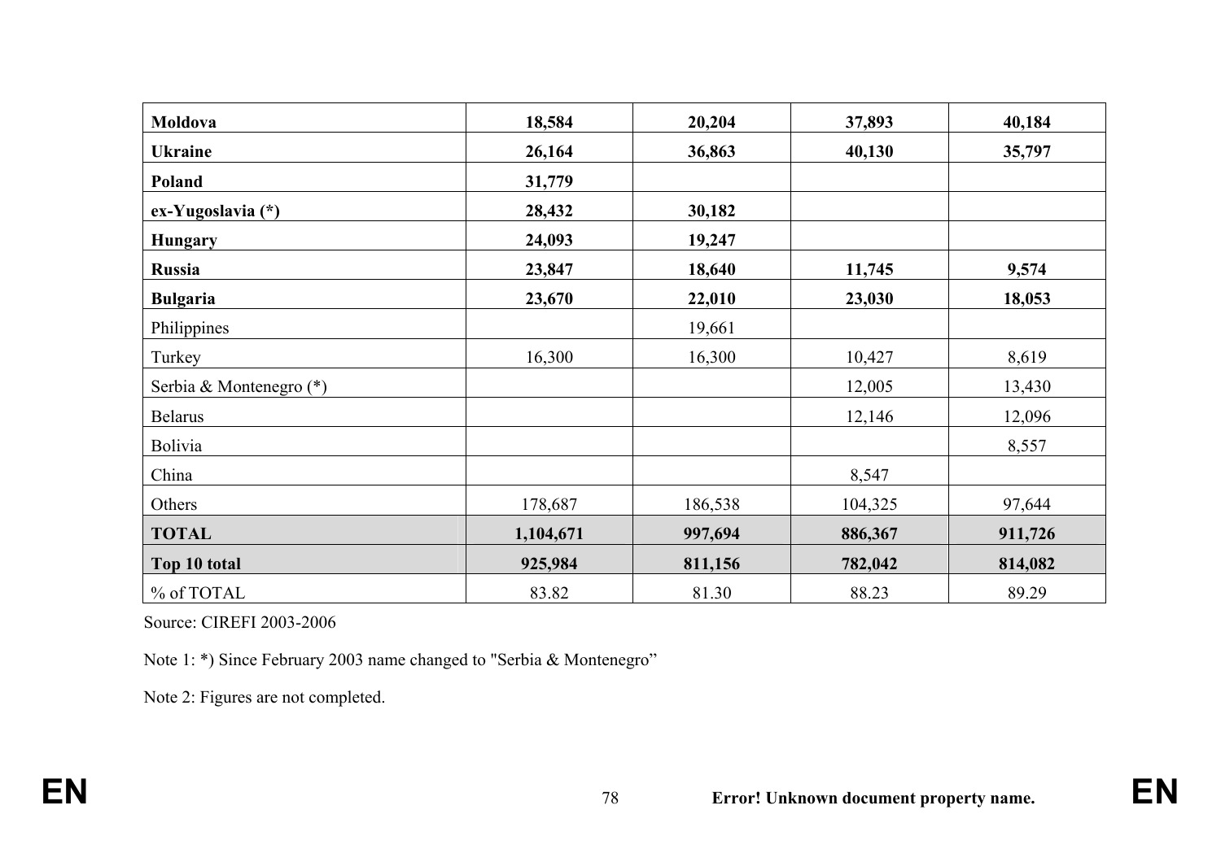| | | | | |
|---|---|---|---|---|
| **Moldova** | **18,584** | **20,204** | **37,893** | **40,184** |
| **Ukraine** | **26,164** | **36,863** | **40,130** | **35,797** |
| **Poland** | **31,779** | | | |
| **ex-Yugoslavia (*)** | **28,432** | **30,182** | | |
| **Hungary** | **24,093** | **19,247** | | |
| **Russia** | **23,847** | **18,640** | **11,745** | **9,574** |
| **Bulgaria** | **23,670** | **22,010** | **23,030** | **18,053** |
| Philippines | | 19,661 | | |
| Turkey | 16,300 | 16,300 | 10,427 | 8,619 |
| Serbia & Montenegro (*) | | | 12,005 | 13,430 |
| Belarus | | | 12,146 | 12,096 |
| Bolivia | | | | 8,557 |
| China | | | 8,547 | |
| Others | 178,687 | 186,538 | 104,325 | 97,644 |
| **TOTAL** | **1,104,671** | **997,694** | **886,367** | **911,726** |
| **Top 10 total** | **925,984** | **811,156** | **782,042** | **814,082** |
| % of TOTAL | 83.82 | 81.30 | 88.23 | 89.29 |

Source: CIREFI 2003-2006

Note 1: *) Since February 2003 name changed to "Serbia & Montenegro"

Note 2: Figures are not completed.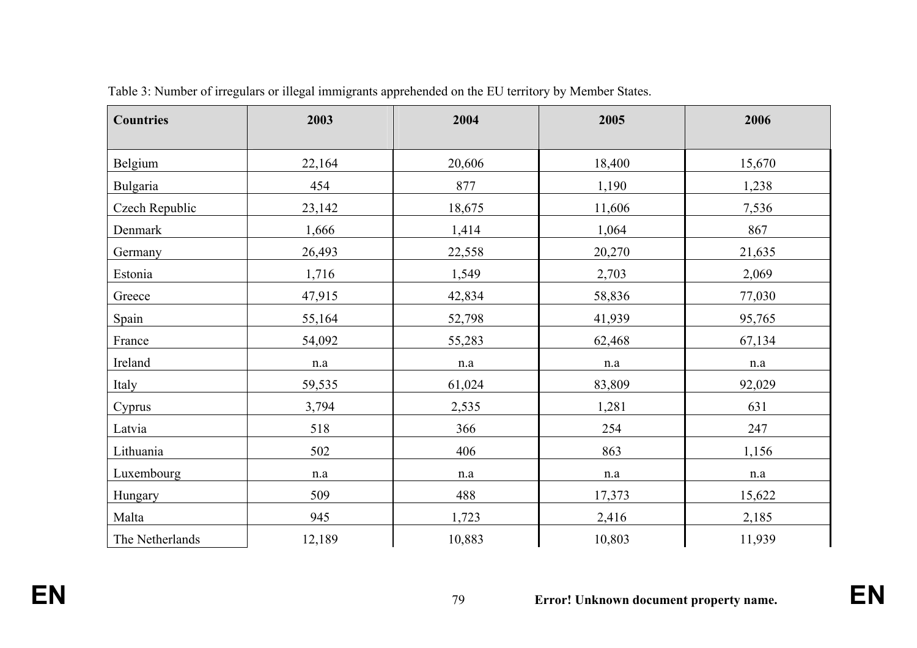Table 3: Number of irregulars or illegal immigrants apprehended on the EU territory by Member States.

| Countries | 2003 | 2004 | 2005 | 2006 |
|---|---|---|---|---|
| Belgium | 22,164 | 20,606 | 18,400 | 15,670 |
| Bulgaria | 454 | 877 | 1,190 | 1,238 |
| Czech Republic | 23,142 | 18,675 | 11,606 | 7,536 |
| Denmark | 1,666 | 1,414 | 1,064 | 867 |
| Germany | 26,493 | 22,558 | 20,270 | 21,635 |
| Estonia | 1,716 | 1,549 | 2,703 | 2,069 |
| Greece | 47,915 | 42,834 | 58,836 | 77,030 |
| Spain | 55,164 | 52,798 | 41,939 | 95,765 |
| France | 54,092 | 55,283 | 62,468 | 67,134 |
| Ireland | n.a | n.a | n.a | n.a |
| Italy | 59,535 | 61,024 | 83,809 | 92,029 |
| Cyprus | 3,794 | 2,535 | 1,281 | 631 |
| Latvia | 518 | 366 | 254 | 247 |
| Lithuania | 502 | 406 | 863 | 1,156 |
| Luxembourg | n.a | n.a | n.a | n.a |
| Hungary | 509 | 488 | 17,373 | 15,622 |
| Malta | 945 | 1,723 | 2,416 | 2,185 |
| The Netherlands | 12,189 | 10,883 | 10,803 | 11,939 |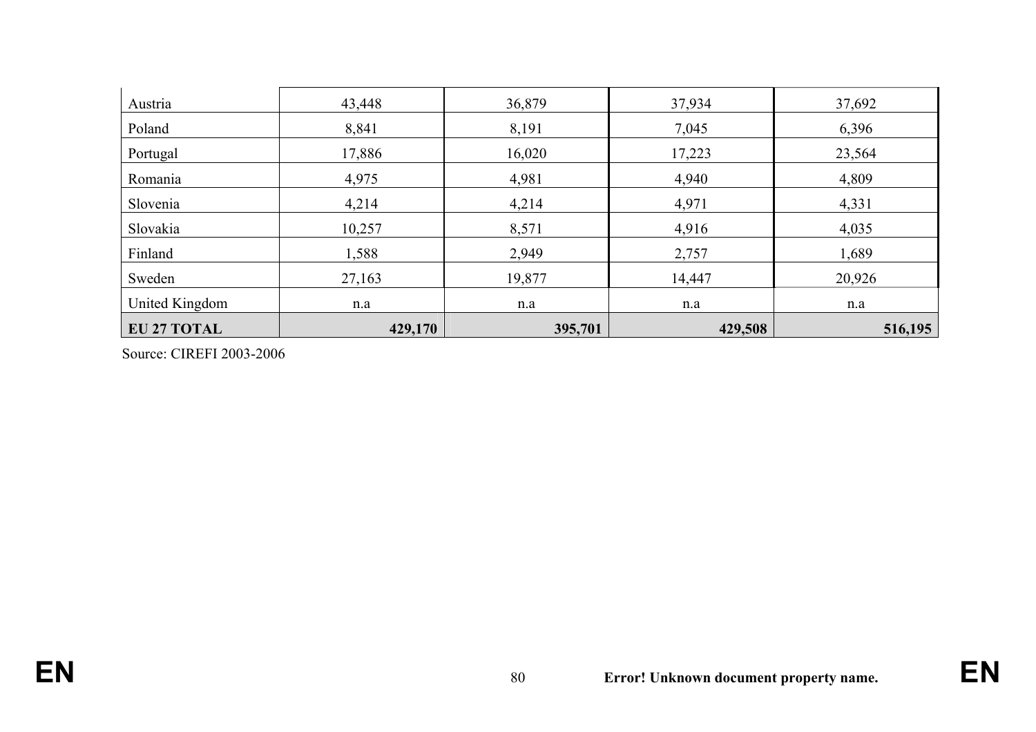| | | | | |
|---|---|---|---|---|
| Austria | 43,448 | 36,879 | 37,934 | 37,692 |
| Poland | 8,841 | 8,191 | 7,045 | 6,396 |
| Portugal | 17,886 | 16,020 | 17,223 | 23,564 |
| Romania | 4,975 | 4,981 | 4,940 | 4,809 |
| Slovenia | 4,214 | 4,214 | 4,971 | 4,331 |
| Slovakia | 10,257 | 8,571 | 4,916 | 4,035 |
| Finland | 1,588 | 2,949 | 2,757 | 1,689 |
| Sweden | 27,163 | 19,877 | 14,447 | 20,926 |
| United Kingdom | n.a | n.a | n.a | n.a |
| **EU 27 TOTAL** | **429,170** | **395,701** | **429,508** | **516,195** |

Source: CIREFI 2003-2006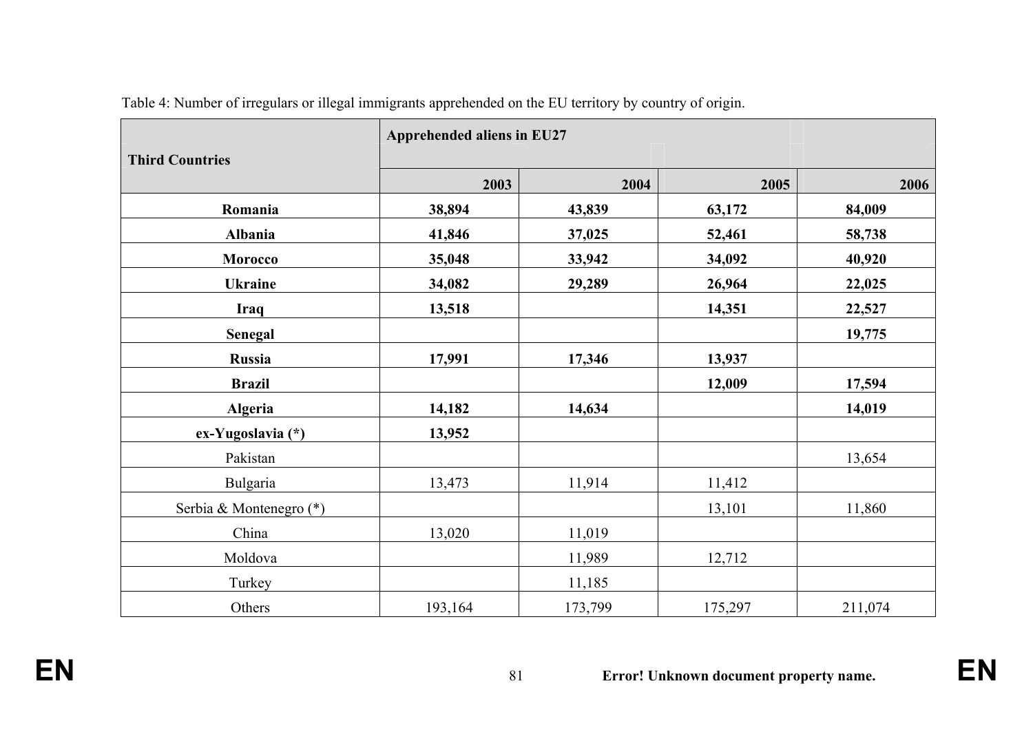Table 4: Number of irregulars or illegal immigrants apprehended on the EU territory by country of origin.

| Third Countries | Apprehended aliens in EU27 | | | |
|---|---|---|---|---|
| | 2003 | 2004 | 2005 | 2006 |
| **Romania** | **38,894** | **43,839** | **63,172** | **84,009** |
| **Albania** | **41,846** | **37,025** | **52,461** | **58,738** |
| **Morocco** | **35,048** | **33,942** | **34,092** | **40,920** |
| **Ukraine** | **34,082** | **29,289** | **26,964** | **22,025** |
| **Iraq** | **13,518** | | **14,351** | **22,527** |
| **Senegal** | | | | **19,775** |
| **Russia** | **17,991** | **17,346** | **13,937** | |
| **Brazil** | | | **12,009** | **17,594** |
| **Algeria** | **14,182** | **14,634** | | **14,019** |
| **ex-Yugoslavia (*)** | **13,952** | | | |
| Pakistan | | | | 13,654 |
| Bulgaria | 13,473 | 11,914 | 11,412 | |
| Serbia & Montenegro (*) | | | 13,101 | 11,860 |
| China | 13,020 | 11,019 | | |
| Moldova | | 11,989 | 12,712 | |
| Turkey | | 11,185 | | |
| Others | 193,164 | 173,799 | 175,297 | 211,074 |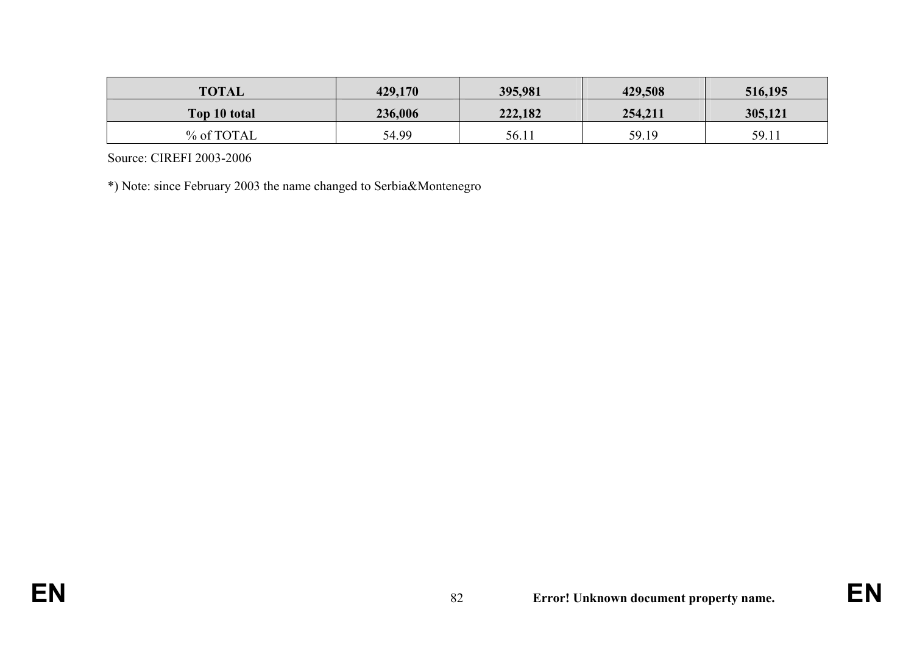| **TOTAL** | **429,170** | **395,981** | **429,508** | **516,195** |
|---|---|---|---|---|
| **Top 10 total** | **236,006** | **222,182** | **254,211** | **305,121** |
| % of TOTAL | 54.99 | 56.11 | 59.19 | 59.11 |

Source: CIREFI 2003-2006

*) Note: since February 2003 the name changed to Serbia&Montenegro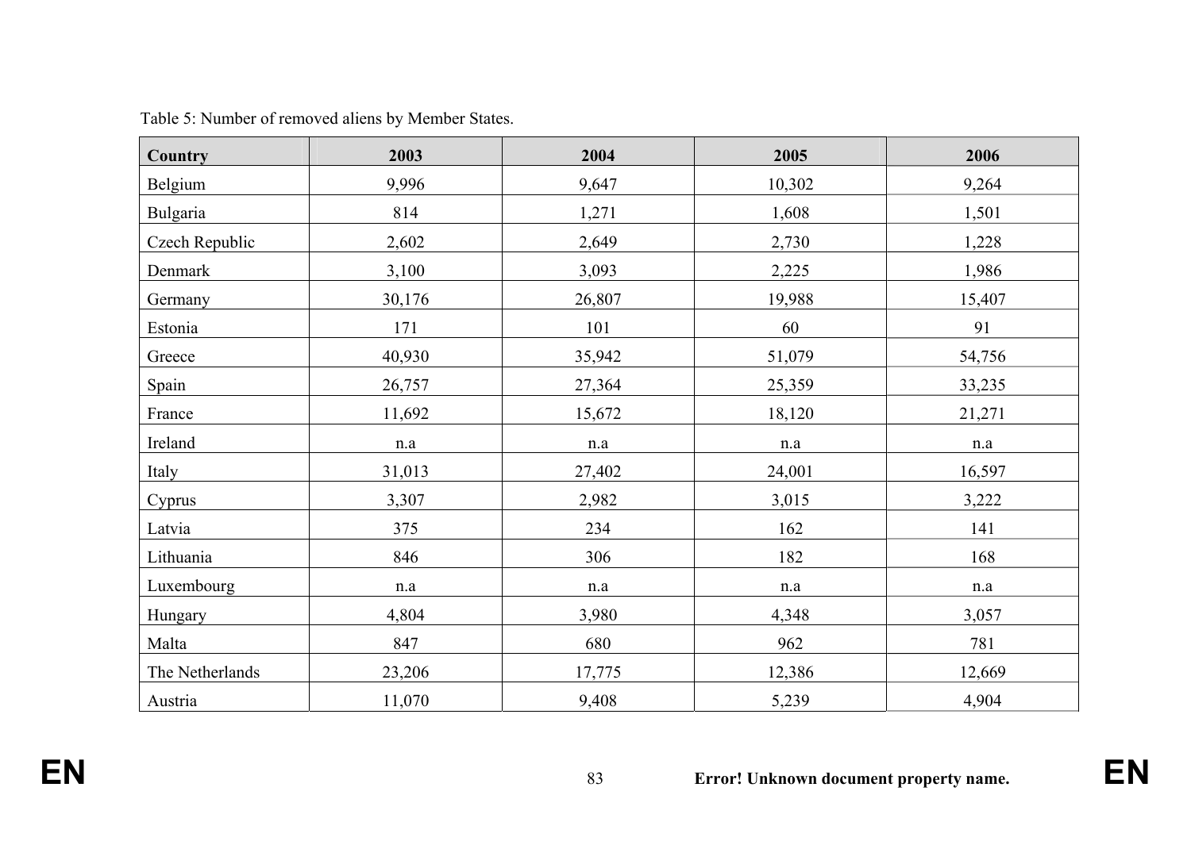Table 5: Number of removed aliens by Member States.

| Country | 2003 | 2004 | 2005 | 2006 |
|---|---|---|---|---|
| Belgium | 9,996 | 9,647 | 10,302 | 9,264 |
| Bulgaria | 814 | 1,271 | 1,608 | 1,501 |
| Czech Republic | 2,602 | 2,649 | 2,730 | 1,228 |
| Denmark | 3,100 | 3,093 | 2,225 | 1,986 |
| Germany | 30,176 | 26,807 | 19,988 | 15,407 |
| Estonia | 171 | 101 | 60 | 91 |
| Greece | 40,930 | 35,942 | 51,079 | 54,756 |
| Spain | 26,757 | 27,364 | 25,359 | 33,235 |
| France | 11,692 | 15,672 | 18,120 | 21,271 |
| Ireland | n.a | n.a | n.a | n.a |
| Italy | 31,013 | 27,402 | 24,001 | 16,597 |
| Cyprus | 3,307 | 2,982 | 3,015 | 3,222 |
| Latvia | 375 | 234 | 162 | 141 |
| Lithuania | 846 | 306 | 182 | 168 |
| Luxembourg | n.a | n.a | n.a | n.a |
| Hungary | 4,804 | 3,980 | 4,348 | 3,057 |
| Malta | 847 | 680 | 962 | 781 |
| The Netherlands | 23,206 | 17,775 | 12,386 | 12,669 |
| Austria | 11,070 | 9,408 | 5,239 | 4,904 |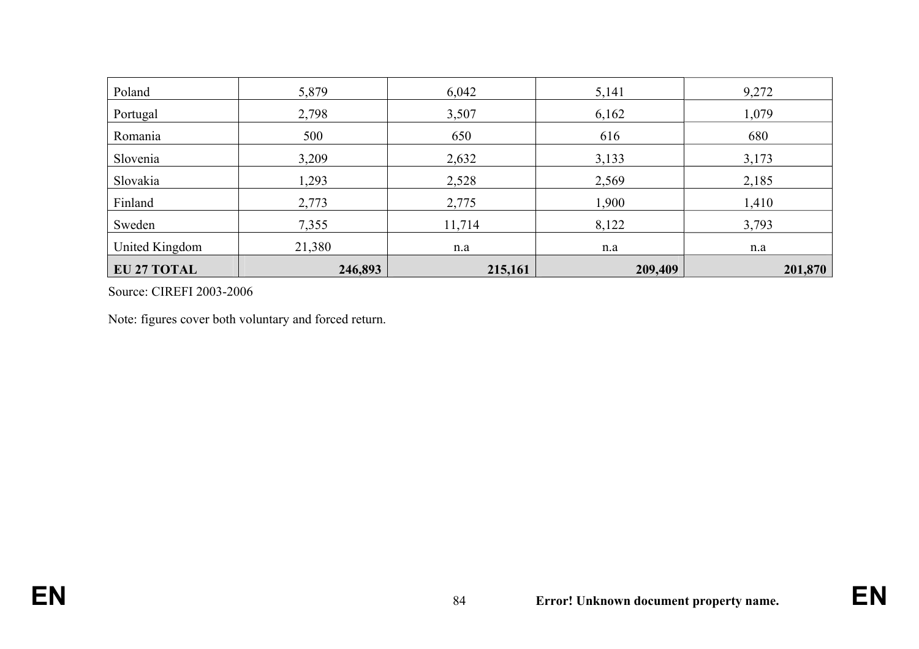| | | | | |
|---|---|---|---|---|
| Poland | 5,879 | 6,042 | 5,141 | 9,272 |
| Portugal | 2,798 | 3,507 | 6,162 | 1,079 |
| Romania | 500 | 650 | 616 | 680 |
| Slovenia | 3,209 | 2,632 | 3,133 | 3,173 |
| Slovakia | 1,293 | 2,528 | 2,569 | 2,185 |
| Finland | 2,773 | 2,775 | 1,900 | 1,410 |
| Sweden | 7,355 | 11,714 | 8,122 | 3,793 |
| United Kingdom | 21,380 | n.a | n.a | n.a |
| **EU 27 TOTAL** | **246,893** | **215,161** | **209,409** | **201,870** |

Source: CIREFI 2003-2006

Note: figures cover both voluntary and forced return.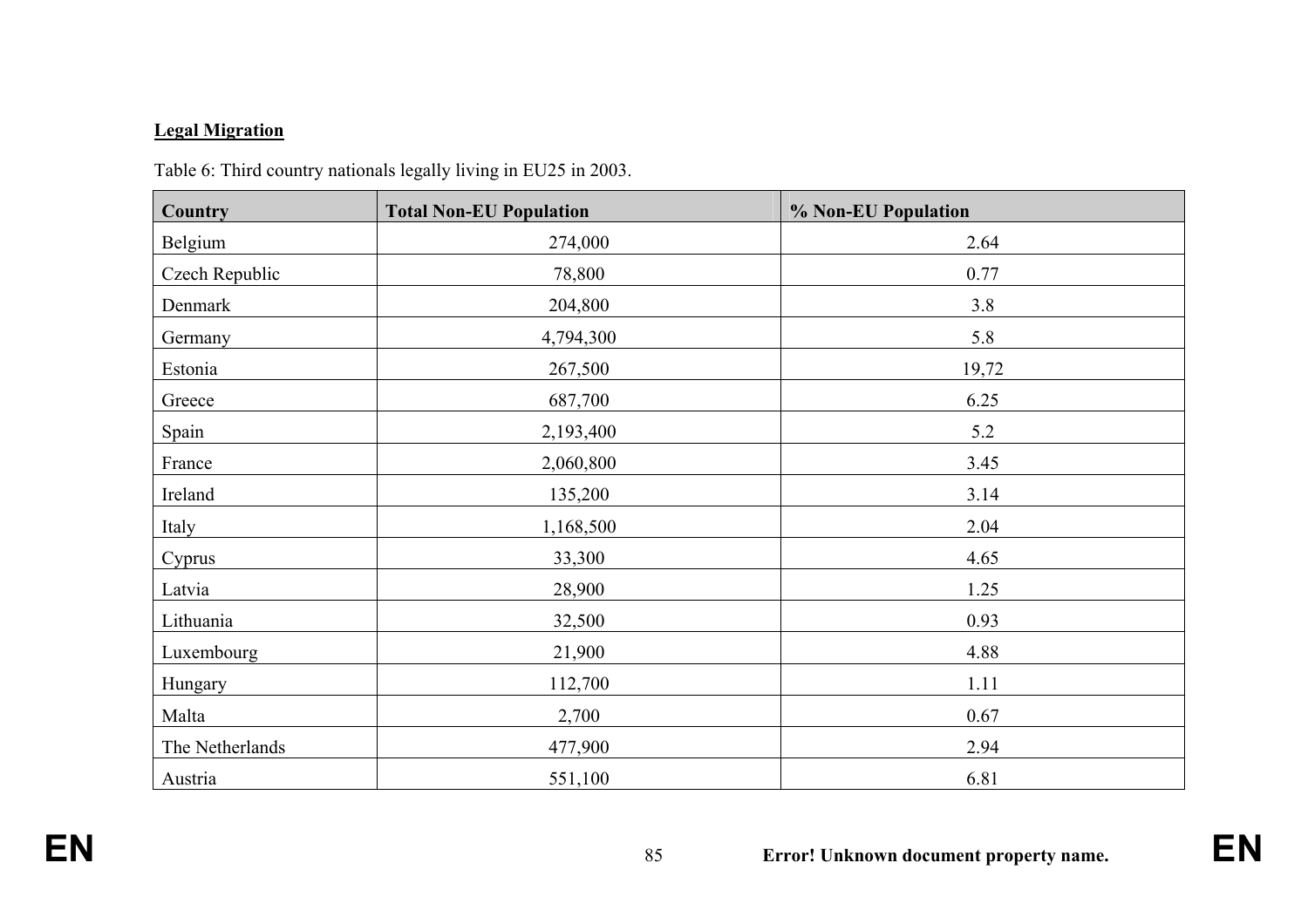**Legal Migration**

Table 6: Third country nationals legally living in EU25 in 2003.

| Country | Total Non-EU Population | % Non-EU Population |
|---|---|---|
| Belgium | 274,000 | 2.64 |
| Czech Republic | 78,800 | 0.77 |
| Denmark | 204,800 | 3.8 |
| Germany | 4,794,300 | 5.8 |
| Estonia | 267,500 | 19,72 |
| Greece | 687,700 | 6.25 |
| Spain | 2,193,400 | 5.2 |
| France | 2,060,800 | 3.45 |
| Ireland | 135,200 | 3.14 |
| Italy | 1,168,500 | 2.04 |
| Cyprus | 33,300 | 4.65 |
| Latvia | 28,900 | 1.25 |
| Lithuania | 32,500 | 0.93 |
| Luxembourg | 21,900 | 4.88 |
| Hungary | 112,700 | 1.11 |
| Malta | 2,700 | 0.67 |
| The Netherlands | 477,900 | 2.94 |
| Austria | 551,100 | 6.81 |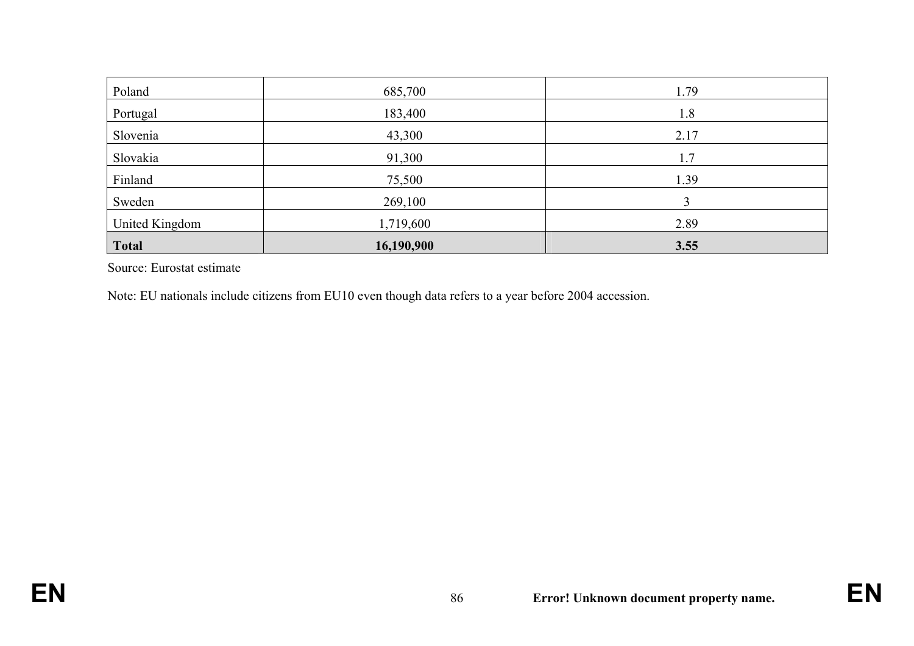| Poland | 685,700 | 1.79 |
|---|---|---|
| Portugal | 183,400 | 1.8 |
| Slovenia | 43,300 | 2.17 |
| Slovakia | 91,300 | 1.7 |
| Finland | 75,500 | 1.39 |
| Sweden | 269,100 | 3 |
| United Kingdom | 1,719,600 | 2.89 |
| **Total** | **16,190,900** | **3.55** |

Source: Eurostat estimate

Note: EU nationals include citizens from EU10 even though data refers to a year before 2004 accession.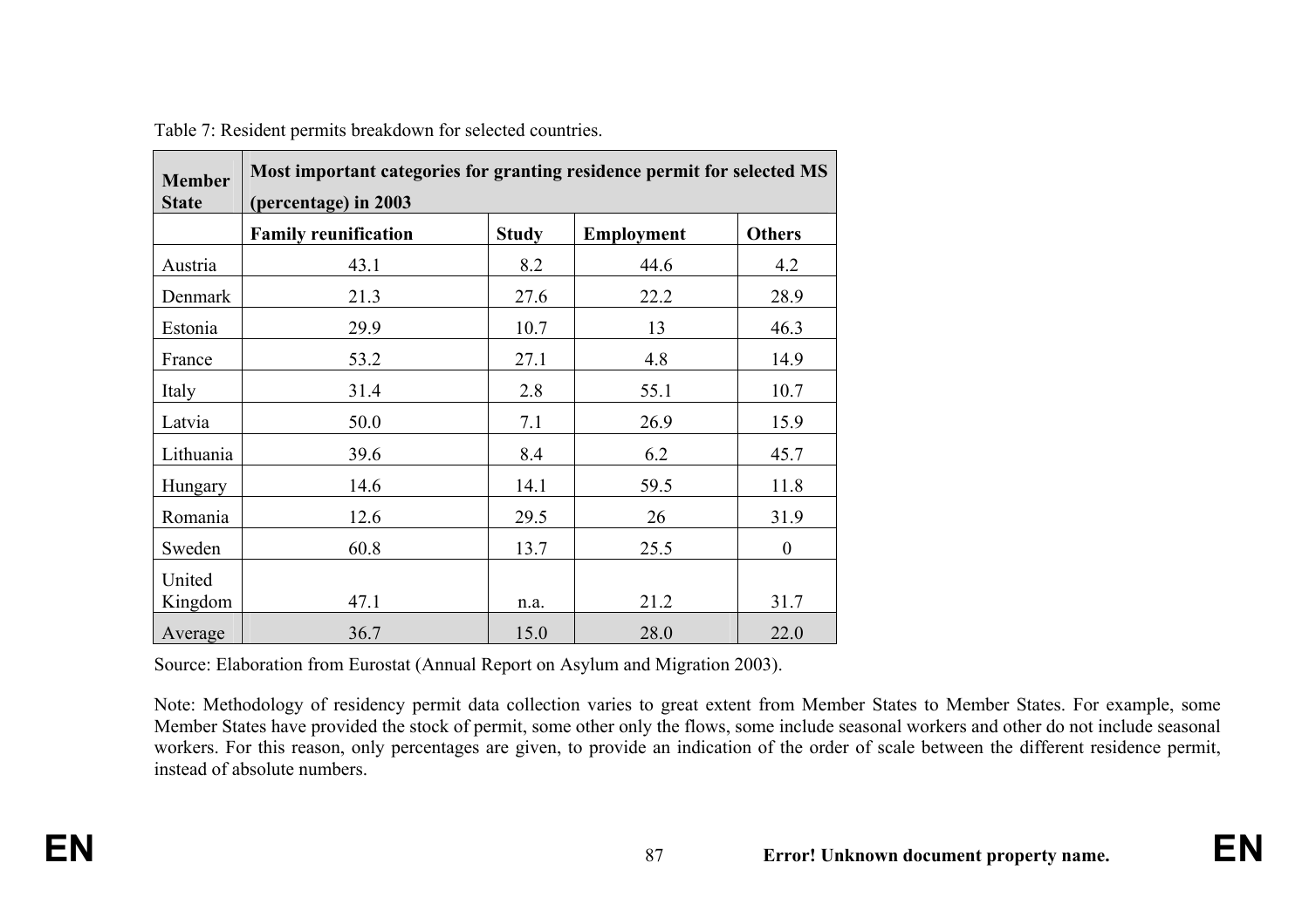Table 7: Resident permits breakdown for selected countries.

| Member State | Most important categories for granting residence permit for selected MS (percentage) in 2003 | | | |
|---|---|---|---|---|
| | **Family reunification** | **Study** | **Employment** | **Others** |
| Austria | 43.1 | 8.2 | 44.6 | 4.2 |
| Denmark | 21.3 | 27.6 | 22.2 | 28.9 |
| Estonia | 29.9 | 10.7 | 13 | 46.3 |
| France | 53.2 | 27.1 | 4.8 | 14.9 |
| Italy | 31.4 | 2.8 | 55.1 | 10.7 |
| Latvia | 50.0 | 7.1 | 26.9 | 15.9 |
| Lithuania | 39.6 | 8.4 | 6.2 | 45.7 |
| Hungary | 14.6 | 14.1 | 59.5 | 11.8 |
| Romania | 12.6 | 29.5 | 26 | 31.9 |
| Sweden | 60.8 | 13.7 | 25.5 | 0 |
| United Kingdom | 47.1 | n.a. | 21.2 | 31.7 |
| Average | 36.7 | 15.0 | 28.0 | 22.0 |

Source: Elaboration from Eurostat (Annual Report on Asylum and Migration 2003).

Note: Methodology of residency permit data collection varies to great extent from Member States to Member States. For example, some Member States have provided the stock of permit, some other only the flows, some include seasonal workers and other do not include seasonal workers. For this reason, only percentages are given, to provide an indication of the order of scale between the different residence permit, instead of absolute numbers.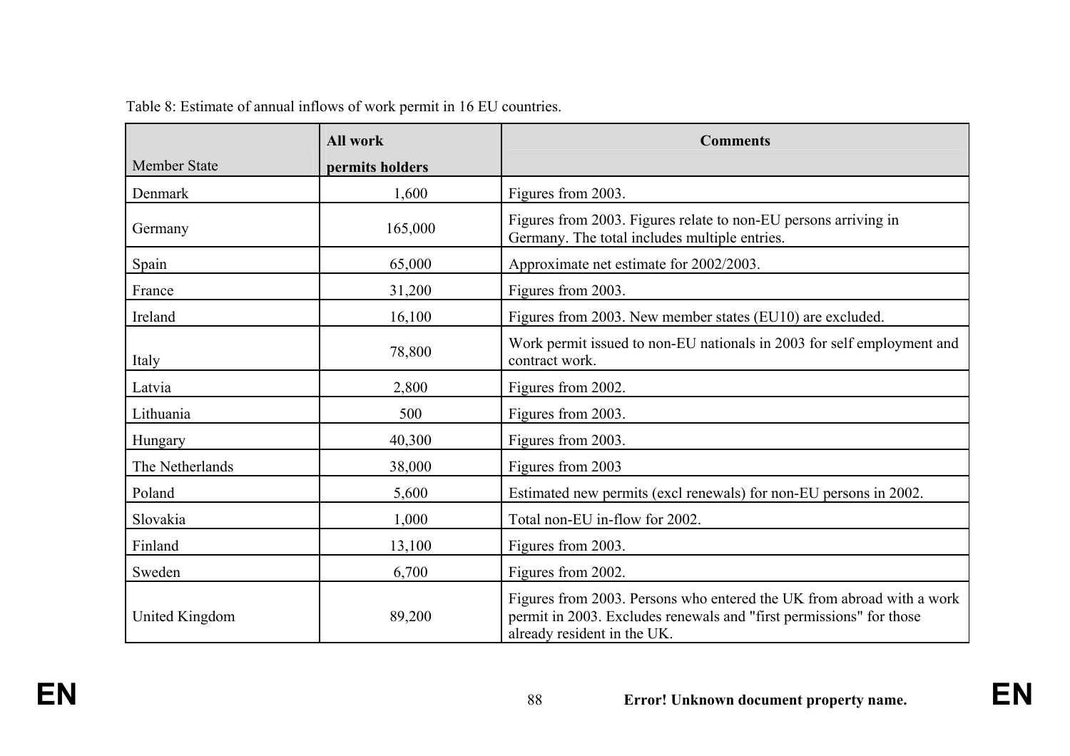Table 8: Estimate of annual inflows of work permit in 16 EU countries.

| Member State | All work permits holders | Comments |
|---|---|---|
| Denmark | 1,600 | Figures from 2003. |
| Germany | 165,000 | Figures from 2003. Figures relate to non-EU persons arriving in Germany. The total includes multiple entries. |
| Spain | 65,000 | Approximate net estimate for 2002/2003. |
| France | 31,200 | Figures from 2003. |
| Ireland | 16,100 | Figures from 2003. New member states (EU10) are excluded. |
| Italy | 78,800 | Work permit issued to non-EU nationals in 2003 for self employment and contract work. |
| Latvia | 2,800 | Figures from 2002. |
| Lithuania | 500 | Figures from 2003. |
| Hungary | 40,300 | Figures from 2003. |
| The Netherlands | 38,000 | Figures from 2003 |
| Poland | 5,600 | Estimated new permits (excl renewals) for non-EU persons in 2002. |
| Slovakia | 1,000 | Total non-EU in-flow for 2002. |
| Finland | 13,100 | Figures from 2003. |
| Sweden | 6,700 | Figures from 2002. |
| United Kingdom | 89,200 | Figures from 2003. Persons who entered the UK from abroad with a work permit in 2003. Excludes renewals and "first permissions" for those already resident in the UK. |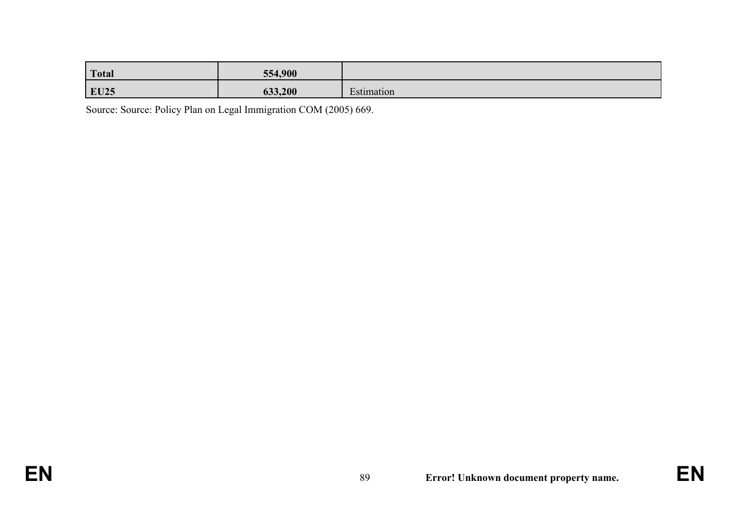| **Total** | **554,900** | |
|---|---|---|
| **EU25** | **633,200** | Estimation |

Source: Source: Policy Plan on Legal Immigration COM (2005) 669.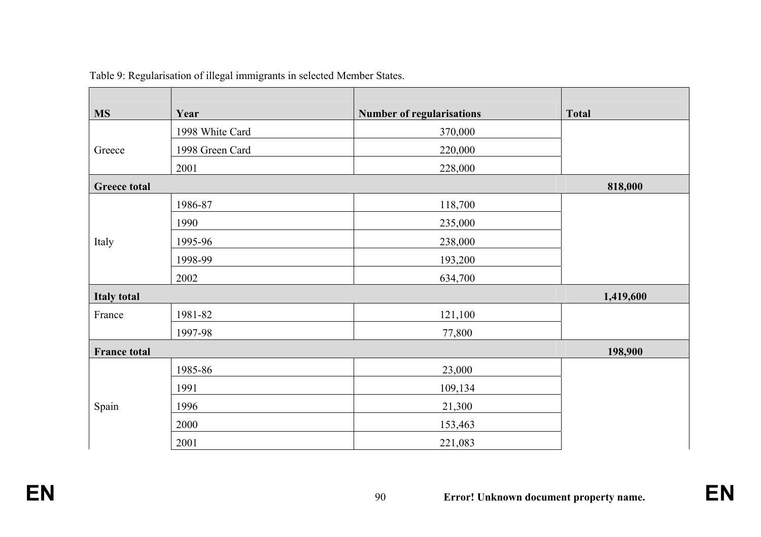Table 9: Regularisation of illegal immigrants in selected Member States.

| MS | Year | Number of regularisations | Total |
|---|---|---|---|
| Greece | 1998 White Card | 370,000 | |
| | 1998 Green Card | 220,000 | |
| | 2001 | 228,000 | |
| **Greece total** | | | **818,000** |
| Italy | 1986-87 | 118,700 | |
| | 1990 | 235,000 | |
| | 1995-96 | 238,000 | |
| | 1998-99 | 193,200 | |
| | 2002 | 634,700 | |
| **Italy total** | | | **1,419,600** |
| France | 1981-82 | 121,100 | |
| | 1997-98 | 77,800 | |
| **France total** | | | **198,900** |
| Spain | 1985-86 | 23,000 | |
| | 1991 | 109,134 | |
| | 1996 | 21,300 | |
| | 2000 | 153,463 | |
| | 2001 | 221,083 | |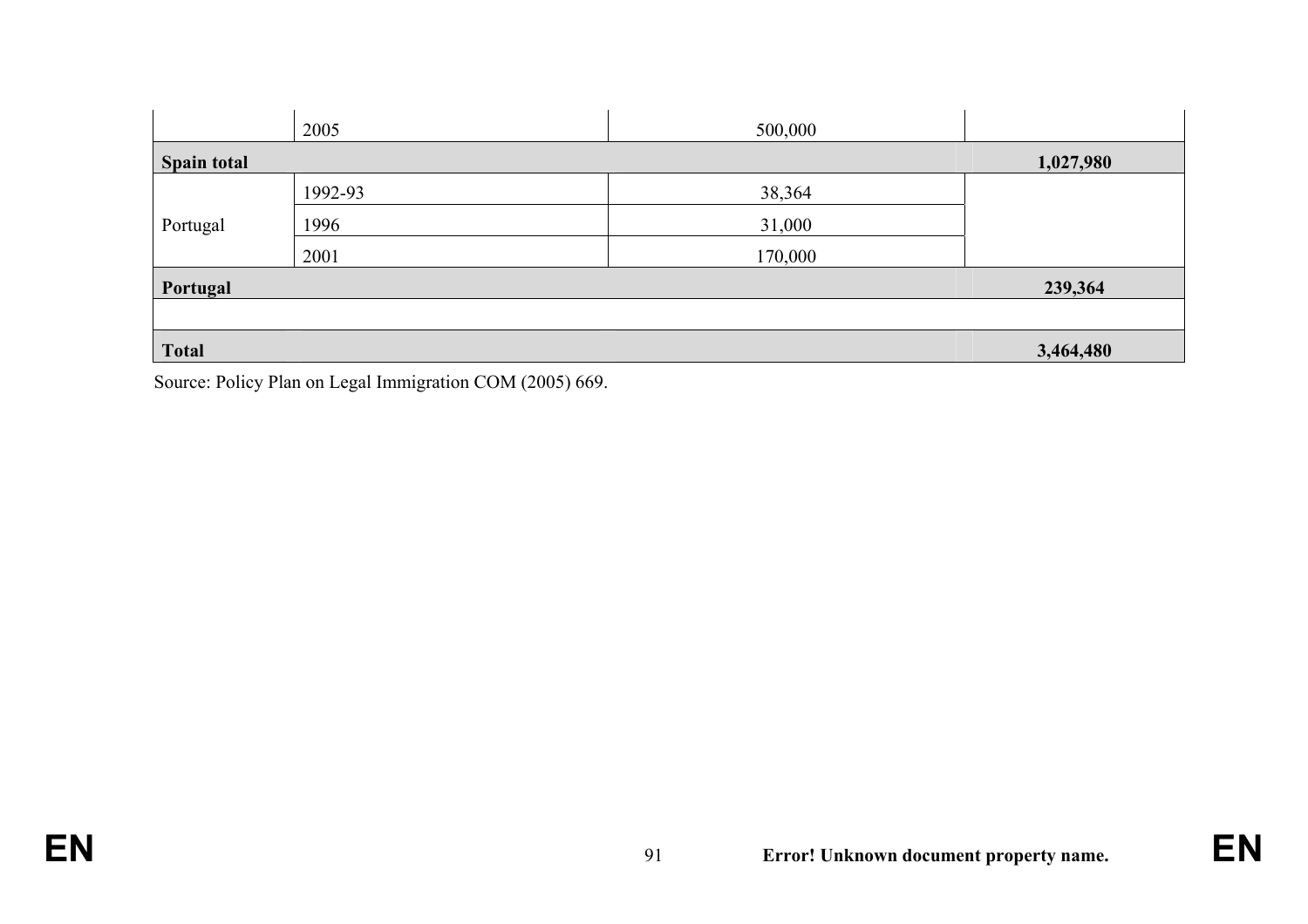| | | | |
|---|---|---|---|
| | 2005 | 500,000 | |
| **Spain total** | | | **1,027,980** |
| Portugal | 1992-93 | 38,364 | |
| | 1996 | 31,000 | |
| | 2001 | 170,000 | |
| **Portugal** | | | **239,364** |
| | | | |
| **Total** | | | **3,464,480** |

Source: Policy Plan on Legal Immigration COM (2005) 669.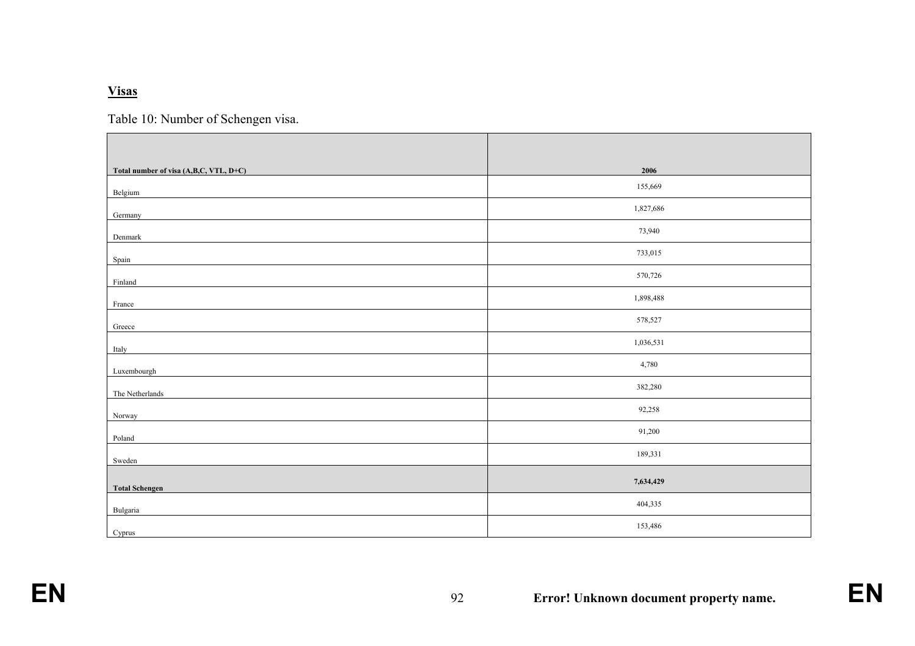**Visas**

Table 10: Number of Schengen visa.

| Total number of visa (A,B,C, VTL, D+C) | 2006 |
|---|---|
| Belgium | 155,669 |
| Germany | 1,827,686 |
| Denmark | 73,940 |
| Spain | 733,015 |
| Finland | 570,726 |
| France | 1,898,488 |
| Greece | 578,527 |
| Italy | 1,036,531 |
| Luxembourgh | 4,780 |
| The Netherlands | 382,280 |
| Norway | 92,258 |
| Poland | 91,200 |
| Sweden | 189,331 |
| **Total Schengen** | **7,634,429** |
| Bulgaria | 404,335 |
| Cyprus | 153,486 |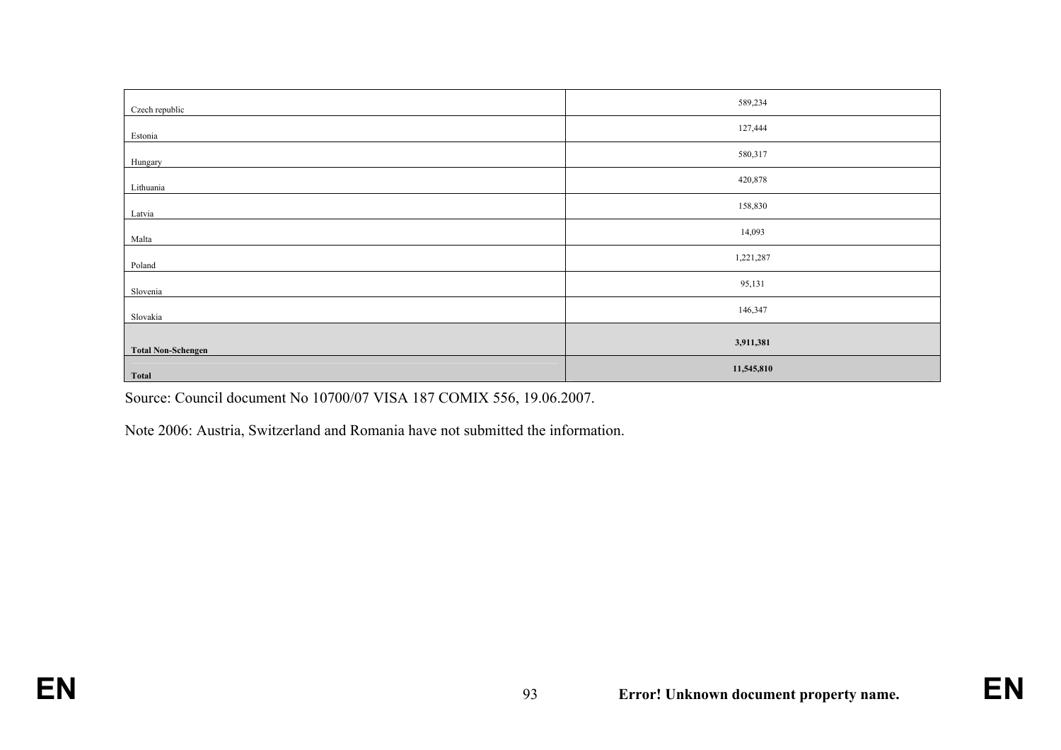| | |
|---|---|
| Czech republic | 589,234 |
| Estonia | 127,444 |
| Hungary | 580,317 |
| Lithuania | 420,878 |
| Latvia | 158,830 |
| Malta | 14,093 |
| Poland | 1,221,287 |
| Slovenia | 95,131 |
| Slovakia | 146,347 |
| **Total Non-Schengen** | **3,911,381** |
| **Total** | **11,545,810** |

Source: Council document No 10700/07 VISA 187 COMIX 556, 19.06.2007.

Note 2006: Austria, Switzerland and Romania have not submitted the information.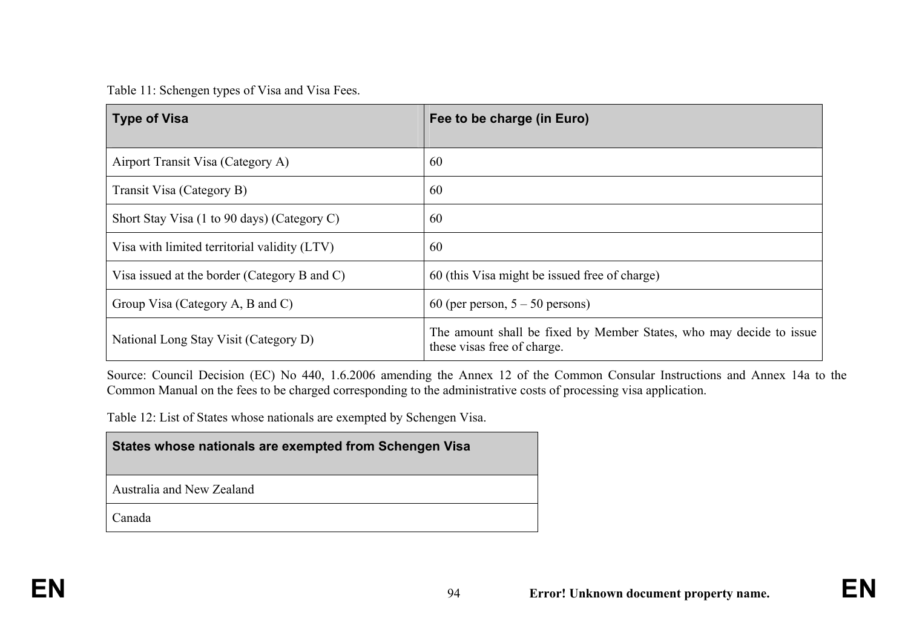Table 11: Schengen types of Visa and Visa Fees.

| Type of Visa | Fee to be charge (in Euro) |
|---|---|
| Airport Transit Visa (Category A) | 60 |
| Transit Visa (Category B) | 60 |
| Short Stay Visa (1 to 90 days) (Category C) | 60 |
| Visa with limited territorial validity (LTV) | 60 |
| Visa issued at the border (Category B and C) | 60 (this Visa might be issued free of charge) |
| Group Visa (Category A, B and C) | 60 (per person, 5 – 50 persons) |
| National Long Stay Visit (Category D) | The amount shall be fixed by Member States, who may decide to issue these visas free of charge. |

Source: Council Decision (EC) No 440, 1.6.2006 amending the Annex 12 of the Common Consular Instructions and Annex 14a to the Common Manual on the fees to be charged corresponding to the administrative costs of processing visa application.

Table 12: List of States whose nationals are exempted by Schengen Visa.

| States whose nationals are exempted from Schengen Visa |
|---|
| Australia and New Zealand |
| Canada |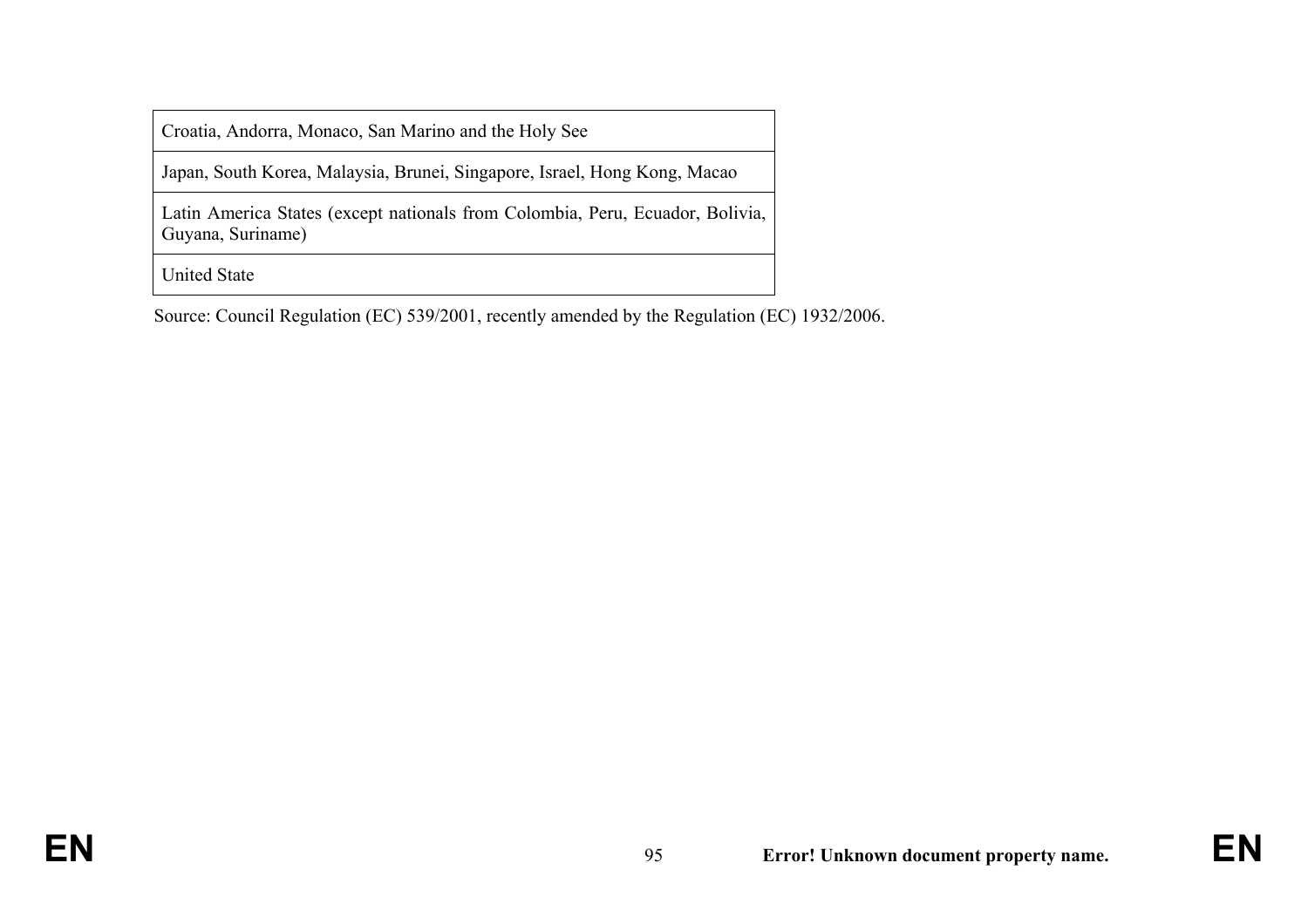| Croatia, Andorra, Monaco, San Marino and the Holy See |
| --- |
| Japan, South Korea, Malaysia, Brunei, Singapore, Israel, Hong Kong, Macao |
| Latin America States (except nationals from Colombia, Peru, Ecuador, Bolivia, Guyana, Suriname) |
| United State |

Source: Council Regulation (EC) 539/2001, recently amended by the Regulation (EC) 1932/2006.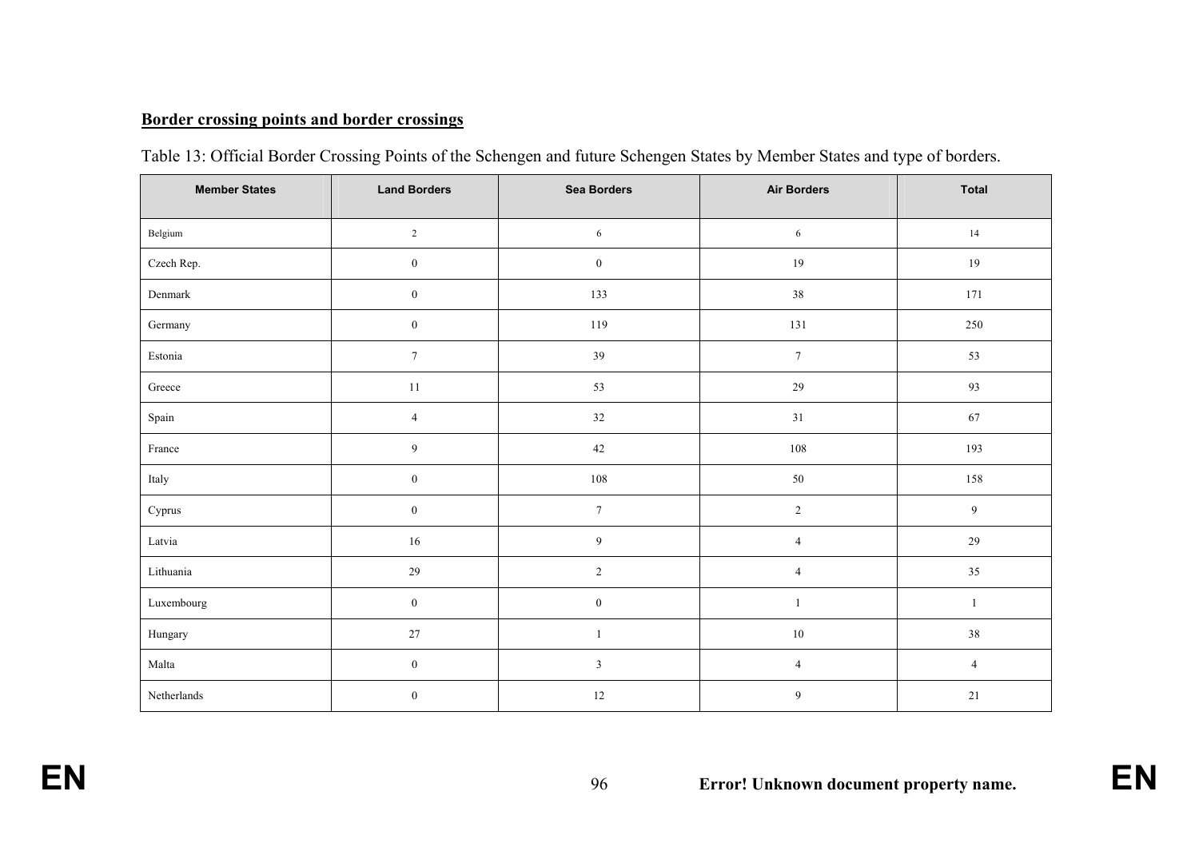**Border crossing points and border crossings**

Table 13: Official Border Crossing Points of the Schengen and future Schengen States by Member States and type of borders.

| Member States | Land Borders | Sea Borders | Air Borders | Total |
|---|---|---|---|---|
| Belgium | 2 | 6 | 6 | 14 |
| Czech Rep. | 0 | 0 | 19 | 19 |
| Denmark | 0 | 133 | 38 | 171 |
| Germany | 0 | 119 | 131 | 250 |
| Estonia | 7 | 39 | 7 | 53 |
| Greece | 11 | 53 | 29 | 93 |
| Spain | 4 | 32 | 31 | 67 |
| France | 9 | 42 | 108 | 193 |
| Italy | 0 | 108 | 50 | 158 |
| Cyprus | 0 | 7 | 2 | 9 |
| Latvia | 16 | 9 | 4 | 29 |
| Lithuania | 29 | 2 | 4 | 35 |
| Luxembourg | 0 | 0 | 1 | 1 |
| Hungary | 27 | 1 | 10 | 38 |
| Malta | 0 | 3 | 4 | 4 |
| Netherlands | 0 | 12 | 9 | 21 |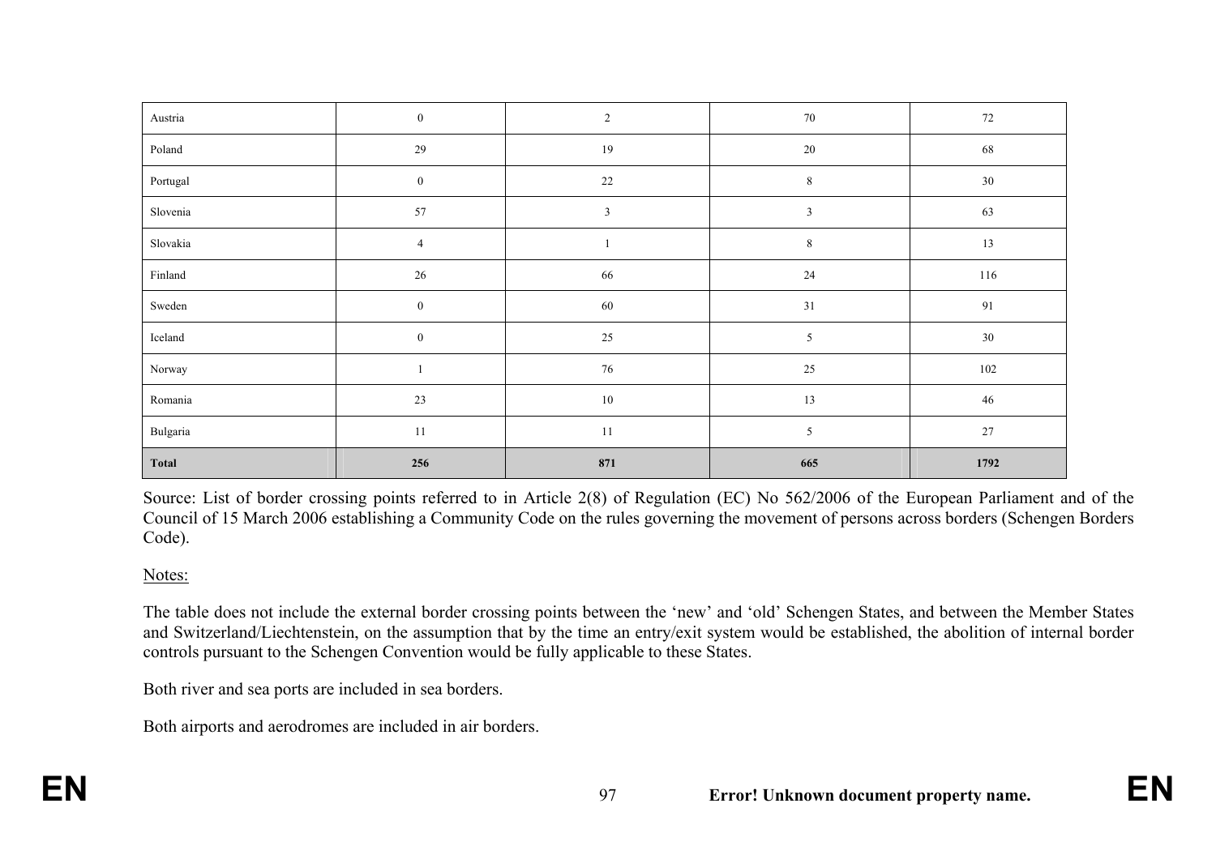| Austria | 0 | 2 | 70 | 72 |
|---|---|---|---|---|
| Poland | 29 | 19 | 20 | 68 |
| Portugal | 0 | 22 | 8 | 30 |
| Slovenia | 57 | 3 | 3 | 63 |
| Slovakia | 4 | 1 | 8 | 13 |
| Finland | 26 | 66 | 24 | 116 |
| Sweden | 0 | 60 | 31 | 91 |
| Iceland | 0 | 25 | 5 | 30 |
| Norway | 1 | 76 | 25 | 102 |
| Romania | 23 | 10 | 13 | 46 |
| Bulgaria | 11 | 11 | 5 | 27 |
| **Total** | **256** | **871** | **665** | **1792** |

Source: List of border crossing points referred to in Article 2(8) of Regulation (EC) No 562/2006 of the European Parliament and of the Council of 15 March 2006 establishing a Community Code on the rules governing the movement of persons across borders (Schengen Borders Code).

Notes:

The table does not include the external border crossing points between the 'new' and 'old' Schengen States, and between the Member States and Switzerland/Liechtenstein, on the assumption that by the time an entry/exit system would be established, the abolition of internal border controls pursuant to the Schengen Convention would be fully applicable to these States.

Both river and sea ports are included in sea borders.

Both airports and aerodromes are included in air borders.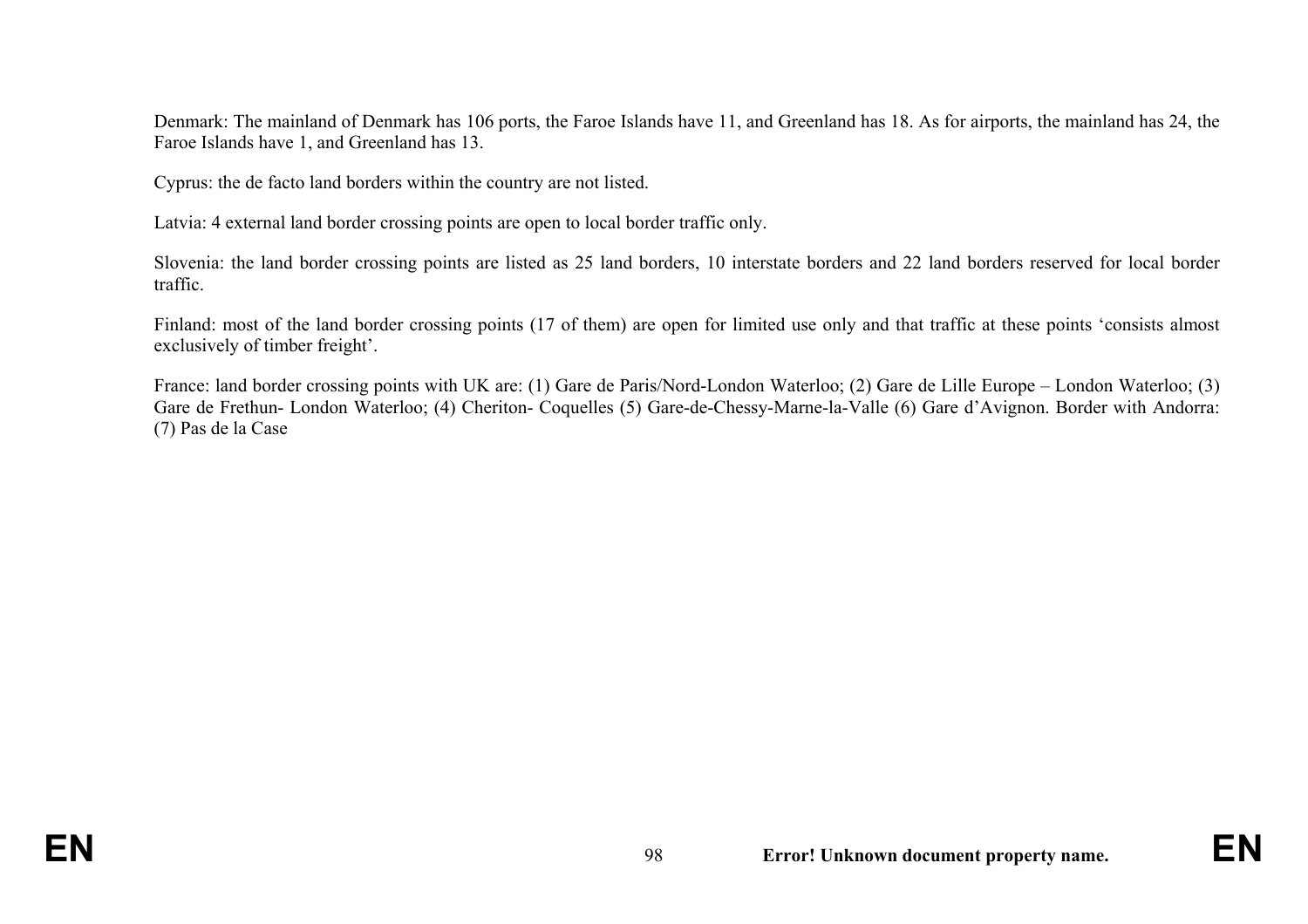Denmark: The mainland of Denmark has 106 ports, the Faroe Islands have 11, and Greenland has 18. As for airports, the mainland has 24, the Faroe Islands have 1, and Greenland has 13.

Cyprus: the de facto land borders within the country are not listed.

Latvia: 4 external land border crossing points are open to local border traffic only.

Slovenia: the land border crossing points are listed as 25 land borders, 10 interstate borders and 22 land borders reserved for local border traffic.

Finland: most of the land border crossing points (17 of them) are open for limited use only and that traffic at these points 'consists almost exclusively of timber freight'.

France: land border crossing points with UK are: (1) Gare de Paris/Nord-London Waterloo; (2) Gare de Lille Europe – London Waterloo; (3) Gare de Frethun- London Waterloo; (4) Cheriton- Coquelles (5) Gare-de-Chessy-Marne-la-Valle (6) Gare d'Avignon. Border with Andorra: (7) Pas de la Case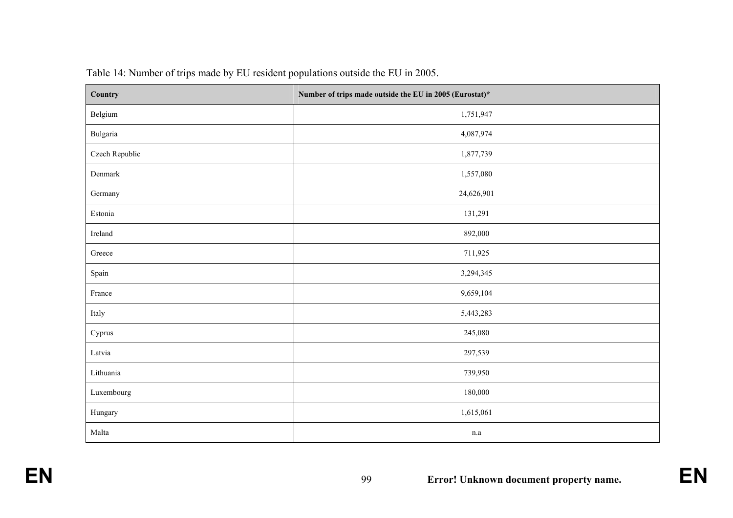Table 14: Number of trips made by EU resident populations outside the EU in 2005.

| Country | Number of trips made outside the EU in 2005 (Eurostat)* |
|---|---|
| Belgium | 1,751,947 |
| Bulgaria | 4,087,974 |
| Czech Republic | 1,877,739 |
| Denmark | 1,557,080 |
| Germany | 24,626,901 |
| Estonia | 131,291 |
| Ireland | 892,000 |
| Greece | 711,925 |
| Spain | 3,294,345 |
| France | 9,659,104 |
| Italy | 5,443,283 |
| Cyprus | 245,080 |
| Latvia | 297,539 |
| Lithuania | 739,950 |
| Luxembourg | 180,000 |
| Hungary | 1,615,061 |
| Malta | n.a |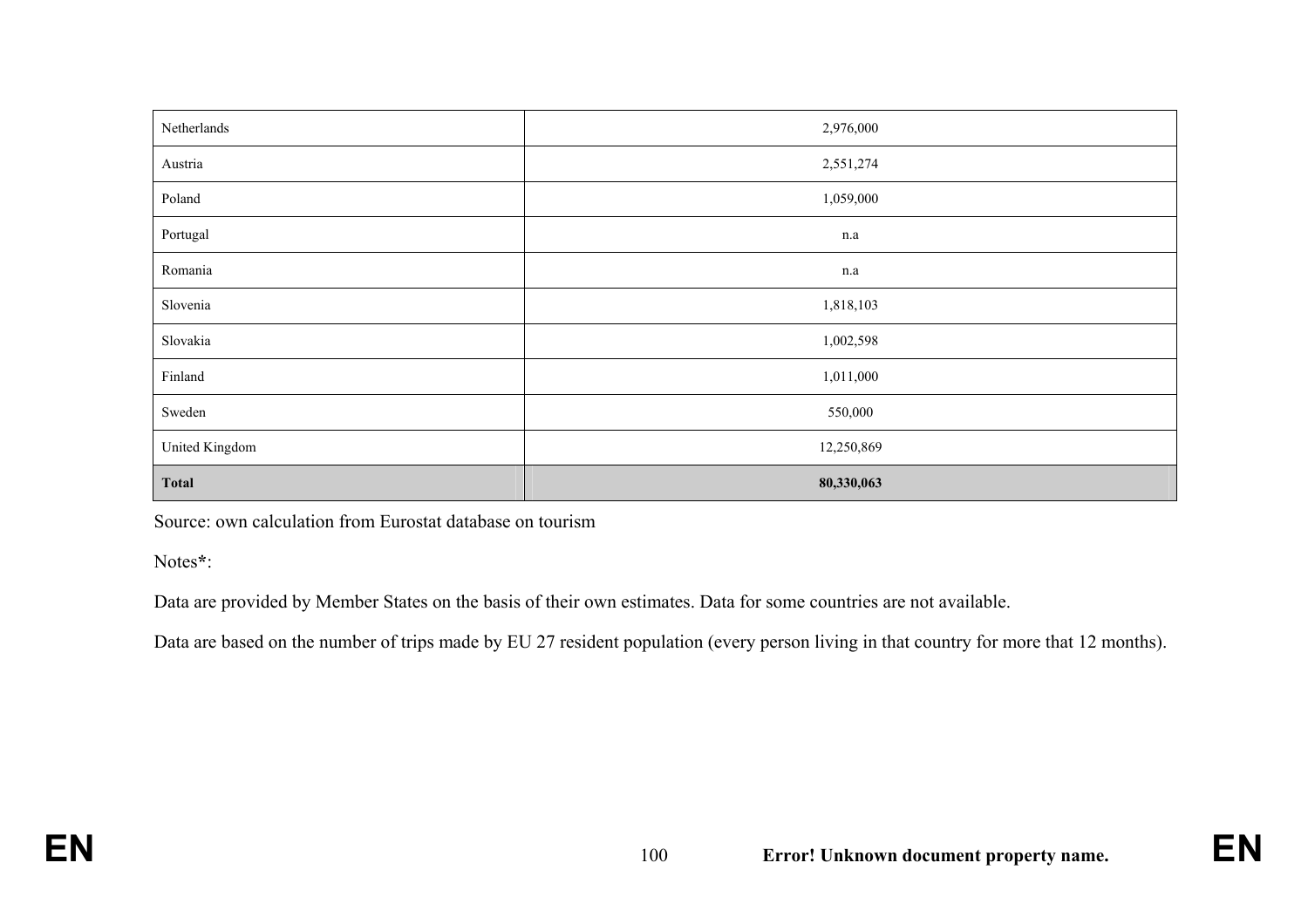| | |
|---|---|
| Netherlands | 2,976,000 |
| Austria | 2,551,274 |
| Poland | 1,059,000 |
| Portugal | n.a |
| Romania | n.a |
| Slovenia | 1,818,103 |
| Slovakia | 1,002,598 |
| Finland | 1,011,000 |
| Sweden | 550,000 |
| United Kingdom | 12,250,869 |
| **Total** | **80,330,063** |

Source: own calculation from Eurostat database on tourism

Notes*:

Data are provided by Member States on the basis of their own estimates. Data for some countries are not available.

Data are based on the number of trips made by EU 27 resident population (every person living in that country for more that 12 months).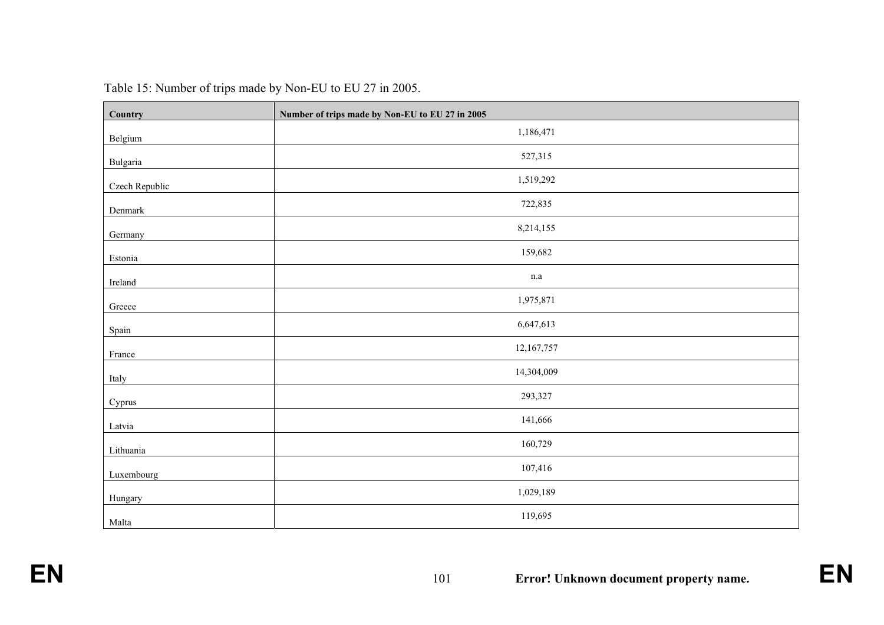Table 15: Number of trips made by Non-EU to EU 27 in 2005.

| Country | Number of trips made by Non-EU to EU 27 in 2005 |
|---|---|
| Belgium | 1,186,471 |
| Bulgaria | 527,315 |
| Czech Republic | 1,519,292 |
| Denmark | 722,835 |
| Germany | 8,214,155 |
| Estonia | 159,682 |
| Ireland | n.a |
| Greece | 1,975,871 |
| Spain | 6,647,613 |
| France | 12,167,757 |
| Italy | 14,304,009 |
| Cyprus | 293,327 |
| Latvia | 141,666 |
| Lithuania | 160,729 |
| Luxembourg | 107,416 |
| Hungary | 1,029,189 |
| Malta | 119,695 |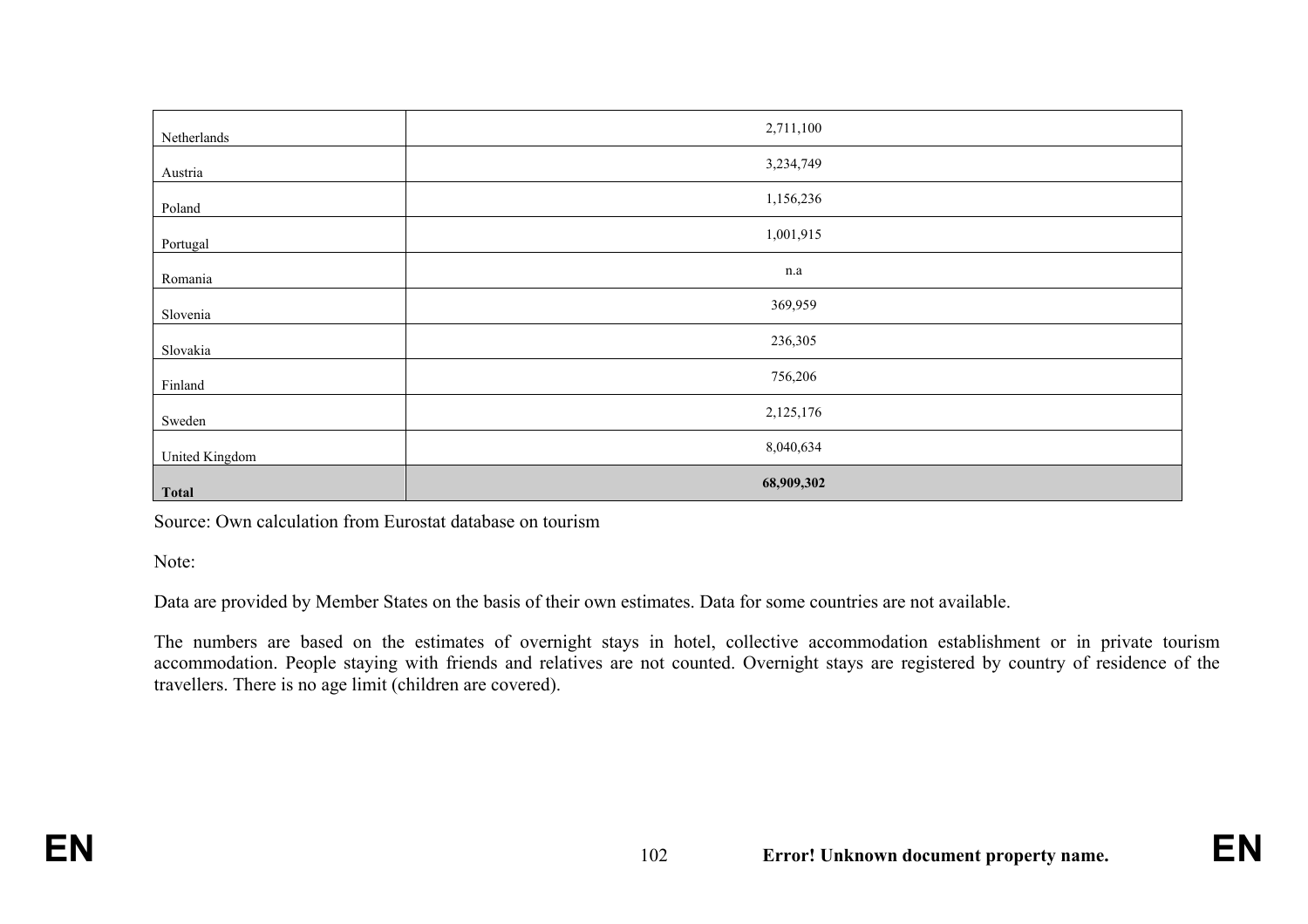| | |
|---|---|
| Netherlands | 2,711,100 |
| Austria | 3,234,749 |
| Poland | 1,156,236 |
| Portugal | 1,001,915 |
| Romania | n.a |
| Slovenia | 369,959 |
| Slovakia | 236,305 |
| Finland | 756,206 |
| Sweden | 2,125,176 |
| United Kingdom | 8,040,634 |
| **Total** | **68,909,302** |

Source: Own calculation from Eurostat database on tourism

Note:

Data are provided by Member States on the basis of their own estimates. Data for some countries are not available.

The numbers are based on the estimates of overnight stays in hotel, collective accommodation establishment or in private tourism accommodation. People staying with friends and relatives are not counted. Overnight stays are registered by country of residence of the travellers. There is no age limit (children are covered).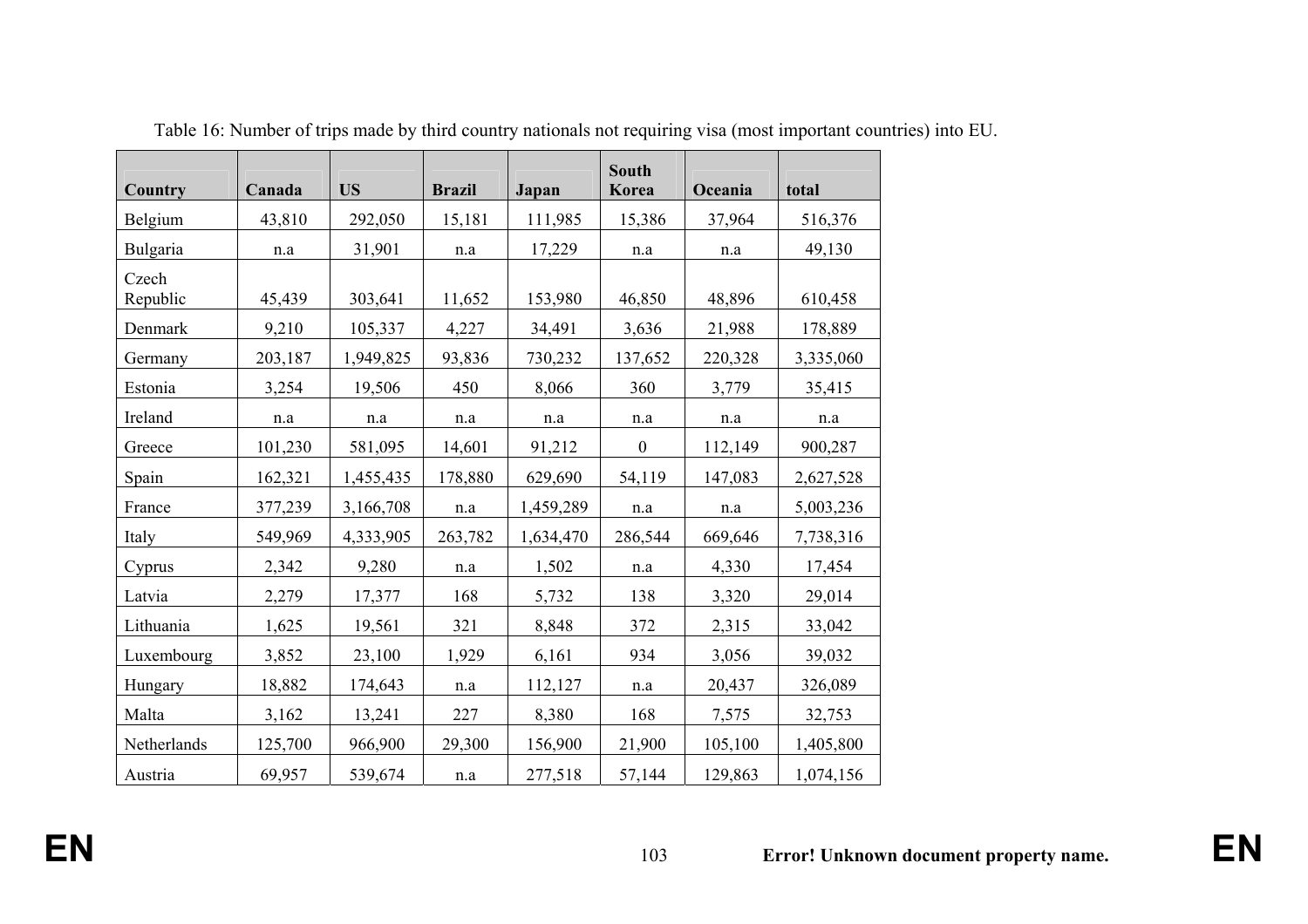Table 16: Number of trips made by third country nationals not requiring visa (most important countries) into EU.

| Country | Canada | US | Brazil | Japan | South Korea | Oceania | total |
|---|---|---|---|---|---|---|---|
| Belgium | 43,810 | 292,050 | 15,181 | 111,985 | 15,386 | 37,964 | 516,376 |
| Bulgaria | n.a | 31,901 | n.a | 17,229 | n.a | n.a | 49,130 |
| Czech Republic | 45,439 | 303,641 | 11,652 | 153,980 | 46,850 | 48,896 | 610,458 |
| Denmark | 9,210 | 105,337 | 4,227 | 34,491 | 3,636 | 21,988 | 178,889 |
| Germany | 203,187 | 1,949,825 | 93,836 | 730,232 | 137,652 | 220,328 | 3,335,060 |
| Estonia | 3,254 | 19,506 | 450 | 8,066 | 360 | 3,779 | 35,415 |
| Ireland | n.a | n.a | n.a | n.a | n.a | n.a | n.a |
| Greece | 101,230 | 581,095 | 14,601 | 91,212 | 0 | 112,149 | 900,287 |
| Spain | 162,321 | 1,455,435 | 178,880 | 629,690 | 54,119 | 147,083 | 2,627,528 |
| France | 377,239 | 3,166,708 | n.a | 1,459,289 | n.a | n.a | 5,003,236 |
| Italy | 549,969 | 4,333,905 | 263,782 | 1,634,470 | 286,544 | 669,646 | 7,738,316 |
| Cyprus | 2,342 | 9,280 | n.a | 1,502 | n.a | 4,330 | 17,454 |
| Latvia | 2,279 | 17,377 | 168 | 5,732 | 138 | 3,320 | 29,014 |
| Lithuania | 1,625 | 19,561 | 321 | 8,848 | 372 | 2,315 | 33,042 |
| Luxembourg | 3,852 | 23,100 | 1,929 | 6,161 | 934 | 3,056 | 39,032 |
| Hungary | 18,882 | 174,643 | n.a | 112,127 | n.a | 20,437 | 326,089 |
| Malta | 3,162 | 13,241 | 227 | 8,380 | 168 | 7,575 | 32,753 |
| Netherlands | 125,700 | 966,900 | 29,300 | 156,900 | 21,900 | 105,100 | 1,405,800 |
| Austria | 69,957 | 539,674 | n.a | 277,518 | 57,144 | 129,863 | 1,074,156 |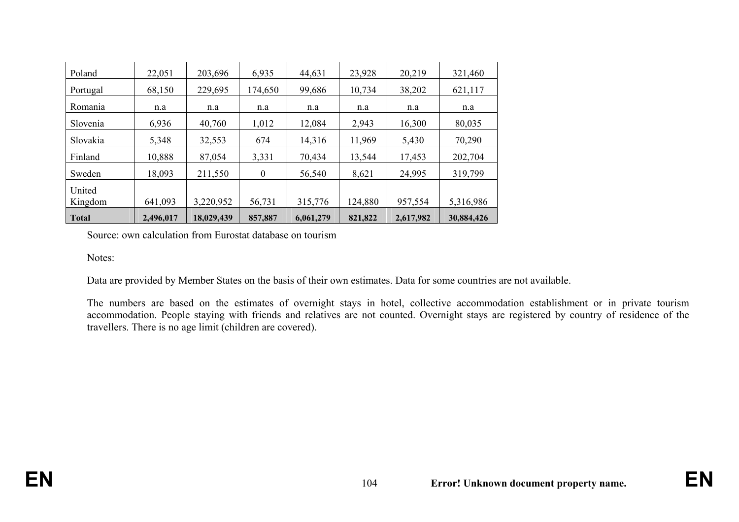| | | | | | | | |
|---|---|---|---|---|---|---|---|
| Poland | 22,051 | 203,696 | 6,935 | 44,631 | 23,928 | 20,219 | 321,460 |
| Portugal | 68,150 | 229,695 | 174,650 | 99,686 | 10,734 | 38,202 | 621,117 |
| Romania | n.a | n.a | n.a | n.a | n.a | n.a | n.a |
| Slovenia | 6,936 | 40,760 | 1,012 | 12,084 | 2,943 | 16,300 | 80,035 |
| Slovakia | 5,348 | 32,553 | 674 | 14,316 | 11,969 | 5,430 | 70,290 |
| Finland | 10,888 | 87,054 | 3,331 | 70,434 | 13,544 | 17,453 | 202,704 |
| Sweden | 18,093 | 211,550 | 0 | 56,540 | 8,621 | 24,995 | 319,799 |
| United Kingdom | 641,093 | 3,220,952 | 56,731 | 315,776 | 124,880 | 957,554 | 5,316,986 |
| **Total** | **2,496,017** | **18,029,439** | **857,887** | **6,061,279** | **821,822** | **2,617,982** | **30,884,426** |

Source: own calculation from Eurostat database on tourism

Notes:

Data are provided by Member States on the basis of their own estimates. Data for some countries are not available.

The numbers are based on the estimates of overnight stays in hotel, collective accommodation establishment or in private tourism accommodation. People staying with friends and relatives are not counted. Overnight stays are registered by country of residence of the travellers. There is no age limit (children are covered).